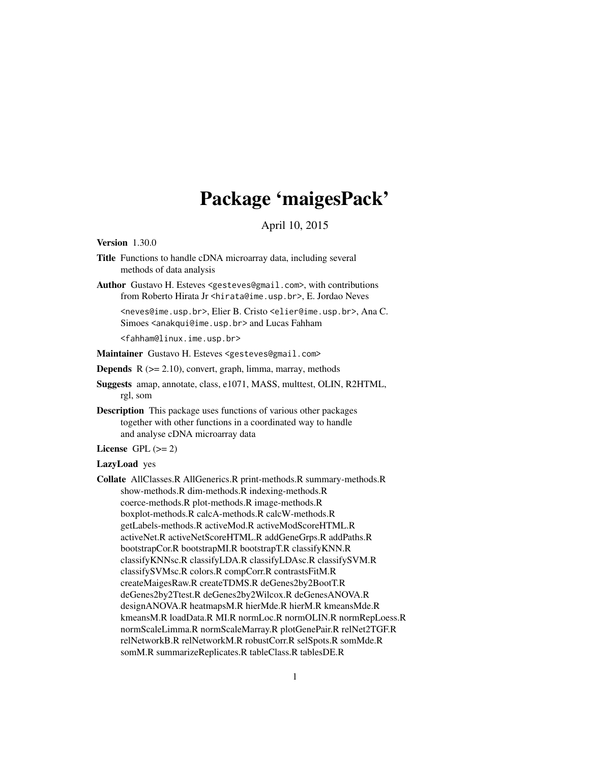# Package 'maigesPack'

April 10, 2015

**Version** 1.30.0

**Title** Functions to handle cDNA microarray data, including several methods of data analysis

**Author** Gustavo H. Esteves <gesteves@gmail.com>, with contributions from Roberto Hirata Jr <hirata@ime.usp.br>, E. Jordao Neves <neves@ime.usp.br>, Elier B. Cristo <elier@ime.usp.br>, Ana C. Simoes <anakqui@ime.usp.br> and Lucas Fahham <fahham@linux.ime.usp.br>

**Maintainer** Gustavo H. Esteves <gesteves@gmail.com>

**Depends** R (>= 2.10), convert, graph, limma, marray, methods

**Suggests** amap, annotate, class, e1071, MASS, multtest, OLIN, R2HTML, rgl, som

**Description** This package uses functions of various other packages together with other functions in a coordinated way to handle and analyse cDNA microarray data

**License** GPL (>= 2)

**LazyLoad** yes

**Collate** AllClasses.R AllGenerics.R print-methods.R summary-methods.R show-methods.R dim-methods.R indexing-methods.R coerce-methods.R plot-methods.R image-methods.R boxplot-methods.R calcA-methods.R calcW-methods.R getLabels-methods.R activeMod.R activeModScoreHTML.R activeNet.R activeNetScoreHTML.R addGeneGrps.R addPaths.R bootstrapCor.R bootstrapMI.R bootstrapT.R classifyKNN.R classifyKNNsc.R classifyLDA.R classifyLDAsc.R classifySVM.R classifySVMsc.R colors.R compCorr.R contrastsFitM.R createMaigesRaw.R createTDMS.R deGenes2by2BootT.R deGenes2by2Ttest.R deGenes2by2Wilcox.R deGenesANOVA.R designANOVA.R heatmapsM.R hierMde.R hierM.R kmeansMde.R kmeansM.R loadData.R MI.R normLoc.R normOLIN.R normRepLoess.R normScaleLimma.R normScaleMarray.R plotGenePair.R relNet2TGF.R relNetworkB.R relNetworkM.R robustCorr.R selSpots.R somMde.R somM.R summarizeReplicates.R tableClass.R tablesDE.R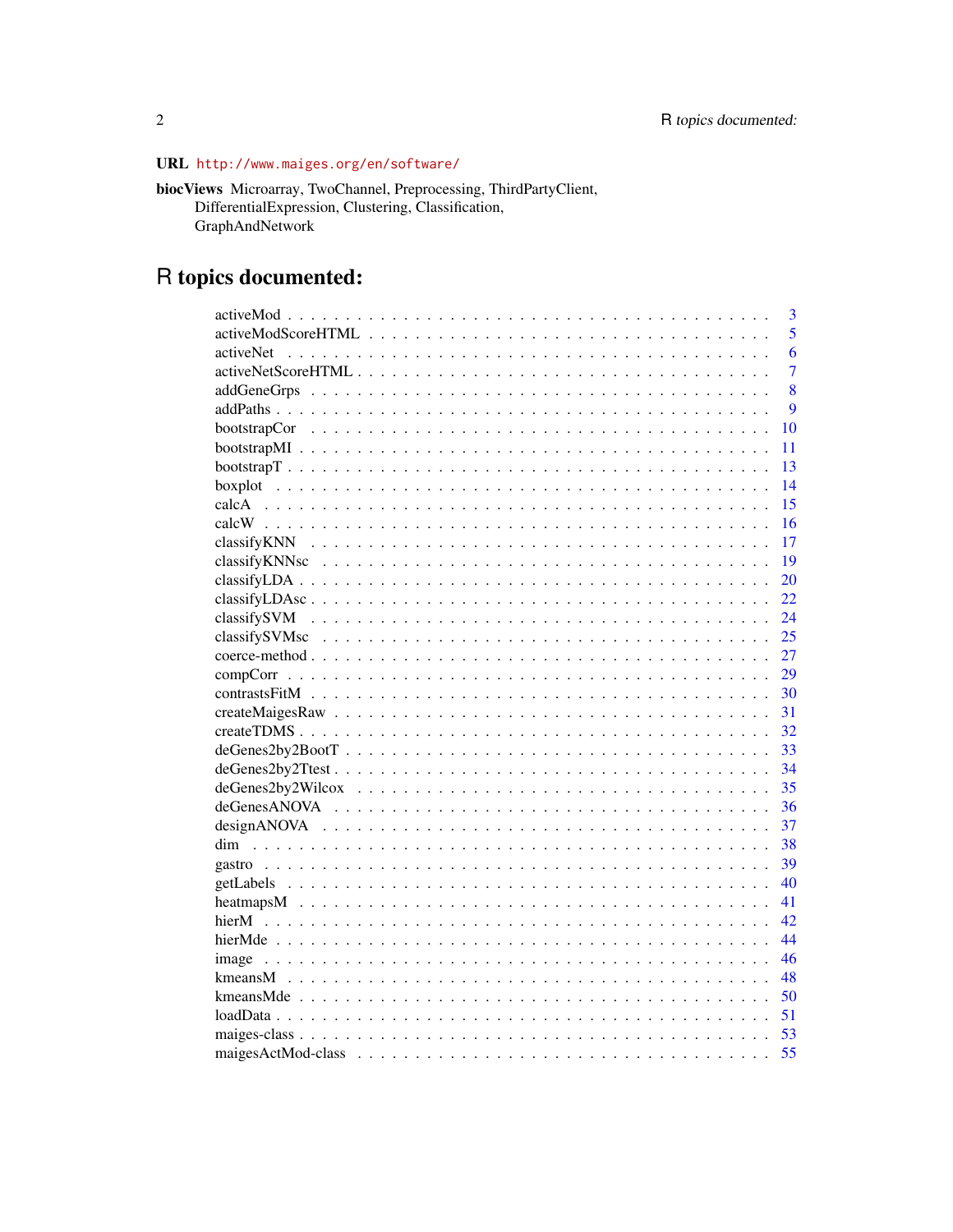**URL** http://www.maiges.org/en/software/

**biocViews** Microarray, TwoChannel, Preprocessing, ThirdPartyClient, DifferentialExpression, Clustering, Classification, GraphAndNetwork

# R topics documented:

| | |
|---|---|
| activeMod | 3 |
| activeModScoreHTML | 5 |
| activeNet | 6 |
| activeNetScoreHTML | 7 |
| addGeneGrps | 8 |
| addPaths | 9 |
| bootstrapCor | 10 |
| bootstrapMI | 11 |
| bootstrapT | 13 |
| boxplot | 14 |
| calcA | 15 |
| calcW | 16 |
| classifyKNN | 17 |
| classifyKNNsc | 19 |
| classifyLDA | 20 |
| classifyLDAsc | 22 |
| classifySVM | 24 |
| classifySVMsc | 25 |
| coerce-method | 27 |
| compCorr | 29 |
| contrastsFitM | 30 |
| createMaigesRaw | 31 |
| createTDMS | 32 |
| deGenes2by2BootT | 33 |
| deGenes2by2Ttest | 34 |
| deGenes2by2Wilcox | 35 |
| deGenesANOVA | 36 |
| designANOVA | 37 |
| dim | 38 |
| gastro | 39 |
| getLabels | 40 |
| heatmapsM | 41 |
| hierM | 42 |
| hierMde | 44 |
| image | 46 |
| kmeansM | 48 |
| kmeansMde | 50 |
| loadData | 51 |
| maiges-class | 53 |
| maigesActMod-class | 55 |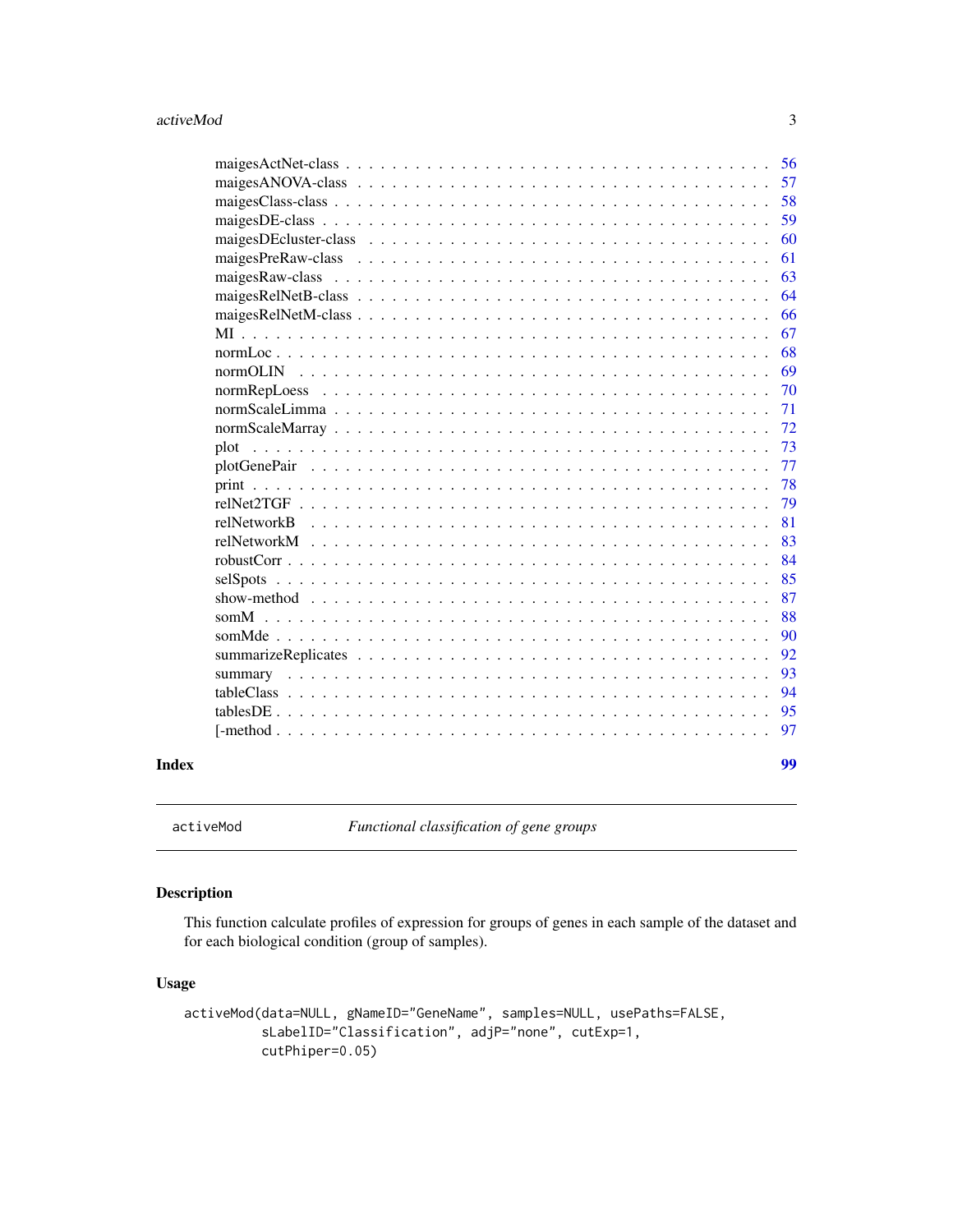maigesActNet-class . . . . . . . . . . . . . . . . . . . . . . . . . . . . . . . . 56
maigesANOVA-class . . . . . . . . . . . . . . . . . . . . . . . . . . . . . . . . 57
maigesClass-class . . . . . . . . . . . . . . . . . . . . . . . . . . . . . . . . 58
maigesDE-class . . . . . . . . . . . . . . . . . . . . . . . . . . . . . . . . 59
maigesDEcluster-class . . . . . . . . . . . . . . . . . . . . . . . . . . . . . . . . 60
maigesPreRaw-class . . . . . . . . . . . . . . . . . . . . . . . . . . . . . . . . 61
maigesRaw-class . . . . . . . . . . . . . . . . . . . . . . . . . . . . . . . . 63
maigesRelNetB-class . . . . . . . . . . . . . . . . . . . . . . . . . . . . . . . . 64
maigesRelNetM-class . . . . . . . . . . . . . . . . . . . . . . . . . . . . . . . . 66
MI . . . . . . . . . . . . . . . . . . . . . . . . . . . . . . . . 67
normLoc . . . . . . . . . . . . . . . . . . . . . . . . . . . . . . . . 68
normOLIN . . . . . . . . . . . . . . . . . . . . . . . . . . . . . . . . 69
normRepLoess . . . . . . . . . . . . . . . . . . . . . . . . . . . . . . . . 70
normScaleLimma . . . . . . . . . . . . . . . . . . . . . . . . . . . . . . . . 71
normScaleMarray . . . . . . . . . . . . . . . . . . . . . . . . . . . . . . . . 72
plot . . . . . . . . . . . . . . . . . . . . . . . . . . . . . . . . 73
plotGenePair . . . . . . . . . . . . . . . . . . . . . . . . . . . . . . . . 77
print . . . . . . . . . . . . . . . . . . . . . . . . . . . . . . . . 78
relNet2TGF . . . . . . . . . . . . . . . . . . . . . . . . . . . . . . . . 79
relNetworkB . . . . . . . . . . . . . . . . . . . . . . . . . . . . . . . . 81
relNetworkM . . . . . . . . . . . . . . . . . . . . . . . . . . . . . . . . 83
robustCorr . . . . . . . . . . . . . . . . . . . . . . . . . . . . . . . . 84
selSpots . . . . . . . . . . . . . . . . . . . . . . . . . . . . . . . . 85
show-method . . . . . . . . . . . . . . . . . . . . . . . . . . . . . . . . 87
somM . . . . . . . . . . . . . . . . . . . . . . . . . . . . . . . . 88
somMde . . . . . . . . . . . . . . . . . . . . . . . . . . . . . . . . 90
summarizeReplicates . . . . . . . . . . . . . . . . . . . . . . . . . . . . . . . . 92
summary . . . . . . . . . . . . . . . . . . . . . . . . . . . . . . . . 93
tableClass . . . . . . . . . . . . . . . . . . . . . . . . . . . . . . . . 94
tablesDE . . . . . . . . . . . . . . . . . . . . . . . . . . . . . . . . 95
[-method . . . . . . . . . . . . . . . . . . . . . . . . . . . . . . . . 97

**Index** **99**

---

`activeMod` *Functional classification of gene groups*

---

## Description

This function calculate profiles of expression for groups of genes in each sample of the dataset and for each biological condition (group of samples).

## Usage

```
activeMod(data=NULL, gNameID="GeneName", samples=NULL, usePaths=FALSE,
          sLabelID="Classification", adjP="none", cutExp=1,
          cutPhiper=0.05)
```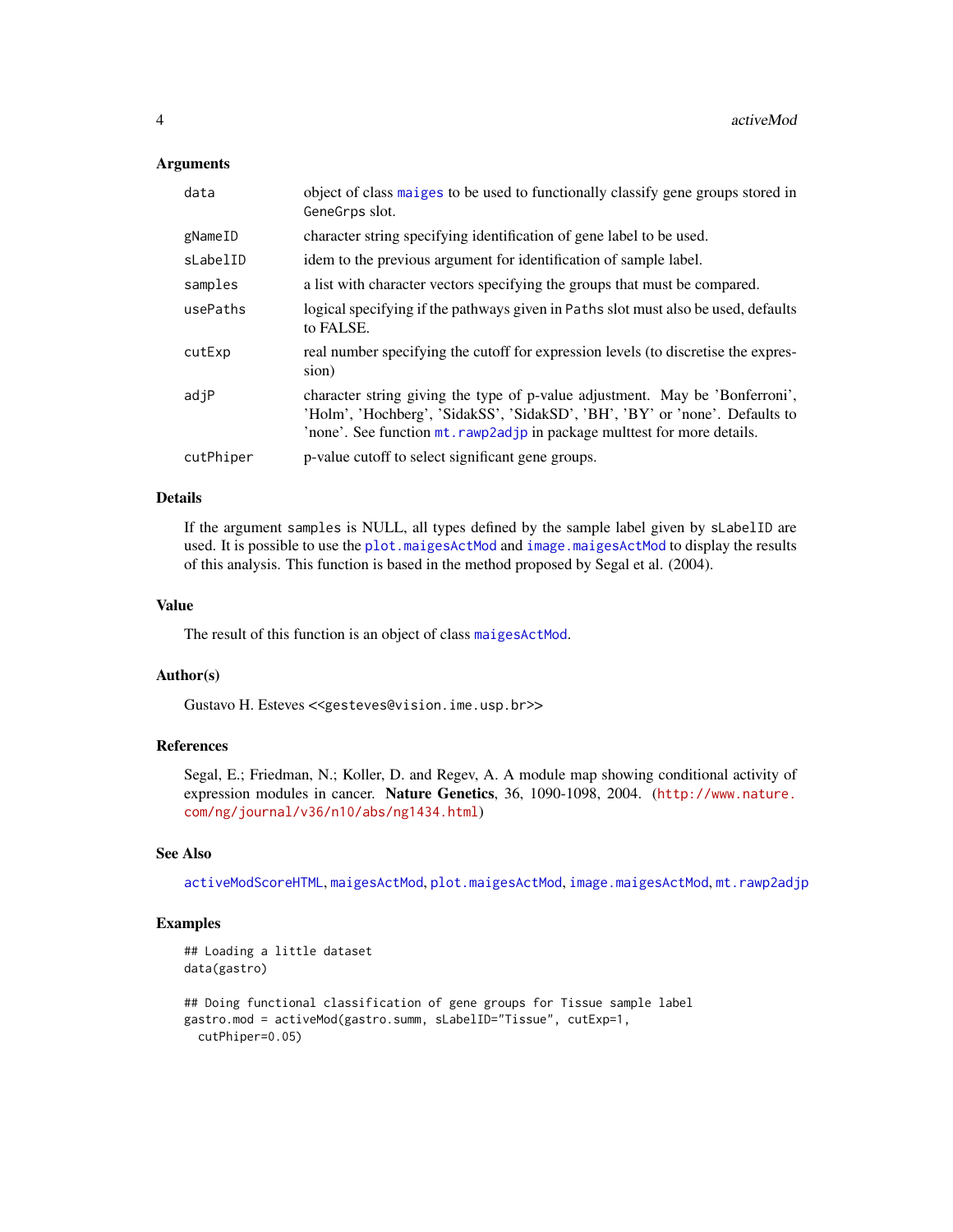## Arguments

| | |
|---|---|
| `data` | object of class `maiges` to be used to functionally classify gene groups stored in `GeneGrps` slot. |
| `gNameID` | character string specifying identification of gene label to be used. |
| `sLabelID` | idem to the previous argument for identification of sample label. |
| `samples` | a list with character vectors specifying the groups that must be compared. |
| `usePaths` | logical specifying if the pathways given in `Paths` slot must also be used, defaults to FALSE. |
| `cutExp` | real number specifying the cutoff for expression levels (to discretise the expression) |
| `adjP` | character string giving the type of p-value adjustment. May be 'Bonferroni', 'Holm', 'Hochberg', 'SidakSS', 'SidakSD', 'BH', 'BY' or 'none'. Defaults to 'none'. See function `mt.rawp2adjp` in package multtest for more details. |
| `cutPhiper` | p-value cutoff to select significant gene groups. |

## Details

If the argument `samples` is NULL, all types defined by the sample label given by `sLabelID` are used. It is possible to use the `plot.maigesActMod` and `image.maigesActMod` to display the results of this analysis. This function is based in the method proposed by Segal et al. (2004).

## Value

The result of this function is an object of class `maigesActMod`.

## Author(s)

Gustavo H. Esteves <<gesteves@vision.ime.usp.br>>

## References

Segal, E.; Friedman, N.; Koller, D. and Regev, A. A module map showing conditional activity of expression modules in cancer. **Nature Genetics**, 36, 1090-1098, 2004. (http://www.nature.com/ng/journal/v36/n10/abs/ng1434.html)

## See Also

`activeModScoreHTML`, `maigesActMod`, `plot.maigesActMod`, `image.maigesActMod`, `mt.rawp2adjp`

## Examples

```
## Loading a little dataset
data(gastro)

## Doing functional classification of gene groups for Tissue sample label
gastro.mod = activeMod(gastro.summ, sLabelID="Tissue", cutExp=1,
  cutPhiper=0.05)
```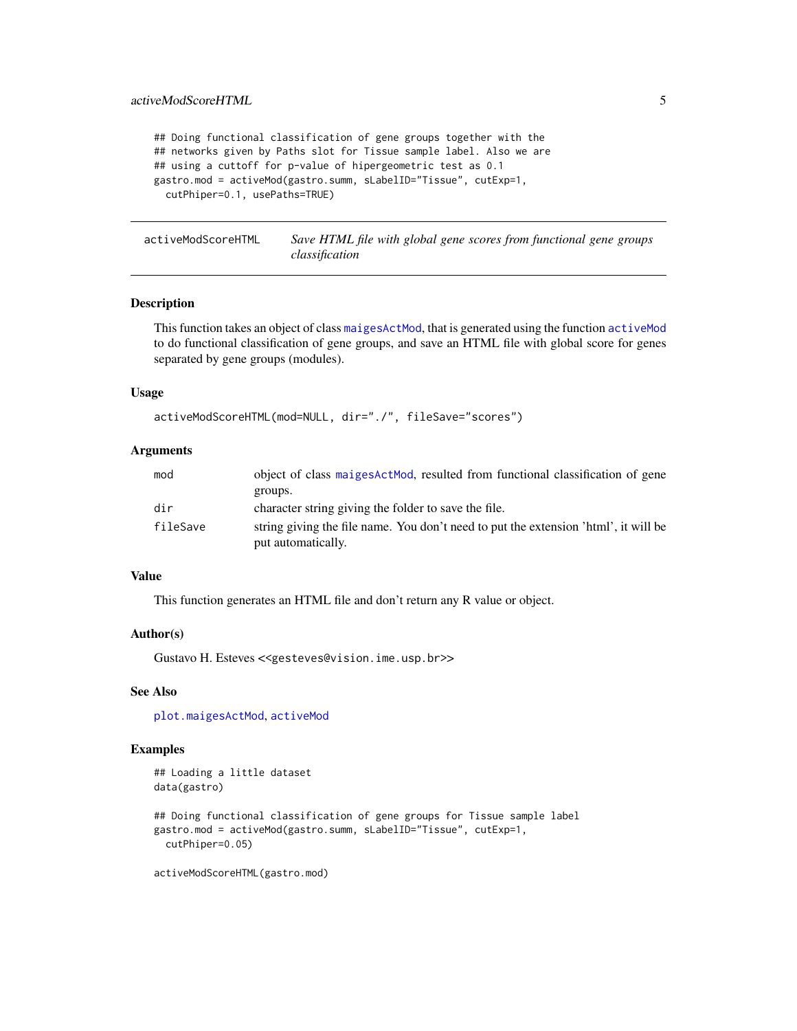```
## Doing functional classification of gene groups together with the
## networks given by Paths slot for Tissue sample label. Also we are
## using a cuttoff for p-value of hipergeometric test as 0.1
gastro.mod = activeMod(gastro.summ, sLabelID="Tissue", cutExp=1,
  cutPhiper=0.1, usePaths=TRUE)
```

---

## activeModScoreHTML — *Save HTML file with global gene scores from functional gene groups classification*

---

### Description

This function takes an object of class `maigesActMod`, that is generated using the function `activeMod` to do functional classification of gene groups, and save an HTML file with global score for genes separated by gene groups (modules).

### Usage

```
activeModScoreHTML(mod=NULL, dir="./", fileSave="scores")
```

### Arguments

| | |
|---|---|
| `mod` | object of class `maigesActMod`, resulted from functional classification of gene groups. |
| `dir` | character string giving the folder to save the file. |
| `fileSave` | string giving the file name. You don't need to put the extension 'html', it will be put automatically. |

### Value

This function generates an HTML file and don't return any R value or object.

### Author(s)

Gustavo H. Esteves <<gesteves@vision.ime.usp.br>>

### See Also

`plot.maigesActMod`, `activeMod`

### Examples

```
## Loading a little dataset
data(gastro)

## Doing functional classification of gene groups for Tissue sample label
gastro.mod = activeMod(gastro.summ, sLabelID="Tissue", cutExp=1,
  cutPhiper=0.05)

activeModScoreHTML(gastro.mod)
```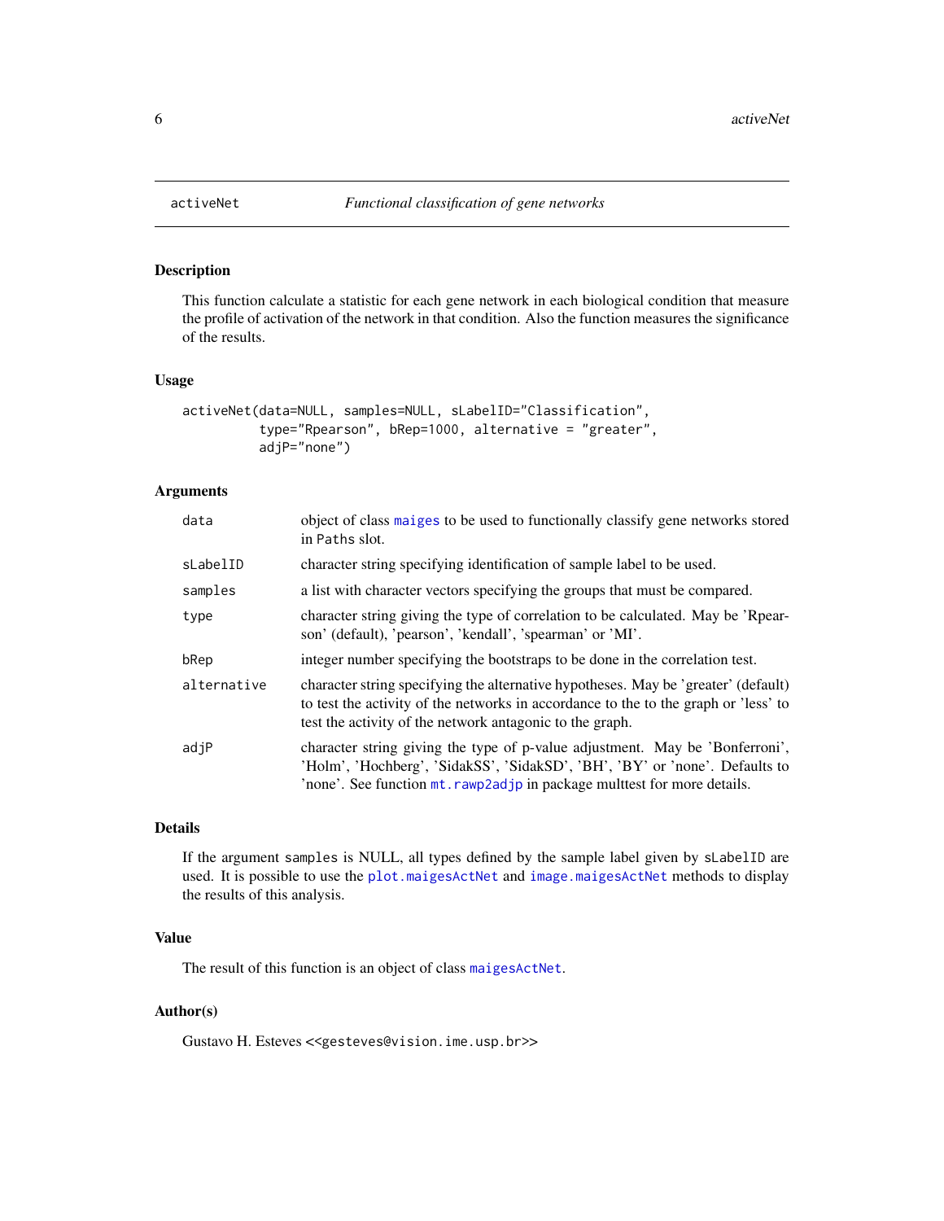activeNet — *Functional classification of gene networks*

### Description

This function calculate a statistic for each gene network in each biological condition that measure the profile of activation of the network in that condition. Also the function measures the significance of the results.

### Usage

```
activeNet(data=NULL, samples=NULL, sLabelID="Classification",
          type="Rpearson", bRep=1000, alternative = "greater",
          adjP="none")
```

### Arguments

| | |
|---|---|
| data | object of class maiges to be used to functionally classify gene networks stored in Paths slot. |
| sLabelID | character string specifying identification of sample label to be used. |
| samples | a list with character vectors specifying the groups that must be compared. |
| type | character string giving the type of correlation to be calculated. May be 'Rpearson' (default), 'pearson', 'kendall', 'spearman' or 'MI'. |
| bRep | integer number specifying the bootstraps to be done in the correlation test. |
| alternative | character string specifying the alternative hypotheses. May be 'greater' (default) to test the activity of the networks in accordance to the to the graph or 'less' to test the activity of the network antagonic to the graph. |
| adjP | character string giving the type of p-value adjustment. May be 'Bonferroni', 'Holm', 'Hochberg', 'SidakSS', 'SidakSD', 'BH', 'BY' or 'none'. Defaults to 'none'. See function mt.rawp2adjp in package multtest for more details. |

### Details

If the argument samples is NULL, all types defined by the sample label given by sLabelID are used. It is possible to use the plot.maigesActNet and image.maigesActNet methods to display the results of this analysis.

### Value

The result of this function is an object of class maigesActNet.

### Author(s)

Gustavo H. Esteves <<gesteves@vision.ime.usp.br>>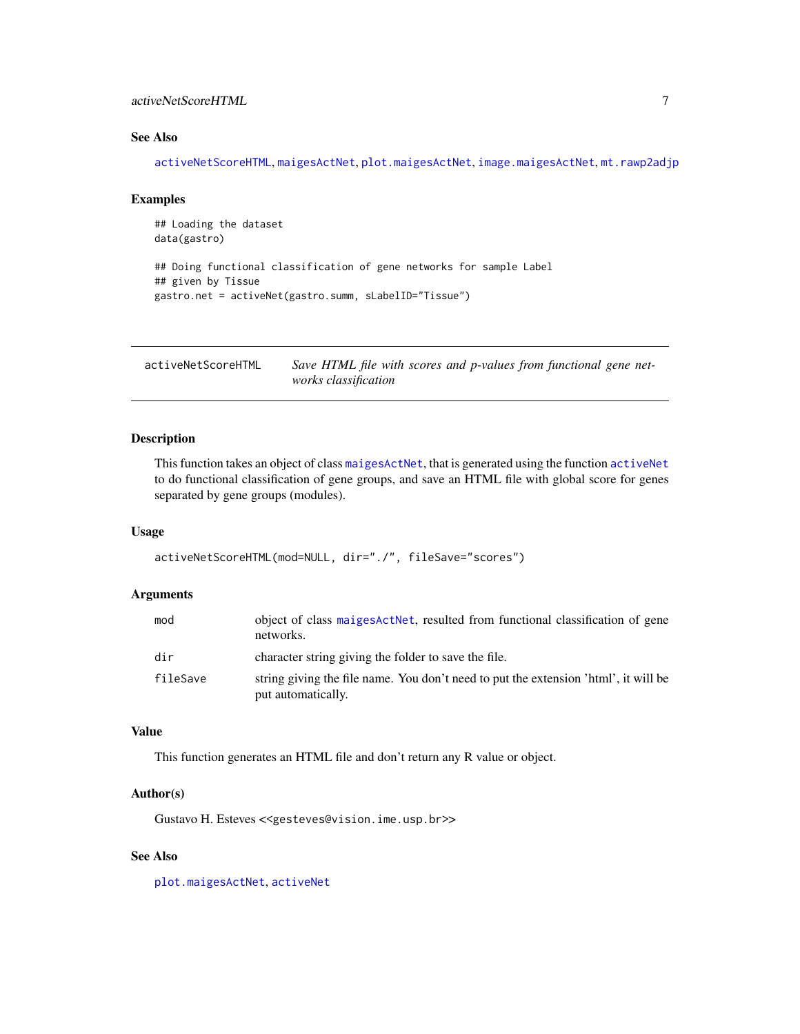### See Also

`activeNetScoreHTML`, `maigesActNet`, `plot.maigesActNet`, `image.maigesActNet`, `mt.rawp2adjp`

### Examples

```
## Loading the dataset
data(gastro)

## Doing functional classification of gene networks for sample Label
## given by Tissue
gastro.net = activeNet(gastro.summ, sLabelID="Tissue")
```

---

## activeNetScoreHTML — *Save HTML file with scores and p-values from functional gene networks classification*

---

### Description

This function takes an object of class `maigesActNet`, that is generated using the function `activeNet` to do functional classification of gene groups, and save an HTML file with global score for genes separated by gene groups (modules).

### Usage

```
activeNetScoreHTML(mod=NULL, dir="./", fileSave="scores")
```

### Arguments

| | |
|---|---|
| `mod` | object of class `maigesActNet`, resulted from functional classification of gene networks. |
| `dir` | character string giving the folder to save the file. |
| `fileSave` | string giving the file name. You don't need to put the extension 'html', it will be put automatically. |

### Value

This function generates an HTML file and don't return any R value or object.

### Author(s)

Gustavo H. Esteves <<gesteves@vision.ime.usp.br>>

### See Also

`plot.maigesActNet`, `activeNet`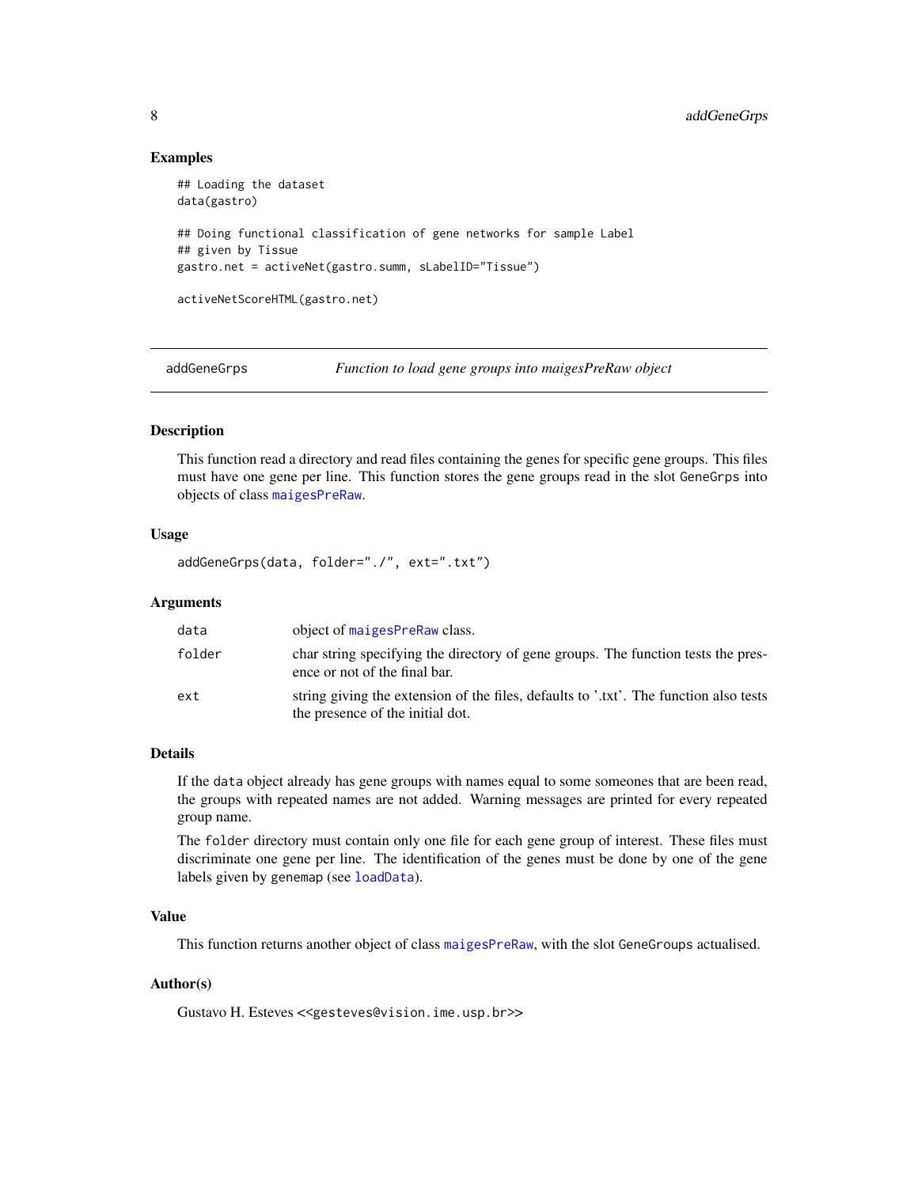### Examples

```
## Loading the dataset
data(gastro)

## Doing functional classification of gene networks for sample Label
## given by Tissue
gastro.net = activeNet(gastro.summ, sLabelID="Tissue")

activeNetScoreHTML(gastro.net)
```

---

## addGeneGrps — *Function to load gene groups into maigesPreRaw object*

---

### Description

This function read a directory and read files containing the genes for specific gene groups. This files must have one gene per line. This function stores the gene groups read in the slot `GeneGrps` into objects of class `maigesPreRaw`.

### Usage

```
addGeneGrps(data, folder="./", ext=".txt")
```

### Arguments

| | |
|---|---|
| `data` | object of `maigesPreRaw` class. |
| `folder` | char string specifying the directory of gene groups. The function tests the presence or not of the final bar. |
| `ext` | string giving the extension of the files, defaults to '.txt'. The function also tests the presence of the initial dot. |

### Details

If the `data` object already has gene groups with names equal to some someones that are been read, the groups with repeated names are not added. Warning messages are printed for every repeated group name.

The `folder` directory must contain only one file for each gene group of interest. These files must discriminate one gene per line. The identification of the genes must be done by one of the gene labels given by `genemap` (see `loadData`).

### Value

This function returns another object of class `maigesPreRaw`, with the slot `GeneGroups` actualised.

### Author(s)

Gustavo H. Esteves <<gesteves@vision.ime.usp.br>>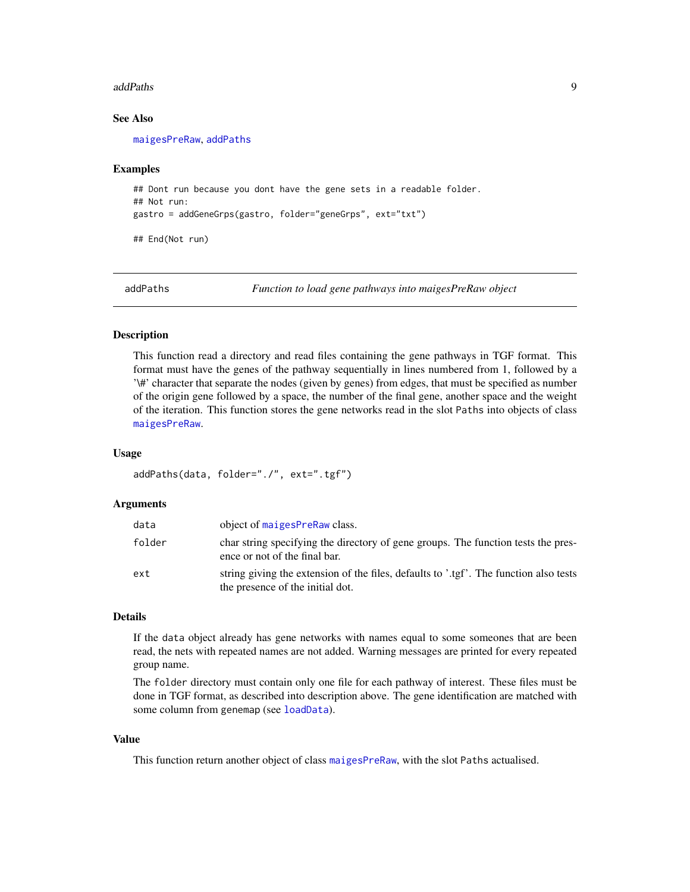### See Also

maigesPreRaw, addPaths

### Examples

```
## Dont run because you dont have the gene sets in a readable folder.
## Not run:
gastro = addGeneGrps(gastro, folder="geneGrps", ext="txt")

## End(Not run)
```

---

## addPaths — *Function to load gene pathways into maigesPreRaw object*

### Description

This function read a directory and read files containing the gene pathways in TGF format. This format must have the genes of the pathway sequentially in lines numbered from 1, followed by a '\#' character that separate the nodes (given by genes) from edges, that must be specified as number of the origin gene followed by a space, the number of the final gene, another space and the weight of the iteration. This function stores the gene networks read in the slot Paths into objects of class maigesPreRaw.

### Usage

```
addPaths(data, folder="./", ext=".tgf")
```

### Arguments

| | |
|---|---|
| data | object of maigesPreRaw class. |
| folder | char string specifying the directory of gene groups. The function tests the presence or not of the final bar. |
| ext | string giving the extension of the files, defaults to '.tgf'. The function also tests the presence of the initial dot. |

### Details

If the data object already has gene networks with names equal to some someones that are been read, the nets with repeated names are not added. Warning messages are printed for every repeated group name.

The folder directory must contain only one file for each pathway of interest. These files must be done in TGF format, as described into description above. The gene identification are matched with some column from genemap (see loadData).

### Value

This function return another object of class maigesPreRaw, with the slot Paths actualised.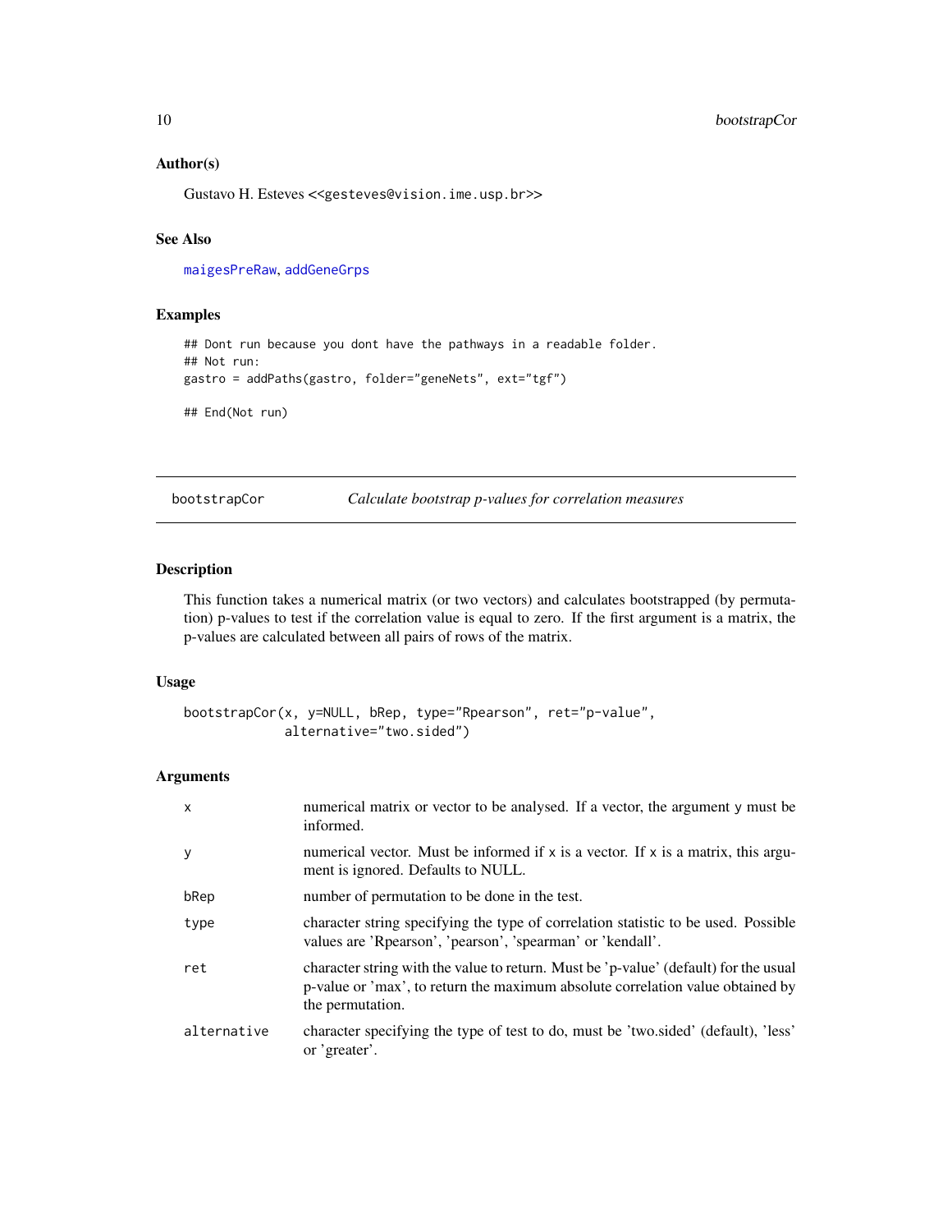### Author(s)

Gustavo H. Esteves <<gesteves@vision.ime.usp.br>>

### See Also

maigesPreRaw, addGeneGrps

### Examples

```
## Dont run because you dont have the pathways in a readable folder.
## Not run:
gastro = addPaths(gastro, folder="geneNets", ext="tgf")

## End(Not run)
```

---

## bootstrapCor — *Calculate bootstrap p-values for correlation measures*

---

### Description

This function takes a numerical matrix (or two vectors) and calculates bootstrapped (by permutation) p-values to test if the correlation value is equal to zero. If the first argument is a matrix, the p-values are calculated between all pairs of rows of the matrix.

### Usage

```
bootstrapCor(x, y=NULL, bRep, type="Rpearson", ret="p-value",
             alternative="two.sided")
```

### Arguments

| | |
|---|---|
| `x` | numerical matrix or vector to be analysed. If a vector, the argument `y` must be informed. |
| `y` | numerical vector. Must be informed if `x` is a vector. If `x` is a matrix, this argument is ignored. Defaults to NULL. |
| `bRep` | number of permutation to be done in the test. |
| `type` | character string specifying the type of correlation statistic to be used. Possible values are 'Rpearson', 'pearson', 'spearman' or 'kendall'. |
| `ret` | character string with the value to return. Must be 'p-value' (default) for the usual p-value or 'max', to return the maximum absolute correlation value obtained by the permutation. |
| `alternative` | character specifying the type of test to do, must be 'two.sided' (default), 'less' or 'greater'. |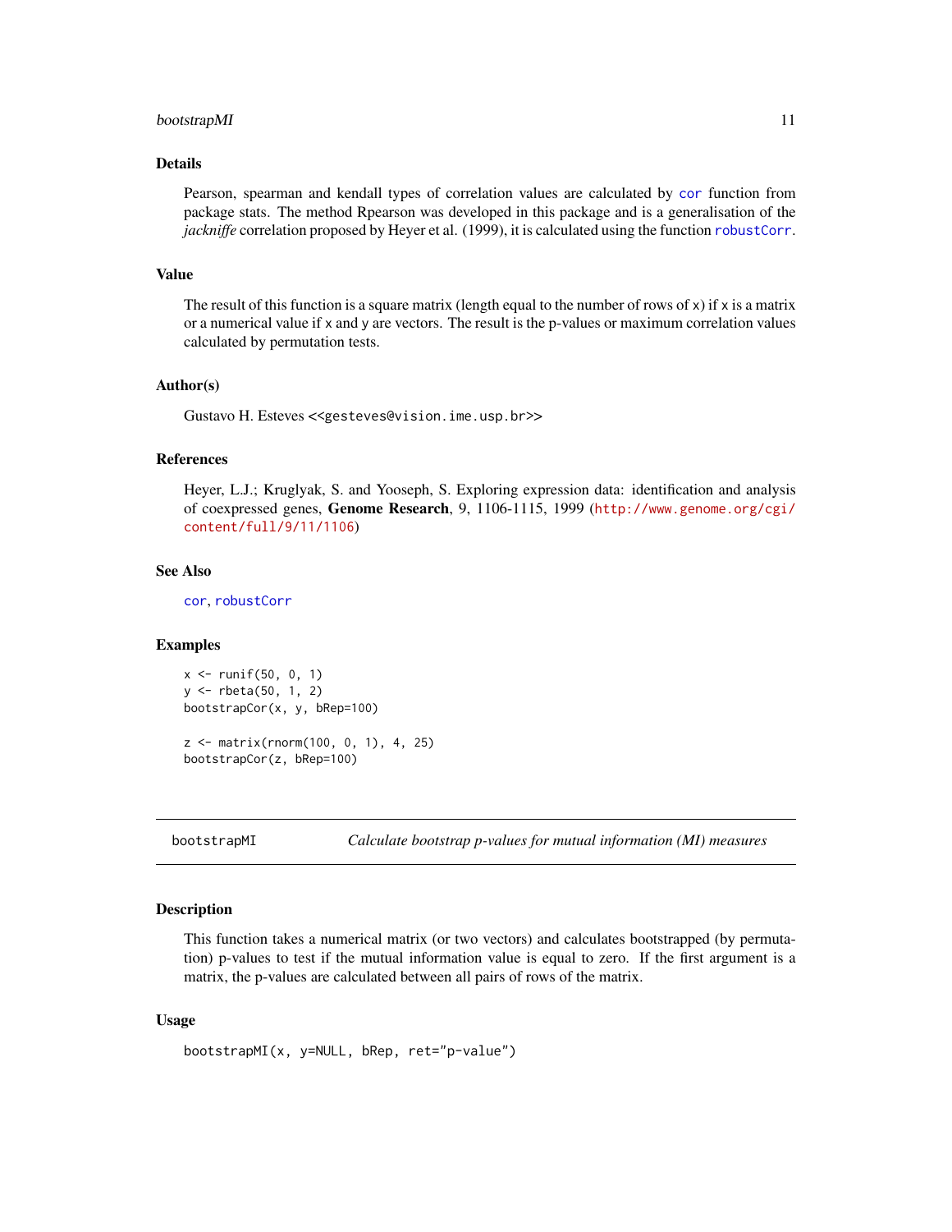### Details

Pearson, spearman and kendall types of correlation values are calculated by `cor` function from package stats. The method Rpearson was developed in this package and is a generalisation of the *jackniffe* correlation proposed by Heyer et al. (1999), it is calculated using the function `robustCorr`.

### Value

The result of this function is a square matrix (length equal to the number of rows of x) if x is a matrix or a numerical value if x and y are vectors. The result is the p-values or maximum correlation values calculated by permutation tests.

### Author(s)

Gustavo H. Esteves <<gesteves@vision.ime.usp.br>>

### References

Heyer, L.J.; Kruglyak, S. and Yooseph, S. Exploring expression data: identification and analysis of coexpressed genes, **Genome Research**, 9, 1106-1115, 1999 (http://www.genome.org/cgi/content/full/9/11/1106)

### See Also

`cor`, `robustCorr`

### Examples

```
x <- runif(50, 0, 1)
y <- rbeta(50, 1, 2)
bootstrapCor(x, y, bRep=100)

z <- matrix(rnorm(100, 0, 1), 4, 25)
bootstrapCor(z, bRep=100)
```

---

## bootstrapMI — *Calculate bootstrap p-values for mutual information (MI) measures*

### Description

This function takes a numerical matrix (or two vectors) and calculates bootstrapped (by permutation) p-values to test if the mutual information value is equal to zero. If the first argument is a matrix, the p-values are calculated between all pairs of rows of the matrix.

### Usage

```
bootstrapMI(x, y=NULL, bRep, ret="p-value")
```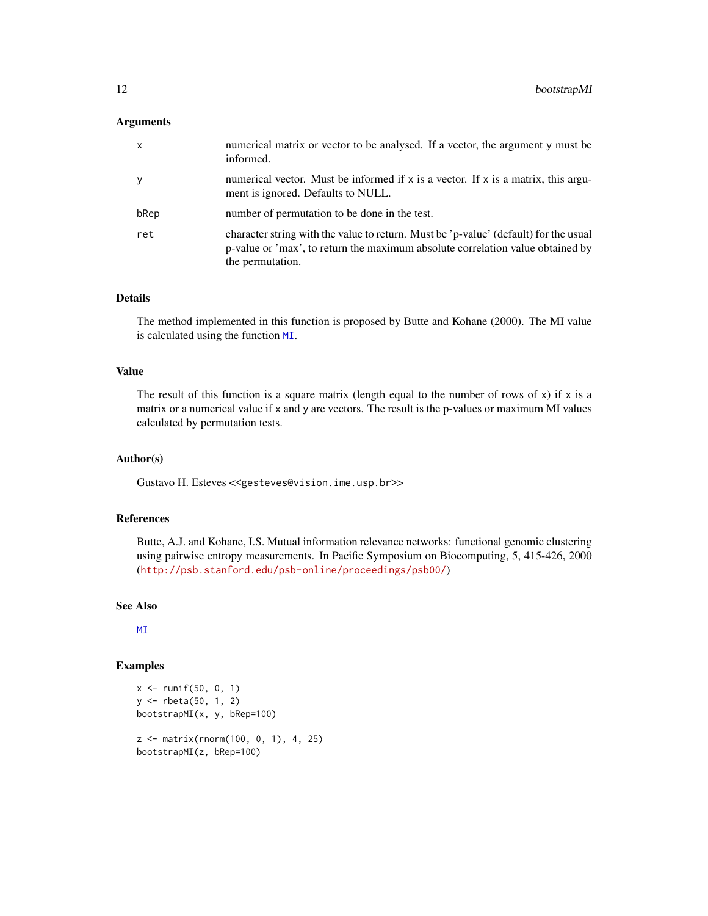### Arguments

| | |
|---|---|
| `x` | numerical matrix or vector to be analysed. If a vector, the argument `y` must be informed. |
| `y` | numerical vector. Must be informed if `x` is a vector. If `x` is a matrix, this argument is ignored. Defaults to NULL. |
| `bRep` | number of permutation to be done in the test. |
| `ret` | character string with the value to return. Must be 'p-value' (default) for the usual p-value or 'max', to return the maximum absolute correlation value obtained by the permutation. |

### Details

The method implemented in this function is proposed by Butte and Kohane (2000). The MI value is calculated using the function `MI`.

### Value

The result of this function is a square matrix (length equal to the number of rows of `x`) if `x` is a matrix or a numerical value if `x` and `y` are vectors. The result is the p-values or maximum MI values calculated by permutation tests.

### Author(s)

Gustavo H. Esteves <<gesteves@vision.ime.usp.br>>

### References

Butte, A.J. and Kohane, I.S. Mutual information relevance networks: functional genomic clustering using pairwise entropy measurements. In Pacific Symposium on Biocomputing, 5, 415-426, 2000 (http://psb.stanford.edu/psb-online/proceedings/psb00/)

### See Also

`MI`

### Examples

```
x <- runif(50, 0, 1)
y <- rbeta(50, 1, 2)
bootstrapMI(x, y, bRep=100)

z <- matrix(rnorm(100, 0, 1), 4, 25)
bootstrapMI(z, bRep=100)
```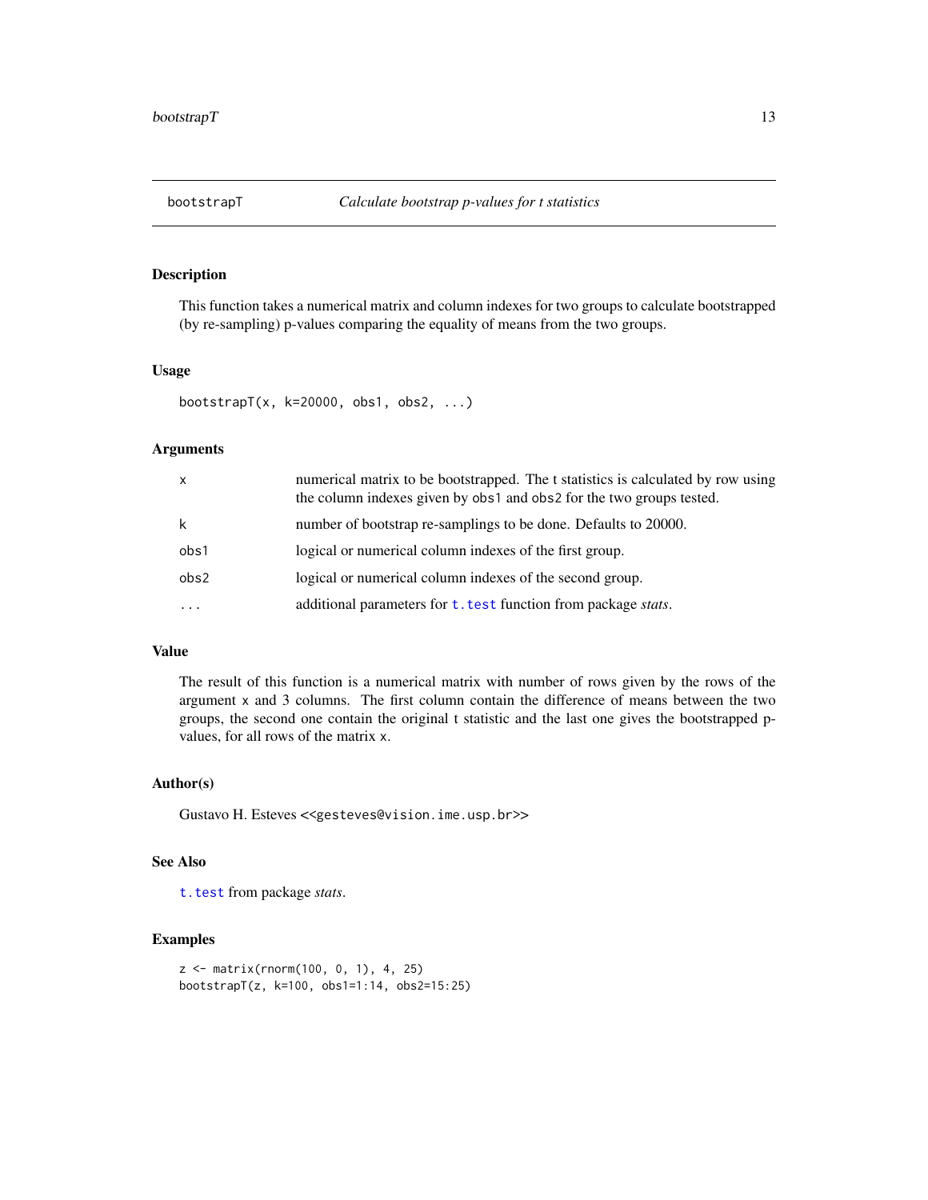# bootstrapT — *Calculate bootstrap p-values for t statistics*

## Description

This function takes a numerical matrix and column indexes for two groups to calculate bootstrapped (by re-sampling) p-values comparing the equality of means from the two groups.

## Usage

```
bootstrapT(x, k=20000, obs1, obs2, ...)
```

## Arguments

| | |
|---|---|
| x | numerical matrix to be bootstrapped. The t statistics is calculated by row using the column indexes given by obs1 and obs2 for the two groups tested. |
| k | number of bootstrap re-samplings to be done. Defaults to 20000. |
| obs1 | logical or numerical column indexes of the first group. |
| obs2 | logical or numerical column indexes of the second group. |
| ... | additional parameters for t.test function from package *stats*. |

## Value

The result of this function is a numerical matrix with number of rows given by the rows of the argument x and 3 columns. The first column contain the difference of means between the two groups, the second one contain the original t statistic and the last one gives the bootstrapped p-values, for all rows of the matrix x.

## Author(s)

Gustavo H. Esteves <<gesteves@vision.ime.usp.br>>

## See Also

t.test from package *stats*.

## Examples

```
z <- matrix(rnorm(100, 0, 1), 4, 25)
bootstrapT(z, k=100, obs1=1:14, obs2=15:25)
```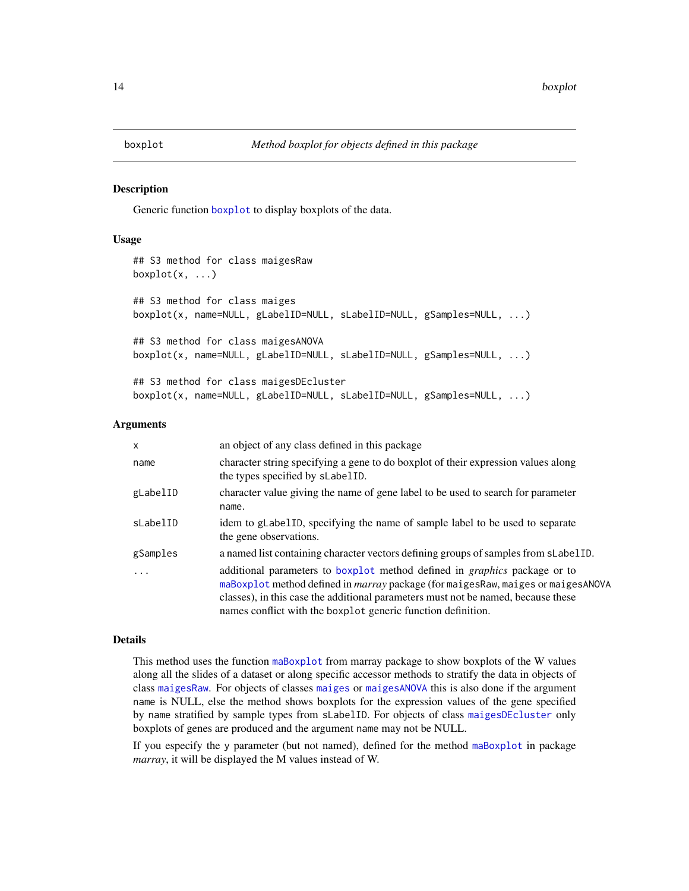# boxplot — *Method boxplot for objects defined in this package*

## Description

Generic function boxplot to display boxplots of the data.

## Usage

```
## S3 method for class maigesRaw
boxplot(x, ...)

## S3 method for class maiges
boxplot(x, name=NULL, gLabelID=NULL, sLabelID=NULL, gSamples=NULL, ...)

## S3 method for class maigesANOVA
boxplot(x, name=NULL, gLabelID=NULL, sLabelID=NULL, gSamples=NULL, ...)

## S3 method for class maigesDEcluster
boxplot(x, name=NULL, gLabelID=NULL, sLabelID=NULL, gSamples=NULL, ...)
```

## Arguments

| | |
|---|---|
| `x` | an object of any class defined in this package |
| `name` | character string specifying a gene to do boxplot of their expression values along the types specified by `sLabelID`. |
| `gLabelID` | character value giving the name of gene label to be used to search for parameter `name`. |
| `sLabelID` | idem to `gLabelID`, specifying the name of sample label to be used to separate the gene observations. |
| `gSamples` | a named list containing character vectors defining groups of samples from `sLabelID`. |
| `...` | additional parameters to `boxplot` method defined in *graphics* package or to `maBoxplot` method defined in *marray* package (for `maigesRaw`, `maiges` or `maigesANOVA` classes), in this case the additional parameters must not be named, because these names conflict with the `boxplot` generic function definition. |

## Details

This method uses the function `maBoxplot` from marray package to show boxplots of the W values along all the slides of a dataset or along specific accessor methods to stratify the data in objects of class `maigesRaw`. For objects of classes `maiges` or `maigesANOVA` this is also done if the argument `name` is NULL, else the method shows boxplots for the expression values of the gene specified by `name` stratified by sample types from `sLabelID`. For objects of class `maigesDEcluster` only boxplots of genes are produced and the argument `name` may not be NULL.

If you especify the `y` parameter (but not named), defined for the method `maBoxplot` in package *marray*, it will be displayed the M values instead of W.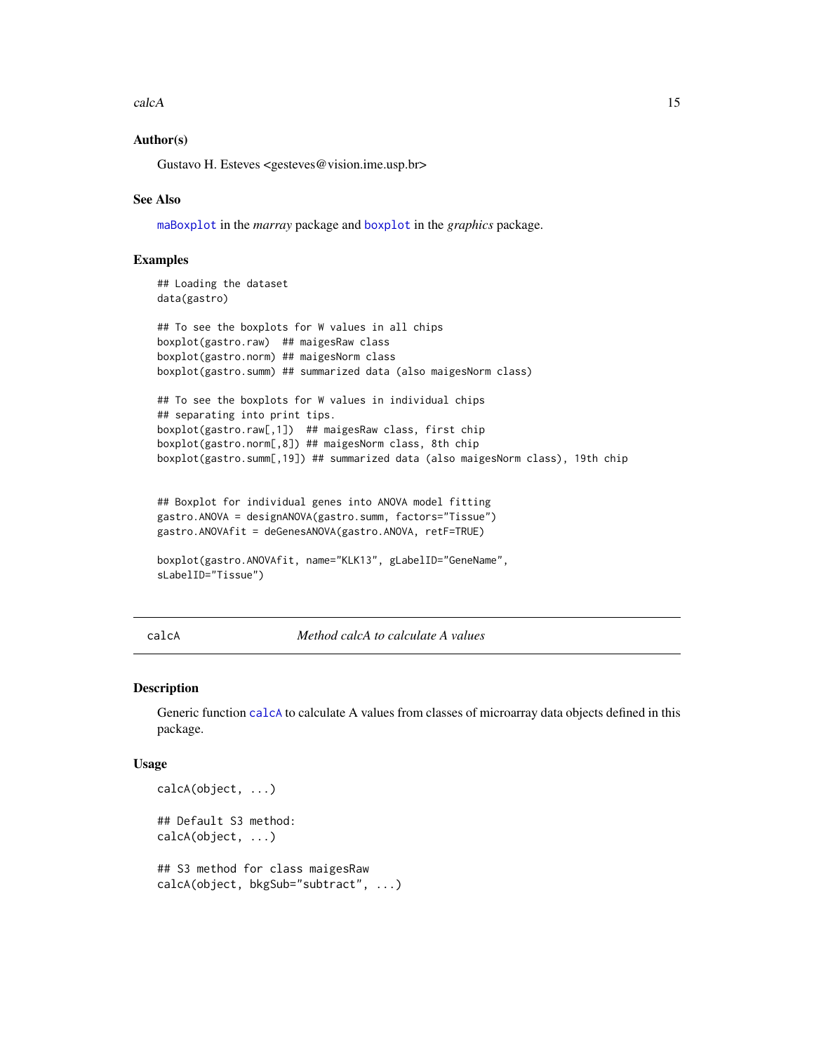### Author(s)

Gustavo H. Esteves <gesteves@vision.ime.usp.br>

### See Also

`maBoxplot` in the *marray* package and `boxplot` in the *graphics* package.

### Examples

```
## Loading the dataset
data(gastro)

## To see the boxplots for W values in all chips
boxplot(gastro.raw)  ## maigesRaw class
boxplot(gastro.norm) ## maigesNorm class
boxplot(gastro.summ) ## summarized data (also maigesNorm class)

## To see the boxplots for W values in individual chips
## separating into print tips.
boxplot(gastro.raw[,1])  ## maigesRaw class, first chip
boxplot(gastro.norm[,8]) ## maigesNorm class, 8th chip
boxplot(gastro.summ[,19]) ## summarized data (also maigesNorm class), 19th chip


## Boxplot for individual genes into ANOVA model fitting
gastro.ANOVA = designANOVA(gastro.summ, factors="Tissue")
gastro.ANOVAfit = deGenesANOVA(gastro.ANOVA, retF=TRUE)

boxplot(gastro.ANOVAfit, name="KLK13", gLabelID="GeneName",
sLabelID="Tissue")
```

---

## calcA — *Method calcA to calculate A values*

---

### Description

Generic function `calcA` to calculate A values from classes of microarray data objects defined in this package.

### Usage

```
calcA(object, ...)

## Default S3 method:
calcA(object, ...)

## S3 method for class maigesRaw
calcA(object, bkgSub="subtract", ...)
```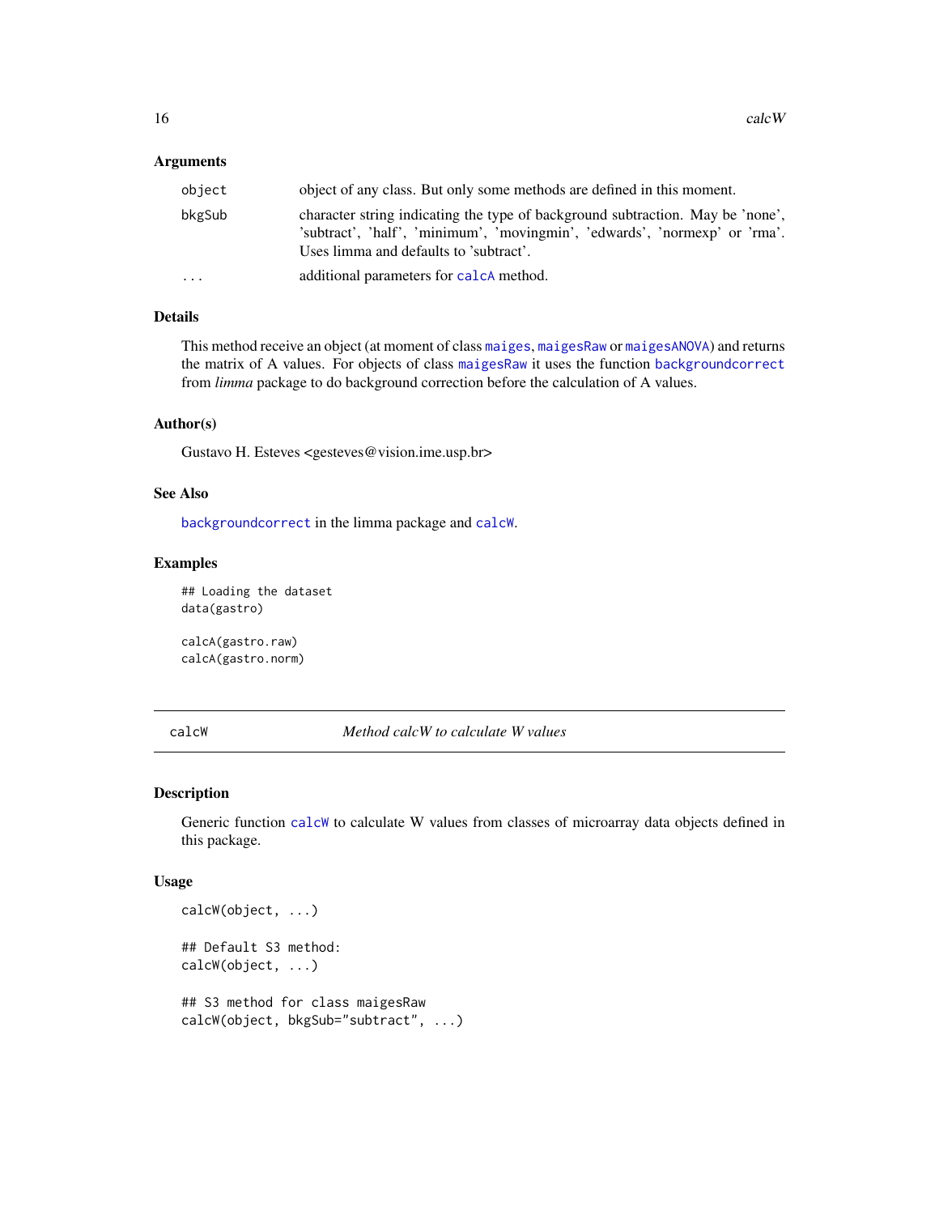### Arguments

| | |
|---|---|
| object | object of any class. But only some methods are defined in this moment. |
| bkgSub | character string indicating the type of background subtraction. May be 'none', 'subtract', 'half', 'minimum', 'movingmin', 'edwards', 'normexp' or 'rma'. Uses limma and defaults to 'subtract'. |
| ... | additional parameters for calcA method. |

### Details

This method receive an object (at moment of class maiges, maigesRaw or maigesANOVA) and returns the matrix of A values. For objects of class maigesRaw it uses the function backgroundcorrect from *limma* package to do background correction before the calculation of A values.

### Author(s)

Gustavo H. Esteves <gesteves@vision.ime.usp.br>

### See Also

backgroundcorrect in the limma package and calcW.

### Examples

```
## Loading the dataset
data(gastro)

calcA(gastro.raw)
calcA(gastro.norm)
```

---

## calcW — *Method calcW to calculate W values*

---

### Description

Generic function calcW to calculate W values from classes of microarray data objects defined in this package.

### Usage

```
calcW(object, ...)

## Default S3 method:
calcW(object, ...)

## S3 method for class maigesRaw
calcW(object, bkgSub="subtract", ...)
```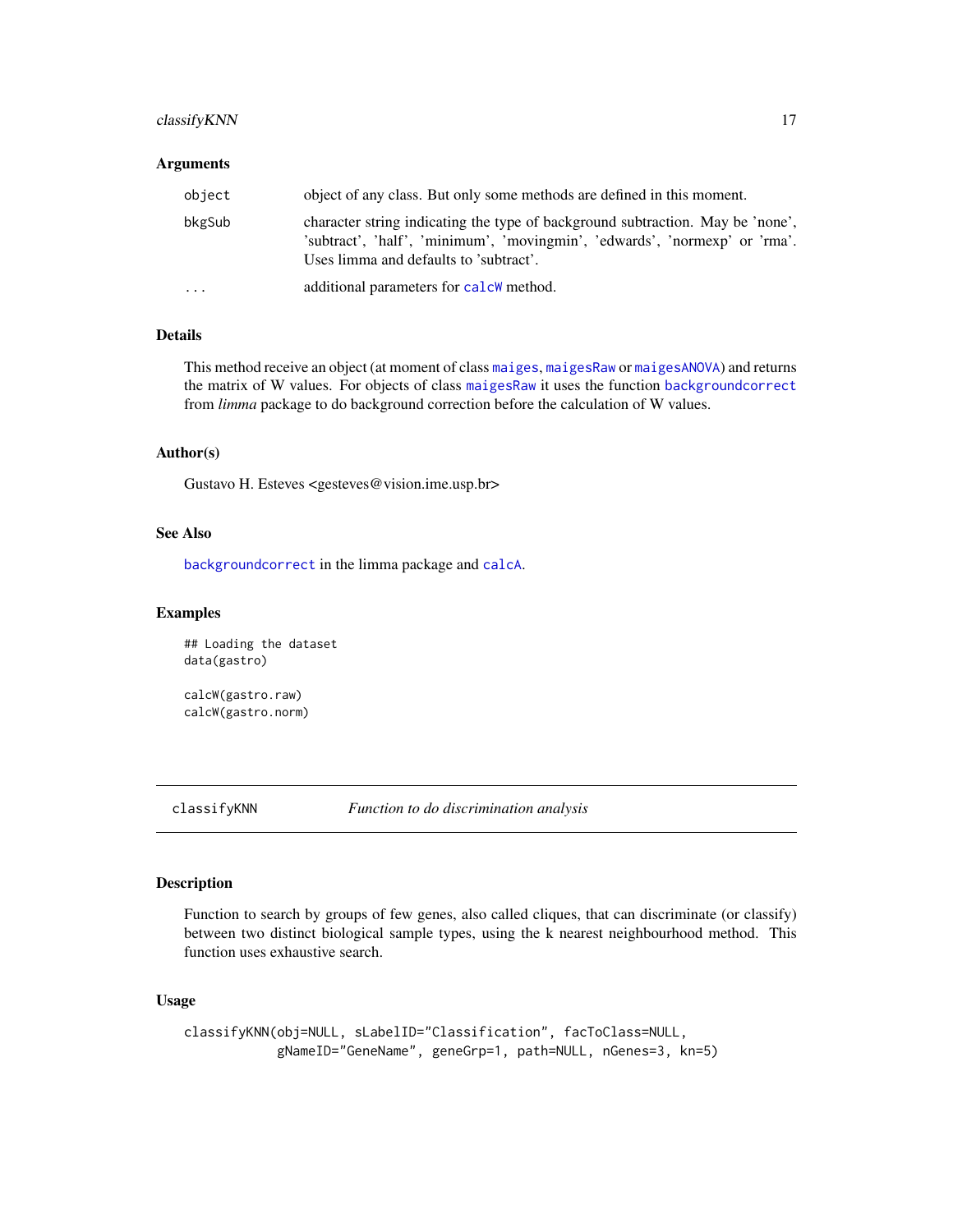### Arguments

| | |
|---|---|
| `object` | object of any class. But only some methods are defined in this moment. |
| `bkgSub` | character string indicating the type of background subtraction. May be 'none', 'subtract', 'half', 'minimum', 'movingmin', 'edwards', 'normexp' or 'rma'. Uses limma and defaults to 'subtract'. |
| `...` | additional parameters for `calcW` method. |

### Details

This method receive an object (at moment of class `maiges`, `maigesRaw` or `maigesANOVA`) and returns the matrix of W values. For objects of class `maigesRaw` it uses the function `backgroundcorrect` from *limma* package to do background correction before the calculation of W values.

### Author(s)

Gustavo H. Esteves <gesteves@vision.ime.usp.br>

### See Also

`backgroundcorrect` in the limma package and `calcA`.

### Examples

```
## Loading the dataset
data(gastro)

calcW(gastro.raw)
calcW(gastro.norm)
```

---

## classifyKNN — *Function to do discrimination analysis*

---

### Description

Function to search by groups of few genes, also called cliques, that can discriminate (or classify) between two distinct biological sample types, using the k nearest neighbourhood method. This function uses exhaustive search.

### Usage

```
classifyKNN(obj=NULL, sLabelID="Classification", facToClass=NULL,
            gNameID="GeneName", geneGrp=1, path=NULL, nGenes=3, kn=5)
```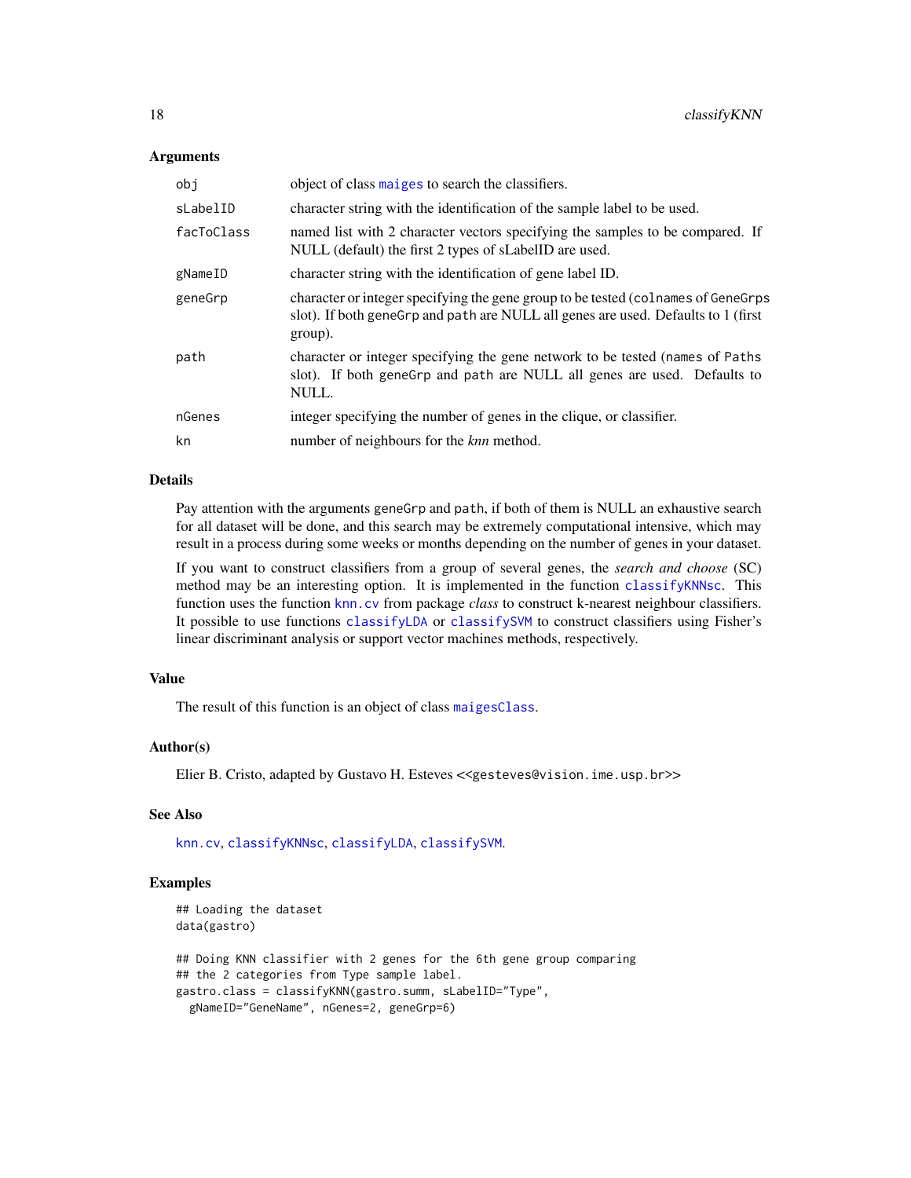### Arguments

| | |
|---|---|
| obj | object of class maiges to search the classifiers. |
| sLabelID | character string with the identification of the sample label to be used. |
| facToClass | named list with 2 character vectors specifying the samples to be compared. If NULL (default) the first 2 types of sLabelID are used. |
| gNameID | character string with the identification of gene label ID. |
| geneGrp | character or integer specifying the gene group to be tested (colnames of GeneGrps slot). If both geneGrp and path are NULL all genes are used. Defaults to 1 (first group). |
| path | character or integer specifying the gene network to be tested (names of Paths slot). If both geneGrp and path are NULL all genes are used. Defaults to NULL. |
| nGenes | integer specifying the number of genes in the clique, or classifier. |
| kn | number of neighbours for the *knn* method. |

### Details

Pay attention with the arguments geneGrp and path, if both of them is NULL an exhaustive search for all dataset will be done, and this search may be extremely computational intensive, which may result in a process during some weeks or months depending on the number of genes in your dataset.

If you want to construct classifiers from a group of several genes, the *search and choose* (SC) method may be an interesting option. It is implemented in the function classifyKNNsc. This function uses the function knn.cv from package *class* to construct k-nearest neighbour classifiers. It possible to use functions classifyLDA or classifySVM to construct classifiers using Fisher's linear discriminant analysis or support vector machines methods, respectively.

### Value

The result of this function is an object of class maigesClass.

### Author(s)

Elier B. Cristo, adapted by Gustavo H. Esteves <<gesteves@vision.ime.usp.br>>

### See Also

knn.cv, classifyKNNsc, classifyLDA, classifySVM.

### Examples

```
## Loading the dataset
data(gastro)

## Doing KNN classifier with 2 genes for the 6th gene group comparing
## the 2 categories from Type sample label.
gastro.class = classifyKNN(gastro.summ, sLabelID="Type",
  gNameID="GeneName", nGenes=2, geneGrp=6)
```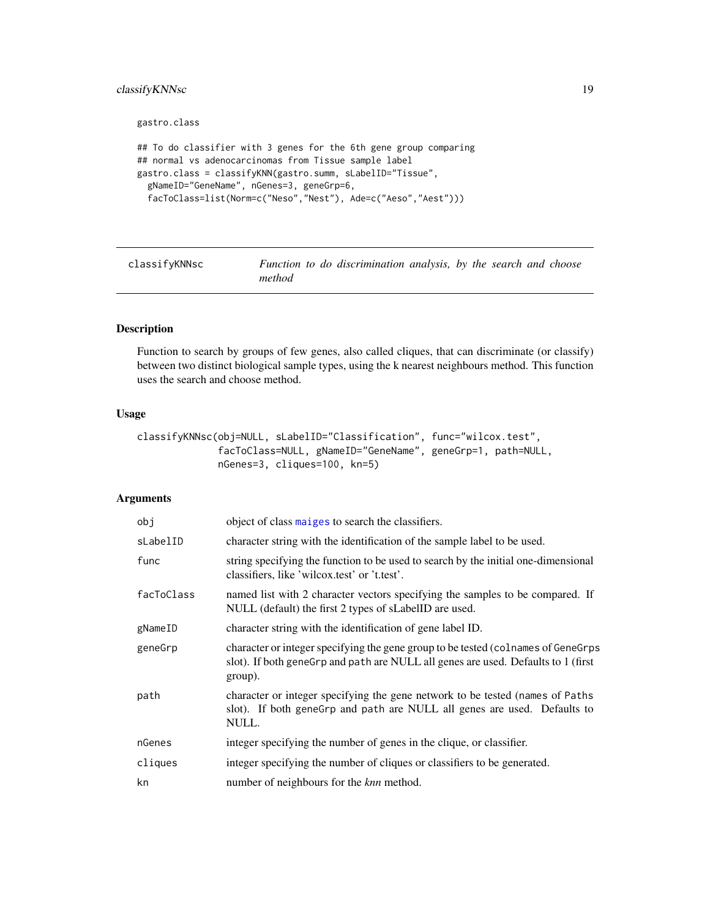```
gastro.class

## To do classifier with 3 genes for the 6th gene group comparing
## normal vs adenocarcinomas from Tissue sample label
gastro.class = classifyKNN(gastro.summ, sLabelID="Tissue",
  gNameID="GeneName", nGenes=3, geneGrp=6,
  facToClass=list(Norm=c("Neso","Nest"), Ade=c("Aeso","Aest")))
```

## classifyKNNsc — *Function to do discrimination analysis, by the search and choose method*

### Description

Function to search by groups of few genes, also called cliques, that can discriminate (or classify) between two distinct biological sample types, using the k nearest neighbours method. This function uses the search and choose method.

### Usage

```
classifyKNNsc(obj=NULL, sLabelID="Classification", func="wilcox.test",
              facToClass=NULL, gNameID="GeneName", geneGrp=1, path=NULL,
              nGenes=3, cliques=100, kn=5)
```

### Arguments

| | |
|---|---|
| `obj` | object of class `maiges` to search the classifiers. |
| `sLabelID` | character string with the identification of the sample label to be used. |
| `func` | string specifying the function to be used to search by the initial one-dimensional classifiers, like 'wilcox.test' or 't.test'. |
| `facToClass` | named list with 2 character vectors specifying the samples to be compared. If NULL (default) the first 2 types of sLabelID are used. |
| `gNameID` | character string with the identification of gene label ID. |
| `geneGrp` | character or integer specifying the gene group to be tested (`colnames` of `GeneGrps` slot). If both `geneGrp` and `path` are NULL all genes are used. Defaults to 1 (first group). |
| `path` | character or integer specifying the gene network to be tested (`names` of `Paths` slot). If both `geneGrp` and `path` are NULL all genes are used. Defaults to NULL. |
| `nGenes` | integer specifying the number of genes in the clique, or classifier. |
| `cliques` | integer specifying the number of cliques or classifiers to be generated. |
| `kn` | number of neighbours for the *knn* method. |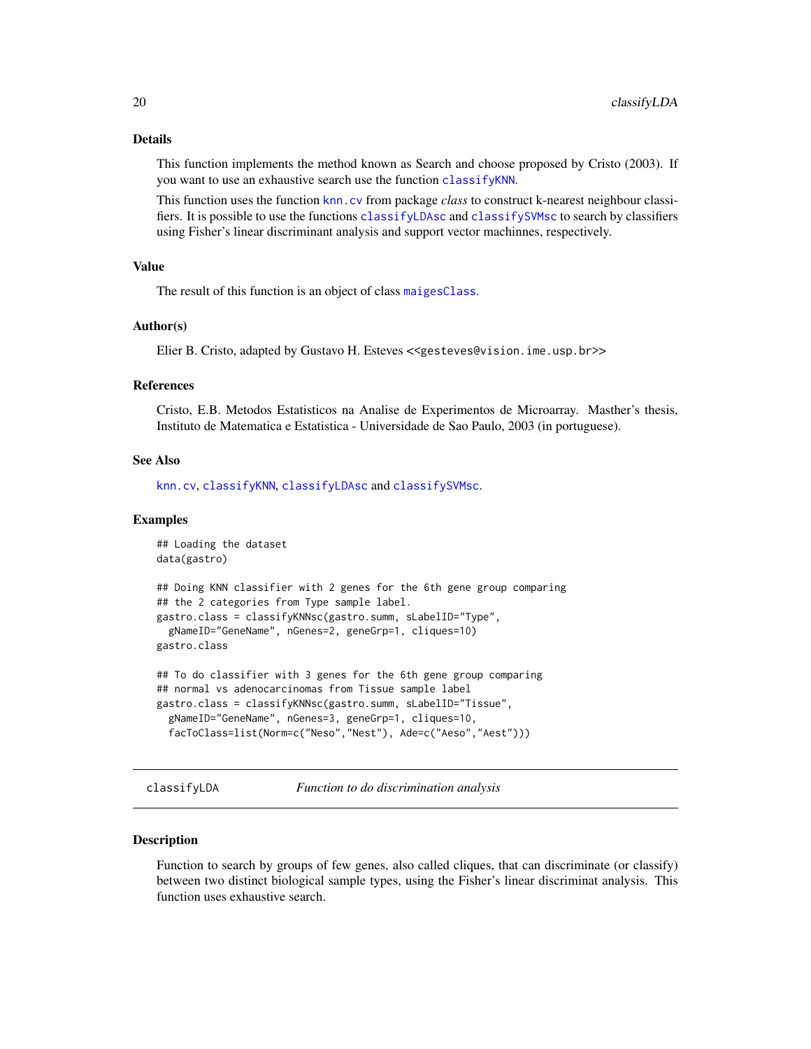## Details

This function implements the method known as Search and choose proposed by Cristo (2003). If you want to use an exhaustive search use the function `classifyKNN`.

This function uses the function `knn.cv` from package *class* to construct k-nearest neighbour classifiers. It is possible to use the functions `classifyLDAsc` and `classifySVMsc` to search by classifiers using Fisher's linear discriminant analysis and support vector machinnes, respectively.

## Value

The result of this function is an object of class `maigesClass`.

## Author(s)

Elier B. Cristo, adapted by Gustavo H. Esteves <<gesteves@vision.ime.usp.br>>

## References

Cristo, E.B. Metodos Estatisticos na Analise de Experimentos de Microarray. Masther's thesis, Instituto de Matematica e Estatistica - Universidade de Sao Paulo, 2003 (in portuguese).

## See Also

`knn.cv`, `classifyKNN`, `classifyLDAsc` and `classifySVMsc`.

## Examples

```
## Loading the dataset
data(gastro)

## Doing KNN classifier with 2 genes for the 6th gene group comparing
## the 2 categories from Type sample label.
gastro.class = classifyKNNsc(gastro.summ, sLabelID="Type",
  gNameID="GeneName", nGenes=2, geneGrp=1, cliques=10)
gastro.class

## To do classifier with 3 genes for the 6th gene group comparing
## normal vs adenocarcinomas from Tissue sample label
gastro.class = classifyKNNsc(gastro.summ, sLabelID="Tissue",
  gNameID="GeneName", nGenes=3, geneGrp=1, cliques=10,
  facToClass=list(Norm=c("Neso","Nest"), Ade=c("Aeso","Aest")))
```

---

# classifyLDA — *Function to do discrimination analysis*

## Description

Function to search by groups of few genes, also called cliques, that can discriminate (or classify) between two distinct biological sample types, using the Fisher's linear discriminat analysis. This function uses exhaustive search.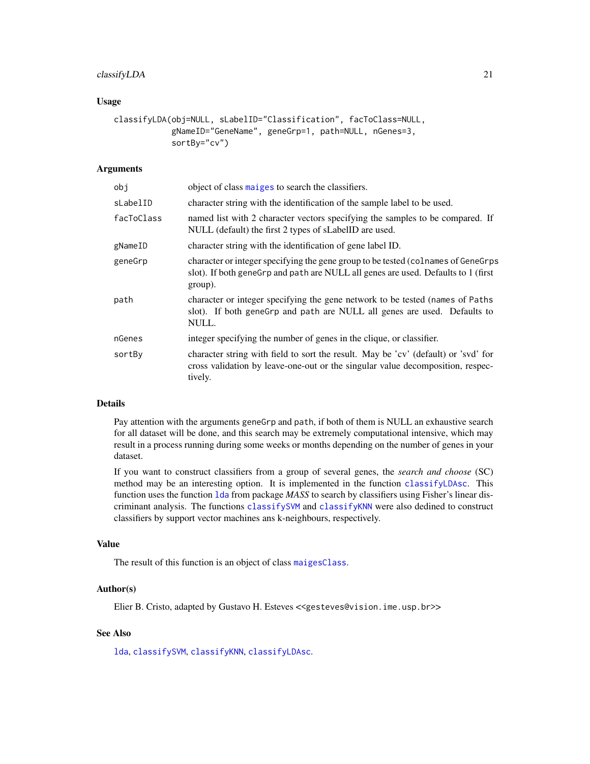### Usage

```
classifyLDA(obj=NULL, sLabelID="Classification", facToClass=NULL,
           gNameID="GeneName", geneGrp=1, path=NULL, nGenes=3,
           sortBy="cv")
```

### Arguments

| | |
|---|---|
| `obj` | object of class `maiges` to search the classifiers. |
| `sLabelID` | character string with the identification of the sample label to be used. |
| `facToClass` | named list with 2 character vectors specifying the samples to be compared. If NULL (default) the first 2 types of sLabelID are used. |
| `gNameID` | character string with the identification of gene label ID. |
| `geneGrp` | character or integer specifying the gene group to be tested (`colnames` of `GeneGrps` slot). If both `geneGrp` and `path` are NULL all genes are used. Defaults to 1 (first group). |
| `path` | character or integer specifying the gene network to be tested (`names` of `Paths` slot). If both `geneGrp` and `path` are NULL all genes are used. Defaults to NULL. |
| `nGenes` | integer specifying the number of genes in the clique, or classifier. |
| `sortBy` | character string with field to sort the result. May be 'cv' (default) or 'svd' for cross validation by leave-one-out or the singular value decomposition, respectively. |

### Details

Pay attention with the arguments `geneGrp` and `path`, if both of them is NULL an exhaustive search for all dataset will be done, and this search may be extremely computational intensive, which may result in a process running during some weeks or months depending on the number of genes in your dataset.

If you want to construct classifiers from a group of several genes, the *search and choose* (SC) method may be an interesting option. It is implemented in the function `classifyLDAsc`. This function uses the function `lda` from package *MASS* to search by classifiers using Fisher's linear discriminant analysis. The functions `classifySVM` and `classifyKNN` were also dedined to construct classifiers by support vector machines ans k-neighbours, respectively.

### Value

The result of this function is an object of class `maigesClass`.

### Author(s)

Elier B. Cristo, adapted by Gustavo H. Esteves <<gesteves@vision.ime.usp.br>>

### See Also

`lda`, `classifySVM`, `classifyKNN`, `classifyLDAsc`.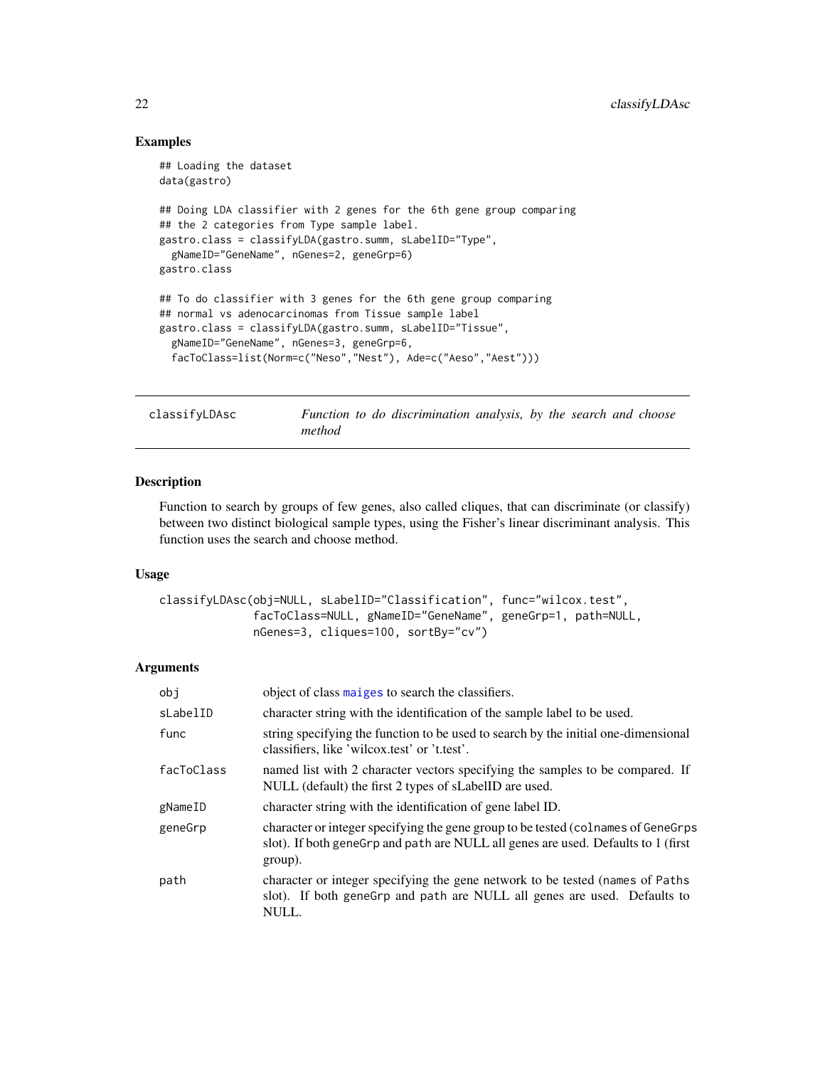## Examples

```
## Loading the dataset
data(gastro)

## Doing LDA classifier with 2 genes for the 6th gene group comparing
## the 2 categories from Type sample label.
gastro.class = classifyLDA(gastro.summ, sLabelID="Type",
  gNameID="GeneName", nGenes=2, geneGrp=6)
gastro.class

## To do classifier with 3 genes for the 6th gene group comparing
## normal vs adenocarcinomas from Tissue sample label
gastro.class = classifyLDA(gastro.summ, sLabelID="Tissue",
  gNameID="GeneName", nGenes=3, geneGrp=6,
  facToClass=list(Norm=c("Neso","Nest"), Ade=c("Aeso","Aest")))
```

---

# classifyLDAsc — *Function to do discrimination analysis, by the search and choose method*

---

## Description

Function to search by groups of few genes, also called cliques, that can discriminate (or classify) between two distinct biological sample types, using the Fisher's linear discriminant analysis. This function uses the search and choose method.

## Usage

```
classifyLDAsc(obj=NULL, sLabelID="Classification", func="wilcox.test",
              facToClass=NULL, gNameID="GeneName", geneGrp=1, path=NULL,
              nGenes=3, cliques=100, sortBy="cv")
```

## Arguments

| | |
|---|---|
| `obj` | object of class `maiges` to search the classifiers. |
| `sLabelID` | character string with the identification of the sample label to be used. |
| `func` | string specifying the function to be used to search by the initial one-dimensional classifiers, like 'wilcox.test' or 't.test'. |
| `facToClass` | named list with 2 character vectors specifying the samples to be compared. If NULL (default) the first 2 types of sLabelID are used. |
| `gNameID` | character string with the identification of gene label ID. |
| `geneGrp` | character or integer specifying the gene group to be tested (`colnames` of `GeneGrps` slot). If both `geneGrp` and `path` are NULL all genes are used. Defaults to 1 (first group). |
| `path` | character or integer specifying the gene network to be tested (`names` of `Paths` slot). If both `geneGrp` and `path` are NULL all genes are used. Defaults to NULL. |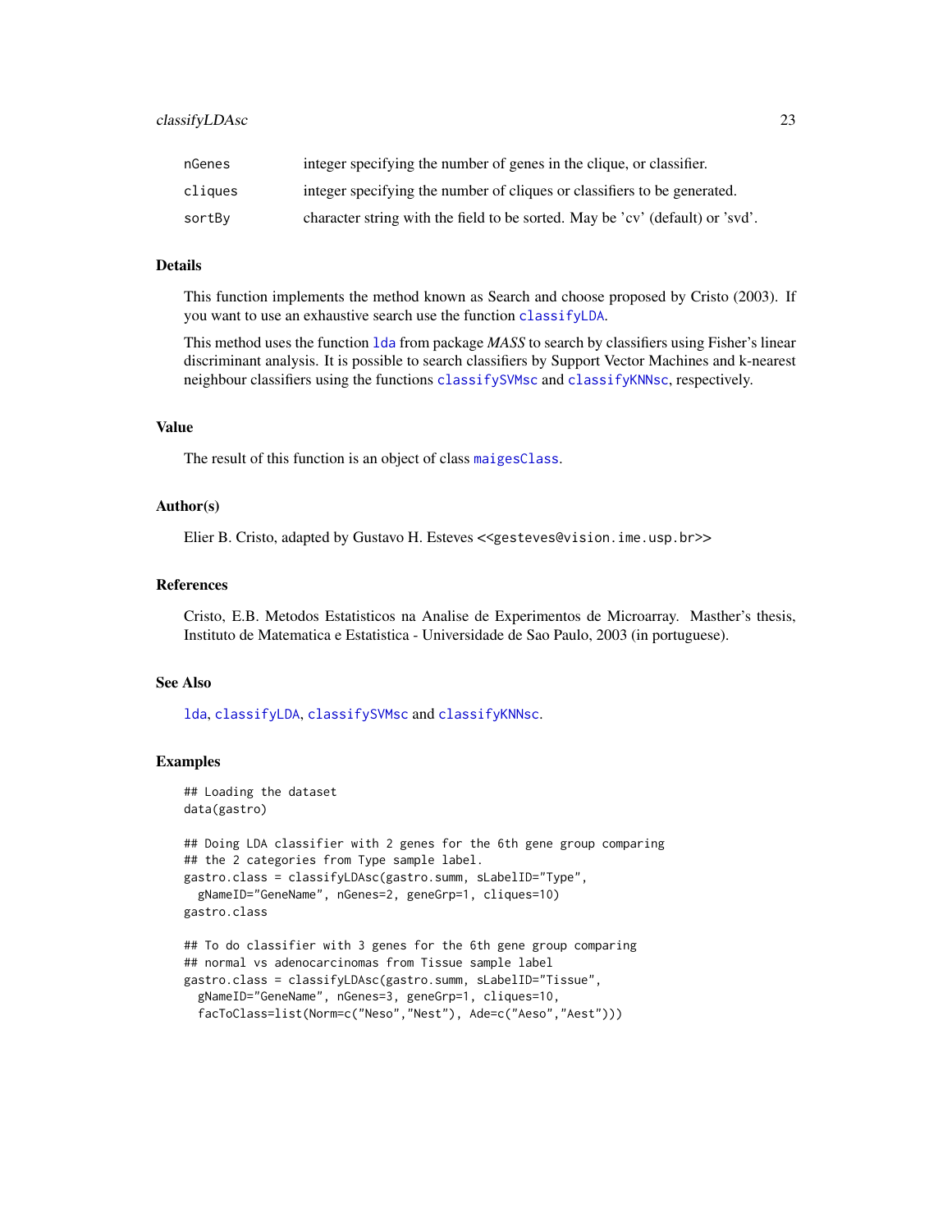| | |
|---|---|
| `nGenes` | integer specifying the number of genes in the clique, or classifier. |
| `cliques` | integer specifying the number of cliques or classifiers to be generated. |
| `sortBy` | character string with the field to be sorted. May be 'cv' (default) or 'svd'. |

### Details

This function implements the method known as Search and choose proposed by Cristo (2003). If you want to use an exhaustive search use the function `classifyLDA`.

This method uses the function `lda` from package *MASS* to search by classifiers using Fisher's linear discriminant analysis. It is possible to search classifiers by Support Vector Machines and k-nearest neighbour classifiers using the functions `classifySVMsc` and `classifyKNNsc`, respectively.

### Value

The result of this function is an object of class `maigesClass`.

### Author(s)

Elier B. Cristo, adapted by Gustavo H. Esteves <<gesteves@vision.ime.usp.br>>

### References

Cristo, E.B. Metodos Estatisticos na Analise de Experimentos de Microarray. Masther's thesis, Instituto de Matematica e Estatistica - Universidade de Sao Paulo, 2003 (in portuguese).

### See Also

`lda`, `classifyLDA`, `classifySVMsc` and `classifyKNNsc`.

### Examples

```
## Loading the dataset
data(gastro)

## Doing LDA classifier with 2 genes for the 6th gene group comparing
## the 2 categories from Type sample label.
gastro.class = classifyLDAsc(gastro.summ, sLabelID="Type",
  gNameID="GeneName", nGenes=2, geneGrp=1, cliques=10)
gastro.class

## To do classifier with 3 genes for the 6th gene group comparing
## normal vs adenocarcinomas from Tissue sample label
gastro.class = classifyLDAsc(gastro.summ, sLabelID="Tissue",
  gNameID="GeneName", nGenes=3, geneGrp=1, cliques=10,
  facToClass=list(Norm=c("Neso","Nest"), Ade=c("Aeso","Aest")))
```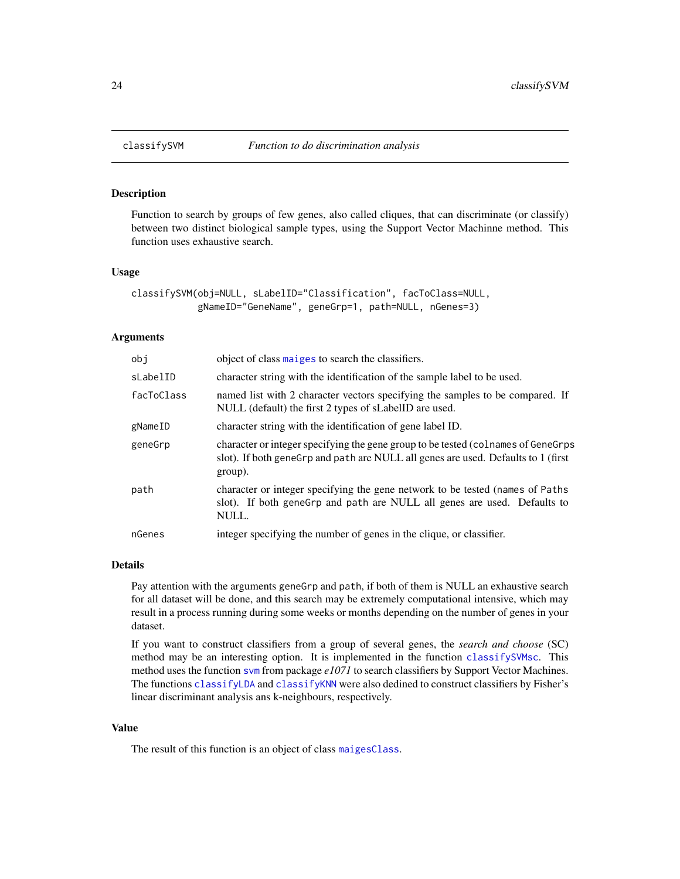## classifySVM — *Function to do discrimination analysis*

### Description

Function to search by groups of few genes, also called cliques, that can discriminate (or classify) between two distinct biological sample types, using the Support Vector Machinne method. This function uses exhaustive search.

### Usage

```
classifySVM(obj=NULL, sLabelID="Classification", facToClass=NULL,
            gNameID="GeneName", geneGrp=1, path=NULL, nGenes=3)
```

### Arguments

| Argument | Description |
| --- | --- |
| `obj` | object of class `maiges` to search the classifiers. |
| `sLabelID` | character string with the identification of the sample label to be used. |
| `facToClass` | named list with 2 character vectors specifying the samples to be compared. If NULL (default) the first 2 types of sLabelID are used. |
| `gNameID` | character string with the identification of gene label ID. |
| `geneGrp` | character or integer specifying the gene group to be tested (`colnames` of `GeneGrps` slot). If both `geneGrp` and `path` are NULL all genes are used. Defaults to 1 (first group). |
| `path` | character or integer specifying the gene network to be tested (`names` of `Paths` slot). If both `geneGrp` and `path` are NULL all genes are used. Defaults to NULL. |
| `nGenes` | integer specifying the number of genes in the clique, or classifier. |

### Details

Pay attention with the arguments `geneGrp` and `path`, if both of them is NULL an exhaustive search for all dataset will be done, and this search may be extremely computational intensive, which may result in a process running during some weeks or months depending on the number of genes in your dataset.

If you want to construct classifiers from a group of several genes, the *search and choose* (SC) method may be an interesting option. It is implemented in the function `classifySVMsc`. This method uses the function `svm` from package *e1071* to search classifiers by Support Vector Machines. The functions `classifyLDA` and `classifyKNN` were also dedined to construct classifiers by Fisher's linear discriminant analysis ans k-neighbours, respectively.

### Value

The result of this function is an object of class `maigesClass`.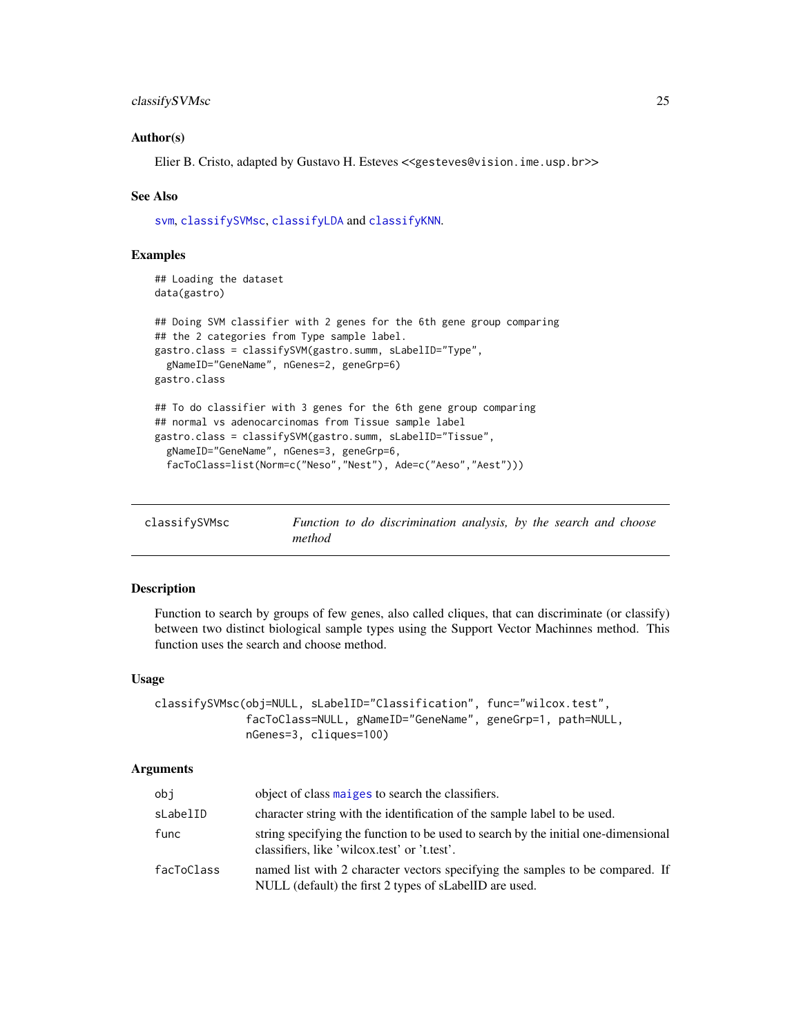### Author(s)

Elier B. Cristo, adapted by Gustavo H. Esteves <<gesteves@vision.ime.usp.br>>

### See Also

svm, classifySVMsc, classifyLDA and classifyKNN.

### Examples

```
## Loading the dataset
data(gastro)

## Doing SVM classifier with 2 genes for the 6th gene group comparing
## the 2 categories from Type sample label.
gastro.class = classifySVM(gastro.summ, sLabelID="Type",
  gNameID="GeneName", nGenes=2, geneGrp=6)
gastro.class

## To do classifier with 3 genes for the 6th gene group comparing
## normal vs adenocarcinomas from Tissue sample label
gastro.class = classifySVM(gastro.summ, sLabelID="Tissue",
  gNameID="GeneName", nGenes=3, geneGrp=6,
  facToClass=list(Norm=c("Neso","Nest"), Ade=c("Aeso","Aest")))
```

---

## classifySVMsc — *Function to do discrimination analysis, by the search and choose method*

### Description

Function to search by groups of few genes, also called cliques, that can discriminate (or classify) between two distinct biological sample types using the Support Vector Machinnes method. This function uses the search and choose method.

### Usage

```
classifySVMsc(obj=NULL, sLabelID="Classification", func="wilcox.test",
              facToClass=NULL, gNameID="GeneName", geneGrp=1, path=NULL,
              nGenes=3, cliques=100)
```

### Arguments

| | |
|---|---|
| obj | object of class maiges to search the classifiers. |
| sLabelID | character string with the identification of the sample label to be used. |
| func | string specifying the function to be used to search by the initial one-dimensional classifiers, like 'wilcox.test' or 't.test'. |
| facToClass | named list with 2 character vectors specifying the samples to be compared. If NULL (default) the first 2 types of sLabelID are used. |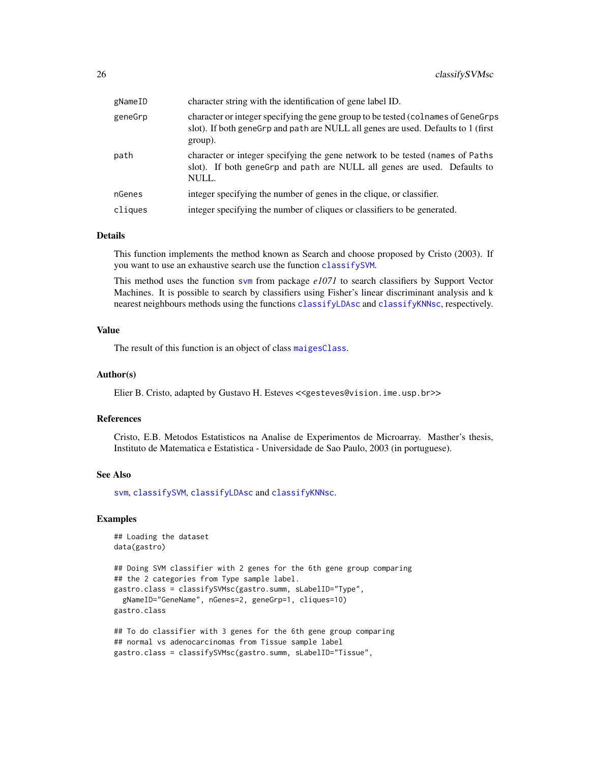| | |
|---|---|
| gNameID | character string with the identification of gene label ID. |
| geneGrp | character or integer specifying the gene group to be tested (colnames of GeneGrps slot). If both geneGrp and path are NULL all genes are used. Defaults to 1 (first group). |
| path | character or integer specifying the gene network to be tested (names of Paths slot). If both geneGrp and path are NULL all genes are used. Defaults to NULL. |
| nGenes | integer specifying the number of genes in the clique, or classifier. |
| cliques | integer specifying the number of cliques or classifiers to be generated. |

### Details

This function implements the method known as Search and choose proposed by Cristo (2003). If you want to use an exhaustive search use the function classifySVM.

This method uses the function svm from package *e1071* to search classifiers by Support Vector Machines. It is possible to search by classifiers using Fisher's linear discriminant analysis and k nearest neighbours methods using the functions classifyLDAsc and classifyKNNsc, respectively.

### Value

The result of this function is an object of class maigesClass.

### Author(s)

Elier B. Cristo, adapted by Gustavo H. Esteves <<gesteves@vision.ime.usp.br>>

### References

Cristo, E.B. Metodos Estatisticos na Analise de Experimentos de Microarray. Masther's thesis, Instituto de Matematica e Estatistica - Universidade de Sao Paulo, 2003 (in portuguese).

### See Also

svm, classifySVM, classifyLDAsc and classifyKNNsc.

### Examples

```
## Loading the dataset
data(gastro)

## Doing SVM classifier with 2 genes for the 6th gene group comparing
## the 2 categories from Type sample label.
gastro.class = classifySVMsc(gastro.summ, sLabelID="Type",
  gNameID="GeneName", nGenes=2, geneGrp=1, cliques=10)
gastro.class

## To do classifier with 3 genes for the 6th gene group comparing
## normal vs adenocarcinomas from Tissue sample label
gastro.class = classifySVMsc(gastro.summ, sLabelID="Tissue",
```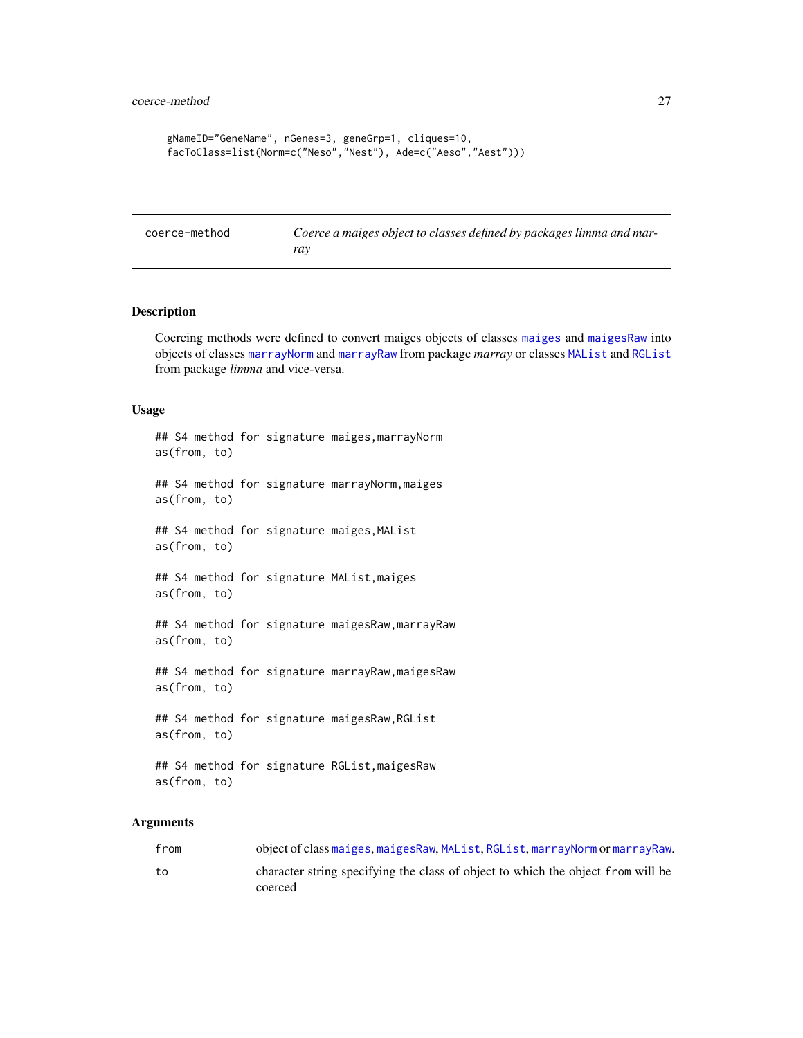```
gNameID="GeneName", nGenes=3, geneGrp=1, cliques=10,
facToClass=list(Norm=c("Neso","Nest"), Ade=c("Aeso","Aest")))
```

---

coerce-method *Coerce a maiges object to classes defined by packages limma and marray*

---

## Description

Coercing methods were defined to convert maiges objects of classes `maiges` and `maigesRaw` into objects of classes `marrayNorm` and `marrayRaw` from package *marray* or classes `MAList` and `RGList` from package *limma* and vice-versa.

## Usage

```
## S4 method for signature maiges,marrayNorm
as(from, to)

## S4 method for signature marrayNorm,maiges
as(from, to)

## S4 method for signature maiges,MAList
as(from, to)

## S4 method for signature MAList,maiges
as(from, to)

## S4 method for signature maigesRaw,marrayRaw
as(from, to)

## S4 method for signature marrayRaw,maigesRaw
as(from, to)

## S4 method for signature maigesRaw,RGList
as(from, to)

## S4 method for signature RGList,maigesRaw
as(from, to)
```

## Arguments

| | |
|---|---|
| `from` | object of class `maiges`, `maigesRaw`, `MAList`, `RGList`, `marrayNorm` or `marrayRaw`. |
| `to` | character string specifying the class of object to which the object `from` will be coerced |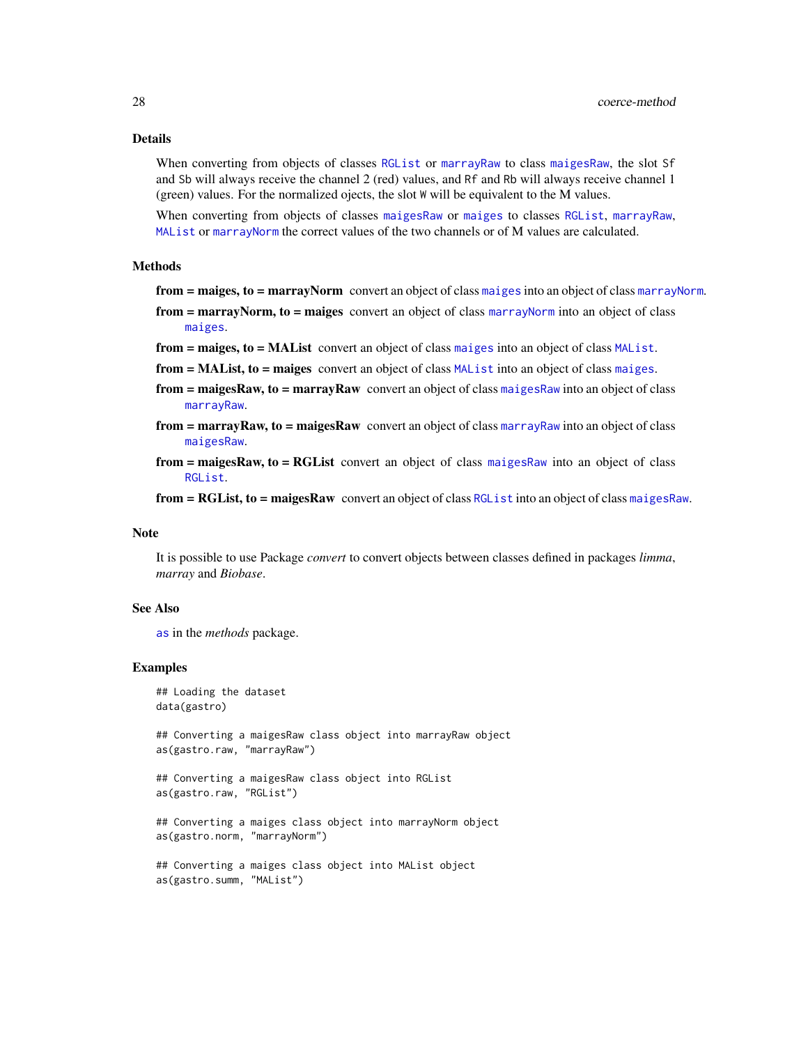### Details

When converting from objects of classes `RGList` or `marrayRaw` to class `maigesRaw`, the slot `Sf` and `Sb` will always receive the channel 2 (red) values, and `Rf` and `Rb` will always receive channel 1 (green) values. For the normalized ojects, the slot `W` will be equivalent to the M values.

When converting from objects of classes `maigesRaw` or `maiges` to classes `RGList`, `marrayRaw`, `MAList` or `marrayNorm` the correct values of the two channels or of M values are calculated.

### Methods

**from = maiges, to = marrayNorm** convert an object of class `maiges` into an object of class `marrayNorm`.

**from = marrayNorm, to = maiges** convert an object of class `marrayNorm` into an object of class `maiges`.

**from = maiges, to = MAList** convert an object of class `maiges` into an object of class `MAList`.

**from = MAList, to = maiges** convert an object of class `MAList` into an object of class `maiges`.

**from = maigesRaw, to = marrayRaw** convert an object of class `maigesRaw` into an object of class `marrayRaw`.

**from = marrayRaw, to = maigesRaw** convert an object of class `marrayRaw` into an object of class `maigesRaw`.

**from = maigesRaw, to = RGList** convert an object of class `maigesRaw` into an object of class `RGList`.

**from = RGList, to = maigesRaw** convert an object of class `RGList` into an object of class `maigesRaw`.

### Note

It is possible to use Package *convert* to convert objects between classes defined in packages *limma*, *marray* and *Biobase*.

### See Also

`as` in the *methods* package.

### Examples

```
## Loading the dataset
data(gastro)

## Converting a maigesRaw class object into marrayRaw object
as(gastro.raw, "marrayRaw")

## Converting a maigesRaw class object into RGList
as(gastro.raw, "RGList")

## Converting a maiges class object into marrayNorm object
as(gastro.norm, "marrayNorm")

## Converting a maiges class object into MAList object
as(gastro.summ, "MAList")
```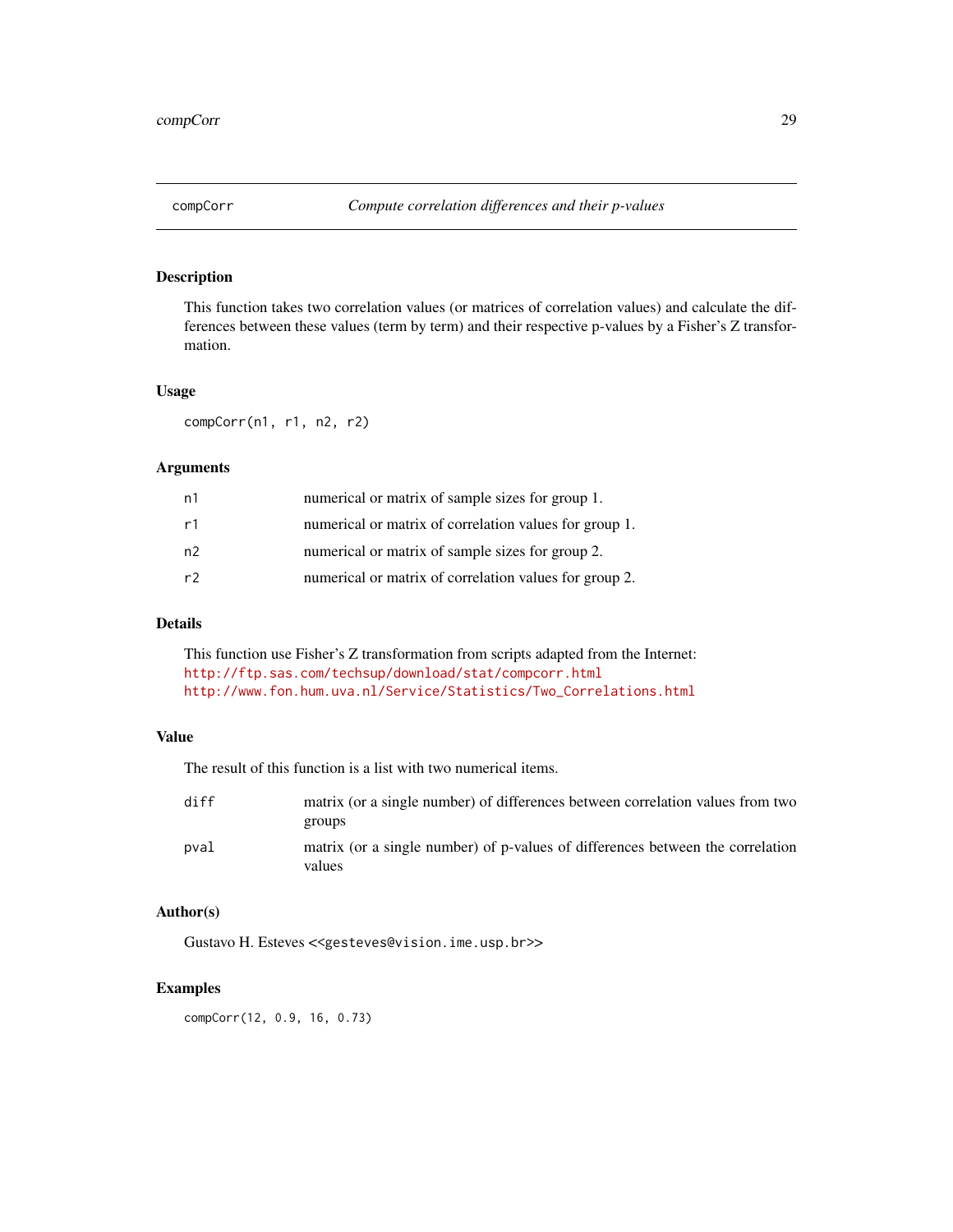## compCorr — *Compute correlation differences and their p-values*

### Description

This function takes two correlation values (or matrices of correlation values) and calculate the differences between these values (term by term) and their respective p-values by a Fisher's Z transformation.

### Usage

```
compCorr(n1, r1, n2, r2)
```

### Arguments

| | |
|---|---|
| n1 | numerical or matrix of sample sizes for group 1. |
| r1 | numerical or matrix of correlation values for group 1. |
| n2 | numerical or matrix of sample sizes for group 2. |
| r2 | numerical or matrix of correlation values for group 2. |

### Details

This function use Fisher's Z transformation from scripts adapted from the Internet:
http://ftp.sas.com/techsup/download/stat/compcorr.html
http://www.fon.hum.uva.nl/Service/Statistics/Two_Correlations.html

### Value

The result of this function is a list with two numerical items.

| | |
|---|---|
| diff | matrix (or a single number) of differences between correlation values from two groups |
| pval | matrix (or a single number) of p-values of differences between the correlation values |

### Author(s)

Gustavo H. Esteves <<gesteves@vision.ime.usp.br>>

### Examples

```
compCorr(12, 0.9, 16, 0.73)
```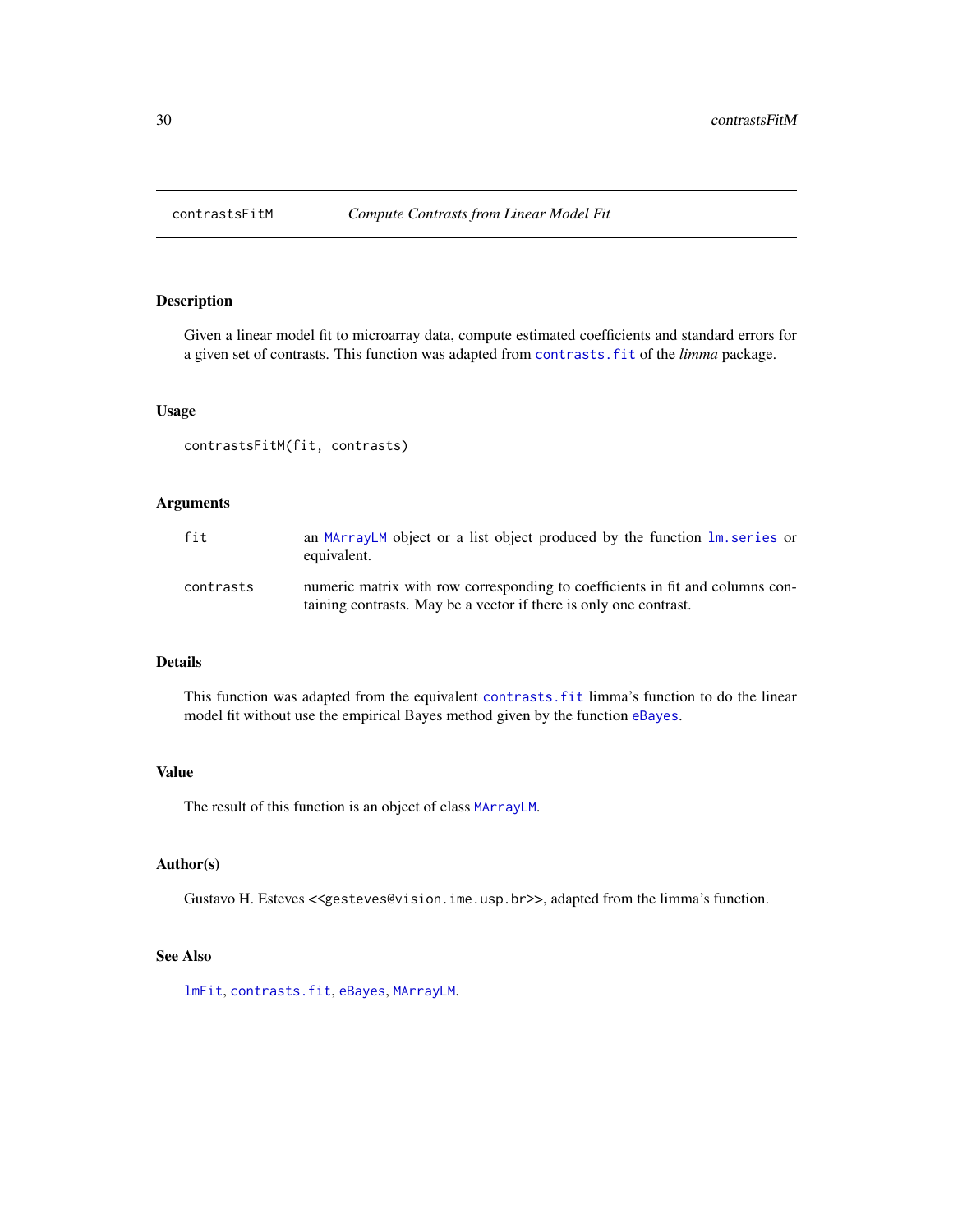# contrastsFitM — *Compute Contrasts from Linear Model Fit*

## Description

Given a linear model fit to microarray data, compute estimated coefficients and standard errors for a given set of contrasts. This function was adapted from `contrasts.fit` of the *limma* package.

## Usage

```
contrastsFitM(fit, contrasts)
```

## Arguments

| | |
|---|---|
| `fit` | an `MArrayLM` object or a list object produced by the function `lm.series` or equivalent. |
| `contrasts` | numeric matrix with row corresponding to coefficients in fit and columns containing contrasts. May be a vector if there is only one contrast. |

## Details

This function was adapted from the equivalent `contrasts.fit` limma's function to do the linear model fit without use the empirical Bayes method given by the function `eBayes`.

## Value

The result of this function is an object of class `MArrayLM`.

## Author(s)

Gustavo H. Esteves <<gesteves@vision.ime.usp.br>>, adapted from the limma's function.

## See Also

`lmFit`, `contrasts.fit`, `eBayes`, `MArrayLM`.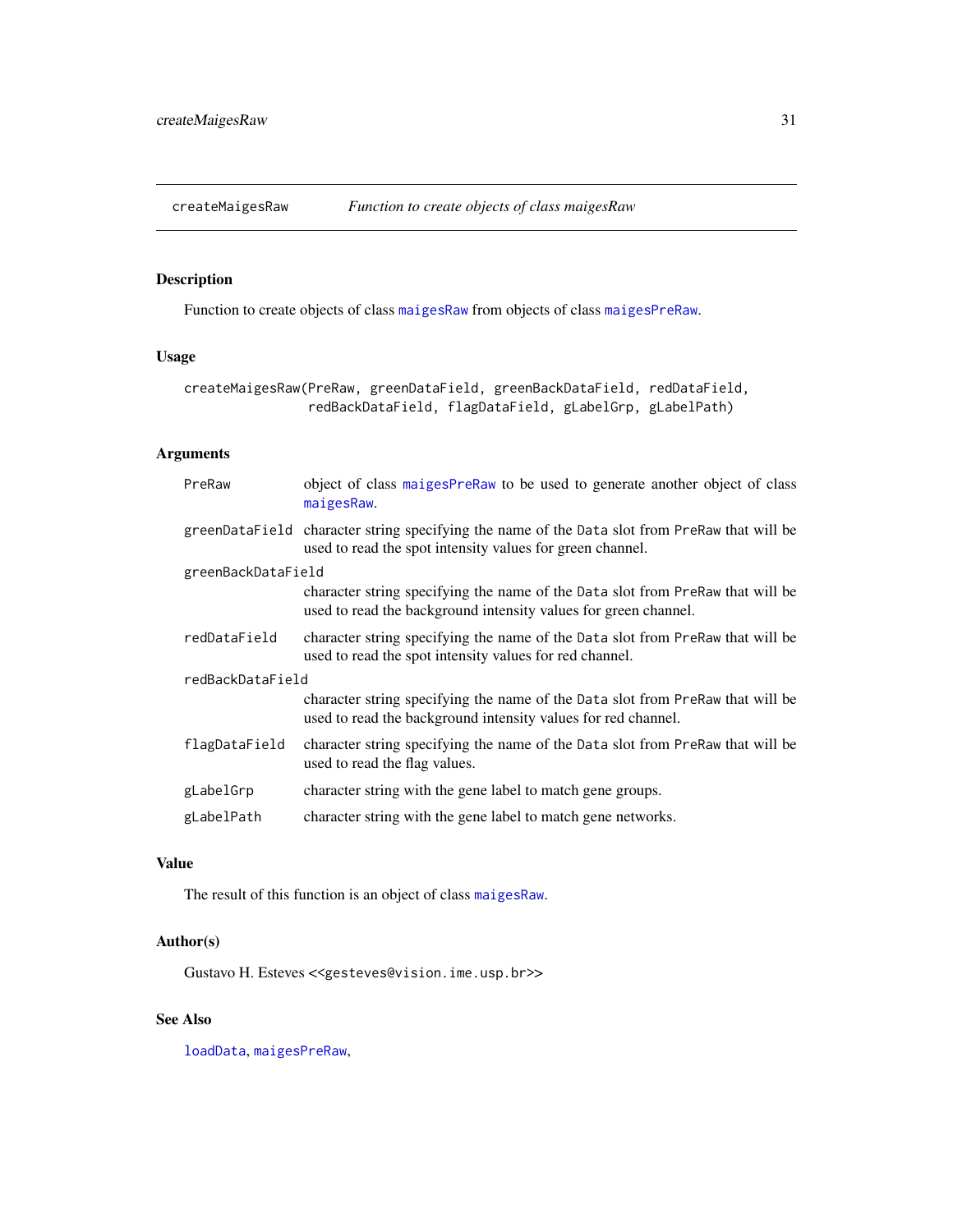## createMaigesRaw — *Function to create objects of class maigesRaw*

### Description

Function to create objects of class `maigesRaw` from objects of class `maigesPreRaw`.

### Usage

```
createMaigesRaw(PreRaw, greenDataField, greenBackDataField, redDataField,
                redBackDataField, flagDataField, gLabelGrp, gLabelPath)
```

### Arguments

- `PreRaw` — object of class `maigesPreRaw` to be used to generate another object of class `maigesRaw`.
- `greenDataField` — character string specifying the name of the `Data` slot from `PreRaw` that will be used to read the spot intensity values for green channel.
- `greenBackDataField` — character string specifying the name of the `Data` slot from `PreRaw` that will be used to read the background intensity values for green channel.
- `redDataField` — character string specifying the name of the `Data` slot from `PreRaw` that will be used to read the spot intensity values for red channel.
- `redBackDataField` — character string specifying the name of the `Data` slot from `PreRaw` that will be used to read the background intensity values for red channel.
- `flagDataField` — character string specifying the name of the `Data` slot from `PreRaw` that will be used to read the flag values.
- `gLabelGrp` — character string with the gene label to match gene groups.
- `gLabelPath` — character string with the gene label to match gene networks.

### Value

The result of this function is an object of class `maigesRaw`.

### Author(s)

Gustavo H. Esteves <<gesteves@vision.ime.usp.br>>

### See Also

`loadData`, `maigesPreRaw`,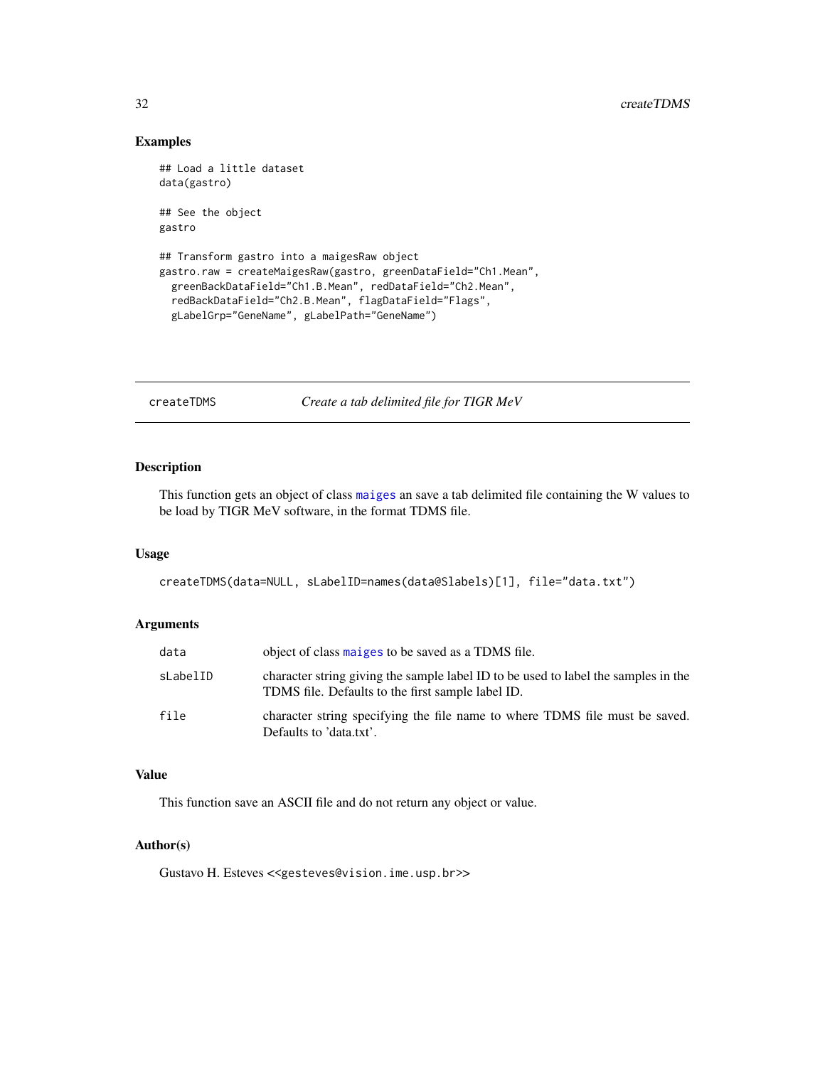## Examples

```
## Load a little dataset
data(gastro)

## See the object
gastro

## Transform gastro into a maigesRaw object
gastro.raw = createMaigesRaw(gastro, greenDataField="Ch1.Mean",
  greenBackDataField="Ch1.B.Mean", redDataField="Ch2.Mean",
  redBackDataField="Ch2.B.Mean", flagDataField="Flags",
  gLabelGrp="GeneName", gLabelPath="GeneName")
```

---

createTDMS *Create a tab delimited file for TIGR MeV*

---

### Description

This function gets an object of class maiges an save a tab delimited file containing the W values to be load by TIGR MeV software, in the format TDMS file.

### Usage

```
createTDMS(data=NULL, sLabelID=names(data@Slabels)[1], file="data.txt")
```

### Arguments

| | |
|---|---|
| data | object of class maiges to be saved as a TDMS file. |
| sLabelID | character string giving the sample label ID to be used to label the samples in the TDMS file. Defaults to the first sample label ID. |
| file | character string specifying the file name to where TDMS file must be saved. Defaults to 'data.txt'. |

### Value

This function save an ASCII file and do not return any object or value.

### Author(s)

Gustavo H. Esteves <<gesteves@vision.ime.usp.br>>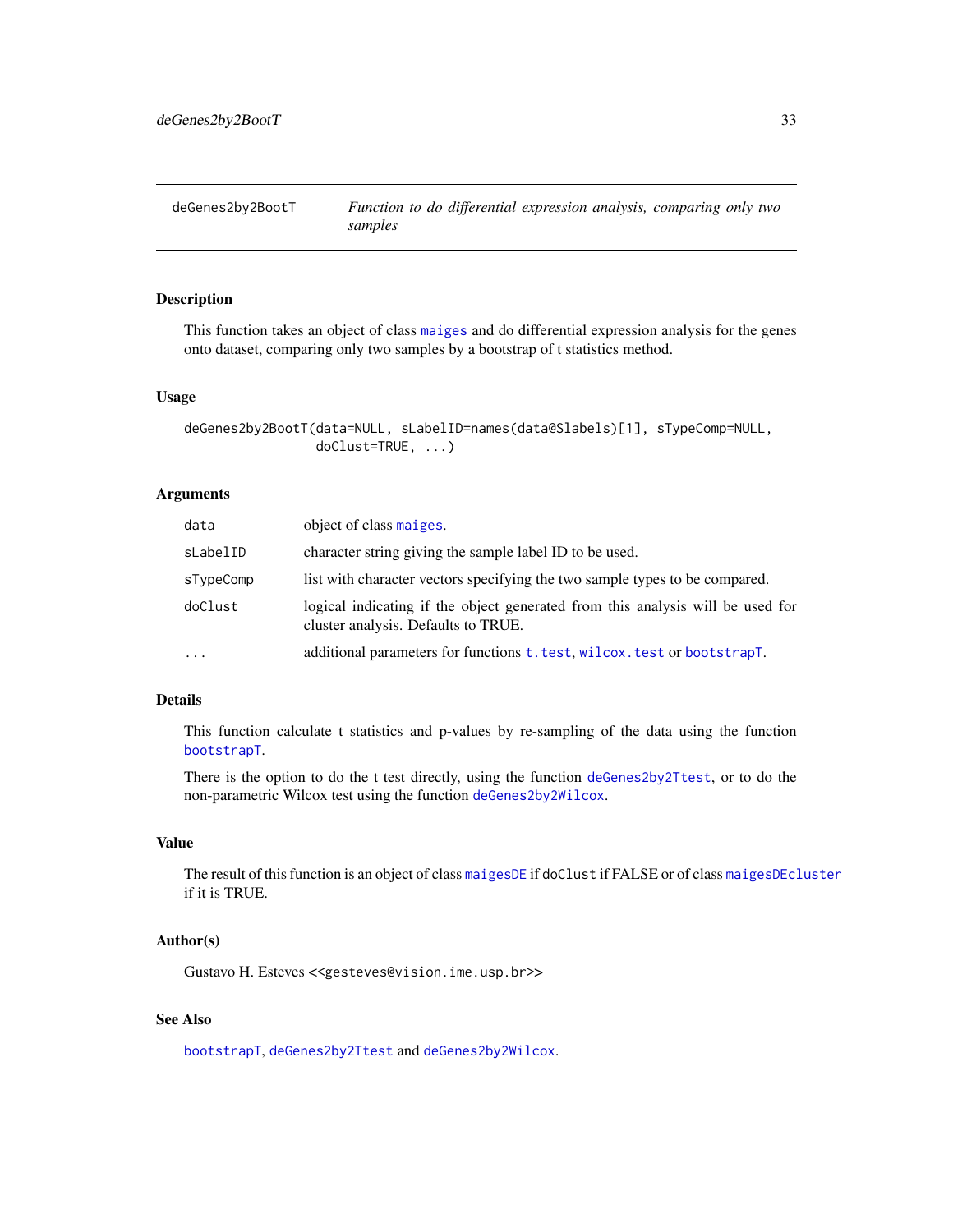## deGenes2by2BootT

*Function to do differential expression analysis, comparing only two samples*

### Description

This function takes an object of class `maiges` and do differential expression analysis for the genes onto dataset, comparing only two samples by a bootstrap of t statistics method.

### Usage

```
deGenes2by2BootT(data=NULL, sLabelID=names(data@Slabels)[1], sTypeComp=NULL,
                 doClust=TRUE, ...)
```

### Arguments

| | |
|---|---|
| `data` | object of class `maiges`. |
| `sLabelID` | character string giving the sample label ID to be used. |
| `sTypeComp` | list with character vectors specifying the two sample types to be compared. |
| `doClust` | logical indicating if the object generated from this analysis will be used for cluster analysis. Defaults to TRUE. |
| `...` | additional parameters for functions `t.test`, `wilcox.test` or `bootstrapT`. |

### Details

This function calculate t statistics and p-values by re-sampling of the data using the function `bootstrapT`.

There is the option to do the t test directly, using the function `deGenes2by2Ttest`, or to do the non-parametric Wilcox test using the function `deGenes2by2Wilcox`.

### Value

The result of this function is an object of class `maigesDE` if `doClust` if FALSE or of class `maigesDEcluster` if it is TRUE.

### Author(s)

Gustavo H. Esteves <<gesteves@vision.ime.usp.br>>

### See Also

`bootstrapT`, `deGenes2by2Ttest` and `deGenes2by2Wilcox`.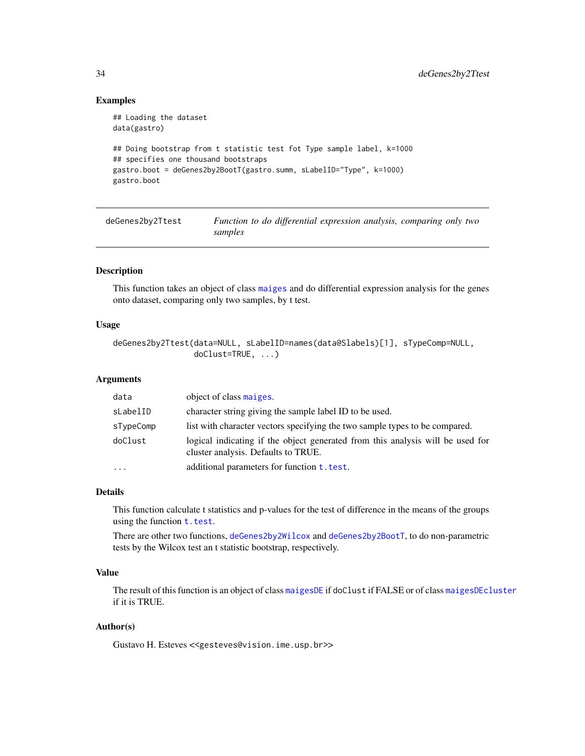### Examples

```
## Loading the dataset
data(gastro)

## Doing bootstrap from t statistic test fot Type sample label, k=1000
## specifies one thousand bootstraps
gastro.boot = deGenes2by2BootT(gastro.summ, sLabelID="Type", k=1000)
gastro.boot
```

---

## deGenes2by2Ttest — *Function to do differential expression analysis, comparing only two samples*

---

### Description

This function takes an object of class maiges and do differential expression analysis for the genes onto dataset, comparing only two samples, by t test.

### Usage

```
deGenes2by2Ttest(data=NULL, sLabelID=names(data@Slabels)[1], sTypeComp=NULL,
                 doClust=TRUE, ...)
```

### Arguments

| | |
|---|---|
| `data` | object of class maiges. |
| `sLabelID` | character string giving the sample label ID to be used. |
| `sTypeComp` | list with character vectors specifying the two sample types to be compared. |
| `doClust` | logical indicating if the object generated from this analysis will be used for cluster analysis. Defaults to TRUE. |
| `...` | additional parameters for function t.test. |

### Details

This function calculate t statistics and p-values for the test of difference in the means of the groups using the function t.test.

There are other two functions, deGenes2by2Wilcox and deGenes2by2BootT, to do non-parametric tests by the Wilcox test an t statistic bootstrap, respectively.

### Value

The result of this function is an object of class maigesDE if doClust if FALSE or of class maigesDEcluster if it is TRUE.

### Author(s)

Gustavo H. Esteves <<gesteves@vision.ime.usp.br>>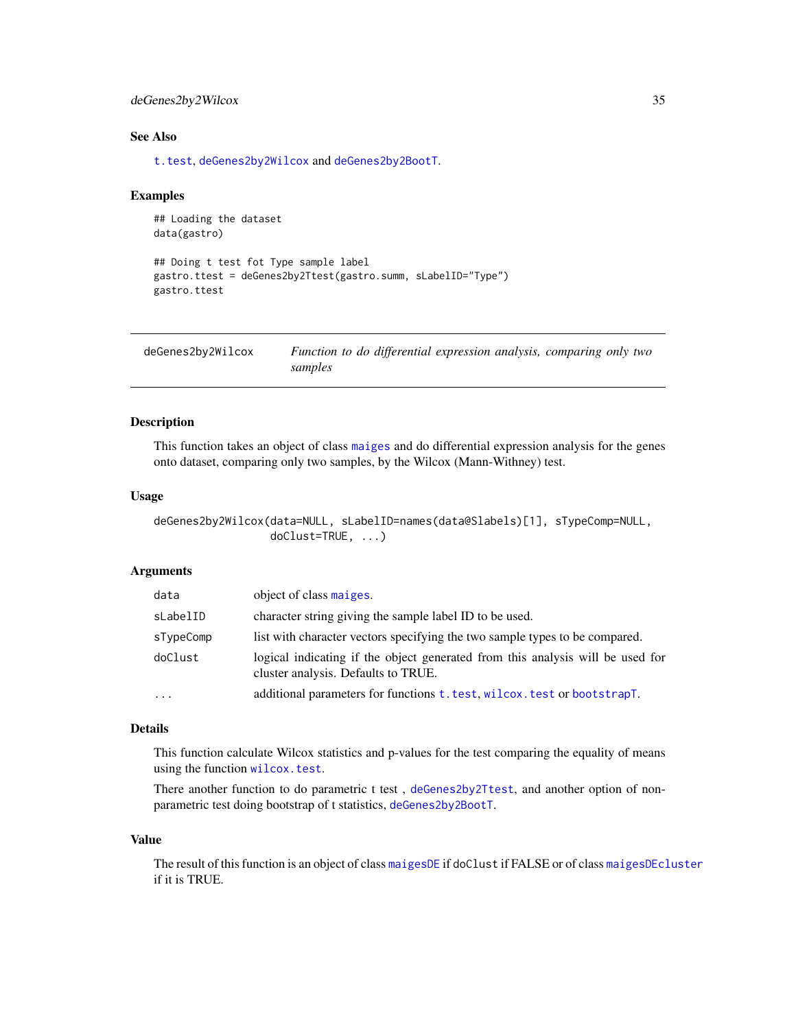### See Also

t.test, deGenes2by2Wilcox and deGenes2by2BootT.

### Examples

```
## Loading the dataset
data(gastro)

## Doing t test fot Type sample label
gastro.ttest = deGenes2by2Ttest(gastro.summ, sLabelID="Type")
gastro.ttest
```

---

## deGenes2by2Wilcox — *Function to do differential expression analysis, comparing only two samples*

---

### Description

This function takes an object of class maiges and do differential expression analysis for the genes onto dataset, comparing only two samples, by the Wilcox (Mann-Withney) test.

### Usage

```
deGenes2by2Wilcox(data=NULL, sLabelID=names(data@Slabels)[1], sTypeComp=NULL,
                  doClust=TRUE, ...)
```

### Arguments

| | |
|---|---|
| `data` | object of class maiges. |
| `sLabelID` | character string giving the sample label ID to be used. |
| `sTypeComp` | list with character vectors specifying the two sample types to be compared. |
| `doClust` | logical indicating if the object generated from this analysis will be used for cluster analysis. Defaults to TRUE. |
| `...` | additional parameters for functions t.test, wilcox.test or bootstrapT. |

### Details

This function calculate Wilcox statistics and p-values for the test comparing the equality of means using the function wilcox.test.

There another function to do parametric t test , deGenes2by2Ttest, and another option of non-parametric test doing bootstrap of t statistics, deGenes2by2BootT.

### Value

The result of this function is an object of class maigesDE if `doClust` if FALSE or of class maigesDEcluster if it is TRUE.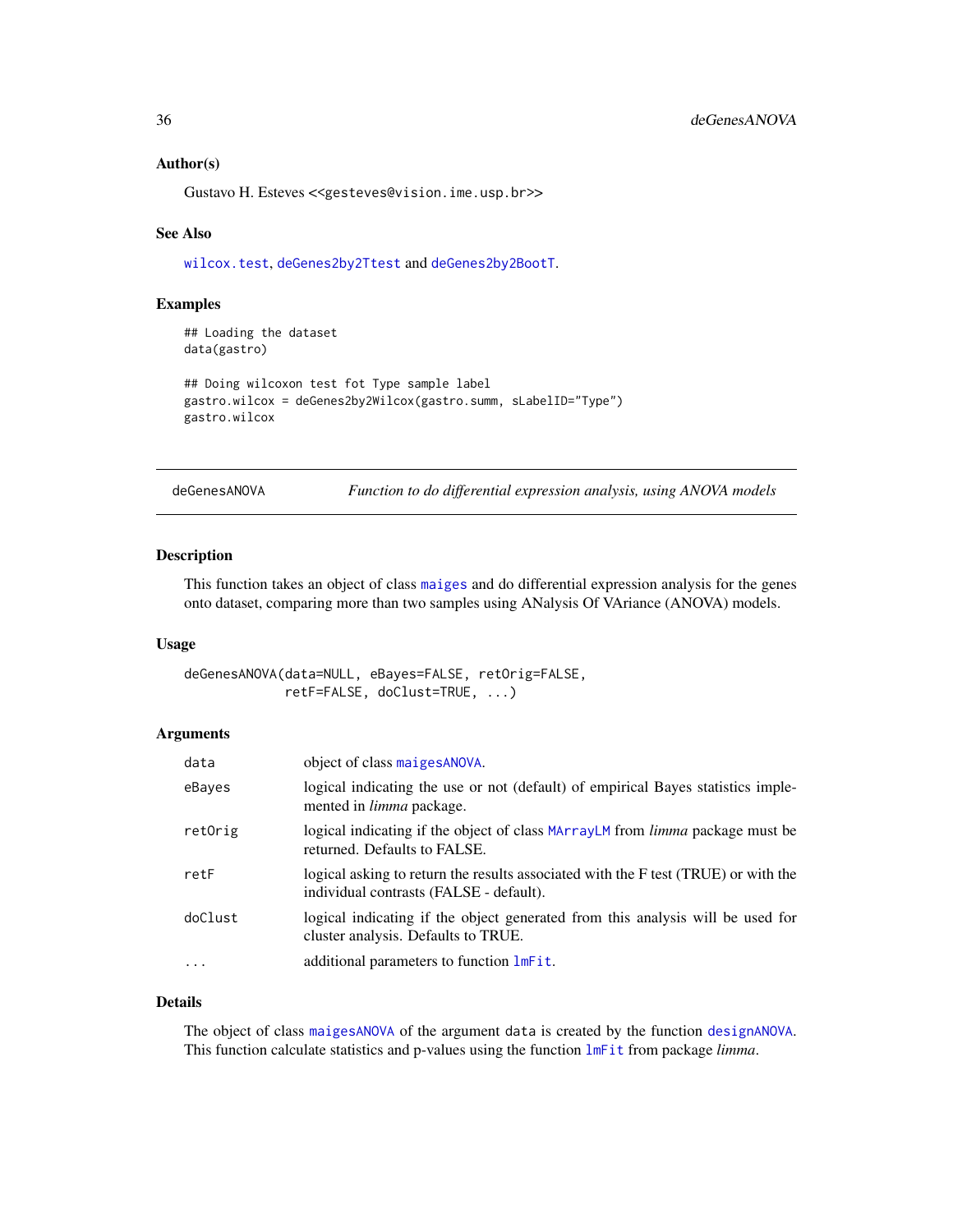### Author(s)

Gustavo H. Esteves <<gesteves@vision.ime.usp.br>>

### See Also

wilcox.test, deGenes2by2Ttest and deGenes2by2BootT.

### Examples

```
## Loading the dataset
data(gastro)

## Doing wilcoxon test fot Type sample label
gastro.wilcox = deGenes2by2Wilcox(gastro.summ, sLabelID="Type")
gastro.wilcox
```

---

## deGenesANOVA — *Function to do differential expression analysis, using ANOVA models*

### Description

This function takes an object of class maiges and do differential expression analysis for the genes onto dataset, comparing more than two samples using ANalysis Of VAriance (ANOVA) models.

### Usage

```
deGenesANOVA(data=NULL, eBayes=FALSE, retOrig=FALSE,
             retF=FALSE, doClust=TRUE, ...)
```

### Arguments

| | |
|---|---|
| data | object of class maigesANOVA. |
| eBayes | logical indicating the use or not (default) of empirical Bayes statistics implemented in *limma* package. |
| retOrig | logical indicating if the object of class MArrayLM from *limma* package must be returned. Defaults to FALSE. |
| retF | logical asking to return the results associated with the F test (TRUE) or with the individual contrasts (FALSE - default). |
| doClust | logical indicating if the object generated from this analysis will be used for cluster analysis. Defaults to TRUE. |
| ... | additional parameters to function lmFit. |

### Details

The object of class maigesANOVA of the argument data is created by the function designANOVA. This function calculate statistics and p-values using the function lmFit from package *limma*.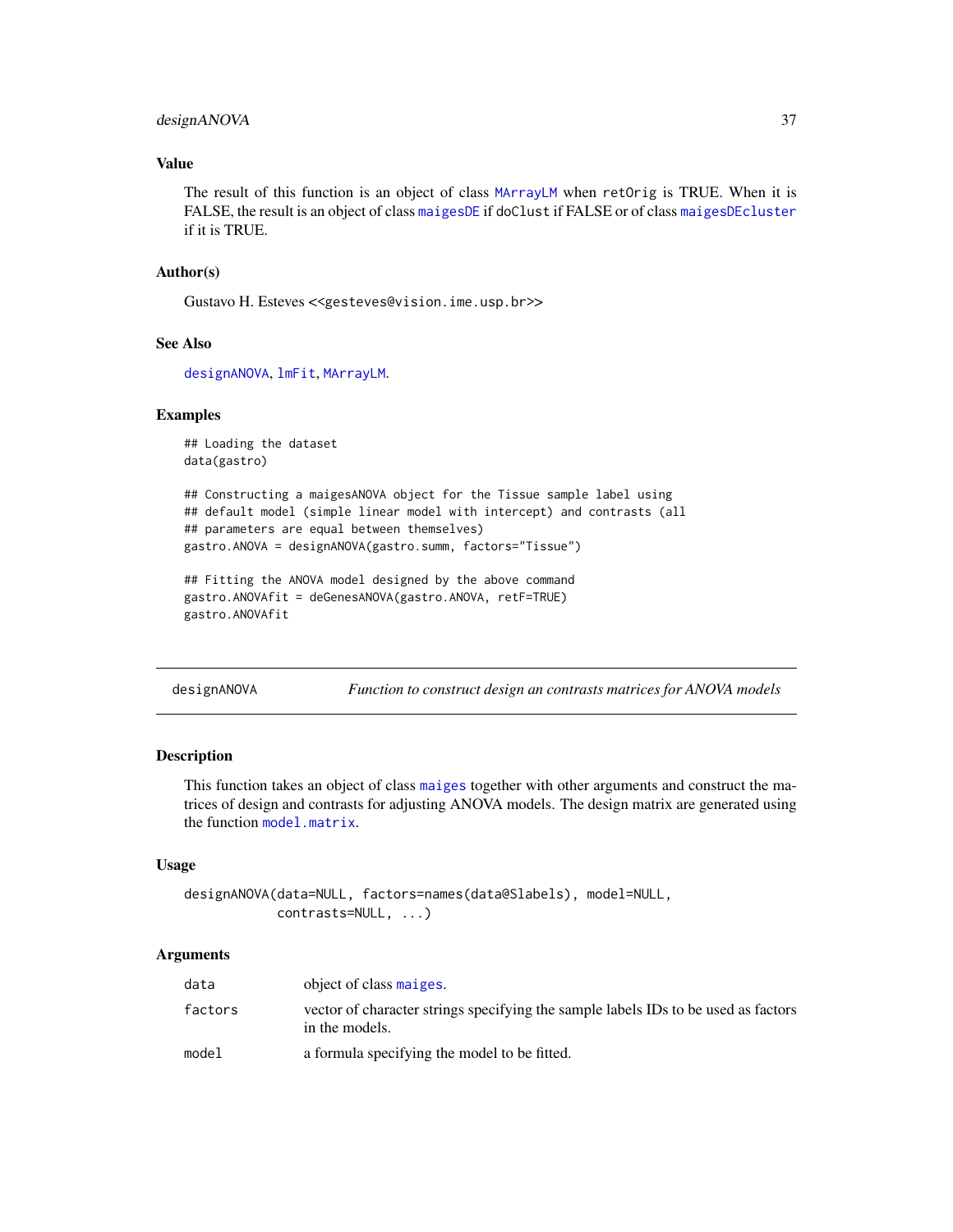### Value

The result of this function is an object of class `MArrayLM` when `retOrig` is TRUE. When it is FALSE, the result is an object of class `maigesDE` if `doClust` if FALSE or of class `maigesDEcluster` if it is TRUE.

### Author(s)

Gustavo H. Esteves <<gesteves@vision.ime.usp.br>>

### See Also

`designANOVA`, `lmFit`, `MArrayLM`.

### Examples

```
## Loading the dataset
data(gastro)

## Constructing a maigesANOVA object for the Tissue sample label using
## default model (simple linear model with intercept) and contrasts (all
## parameters are equal between themselves)
gastro.ANOVA = designANOVA(gastro.summ, factors="Tissue")

## Fitting the ANOVA model designed by the above command
gastro.ANOVAfit = deGenesANOVA(gastro.ANOVA, retF=TRUE)
gastro.ANOVAfit
```

---

## designANOVA — *Function to construct design an contrasts matrices for ANOVA models*

### Description

This function takes an object of class `maiges` together with other arguments and construct the matrices of design and contrasts for adjusting ANOVA models. The design matrix are generated using the function `model.matrix`.

### Usage

```
designANOVA(data=NULL, factors=names(data@Slabels), model=NULL,
           contrasts=NULL, ...)
```

### Arguments

| | |
|---|---|
| `data` | object of class `maiges`. |
| `factors` | vector of character strings specifying the sample labels IDs to be used as factors in the models. |
| `model` | a formula specifying the model to be fitted. |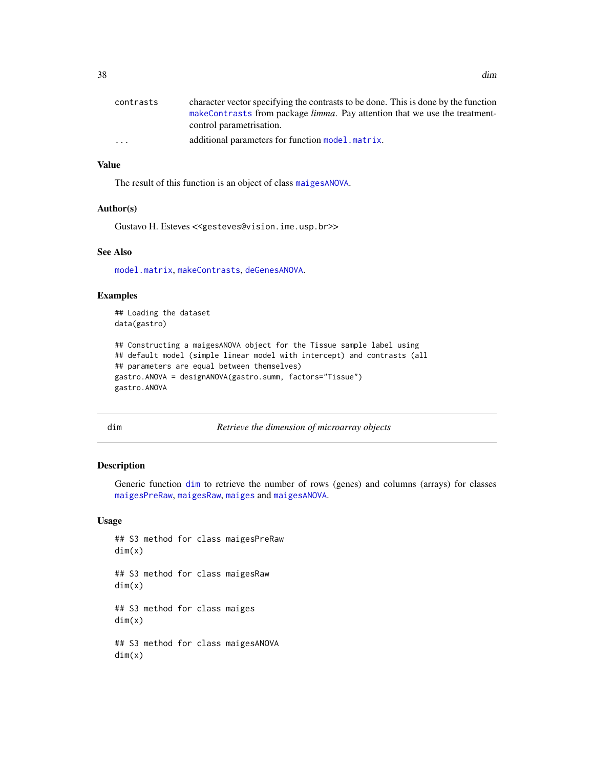| | |
|---|---|
| contrasts | character vector specifying the contrasts to be done. This is done by the function makeContrasts from package *limma*. Pay attention that we use the treatment-control parametrisation. |
| ... | additional parameters for function model.matrix. |

### Value

The result of this function is an object of class maigesANOVA.

### Author(s)

Gustavo H. Esteves <<gesteves@vision.ime.usp.br>>

### See Also

model.matrix, makeContrasts, deGenesANOVA.

### Examples

```
## Loading the dataset
data(gastro)

## Constructing a maigesANOVA object for the Tissue sample label using
## default model (simple linear model with intercept) and contrasts (all
## parameters are equal between themselves)
gastro.ANOVA = designANOVA(gastro.summ, factors="Tissue")
gastro.ANOVA
```

---

## dim — *Retrieve the dimension of microarray objects*

### Description

Generic function dim to retrieve the number of rows (genes) and columns (arrays) for classes maigesPreRaw, maigesRaw, maiges and maigesANOVA.

### Usage

```
## S3 method for class maigesPreRaw
dim(x)

## S3 method for class maigesRaw
dim(x)

## S3 method for class maiges
dim(x)

## S3 method for class maigesANOVA
dim(x)
```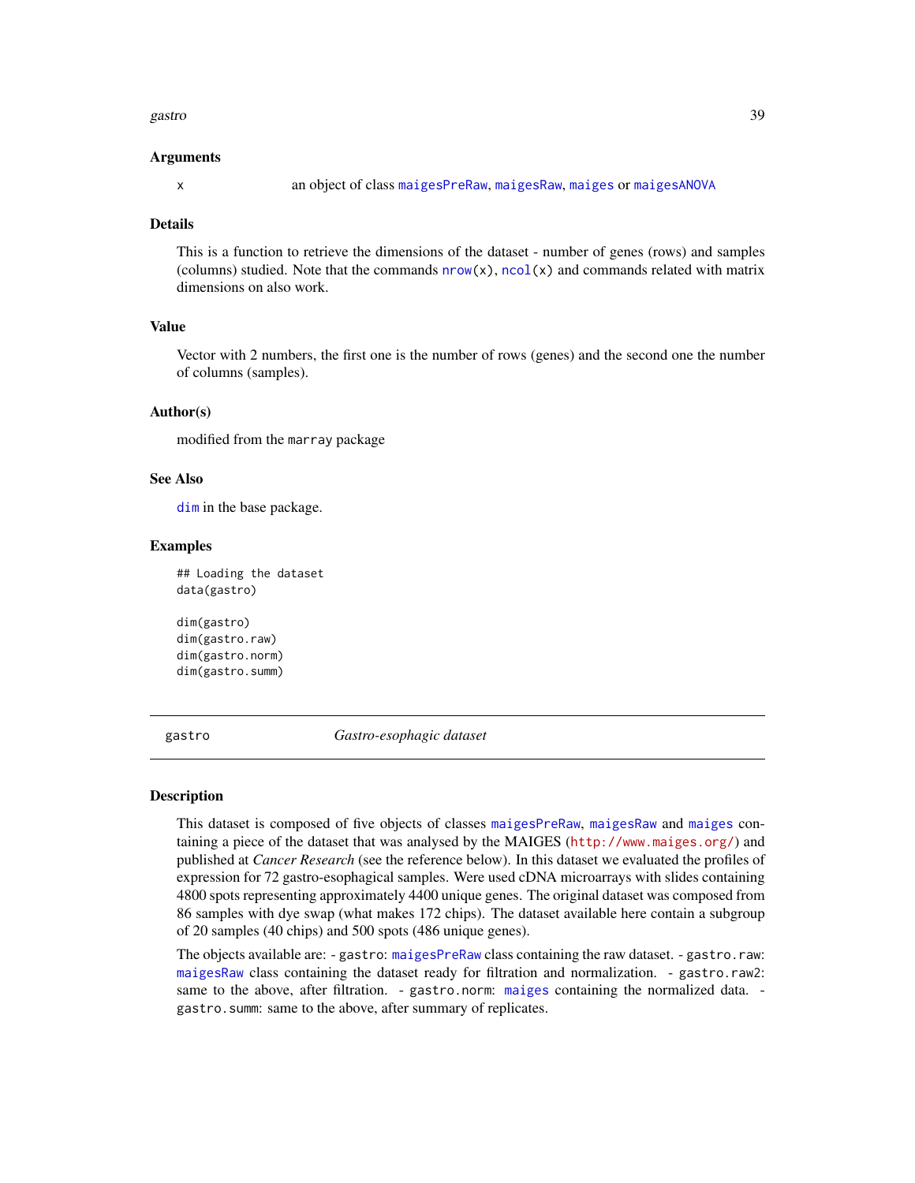### Arguments

x    an object of class maigesPreRaw, maigesRaw, maiges or maigesANOVA

### Details

This is a function to retrieve the dimensions of the dataset - number of genes (rows) and samples (columns) studied. Note that the commands nrow(x), ncol(x) and commands related with matrix dimensions on also work.

### Value

Vector with 2 numbers, the first one is the number of rows (genes) and the second one the number of columns (samples).

### Author(s)

modified from the marray package

### See Also

dim in the base package.

### Examples

```
## Loading the dataset
data(gastro)

dim(gastro)
dim(gastro.raw)
dim(gastro.norm)
dim(gastro.summ)
```

---

## gastro    *Gastro-esophagic dataset*

---

### Description

This dataset is composed of five objects of classes maigesPreRaw, maigesRaw and maiges containing a piece of the dataset that was analysed by the MAIGES (http://www.maiges.org/) and published at *Cancer Research* (see the reference below). In this dataset we evaluated the profiles of expression for 72 gastro-esophagical samples. Were used cDNA microarrays with slides containing 4800 spots representing approximately 4400 unique genes. The original dataset was composed from 86 samples with dye swap (what makes 172 chips). The dataset available here contain a subgroup of 20 samples (40 chips) and 500 spots (486 unique genes).

The objects available are: - gastro: maigesPreRaw class containing the raw dataset. - gastro.raw: maigesRaw class containing the dataset ready for filtration and normalization. - gastro.raw2: same to the above, after filtration. - gastro.norm: maiges containing the normalized data. - gastro.summ: same to the above, after summary of replicates.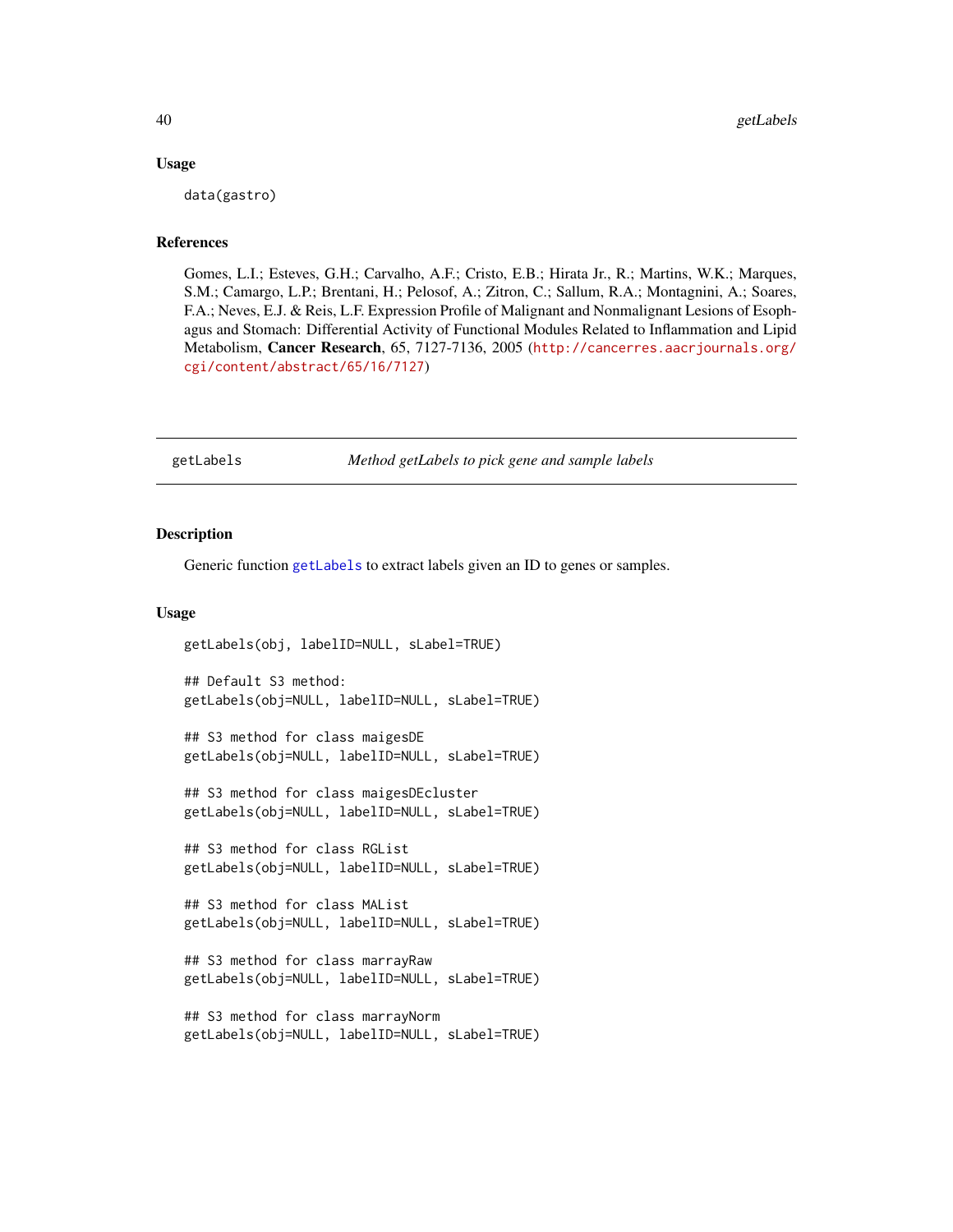### Usage

```
data(gastro)
```

### References

Gomes, L.I.; Esteves, G.H.; Carvalho, A.F.; Cristo, E.B.; Hirata Jr., R.; Martins, W.K.; Marques, S.M.; Camargo, L.P.; Brentani, H.; Pelosof, A.; Zitron, C.; Sallum, R.A.; Montagnini, A.; Soares, F.A.; Neves, E.J. & Reis, L.F. Expression Profile of Malignant and Nonmalignant Lesions of Esophagus and Stomach: Differential Activity of Functional Modules Related to Inflammation and Lipid Metabolism, **Cancer Research**, 65, 7127-7136, 2005 (http://cancerres.aacrjournals.org/cgi/content/abstract/65/16/7127)

---

## getLabels — *Method getLabels to pick gene and sample labels*

### Description

Generic function getLabels to extract labels given an ID to genes or samples.

### Usage

```
getLabels(obj, labelID=NULL, sLabel=TRUE)

## Default S3 method:
getLabels(obj=NULL, labelID=NULL, sLabel=TRUE)

## S3 method for class maigesDE
getLabels(obj=NULL, labelID=NULL, sLabel=TRUE)

## S3 method for class maigesDEcluster
getLabels(obj=NULL, labelID=NULL, sLabel=TRUE)

## S3 method for class RGList
getLabels(obj=NULL, labelID=NULL, sLabel=TRUE)

## S3 method for class MAList
getLabels(obj=NULL, labelID=NULL, sLabel=TRUE)

## S3 method for class marrayRaw
getLabels(obj=NULL, labelID=NULL, sLabel=TRUE)

## S3 method for class marrayNorm
getLabels(obj=NULL, labelID=NULL, sLabel=TRUE)
```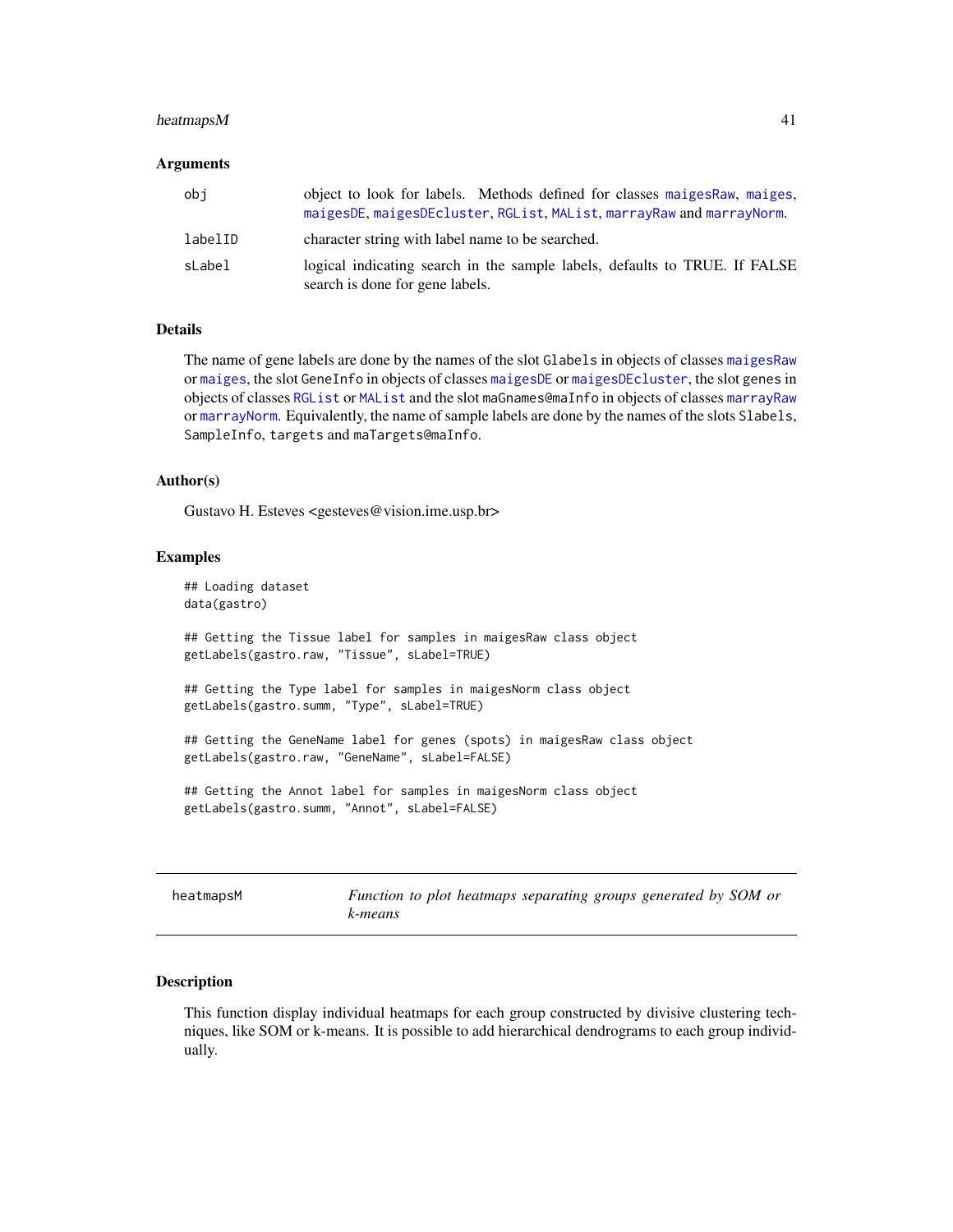### Arguments

| | |
|---|---|
| obj | object to look for labels. Methods defined for classes maigesRaw, maiges, maigesDE, maigesDEcluster, RGList, MAList, marrayRaw and marrayNorm. |
| labelID | character string with label name to be searched. |
| sLabel | logical indicating search in the sample labels, defaults to TRUE. If FALSE search is done for gene labels. |

### Details

The name of gene labels are done by the names of the slot `Glabels` in objects of classes maigesRaw or maiges, the slot `GeneInfo` in objects of classes maigesDE or maigesDEcluster, the slot `genes` in objects of classes RGList or MAList and the slot `maGnames@maInfo` in objects of classes marrayRaw or marrayNorm. Equivalently, the name of sample labels are done by the names of the slots `Slabels`, `SampleInfo`, `targets` and `maTargets@maInfo`.

### Author(s)

Gustavo H. Esteves <gesteves@vision.ime.usp.br>

### Examples

```
## Loading dataset
data(gastro)

## Getting the Tissue label for samples in maigesRaw class object
getLabels(gastro.raw, "Tissue", sLabel=TRUE)

## Getting the Type label for samples in maigesNorm class object
getLabels(gastro.summ, "Type", sLabel=TRUE)

## Getting the GeneName label for genes (spots) in maigesRaw class object
getLabels(gastro.raw, "GeneName", sLabel=FALSE)

## Getting the Annot label for samples in maigesNorm class object
getLabels(gastro.summ, "Annot", sLabel=FALSE)
```

---

## heatmapsM — *Function to plot heatmaps separating groups generated by SOM or k-means*

### Description

This function display individual heatmaps for each group constructed by divisive clustering techniques, like SOM or k-means. It is possible to add hierarchical dendrograms to each group individually.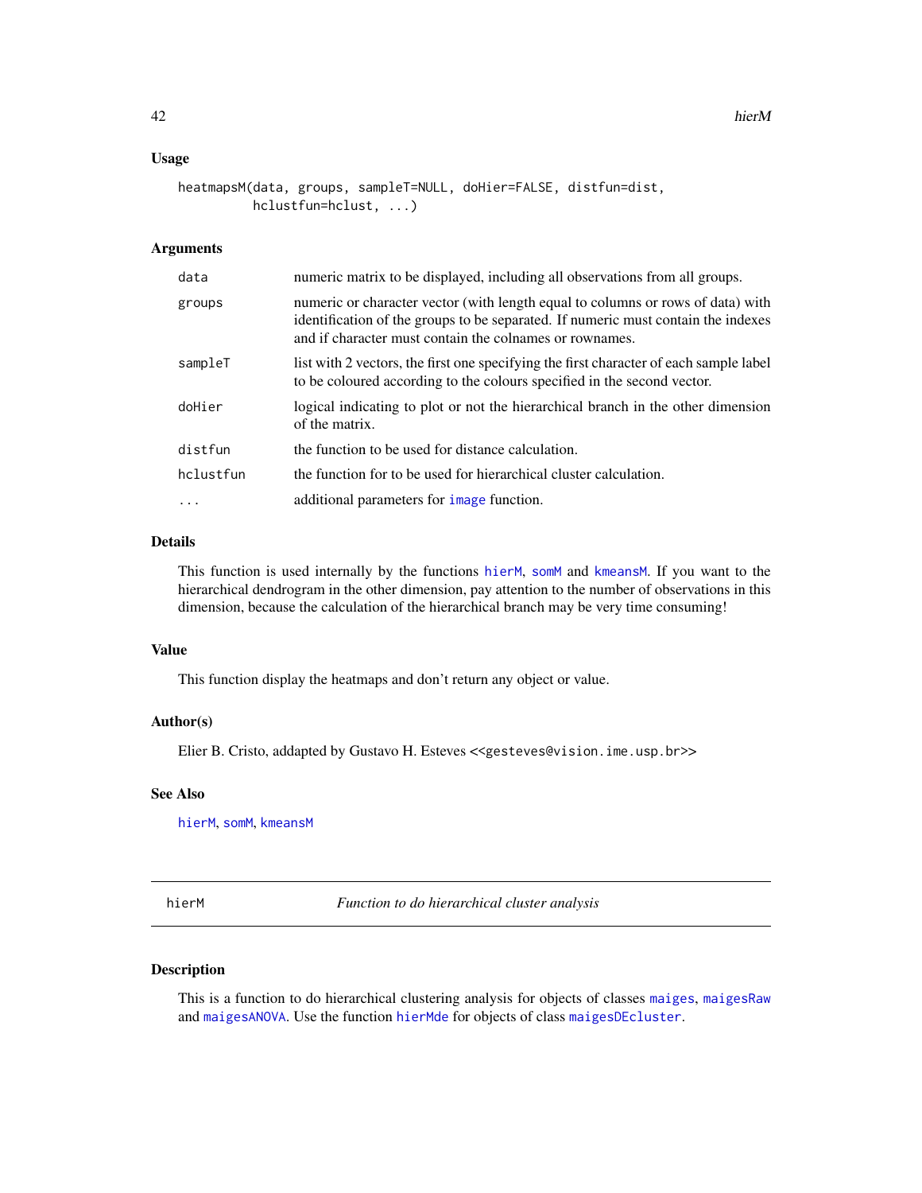### Usage

```
heatmapsM(data, groups, sampleT=NULL, doHier=FALSE, distfun=dist,
          hclustfun=hclust, ...)
```

### Arguments

| | |
|---|---|
| data | numeric matrix to be displayed, including all observations from all groups. |
| groups | numeric or character vector (with length equal to columns or rows of data) with identification of the groups to be separated. If numeric must contain the indexes and if character must contain the colnames or rownames. |
| sampleT | list with 2 vectors, the first one specifying the first character of each sample label to be coloured according to the colours specified in the second vector. |
| doHier | logical indicating to plot or not the hierarchical branch in the other dimension of the matrix. |
| distfun | the function to be used for distance calculation. |
| hclustfun | the function for to be used for hierarchical cluster calculation. |
| ... | additional parameters for image function. |

### Details

This function is used internally by the functions hierM, somM and kmeansM. If you want to the hierarchical dendrogram in the other dimension, pay attention to the number of observations in this dimension, because the calculation of the hierarchical branch may be very time consuming!

### Value

This function display the heatmaps and don't return any object or value.

### Author(s)

Elier B. Cristo, addapted by Gustavo H. Esteves <<gesteves@vision.ime.usp.br>>

### See Also

hierM, somM, kmeansM

---

## hierM — *Function to do hierarchical cluster analysis*

### Description

This is a function to do hierarchical clustering analysis for objects of classes maiges, maigesRaw and maigesANOVA. Use the function hierMde for objects of class maigesDEcluster.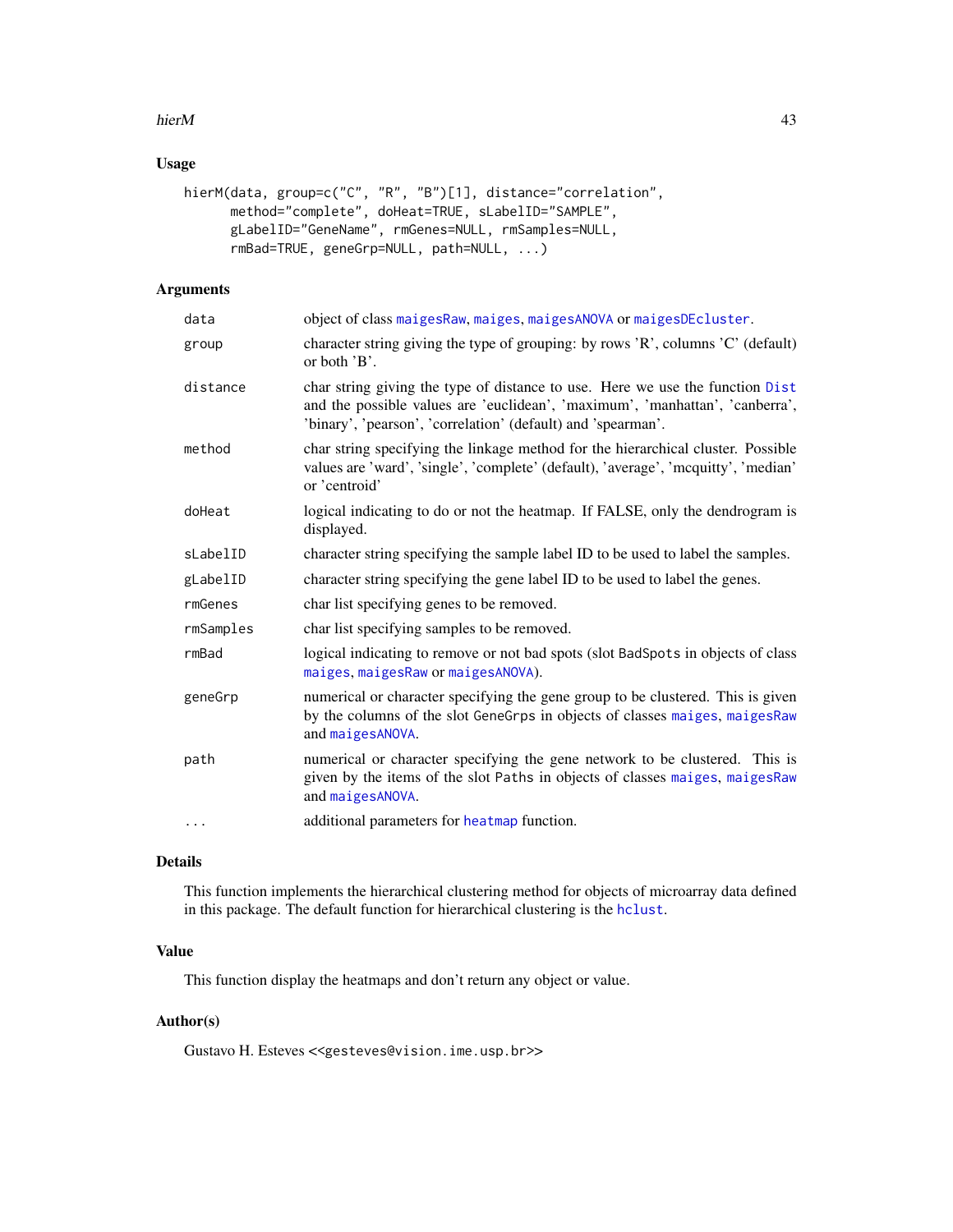## Usage

```
hierM(data, group=c("C", "R", "B")[1], distance="correlation",
      method="complete", doHeat=TRUE, sLabelID="SAMPLE",
      gLabelID="GeneName", rmGenes=NULL, rmSamples=NULL,
      rmBad=TRUE, geneGrp=NULL, path=NULL, ...)
```

## Arguments

| | |
|---|---|
| data | object of class maigesRaw, maiges, maigesANOVA or maigesDEcluster. |
| group | character string giving the type of grouping: by rows 'R', columns 'C' (default) or both 'B'. |
| distance | char string giving the type of distance to use. Here we use the function Dist and the possible values are 'euclidean', 'maximum', 'manhattan', 'canberra', 'binary', 'pearson', 'correlation' (default) and 'spearman'. |
| method | char string specifying the linkage method for the hierarchical cluster. Possible values are 'ward', 'single', 'complete' (default), 'average', 'mcquitty', 'median' or 'centroid' |
| doHeat | logical indicating to do or not the heatmap. If FALSE, only the dendrogram is displayed. |
| sLabelID | character string specifying the sample label ID to be used to label the samples. |
| gLabelID | character string specifying the gene label ID to be used to label the genes. |
| rmGenes | char list specifying genes to be removed. |
| rmSamples | char list specifying samples to be removed. |
| rmBad | logical indicating to remove or not bad spots (slot BadSpots in objects of class maiges, maigesRaw or maigesANOVA). |
| geneGrp | numerical or character specifying the gene group to be clustered. This is given by the columns of the slot GeneGrps in objects of classes maiges, maigesRaw and maigesANOVA. |
| path | numerical or character specifying the gene network to be clustered. This is given by the items of the slot Paths in objects of classes maiges, maigesRaw and maigesANOVA. |
| ... | additional parameters for heatmap function. |

## Details

This function implements the hierarchical clustering method for objects of microarray data defined in this package. The default function for hierarchical clustering is the hclust.

## Value

This function display the heatmaps and don't return any object or value.

## Author(s)

Gustavo H. Esteves <<gesteves@vision.ime.usp.br>>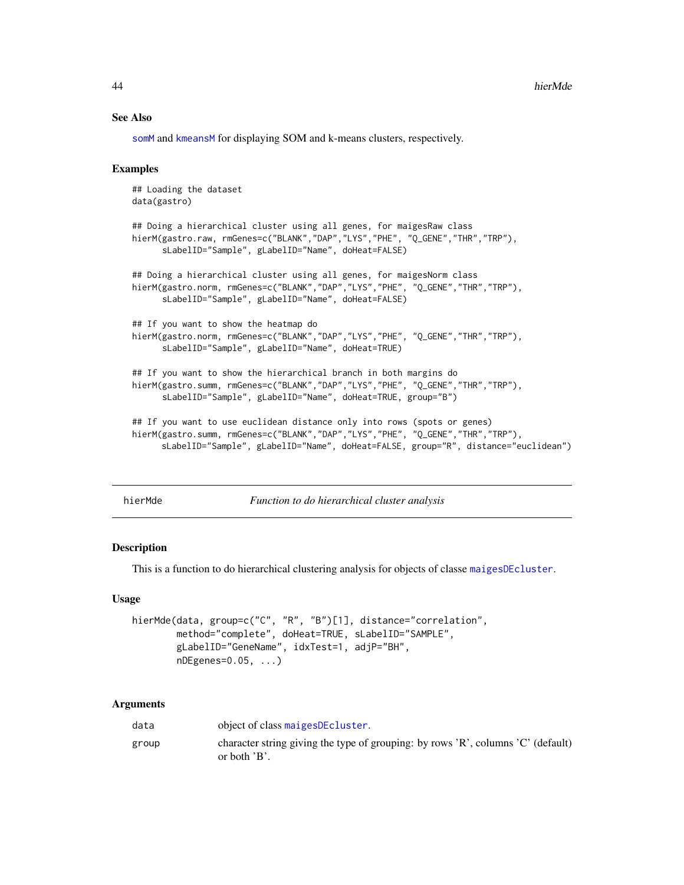### See Also

somM and kmeansM for displaying SOM and k-means clusters, respectively.

### Examples

```
## Loading the dataset
data(gastro)

## Doing a hierarchical cluster using all genes, for maigesRaw class
hierM(gastro.raw, rmGenes=c("BLANK","DAP","LYS","PHE", "Q_GENE","THR","TRP"),
      sLabelID="Sample", gLabelID="Name", doHeat=FALSE)

## Doing a hierarchical cluster using all genes, for maigesNorm class
hierM(gastro.norm, rmGenes=c("BLANK","DAP","LYS","PHE", "Q_GENE","THR","TRP"),
      sLabelID="Sample", gLabelID="Name", doHeat=FALSE)

## If you want to show the heatmap do
hierM(gastro.norm, rmGenes=c("BLANK","DAP","LYS","PHE", "Q_GENE","THR","TRP"),
      sLabelID="Sample", gLabelID="Name", doHeat=TRUE)

## If you want to show the hierarchical branch in both margins do
hierM(gastro.summ, rmGenes=c("BLANK","DAP","LYS","PHE", "Q_GENE","THR","TRP"),
      sLabelID="Sample", gLabelID="Name", doHeat=TRUE, group="B")

## If you want to use euclidean distance only into rows (spots or genes)
hierM(gastro.summ, rmGenes=c("BLANK","DAP","LYS","PHE", "Q_GENE","THR","TRP"),
      sLabelID="Sample", gLabelID="Name", doHeat=FALSE, group="R", distance="euclidean")
```

---

## hierMde — *Function to do hierarchical cluster analysis*

### Description

This is a function to do hierarchical clustering analysis for objects of classe maigesDEcluster.

### Usage

```
hierMde(data, group=c("C", "R", "B")[1], distance="correlation",
        method="complete", doHeat=TRUE, sLabelID="SAMPLE",
        gLabelID="GeneName", idxTest=1, adjP="BH",
        nDEgenes=0.05, ...)
```

### Arguments

| | |
|---|---|
| data | object of class maigesDEcluster. |
| group | character string giving the type of grouping: by rows 'R', columns 'C' (default) or both 'B'. |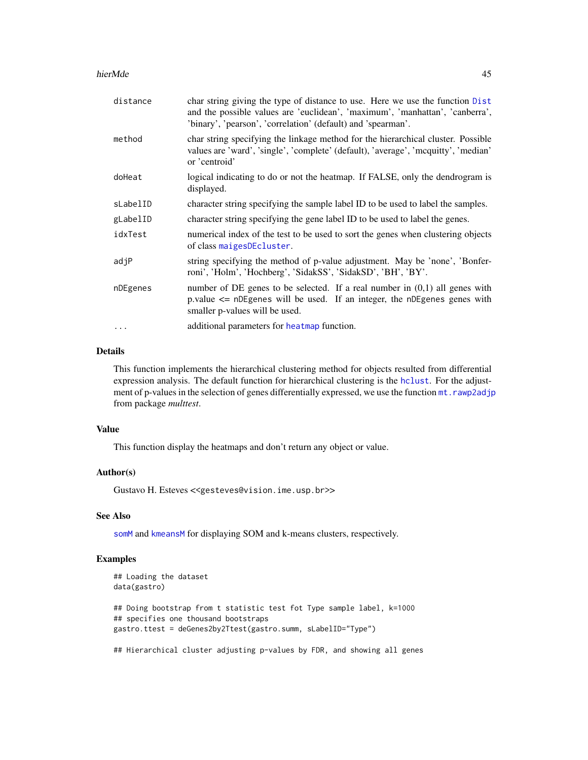| | |
|---|---|
| `distance` | char string giving the type of distance to use. Here we use the function `Dist` and the possible values are 'euclidean', 'maximum', 'manhattan', 'canberra', 'binary', 'pearson', 'correlation' (default) and 'spearman'. |
| `method` | char string specifying the linkage method for the hierarchical cluster. Possible values are 'ward', 'single', 'complete' (default), 'average', 'mcquitty', 'median' or 'centroid' |
| `doHeat` | logical indicating to do or not the heatmap. If FALSE, only the dendrogram is displayed. |
| `sLabelID` | character string specifying the sample label ID to be used to label the samples. |
| `gLabelID` | character string specifying the gene label ID to be used to label the genes. |
| `idxTest` | numerical index of the test to be used to sort the genes when clustering objects of class `maigesDEcluster`. |
| `adjP` | string specifying the method of p-value adjustment. May be 'none', 'Bonferroni', 'Holm', 'Hochberg', 'SidakSS', 'SidakSD', 'BH', 'BY'. |
| `nDEgenes` | number of DE genes to be selected. If a real number in (0,1) all genes with p.value <= `nDEgenes` will be used. If an integer, the `nDEgenes` genes with smaller p-values will be used. |
| `...` | additional parameters for `heatmap` function. |

## Details

This function implements the hierarchical clustering method for objects resulted from differential expression analysis. The default function for hierarchical clustering is the `hclust`. For the adjustment of p-values in the selection of genes differentially expressed, we use the function `mt.rawp2adjp` from package *multtest*.

## Value

This function display the heatmaps and don't return any object or value.

## Author(s)

Gustavo H. Esteves <<gesteves@vision.ime.usp.br>>

## See Also

`somM` and `kmeansM` for displaying SOM and k-means clusters, respectively.

## Examples

```
## Loading the dataset
data(gastro)

## Doing bootstrap from t statistic test fot Type sample label, k=1000
## specifies one thousand bootstraps
gastro.ttest = deGenes2by2Ttest(gastro.summ, sLabelID="Type")

## Hierarchical cluster adjusting p-values by FDR, and showing all genes
```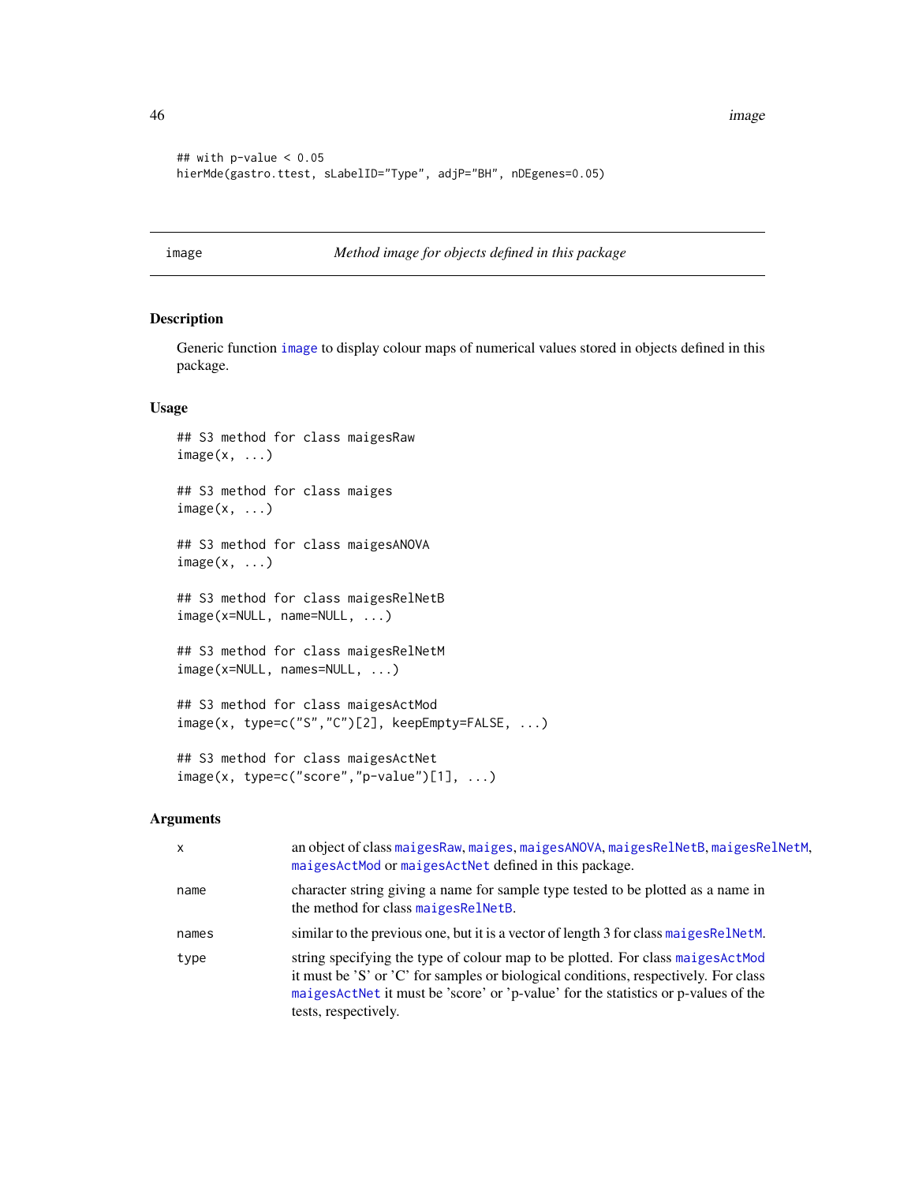```
## with p-value < 0.05
hierMde(gastro.ttest, sLabelID="Type", adjP="BH", nDEgenes=0.05)
```

## image — *Method image for objects defined in this package*

### Description

Generic function image to display colour maps of numerical values stored in objects defined in this package.

### Usage

```
## S3 method for class maigesRaw
image(x, ...)

## S3 method for class maiges
image(x, ...)

## S3 method for class maigesANOVA
image(x, ...)

## S3 method for class maigesRelNetB
image(x=NULL, name=NULL, ...)

## S3 method for class maigesRelNetM
image(x=NULL, names=NULL, ...)

## S3 method for class maigesActMod
image(x, type=c("S","C")[2], keepEmpty=FALSE, ...)

## S3 method for class maigesActNet
image(x, type=c("score","p-value")[1], ...)
```

### Arguments

| | |
|---|---|
| x | an object of class maigesRaw, maiges, maigesANOVA, maigesRelNetB, maigesRelNetM, maigesActMod or maigesActNet defined in this package. |
| name | character string giving a name for sample type tested to be plotted as a name in the method for class maigesRelNetB. |
| names | similar to the previous one, but it is a vector of length 3 for class maigesRelNetM. |
| type | string specifying the type of colour map to be plotted. For class maigesActMod it must be 'S' or 'C' for samples or biological conditions, respectively. For class maigesActNet it must be 'score' or 'p-value' for the statistics or p-values of the tests, respectively. |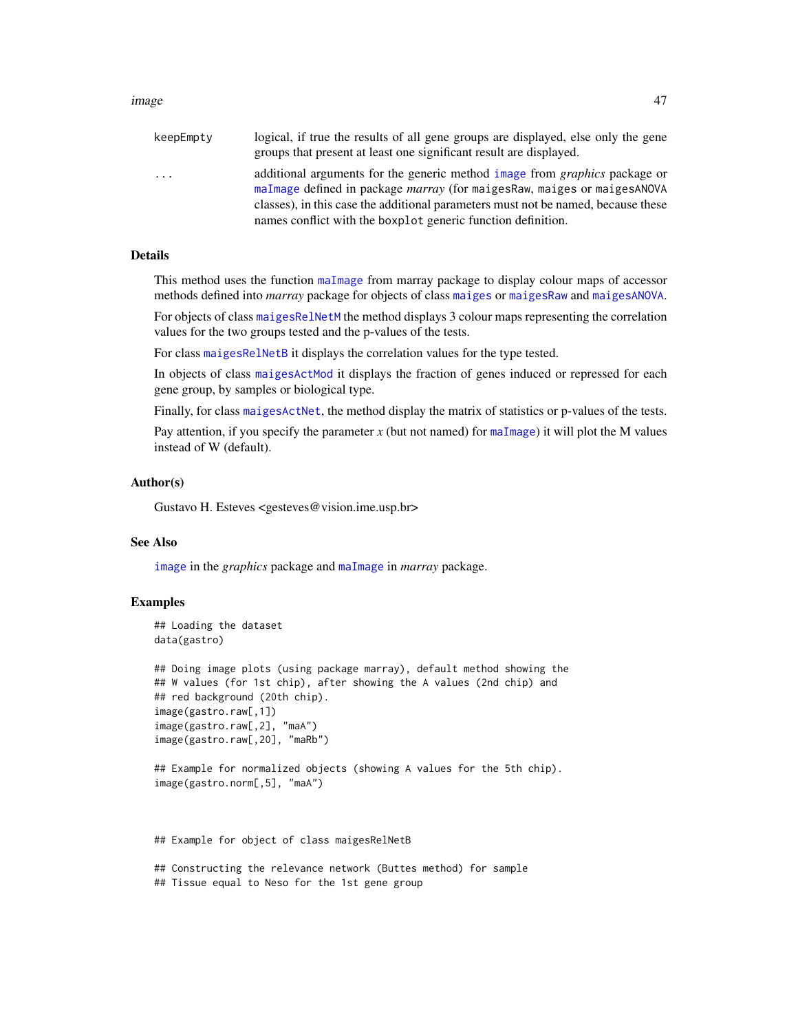keepEmpty
: logical, if true the results of all gene groups are displayed, else only the gene groups that present at least one significant result are displayed.

...
: additional arguments for the generic method `image` from *graphics* package or `maImage` defined in package *marray* (for `maigesRaw`, `maiges` or `maigesANOVA` classes), in this case the additional parameters must not be named, because these names conflict with the `boxplot` generic function definition.

## Details

This method uses the function `maImage` from marray package to display colour maps of accessor methods defined into *marray* package for objects of class `maiges` or `maigesRaw` and `maigesANOVA`.

For objects of class `maigesRelNetM` the method displays 3 colour maps representing the correlation values for the two groups tested and the p-values of the tests.

For class `maigesRelNetB` it displays the correlation values for the type tested.

In objects of class `maigesActMod` it displays the fraction of genes induced or repressed for each gene group, by samples or biological type.

Finally, for class `maigesActNet`, the method display the matrix of statistics or p-values of the tests.

Pay attention, if you specify the parameter *x* (but not named) for `maImage`) it will plot the M values instead of W (default).

## Author(s)

Gustavo H. Esteves <gesteves@vision.ime.usp.br>

## See Also

`image` in the *graphics* package and `maImage` in *marray* package.

## Examples

```
## Loading the dataset
data(gastro)

## Doing image plots (using package marray), default method showing the
## W values (for 1st chip), after showing the A values (2nd chip) and
## red background (20th chip).
image(gastro.raw[,1])
image(gastro.raw[,2], "maA")
image(gastro.raw[,20], "maRb")

## Example for normalized objects (showing A values for the 5th chip).
image(gastro.norm[,5], "maA")



## Example for object of class maigesRelNetB

## Constructing the relevance network (Buttes method) for sample
## Tissue equal to Neso for the 1st gene group
```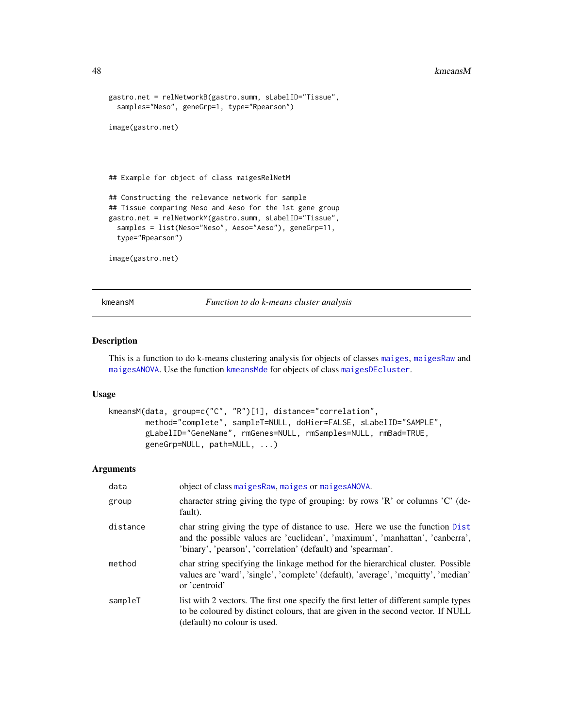```
gastro.net = relNetworkB(gastro.summ, sLabelID="Tissue",
  samples="Neso", geneGrp=1, type="Rpearson")

image(gastro.net)



## Example for object of class maigesRelNetM

## Constructing the relevance network for sample
## Tissue comparing Neso and Aeso for the 1st gene group
gastro.net = relNetworkM(gastro.summ, sLabelID="Tissue",
  samples = list(Neso="Neso", Aeso="Aeso"), geneGrp=11,
  type="Rpearson")

image(gastro.net)
```

## kmeansM — *Function to do k-means cluster analysis*

### Description

This is a function to do k-means clustering analysis for objects of classes maiges, maigesRaw and maigesANOVA. Use the function kmeansMde for objects of class maigesDEcluster.

### Usage

```
kmeansM(data, group=c("C", "R")[1], distance="correlation",
        method="complete", sampleT=NULL, doHier=FALSE, sLabelID="SAMPLE",
        gLabelID="GeneName", rmGenes=NULL, rmSamples=NULL, rmBad=TRUE,
        geneGrp=NULL, path=NULL, ...)
```

### Arguments

| | |
|---|---|
| data | object of class maigesRaw, maiges or maigesANOVA. |
| group | character string giving the type of grouping: by rows 'R' or columns 'C' (default). |
| distance | char string giving the type of distance to use. Here we use the function Dist and the possible values are 'euclidean', 'maximum', 'manhattan', 'canberra', 'binary', 'pearson', 'correlation' (default) and 'spearman'. |
| method | char string specifying the linkage method for the hierarchical cluster. Possible values are 'ward', 'single', 'complete' (default), 'average', 'mcquitty', 'median' or 'centroid' |
| sampleT | list with 2 vectors. The first one specify the first letter of different sample types to be coloured by distinct colours, that are given in the second vector. If NULL (default) no colour is used. |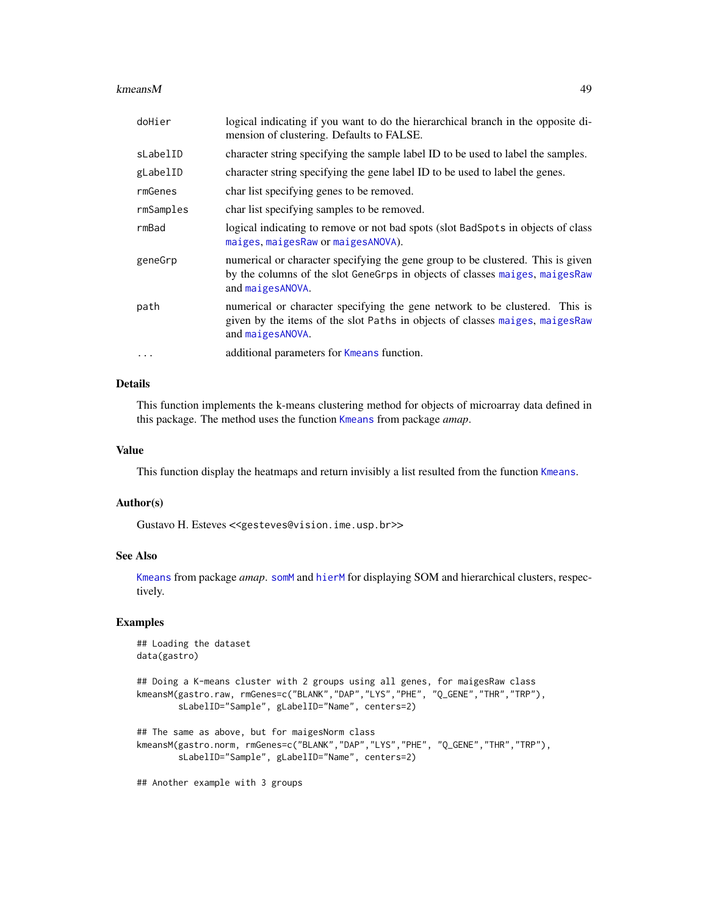| | |
|---|---|
| doHier | logical indicating if you want to do the hierarchical branch in the opposite dimension of clustering. Defaults to FALSE. |
| sLabelID | character string specifying the sample label ID to be used to label the samples. |
| gLabelID | character string specifying the gene label ID to be used to label the genes. |
| rmGenes | char list specifying genes to be removed. |
| rmSamples | char list specifying samples to be removed. |
| rmBad | logical indicating to remove or not bad spots (slot BadSpots in objects of class maiges, maigesRaw or maigesANOVA). |
| geneGrp | numerical or character specifying the gene group to be clustered. This is given by the columns of the slot GeneGrps in objects of classes maiges, maigesRaw and maigesANOVA. |
| path | numerical or character specifying the gene network to be clustered. This is given by the items of the slot Paths in objects of classes maiges, maigesRaw and maigesANOVA. |
| ... | additional parameters for Kmeans function. |

## Details

This function implements the k-means clustering method for objects of microarray data defined in this package. The method uses the function Kmeans from package *amap*.

## Value

This function display the heatmaps and return invisibly a list resulted from the function Kmeans.

## Author(s)

Gustavo H. Esteves <<gesteves@vision.ime.usp.br>>

## See Also

Kmeans from package *amap*. somM and hierM for displaying SOM and hierarchical clusters, respectively.

## Examples

```
## Loading the dataset
data(gastro)

## Doing a K-means cluster with 2 groups using all genes, for maigesRaw class
kmeansM(gastro.raw, rmGenes=c("BLANK","DAP","LYS","PHE", "Q_GENE","THR","TRP"),
        sLabelID="Sample", gLabelID="Name", centers=2)

## The same as above, but for maigesNorm class
kmeansM(gastro.norm, rmGenes=c("BLANK","DAP","LYS","PHE", "Q_GENE","THR","TRP"),
        sLabelID="Sample", gLabelID="Name", centers=2)

## Another example with 3 groups
```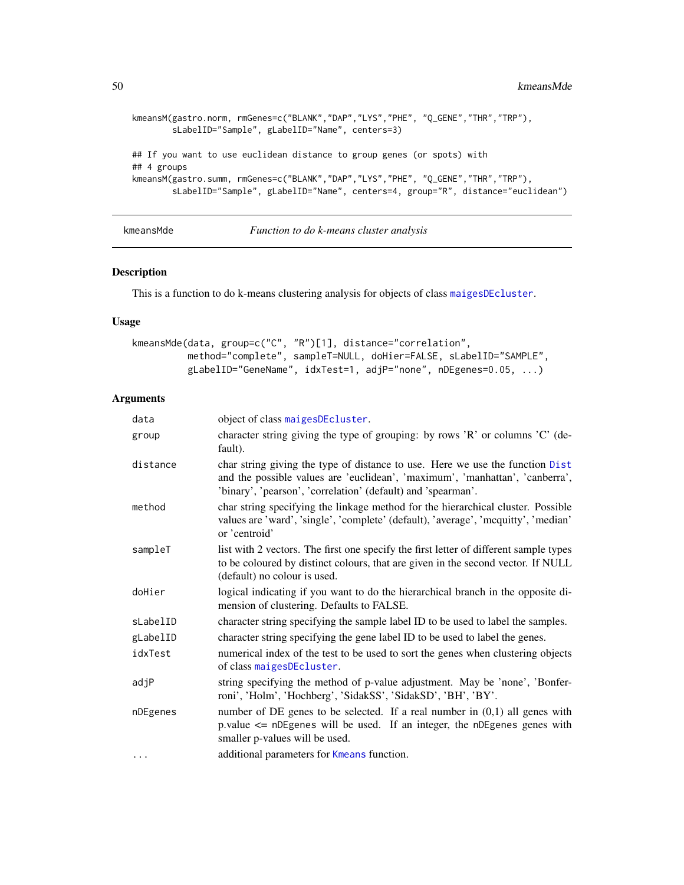```
kmeansM(gastro.norm, rmGenes=c("BLANK","DAP","LYS","PHE", "Q_GENE","THR","TRP"),
        sLabelID="Sample", gLabelID="Name", centers=3)

## If you want to use euclidean distance to group genes (or spots) with
## 4 groups
kmeansM(gastro.summ, rmGenes=c("BLANK","DAP","LYS","PHE", "Q_GENE","THR","TRP"),
        sLabelID="Sample", gLabelID="Name", centers=4, group="R", distance="euclidean")
```

---

## kmeansMde — *Function to do k-means cluster analysis*

### Description

This is a function to do k-means clustering analysis for objects of class `maigesDEcluster`.

### Usage

```
kmeansMde(data, group=c("C", "R")[1], distance="correlation",
          method="complete", sampleT=NULL, doHier=FALSE, sLabelID="SAMPLE",
          gLabelID="GeneName", idxTest=1, adjP="none", nDEgenes=0.05, ...)
```

### Arguments

| | |
|---|---|
| `data` | object of class `maigesDEcluster`. |
| `group` | character string giving the type of grouping: by rows 'R' or columns 'C' (default). |
| `distance` | char string giving the type of distance to use. Here we use the function `Dist` and the possible values are 'euclidean', 'maximum', 'manhattan', 'canberra', 'binary', 'pearson', 'correlation' (default) and 'spearman'. |
| `method` | char string specifying the linkage method for the hierarchical cluster. Possible values are 'ward', 'single', 'complete' (default), 'average', 'mcquitty', 'median' or 'centroid' |
| `sampleT` | list with 2 vectors. The first one specify the first letter of different sample types to be coloured by distinct colours, that are given in the second vector. If NULL (default) no colour is used. |
| `doHier` | logical indicating if you want to do the hierarchical branch in the opposite dimension of clustering. Defaults to FALSE. |
| `sLabelID` | character string specifying the sample label ID to be used to label the samples. |
| `gLabelID` | character string specifying the gene label ID to be used to label the genes. |
| `idxTest` | numerical index of the test to be used to sort the genes when clustering objects of class `maigesDEcluster`. |
| `adjP` | string specifying the method of p-value adjustment. May be 'none', 'Bonferroni', 'Holm', 'Hochberg', 'SidakSS', 'SidakSD', 'BH', 'BY'. |
| `nDEgenes` | number of DE genes to be selected. If a real number in (0,1) all genes with p.value <= `nDEgenes` will be used. If an integer, the `nDEgenes` genes with smaller p-values will be used. |
| `...` | additional parameters for `Kmeans` function. |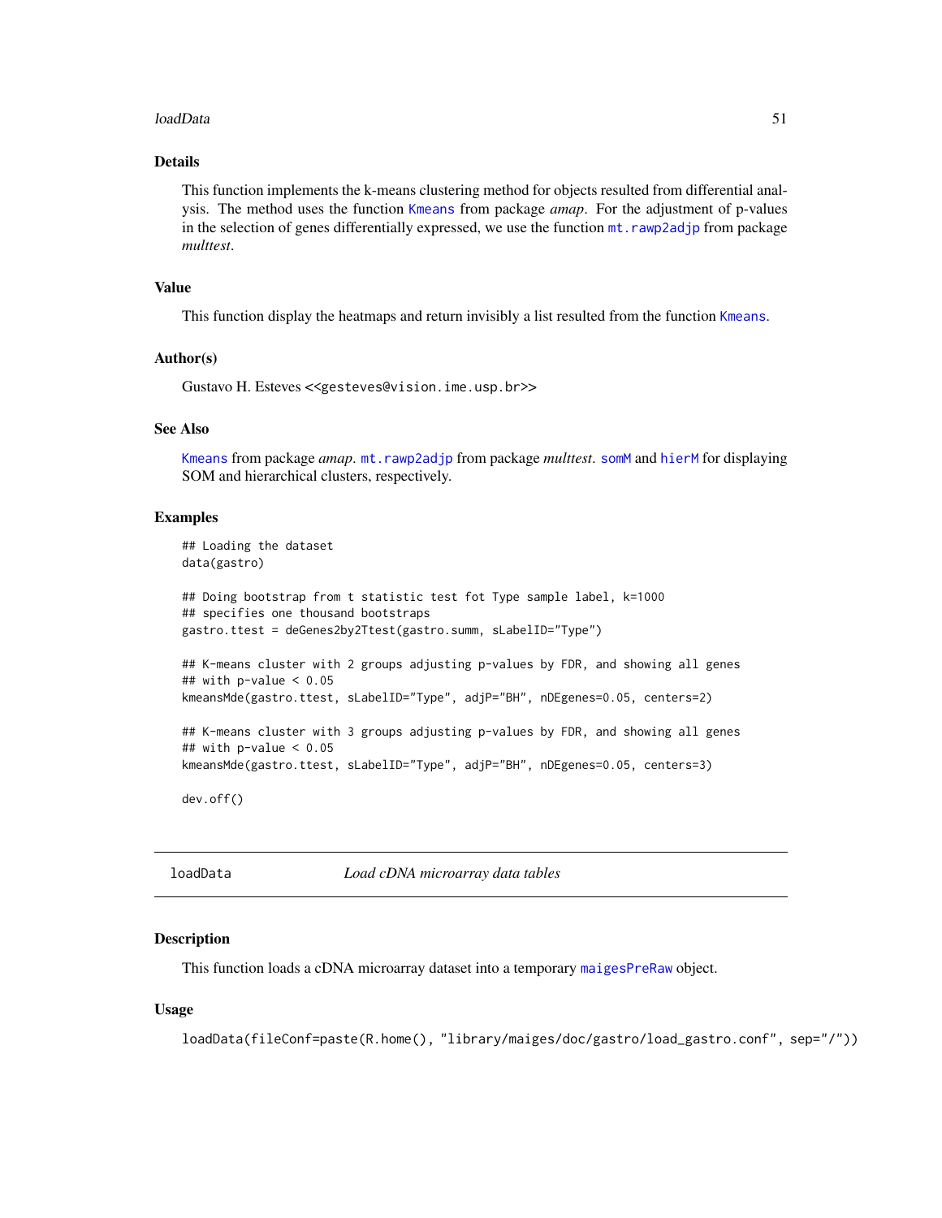### Details

This function implements the k-means clustering method for objects resulted from differential analysis. The method uses the function `Kmeans` from package *amap*. For the adjustment of p-values in the selection of genes differentially expressed, we use the function `mt.rawp2adjp` from package *multtest*.

### Value

This function display the heatmaps and return invisibly a list resulted from the function `Kmeans`.

### Author(s)

Gustavo H. Esteves <<gesteves@vision.ime.usp.br>>

### See Also

`Kmeans` from package *amap*. `mt.rawp2adjp` from package *multtest*. `somM` and `hierM` for displaying SOM and hierarchical clusters, respectively.

### Examples

```
## Loading the dataset
data(gastro)

## Doing bootstrap from t statistic test fot Type sample label, k=1000
## specifies one thousand bootstraps
gastro.ttest = deGenes2by2Ttest(gastro.summ, sLabelID="Type")

## K-means cluster with 2 groups adjusting p-values by FDR, and showing all genes
## with p-value < 0.05
kmeansMde(gastro.ttest, sLabelID="Type", adjP="BH", nDEgenes=0.05, centers=2)

## K-means cluster with 3 groups adjusting p-values by FDR, and showing all genes
## with p-value < 0.05
kmeansMde(gastro.ttest, sLabelID="Type", adjP="BH", nDEgenes=0.05, centers=3)

dev.off()
```

---

## loadData — *Load cDNA microarray data tables*

---

### Description

This function loads a cDNA microarray dataset into a temporary `maigesPreRaw` object.

### Usage

```
loadData(fileConf=paste(R.home(), "library/maiges/doc/gastro/load_gastro.conf", sep="/"))
```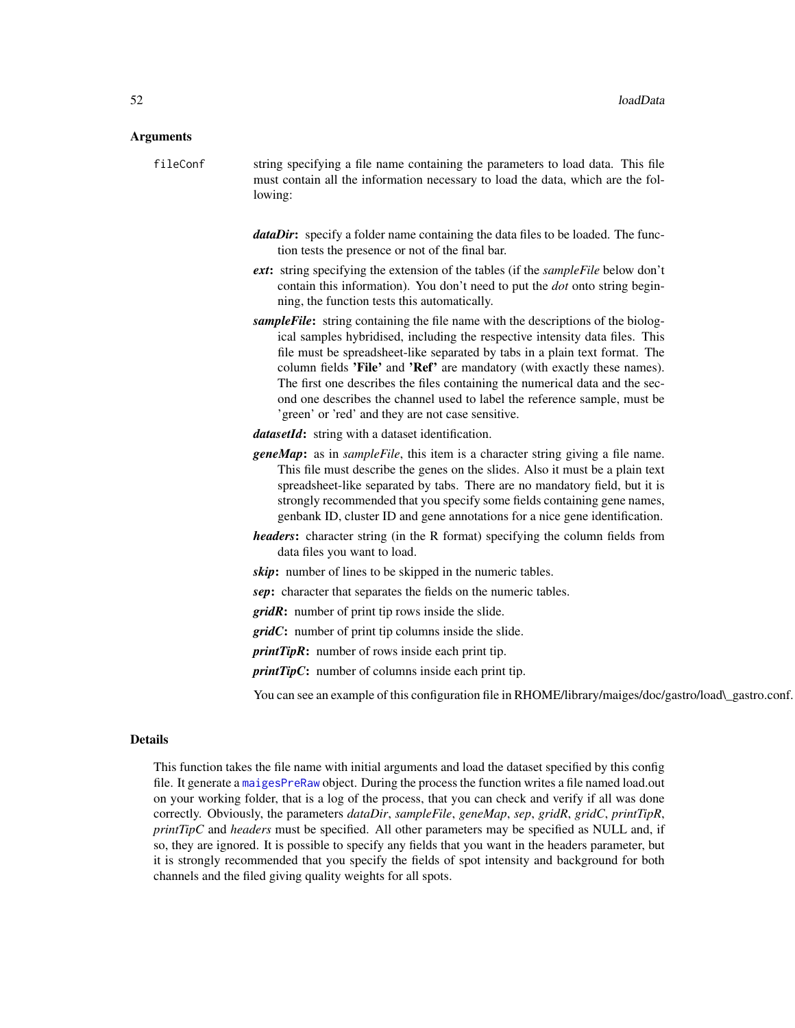### Arguments

`fileConf` string specifying a file name containing the parameters to load data. This file must contain all the information necessary to load the data, which are the following:

- ***dataDir*:** specify a folder name containing the data files to be loaded. The function tests the presence or not of the final bar.
- ***ext*:** string specifying the extension of the tables (if the *sampleFile* below don't contain this information). You don't need to put the *dot* onto string beginning, the function tests this automatically.
- ***sampleFile*:** string containing the file name with the descriptions of the biological samples hybridised, including the respective intensity data files. This file must be spreadsheet-like separated by tabs in a plain text format. The column fields **'File'** and **'Ref'** are mandatory (with exactly these names). The first one describes the files containing the numerical data and the second one describes the channel used to label the reference sample, must be 'green' or 'red' and they are not case sensitive.
- ***datasetId*:** string with a dataset identification.
- ***geneMap*:** as in *sampleFile*, this item is a character string giving a file name. This file must describe the genes on the slides. Also it must be a plain text spreadsheet-like separated by tabs. There are no mandatory field, but it is strongly recommended that you specify some fields containing gene names, genbank ID, cluster ID and gene annotations for a nice gene identification.
- ***headers*:** character string (in the R format) specifying the column fields from data files you want to load.
- ***skip*:** number of lines to be skipped in the numeric tables.
- ***sep*:** character that separates the fields on the numeric tables.
- ***gridR*:** number of print tip rows inside the slide.
- ***gridC*:** number of print tip columns inside the slide.
- ***printTipR*:** number of rows inside each print tip.
- ***printTipC*:** number of columns inside each print tip.

You can see an example of this configuration file in RHOME/library/maiges/doc/gastro/load_gastro.conf.

### Details

This function takes the file name with initial arguments and load the dataset specified by this config file. It generate a `maigesPreRaw` object. During the process the function writes a file named load.out on your working folder, that is a log of the process, that you can check and verify if all was done correctly. Obviously, the parameters *dataDir*, *sampleFile*, *geneMap*, *sep*, *gridR*, *gridC*, *printTipR*, *printTipC* and *headers* must be specified. All other parameters may be specified as NULL and, if so, they are ignored. It is possible to specify any fields that you want in the headers parameter, but it is strongly recommended that you specify the fields of spot intensity and background for both channels and the filed giving quality weights for all spots.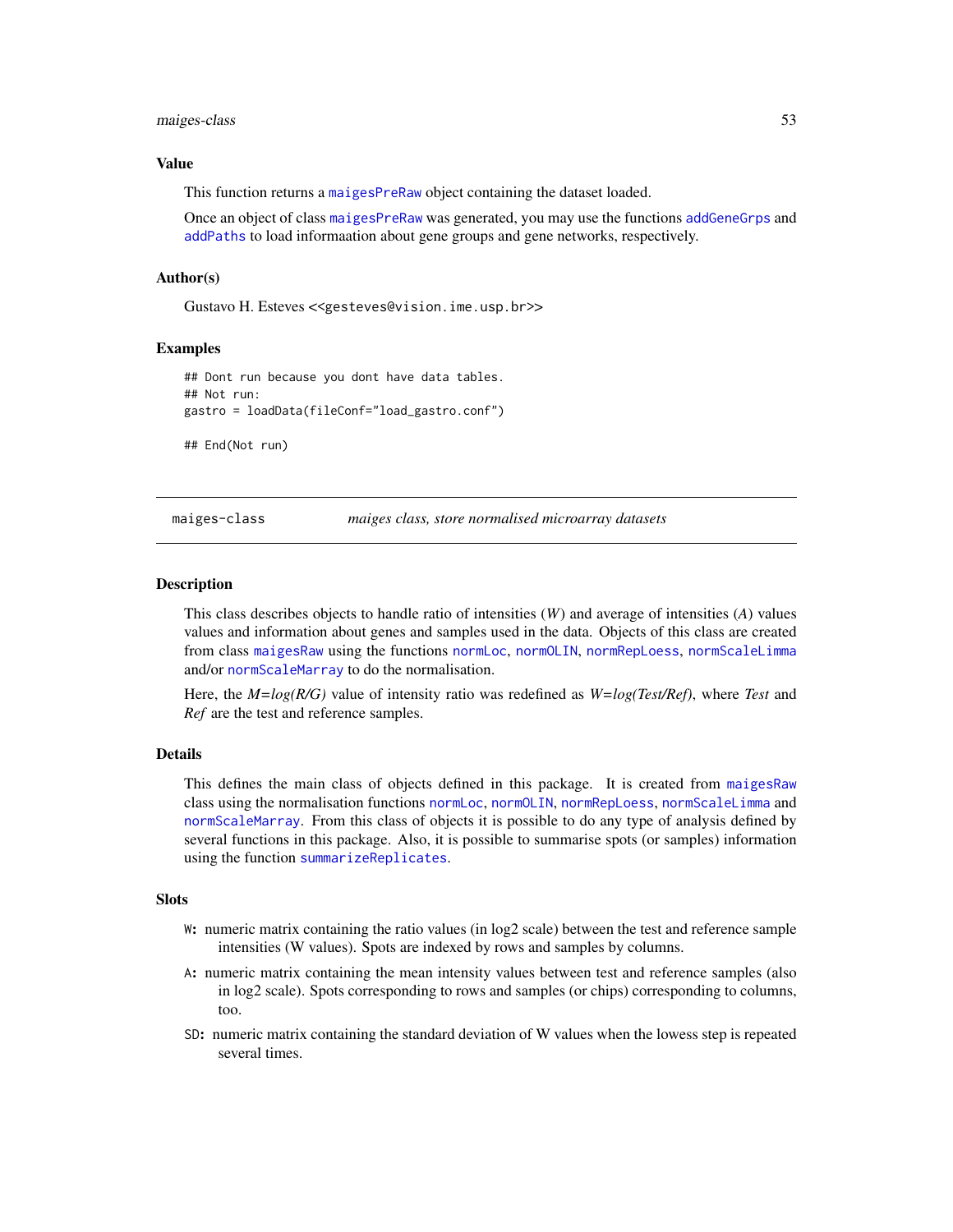### Value

This function returns a `maigesPreRaw` object containing the dataset loaded.

Once an object of class `maigesPreRaw` was generated, you may use the functions `addGeneGrps` and `addPaths` to load informaation about gene groups and gene networks, respectively.

### Author(s)

Gustavo H. Esteves <<gesteves@vision.ime.usp.br>>

### Examples

```
## Dont run because you dont have data tables.
## Not run:
gastro = loadData(fileConf="load_gastro.conf")

## End(Not run)
```

---

## maiges-class — *maiges class, store normalised microarray datasets*

---

### Description

This class describes objects to handle ratio of intensities (*W*) and average of intensities (*A*) values values and information about genes and samples used in the data. Objects of this class are created from class `maigesRaw` using the functions `normLoc`, `normOLIN`, `normRepLoess`, `normScaleLimma` and/or `normScaleMarray` to do the normalisation.

Here, the *M=log(R/G)* value of intensity ratio was redefined as *W=log(Test/Ref)*, where *Test* and *Ref* are the test and reference samples.

### Details

This defines the main class of objects defined in this package. It is created from `maigesRaw` class using the normalisation functions `normLoc`, `normOLIN`, `normRepLoess`, `normScaleLimma` and `normScaleMarray`. From this class of objects it is possible to do any type of analysis defined by several functions in this package. Also, it is possible to summarise spots (or samples) information using the function `summarizeReplicates`.

### Slots

- `W`: numeric matrix containing the ratio values (in log2 scale) between the test and reference sample intensities (W values). Spots are indexed by rows and samples by columns.
- `A`: numeric matrix containing the mean intensity values between test and reference samples (also in log2 scale). Spots corresponding to rows and samples (or chips) corresponding to columns, too.
- `SD`: numeric matrix containing the standard deviation of W values when the lowess step is repeated several times.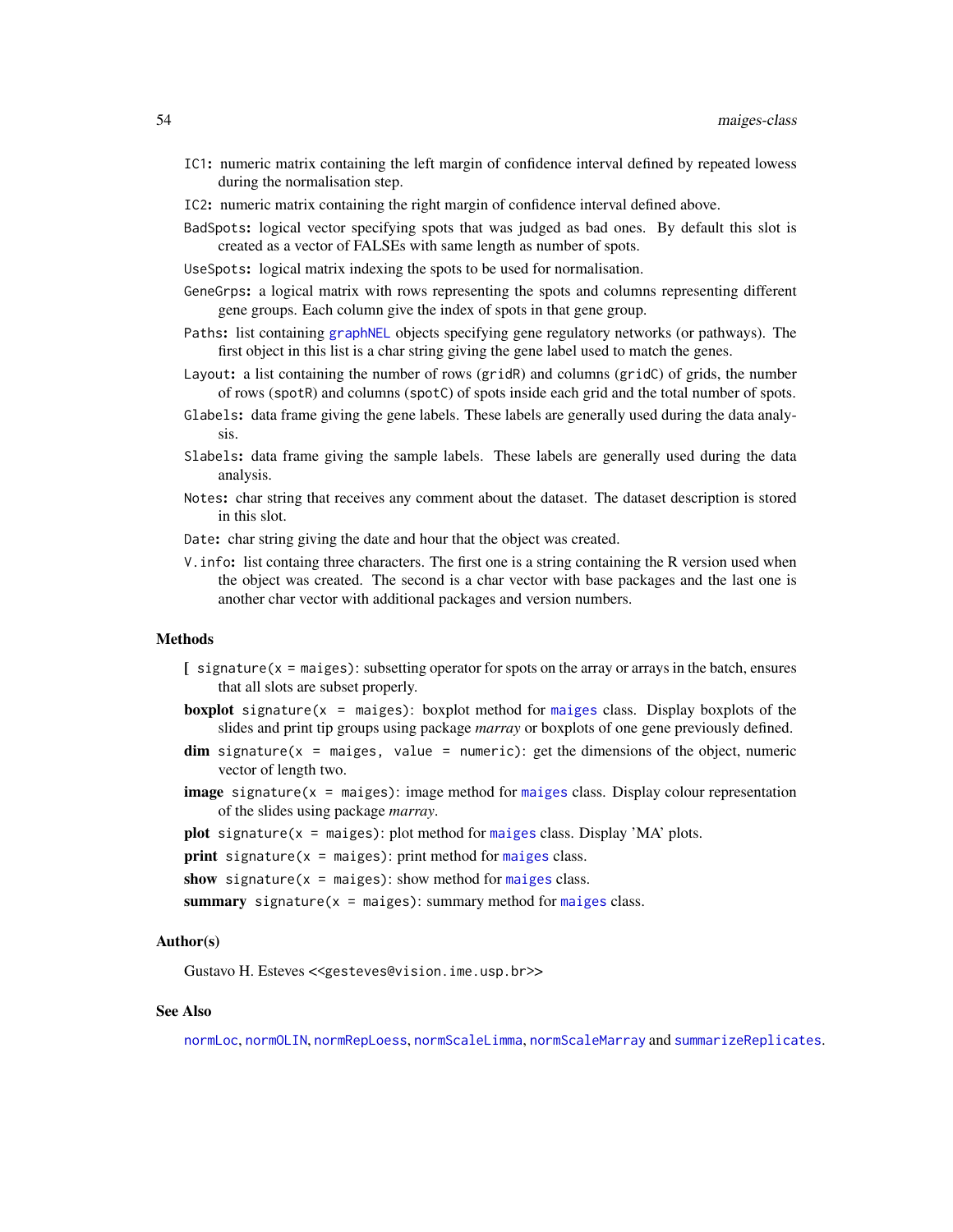- `IC1`**:** numeric matrix containing the left margin of confidence interval defined by repeated lowess during the normalisation step.
- `IC2`**:** numeric matrix containing the right margin of confidence interval defined above.
- `BadSpots`**:** logical vector specifying spots that was judged as bad ones. By default this slot is created as a vector of FALSEs with same length as number of spots.
- `UseSpots`**:** logical matrix indexing the spots to be used for normalisation.
- `GeneGrps`**:** a logical matrix with rows representing the spots and columns representing different gene groups. Each column give the index of spots in that gene group.
- `Paths`**:** list containing `graphNEL` objects specifying gene regulatory networks (or pathways). The first object in this list is a char string giving the gene label used to match the genes.
- `Layout`**:** a list containing the number of rows (`gridR`) and columns (`gridC`) of grids, the number of rows (`spotR`) and columns (`spotC`) of spots inside each grid and the total number of spots.
- `Glabels`**:** data frame giving the gene labels. These labels are generally used during the data analysis.
- `Slabels`**:** data frame giving the sample labels. These labels are generally used during the data analysis.
- `Notes`**:** char string that receives any comment about the dataset. The dataset description is stored in this slot.
- `Date`**:** char string giving the date and hour that the object was created.
- `V.info`**:** list containg three characters. The first one is a string containing the R version used when the object was created. The second is a char vector with base packages and the last one is another char vector with additional packages and version numbers.

### Methods

- **[** `signature(x = maiges)`: subsetting operator for spots on the array or arrays in the batch, ensures that all slots are subset properly.
- **boxplot** `signature(x = maiges)`: boxplot method for `maiges` class. Display boxplots of the slides and print tip groups using package *marray* or boxplots of one gene previously defined.
- **dim** `signature(x = maiges, value = numeric)`: get the dimensions of the object, numeric vector of length two.
- **image** `signature(x = maiges)`: image method for `maiges` class. Display colour representation of the slides using package *marray*.
- **plot** `signature(x = maiges)`: plot method for `maiges` class. Display 'MA' plots.
- **print** `signature(x = maiges)`: print method for `maiges` class.
- **show** `signature(x = maiges)`: show method for `maiges` class.
- **summary** `signature(x = maiges)`: summary method for `maiges` class.

### Author(s)

Gustavo H. Esteves <<gesteves@vision.ime.usp.br>>

### See Also

`normLoc`, `normOLIN`, `normRepLoess`, `normScaleLimma`, `normScaleMarray` and `summarizeReplicates`.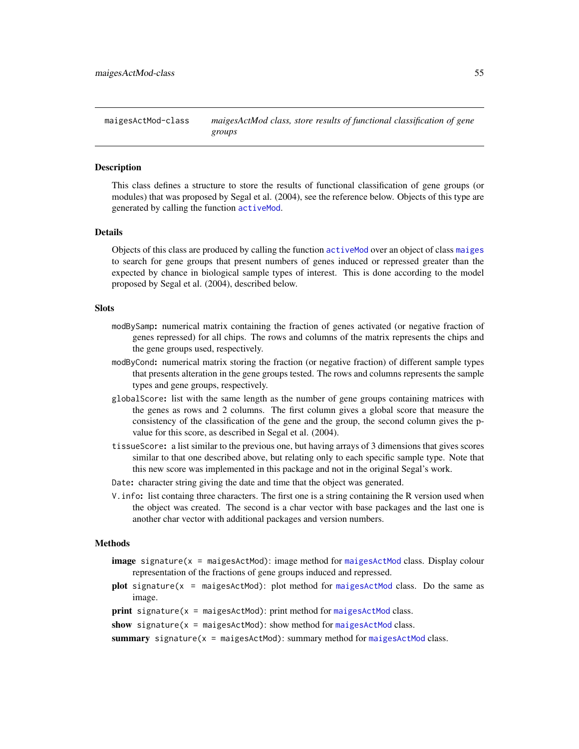# maigesActMod-class

*maigesActMod class, store results of functional classification of gene groups*

## Description

This class defines a structure to store the results of functional classification of gene groups (or modules) that was proposed by Segal et al. (2004), see the reference below. Objects of this type are generated by calling the function `activeMod`.

## Details

Objects of this class are produced by calling the function `activeMod` over an object of class `maiges` to search for gene groups that present numbers of genes induced or repressed greater than the expected by chance in biological sample types of interest. This is done according to the model proposed by Segal et al. (2004), described below.

## Slots

- `modBySamp`**:** numerical matrix containing the fraction of genes activated (or negative fraction of genes repressed) for all chips. The rows and columns of the matrix represents the chips and the gene groups used, respectively.
- `modByCond`**:** numerical matrix storing the fraction (or negative fraction) of different sample types that presents alteration in the gene groups tested. The rows and columns represents the sample types and gene groups, respectively.
- `globalScore`**:** list with the same length as the number of gene groups containing matrices with the genes as rows and 2 columns. The first column gives a global score that measure the consistency of the classification of the gene and the group, the second column gives the p-value for this score, as described in Segal et al. (2004).
- `tissueScore`**:** a list similar to the previous one, but having arrays of 3 dimensions that gives scores similar to that one described above, but relating only to each specific sample type. Note that this new score was implemented in this package and not in the original Segal's work.
- `Date`**:** character string giving the date and time that the object was generated.
- `V.info`**:** list containg three characters. The first one is a string containing the R version used when the object was created. The second is a char vector with base packages and the last one is another char vector with additional packages and version numbers.

## Methods

- **image** `signature(x = maigesActMod)`: image method for `maigesActMod` class. Display colour representation of the fractions of gene groups induced and repressed.
- **plot** `signature(x = maigesActMod)`: plot method for `maigesActMod` class. Do the same as image.
- **print** `signature(x = maigesActMod)`: print method for `maigesActMod` class.
- **show** `signature(x = maigesActMod)`: show method for `maigesActMod` class.
- **summary** `signature(x = maigesActMod)`: summary method for `maigesActMod` class.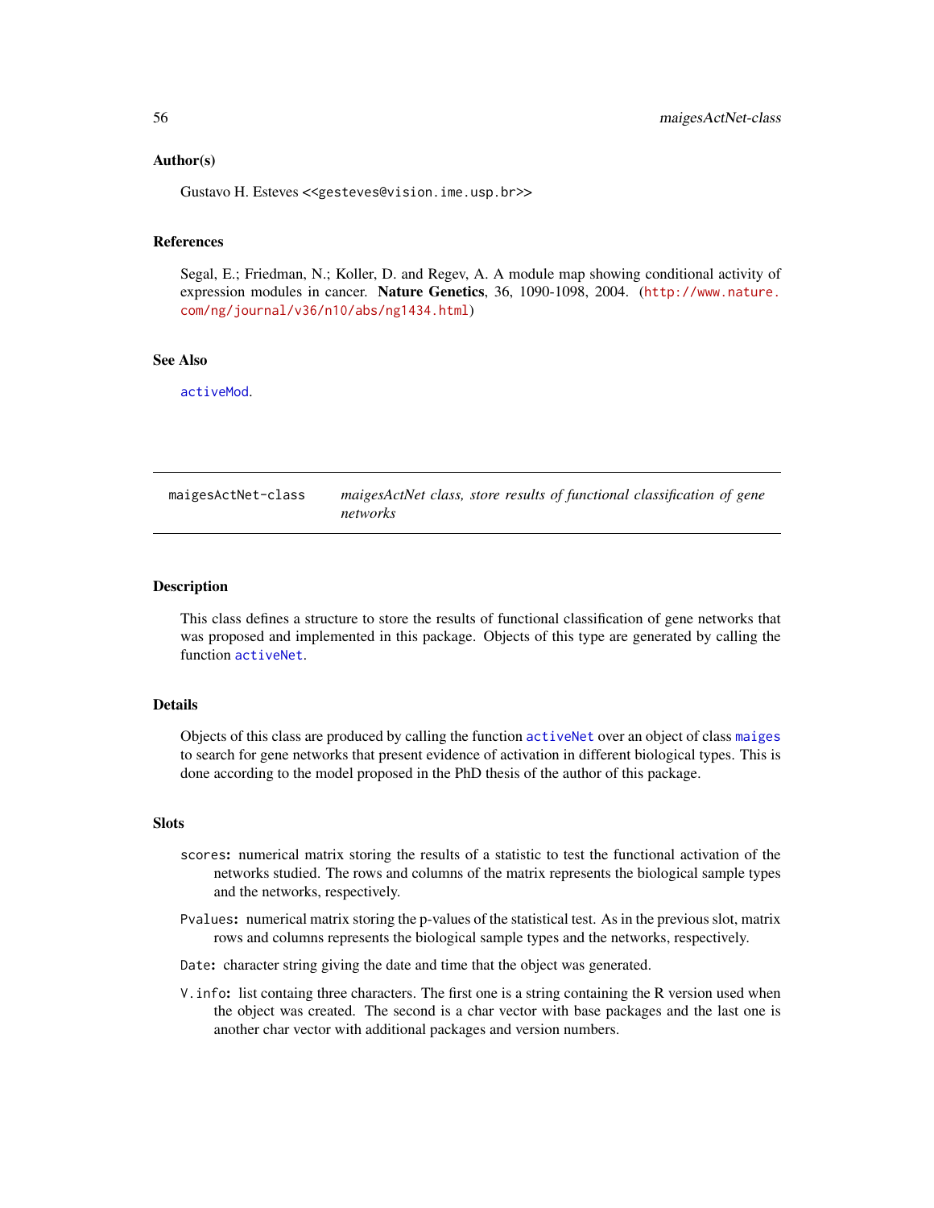### Author(s)

Gustavo H. Esteves <<gesteves@vision.ime.usp.br>>

### References

Segal, E.; Friedman, N.; Koller, D. and Regev, A. A module map showing conditional activity of expression modules in cancer. **Nature Genetics**, 36, 1090-1098, 2004. (http://www.nature.com/ng/journal/v36/n10/abs/ng1434.html)

### See Also

activeMod.

---

## maigesActNet-class — *maigesActNet class, store results of functional classification of gene networks*

---

### Description

This class defines a structure to store the results of functional classification of gene networks that was proposed and implemented in this package. Objects of this type are generated by calling the function activeNet.

### Details

Objects of this class are produced by calling the function activeNet over an object of class maiges to search for gene networks that present evidence of activation in different biological types. This is done according to the model proposed in the PhD thesis of the author of this package.

### Slots

- `scores`: numerical matrix storing the results of a statistic to test the functional activation of the networks studied. The rows and columns of the matrix represents the biological sample types and the networks, respectively.
- `Pvalues`: numerical matrix storing the p-values of the statistical test. As in the previous slot, matrix rows and columns represents the biological sample types and the networks, respectively.
- `Date`: character string giving the date and time that the object was generated.
- `V.info`: list containg three characters. The first one is a string containing the R version used when the object was created. The second is a char vector with base packages and the last one is another char vector with additional packages and version numbers.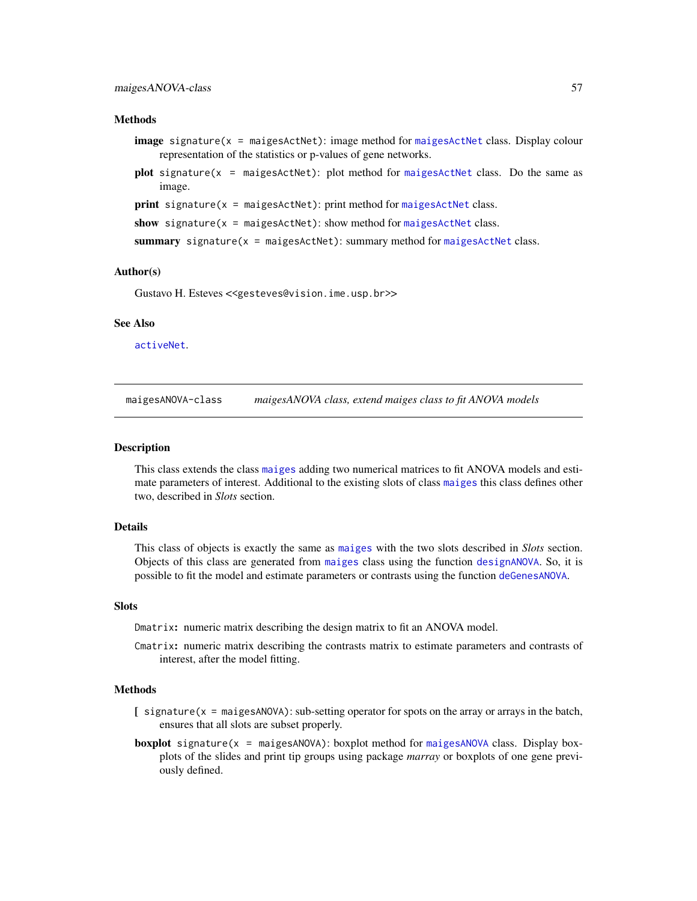### Methods

**image** `signature(x = maigesActNet)`: image method for `maigesActNet` class. Display colour representation of the statistics or p-values of gene networks.

**plot** `signature(x = maigesActNet)`: plot method for `maigesActNet` class. Do the same as image.

**print** `signature(x = maigesActNet)`: print method for `maigesActNet` class.

**show** `signature(x = maigesActNet)`: show method for `maigesActNet` class.

**summary** `signature(x = maigesActNet)`: summary method for `maigesActNet` class.

### Author(s)

Gustavo H. Esteves <<gesteves@vision.ime.usp.br>>

### See Also

`activeNet`.

---

## maigesANOVA-class — *maigesANOVA class, extend maiges class to fit ANOVA models*

### Description

This class extends the class `maiges` adding two numerical matrices to fit ANOVA models and estimate parameters of interest. Additional to the existing slots of class `maiges` this class defines other two, described in *Slots* section.

### Details

This class of objects is exactly the same as `maiges` with the two slots described in *Slots* section. Objects of this class are generated from `maiges` class using the function `designANOVA`. So, it is possible to fit the model and estimate parameters or contrasts using the function `deGenesANOVA`.

### Slots

`Dmatrix`: numeric matrix describing the design matrix to fit an ANOVA model.

`Cmatrix`: numeric matrix describing the contrasts matrix to estimate parameters and contrasts of interest, after the model fitting.

### Methods

**[** `signature(x = maigesANOVA)`: sub-setting operator for spots on the array or arrays in the batch, ensures that all slots are subset properly.

**boxplot** `signature(x = maigesANOVA)`: boxplot method for `maigesANOVA` class. Display boxplots of the slides and print tip groups using package *marray* or boxplots of one gene previously defined.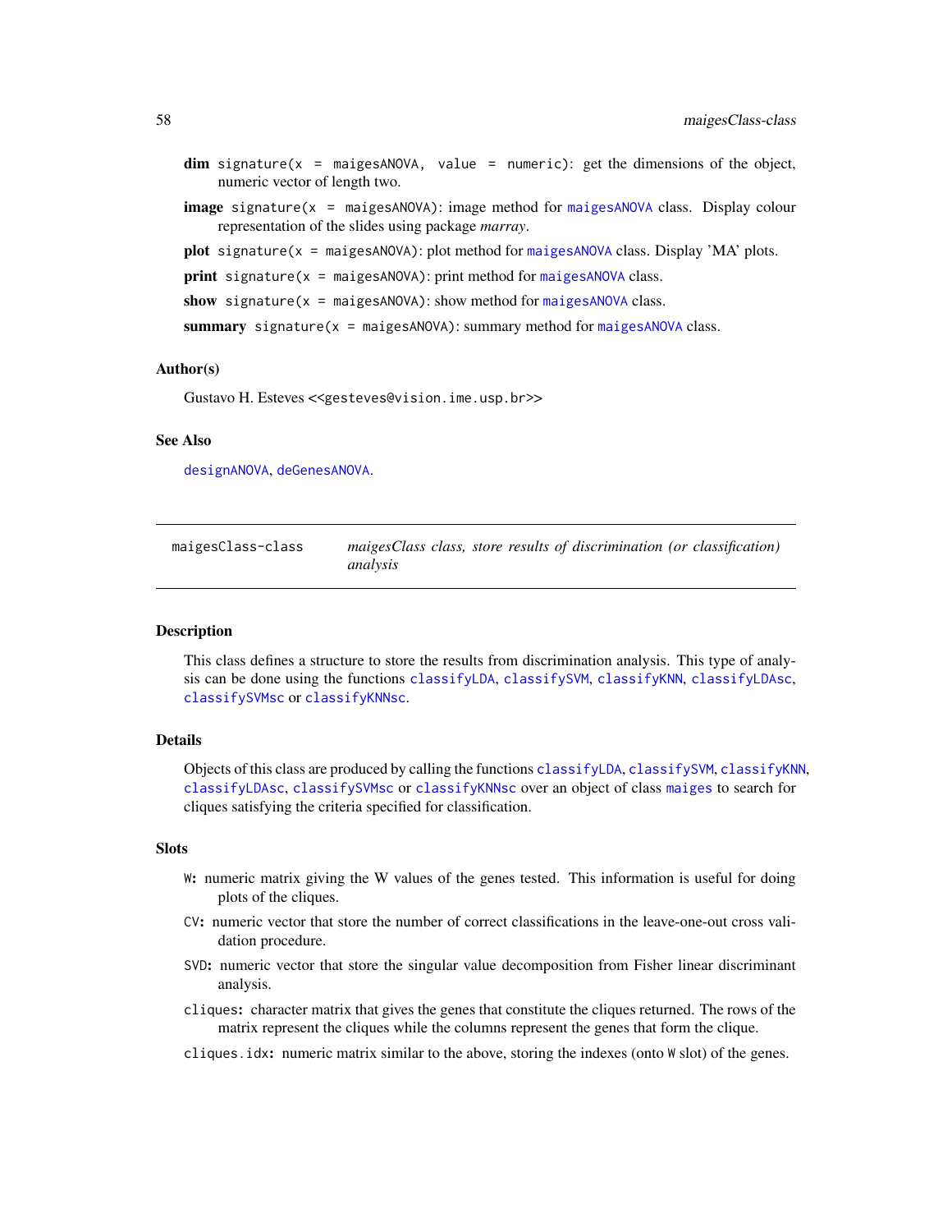**dim** `signature(x = maigesANOVA, value = numeric)`: get the dimensions of the object, numeric vector of length two.

**image** `signature(x = maigesANOVA)`: image method for `maigesANOVA` class. Display colour representation of the slides using package *marray*.

**plot** `signature(x = maigesANOVA)`: plot method for `maigesANOVA` class. Display 'MA' plots.

**print** `signature(x = maigesANOVA)`: print method for `maigesANOVA` class.

**show** `signature(x = maigesANOVA)`: show method for `maigesANOVA` class.

**summary** `signature(x = maigesANOVA)`: summary method for `maigesANOVA` class.

### Author(s)

Gustavo H. Esteves <<gesteves@vision.ime.usp.br>>

### See Also

`designANOVA`, `deGenesANOVA`.

---

## maigesClass-class — *maigesClass class, store results of discrimination (or classification) analysis*

---

### Description

This class defines a structure to store the results from discrimination analysis. This type of analysis can be done using the functions `classifyLDA`, `classifySVM`, `classifyKNN`, `classifyLDAsc`, `classifySVMsc` or `classifyKNNsc`.

### Details

Objects of this class are produced by calling the functions `classifyLDA`, `classifySVM`, `classifyKNN`, `classifyLDAsc`, `classifySVMsc` or `classifyKNNsc` over an object of class `maiges` to search for cliques satisfying the criteria specified for classification.

### Slots

`W`**:** numeric matrix giving the W values of the genes tested. This information is useful for doing plots of the cliques.

`CV`**:** numeric vector that store the number of correct classifications in the leave-one-out cross validation procedure.

`SVD`**:** numeric vector that store the singular value decomposition from Fisher linear discriminant analysis.

`cliques`**:** character matrix that gives the genes that constitute the cliques returned. The rows of the matrix represent the cliques while the columns represent the genes that form the clique.

`cliques.idx`**:** numeric matrix similar to the above, storing the indexes (onto `W` slot) of the genes.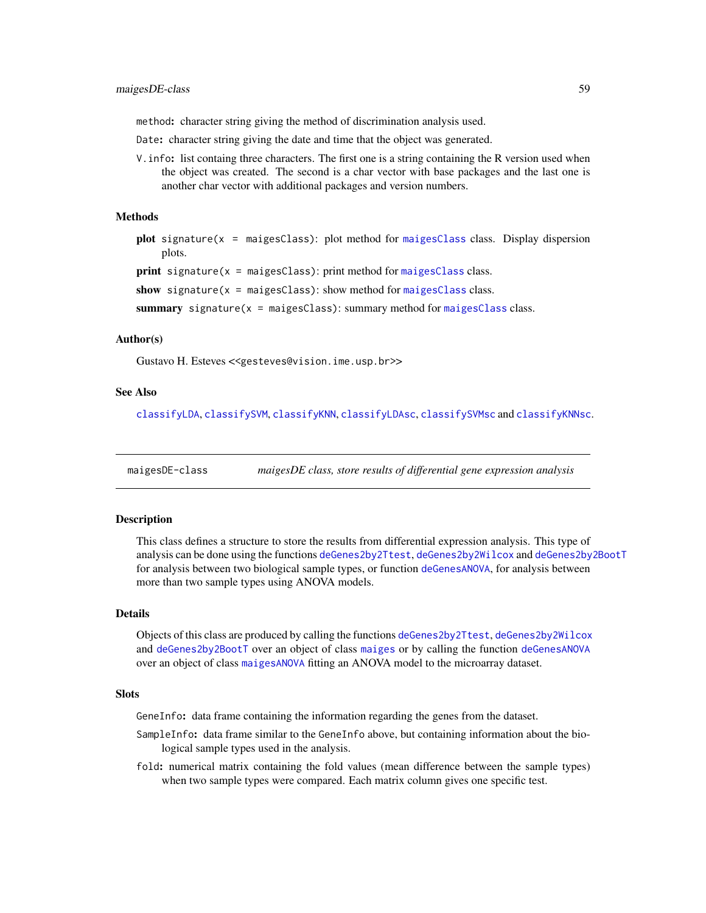method: character string giving the method of discrimination analysis used.

Date: character string giving the date and time that the object was generated.

V.info: list containg three characters. The first one is a string containing the R version used when the object was created. The second is a char vector with base packages and the last one is another char vector with additional packages and version numbers.

### Methods

**plot** `signature(x = maigesClass)`: plot method for `maigesClass` class. Display dispersion plots.

**print** `signature(x = maigesClass)`: print method for `maigesClass` class.

**show** `signature(x = maigesClass)`: show method for `maigesClass` class.

**summary** `signature(x = maigesClass)`: summary method for `maigesClass` class.

### Author(s)

Gustavo H. Esteves <<gesteves@vision.ime.usp.br>>

### See Also

`classifyLDA`, `classifySVM`, `classifyKNN`, `classifyLDAsc`, `classifySVMsc` and `classifyKNNsc`.

---

## maigesDE-class — *maigesDE class, store results of differential gene expression analysis*

### Description

This class defines a structure to store the results from differential expression analysis. This type of analysis can be done using the functions `deGenes2by2Ttest`, `deGenes2by2Wilcox` and `deGenes2by2BootT` for analysis between two biological sample types, or function `deGenesANOVA`, for analysis between more than two sample types using ANOVA models.

### Details

Objects of this class are produced by calling the functions `deGenes2by2Ttest`, `deGenes2by2Wilcox` and `deGenes2by2BootT` over an object of class `maiges` or by calling the function `deGenesANOVA` over an object of class `maigesANOVA` fitting an ANOVA model to the microarray dataset.

### Slots

GeneInfo: data frame containing the information regarding the genes from the dataset.

SampleInfo: data frame similar to the GeneInfo above, but containing information about the biological sample types used in the analysis.

fold: numerical matrix containing the fold values (mean difference between the sample types) when two sample types were compared. Each matrix column gives one specific test.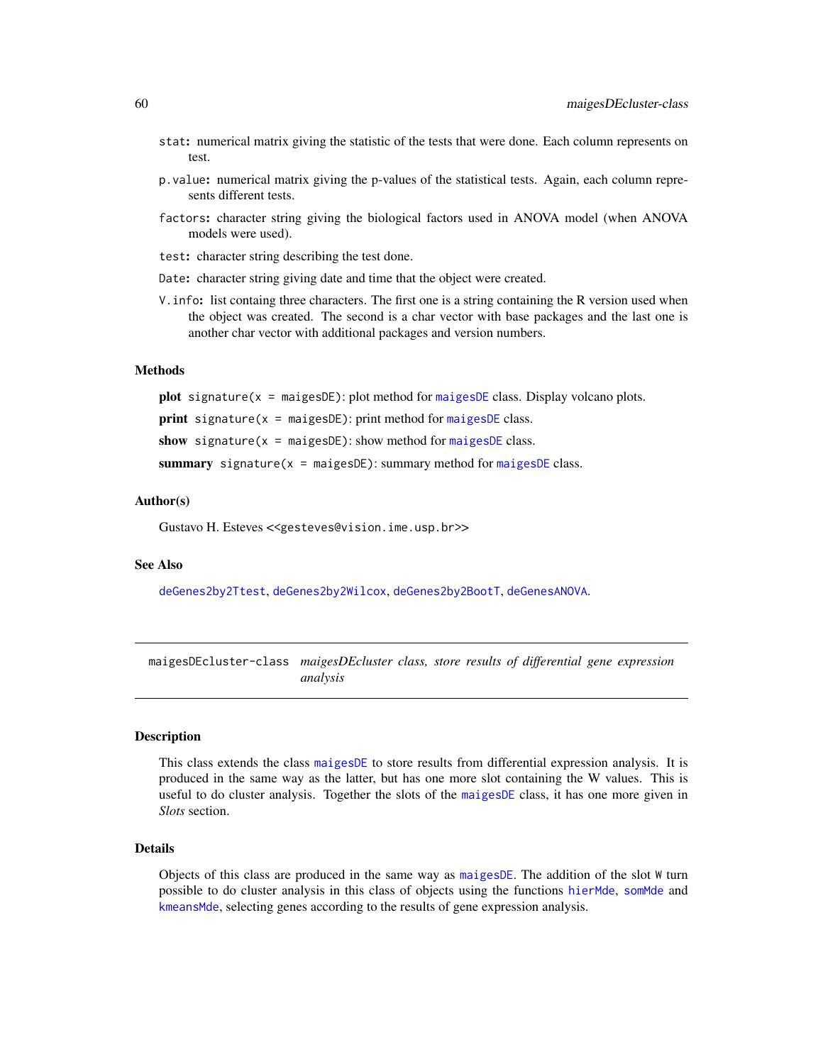`stat`: numerical matrix giving the statistic of the tests that were done. Each column represents on test.

`p.value`: numerical matrix giving the p-values of the statistical tests. Again, each column represents different tests.

`factors`: character string giving the biological factors used in ANOVA model (when ANOVA models were used).

`test`: character string describing the test done.

`Date`: character string giving date and time that the object were created.

`V.info`: list containg three characters. The first one is a string containing the R version used when the object was created. The second is a char vector with base packages and the last one is another char vector with additional packages and version numbers.

### Methods

**plot** `signature(x = maigesDE)`: plot method for `maigesDE` class. Display volcano plots.

**print** `signature(x = maigesDE)`: print method for `maigesDE` class.

**show** `signature(x = maigesDE)`: show method for `maigesDE` class.

**summary** `signature(x = maigesDE)`: summary method for `maigesDE` class.

### Author(s)

Gustavo H. Esteves <<gesteves@vision.ime.usp.br>>

### See Also

`deGenes2by2Ttest`, `deGenes2by2Wilcox`, `deGenes2by2BootT`, `deGenesANOVA`.

---

## maigesDEcluster-class *maigesDEcluster class, store results of differential gene expression analysis*

---

### Description

This class extends the class `maigesDE` to store results from differential expression analysis. It is produced in the same way as the latter, but has one more slot containing the W values. This is useful to do cluster analysis. Together the slots of the `maigesDE` class, it has one more given in *Slots* section.

### Details

Objects of this class are produced in the same way as `maigesDE`. The addition of the slot `W` turn possible to do cluster analysis in this class of objects using the functions `hierMde`, `somMde` and `kmeansMde`, selecting genes according to the results of gene expression analysis.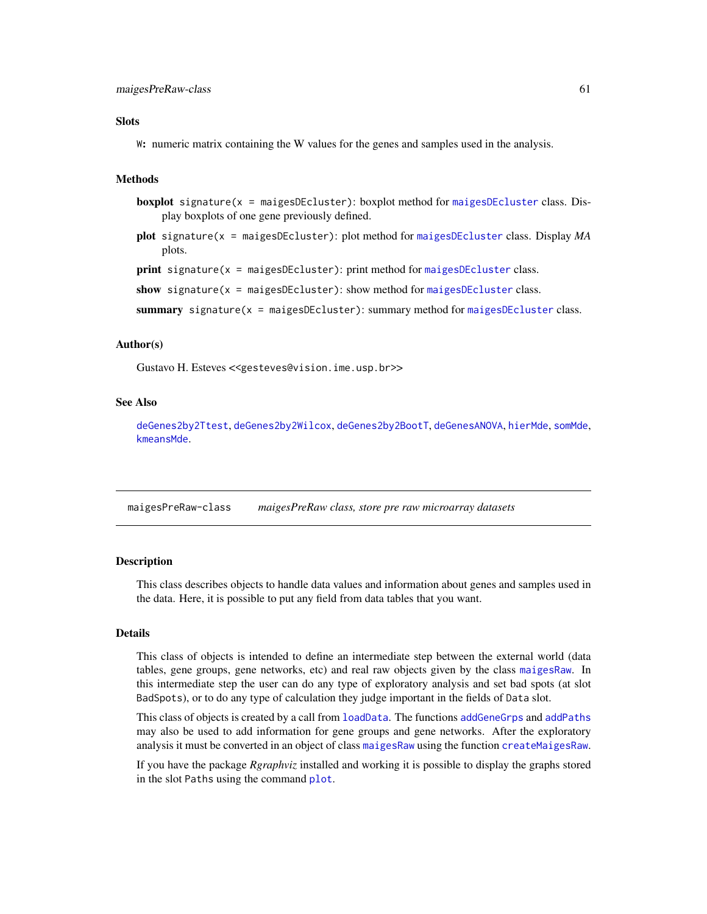### Slots

`W`: numeric matrix containing the W values for the genes and samples used in the analysis.

### Methods

**boxplot** `signature(x = maigesDEcluster)`: boxplot method for `maigesDEcluster` class. Display boxplots of one gene previously defined.

**plot** `signature(x = maigesDEcluster)`: plot method for `maigesDEcluster` class. Display *MA* plots.

**print** `signature(x = maigesDEcluster)`: print method for `maigesDEcluster` class.

**show** `signature(x = maigesDEcluster)`: show method for `maigesDEcluster` class.

**summary** `signature(x = maigesDEcluster)`: summary method for `maigesDEcluster` class.

### Author(s)

Gustavo H. Esteves <<gesteves@vision.ime.usp.br>>

### See Also

`deGenes2by2Ttest`, `deGenes2by2Wilcox`, `deGenes2by2BootT`, `deGenesANOVA`, `hierMde`, `somMde`, `kmeansMde`.

---

## maigesPreRaw-class — *maigesPreRaw class, store pre raw microarray datasets*

---

### Description

This class describes objects to handle data values and information about genes and samples used in the data. Here, it is possible to put any field from data tables that you want.

### Details

This class of objects is intended to define an intermediate step between the external world (data tables, gene groups, gene networks, etc) and real raw objects given by the class `maigesRaw`. In this intermediate step the user can do any type of exploratory analysis and set bad spots (at slot `BadSpots`), or to do any type of calculation they judge important in the fields of `Data` slot.

This class of objects is created by a call from `loadData`. The functions `addGeneGrps` and `addPaths` may also be used to add information for gene groups and gene networks. After the exploratory analysis it must be converted in an object of class `maigesRaw` using the function `createMaigesRaw`.

If you have the package *Rgraphviz* installed and working it is possible to display the graphs stored in the slot `Paths` using the command `plot`.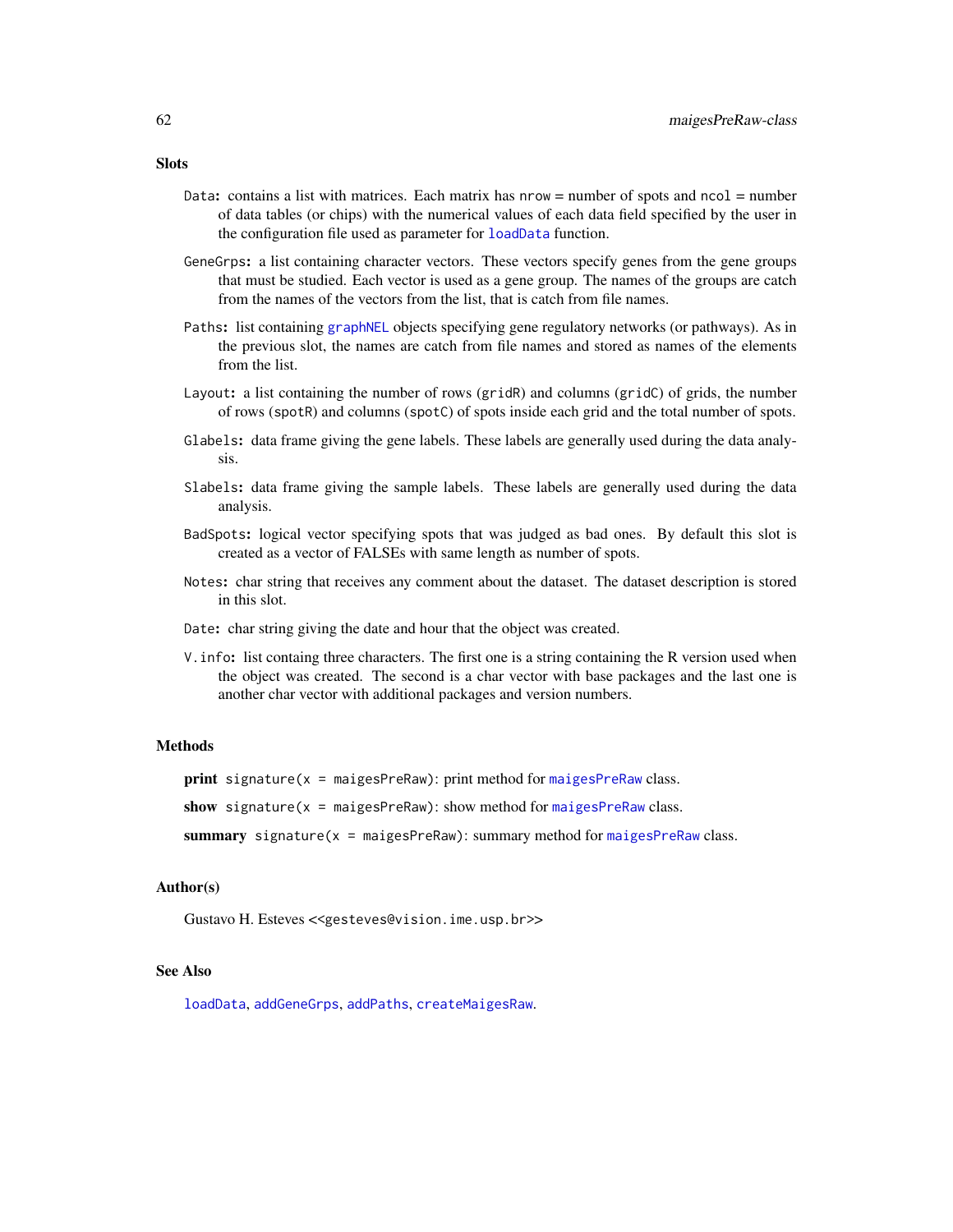### Slots

- `Data`: contains a list with matrices. Each matrix has `nrow` = number of spots and `ncol` = number of data tables (or chips) with the numerical values of each data field specified by the user in the configuration file used as parameter for `loadData` function.
- `GeneGrps`: a list containing character vectors. These vectors specify genes from the gene groups that must be studied. Each vector is used as a gene group. The names of the groups are catch from the names of the vectors from the list, that is catch from file names.
- `Paths`: list containing `graphNEL` objects specifying gene regulatory networks (or pathways). As in the previous slot, the names are catch from file names and stored as names of the elements from the list.
- `Layout`: a list containing the number of rows (`gridR`) and columns (`gridC`) of grids, the number of rows (`spotR`) and columns (`spotC`) of spots inside each grid and the total number of spots.
- `Glabels`: data frame giving the gene labels. These labels are generally used during the data analysis.
- `Slabels`: data frame giving the sample labels. These labels are generally used during the data analysis.
- `BadSpots`: logical vector specifying spots that was judged as bad ones. By default this slot is created as a vector of FALSEs with same length as number of spots.
- `Notes`: char string that receives any comment about the dataset. The dataset description is stored in this slot.
- `Date`: char string giving the date and hour that the object was created.
- `V.info`: list containg three characters. The first one is a string containing the R version used when the object was created. The second is a char vector with base packages and the last one is another char vector with additional packages and version numbers.

### Methods

**print** `signature(x = maigesPreRaw)`: print method for `maigesPreRaw` class.

**show** `signature(x = maigesPreRaw)`: show method for `maigesPreRaw` class.

**summary** `signature(x = maigesPreRaw)`: summary method for `maigesPreRaw` class.

### Author(s)

Gustavo H. Esteves <<gesteves@vision.ime.usp.br>>

### See Also

`loadData`, `addGeneGrps`, `addPaths`, `createMaigesRaw`.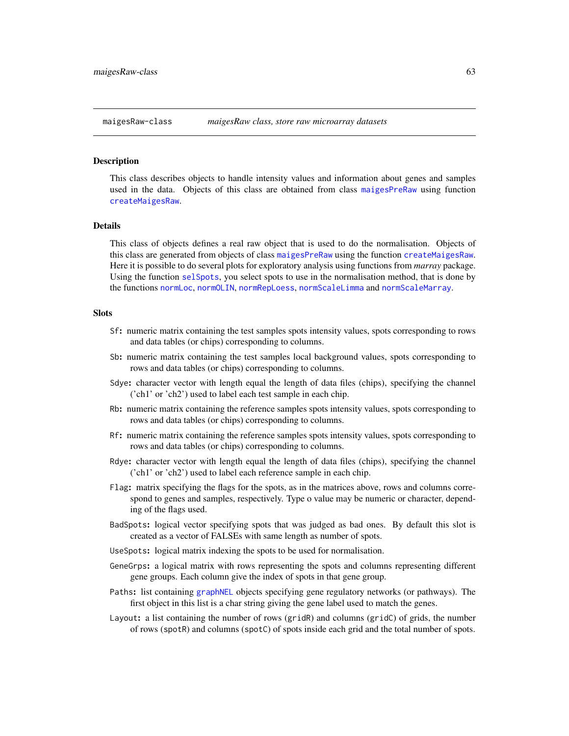maigesRaw-class *maigesRaw class, store raw microarray datasets*

### Description

This class describes objects to handle intensity values and information about genes and samples used in the data. Objects of this class are obtained from class `maigesPreRaw` using function `createMaigesRaw`.

### Details

This class of objects defines a real raw object that is used to do the normalisation. Objects of this class are generated from objects of class `maigesPreRaw` using the function `createMaigesRaw`. Here it is possible to do several plots for exploratory analysis using functions from *marray* package. Using the function `selSpots`, you select spots to use in the normalisation method, that is done by the functions `normLoc`, `normOLIN`, `normRepLoess`, `normScaleLimma` and `normScaleMarray`.

### Slots

- `Sf`: numeric matrix containing the test samples spots intensity values, spots corresponding to rows and data tables (or chips) corresponding to columns.
- `Sb`: numeric matrix containing the test samples local background values, spots corresponding to rows and data tables (or chips) corresponding to columns.
- `Sdye`: character vector with length equal the length of data files (chips), specifying the channel ('ch1' or 'ch2') used to label each test sample in each chip.
- `Rb`: numeric matrix containing the reference samples spots intensity values, spots corresponding to rows and data tables (or chips) corresponding to columns.
- `Rf`: numeric matrix containing the reference samples spots intensity values, spots corresponding to rows and data tables (or chips) corresponding to columns.
- `Rdye`: character vector with length equal the length of data files (chips), specifying the channel ('ch1' or 'ch2') used to label each reference sample in each chip.
- `Flag`: matrix specifying the flags for the spots, as in the matrices above, rows and columns correspond to genes and samples, respectively. Type o value may be numeric or character, depending of the flags used.
- `BadSpots`: logical vector specifying spots that was judged as bad ones. By default this slot is created as a vector of FALSEs with same length as number of spots.
- `UseSpots`: logical matrix indexing the spots to be used for normalisation.
- `GeneGrps`: a logical matrix with rows representing the spots and columns representing different gene groups. Each column give the index of spots in that gene group.
- `Paths`: list containing `graphNEL` objects specifying gene regulatory networks (or pathways). The first object in this list is a char string giving the gene label used to match the genes.
- `Layout`: a list containing the number of rows (`gridR`) and columns (`gridC`) of grids, the number of rows (`spotR`) and columns (`spotC`) of spots inside each grid and the total number of spots.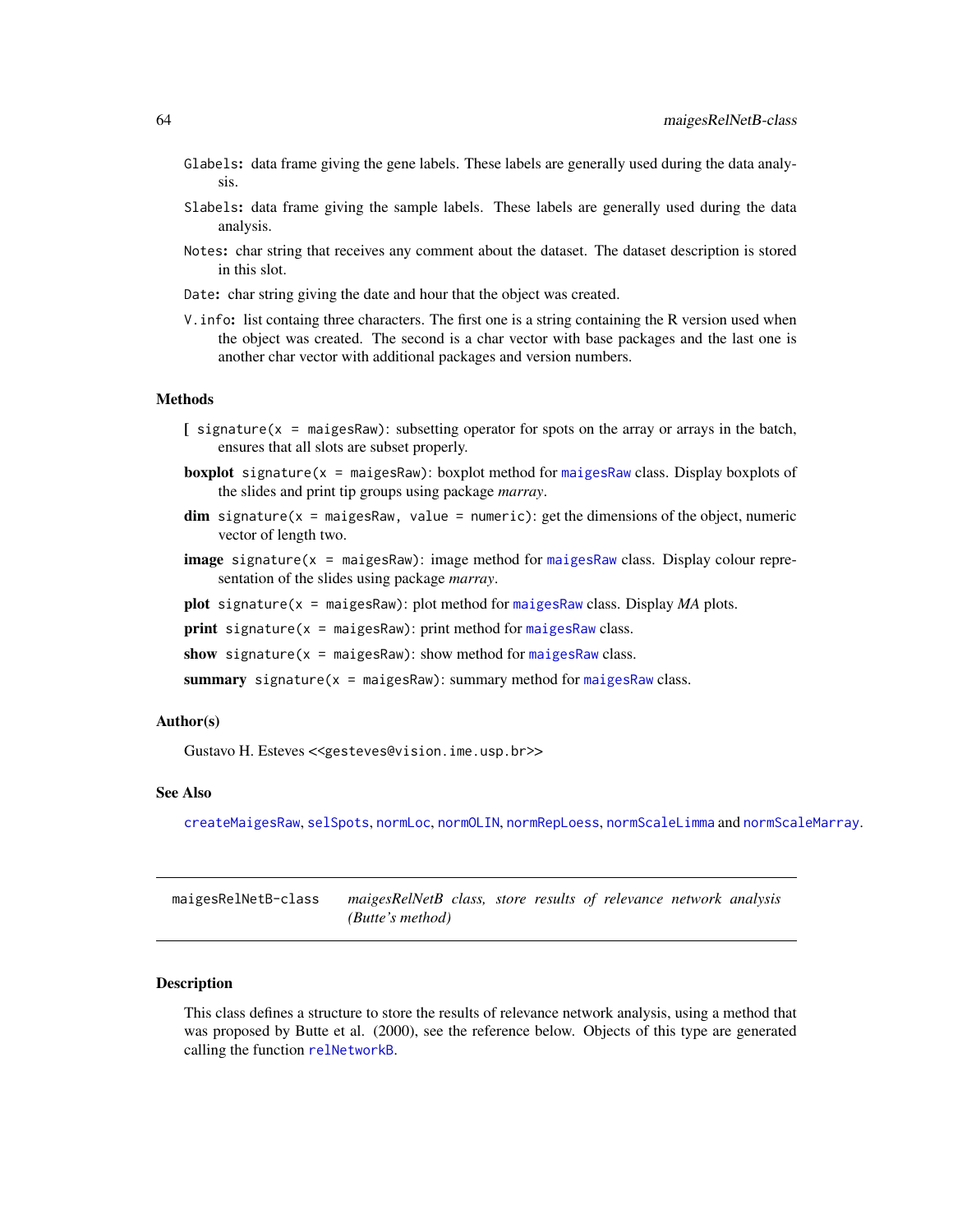Glabels: data frame giving the gene labels. These labels are generally used during the data analysis.

Slabels: data frame giving the sample labels. These labels are generally used during the data analysis.

Notes: char string that receives any comment about the dataset. The dataset description is stored in this slot.

Date: char string giving the date and hour that the object was created.

V.info: list containg three characters. The first one is a string containing the R version used when the object was created. The second is a char vector with base packages and the last one is another char vector with additional packages and version numbers.

### Methods

**[** `signature(x = maigesRaw)`: subsetting operator for spots on the array or arrays in the batch, ensures that all slots are subset properly.

**boxplot** `signature(x = maigesRaw)`: boxplot method for `maigesRaw` class. Display boxplots of the slides and print tip groups using package *marray*.

**dim** `signature(x = maigesRaw, value = numeric)`: get the dimensions of the object, numeric vector of length two.

**image** `signature(x = maigesRaw)`: image method for `maigesRaw` class. Display colour representation of the slides using package *marray*.

**plot** `signature(x = maigesRaw)`: plot method for `maigesRaw` class. Display *MA* plots.

**print** `signature(x = maigesRaw)`: print method for `maigesRaw` class.

**show** `signature(x = maigesRaw)`: show method for `maigesRaw` class.

**summary** `signature(x = maigesRaw)`: summary method for `maigesRaw` class.

### Author(s)

Gustavo H. Esteves <<gesteves@vision.ime.usp.br>>

### See Also

`createMaigesRaw`, `selSpots`, `normLoc`, `normOLIN`, `normRepLoess`, `normScaleLimma` and `normScaleMarray`.

---

## maigesRelNetB-class — *maigesRelNetB class, store results of relevance network analysis (Butte's method)*

---

### Description

This class defines a structure to store the results of relevance network analysis, using a method that was proposed by Butte et al. (2000), see the reference below. Objects of this type are generated calling the function `relNetworkB`.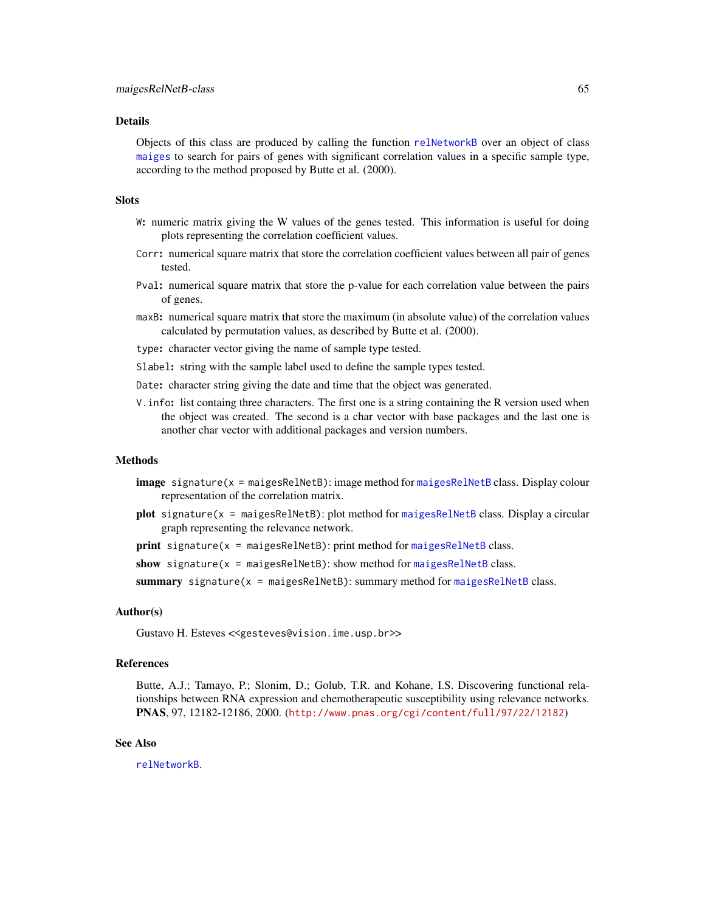## Details

Objects of this class are produced by calling the function `relNetworkB` over an object of class `maiges` to search for pairs of genes with significant correlation values in a specific sample type, according to the method proposed by Butte et al. (2000).

## Slots

- `W`: numeric matrix giving the W values of the genes tested. This information is useful for doing plots representing the correlation coefficient values.
- `Corr`: numerical square matrix that store the correlation coefficient values between all pair of genes tested.
- `Pval`: numerical square matrix that store the p-value for each correlation value between the pairs of genes.
- `maxB`: numerical square matrix that store the maximum (in absolute value) of the correlation values calculated by permutation values, as described by Butte et al. (2000).
- `type`: character vector giving the name of sample type tested.
- `Slabel`: string with the sample label used to define the sample types tested.
- `Date`: character string giving the date and time that the object was generated.
- `V.info`: list containg three characters. The first one is a string containing the R version used when the object was created. The second is a char vector with base packages and the last one is another char vector with additional packages and version numbers.

## Methods

- **image** `signature(x = maigesRelNetB)`: image method for `maigesRelNetB` class. Display colour representation of the correlation matrix.
- **plot** `signature(x = maigesRelNetB)`: plot method for `maigesRelNetB` class. Display a circular graph representing the relevance network.
- **print** `signature(x = maigesRelNetB)`: print method for `maigesRelNetB` class.
- **show** `signature(x = maigesRelNetB)`: show method for `maigesRelNetB` class.
- **summary** `signature(x = maigesRelNetB)`: summary method for `maigesRelNetB` class.

## Author(s)

Gustavo H. Esteves <<gesteves@vision.ime.usp.br>>

## References

Butte, A.J.; Tamayo, P.; Slonim, D.; Golub, T.R. and Kohane, I.S. Discovering functional relationships between RNA expression and chemotherapeutic susceptibility using relevance networks. **PNAS**, 97, 12182-12186, 2000. (http://www.pnas.org/cgi/content/full/97/22/12182)

## See Also

`relNetworkB`.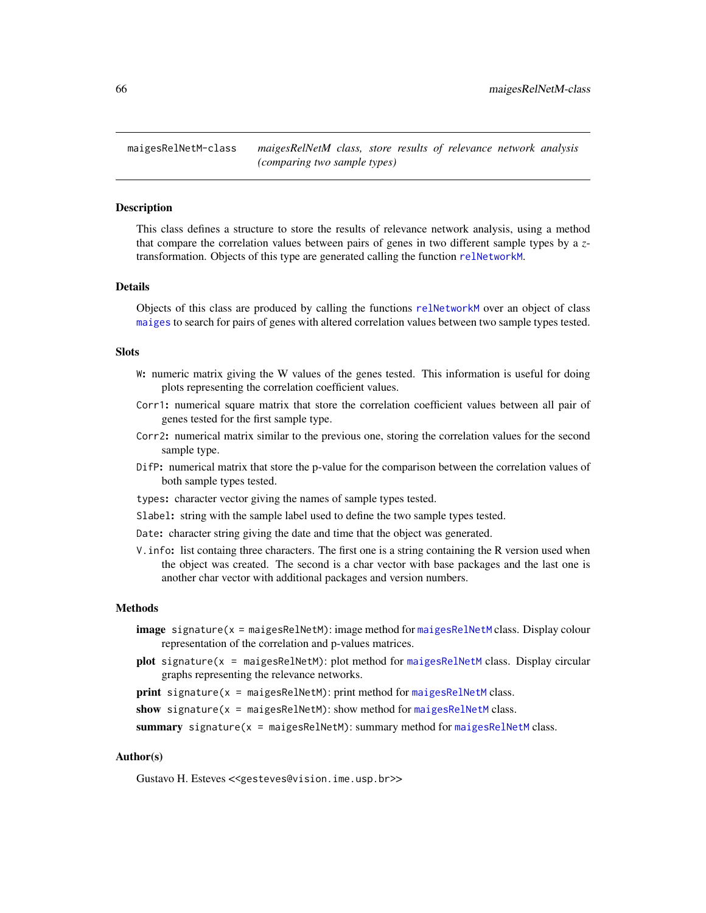maigesRelNetM-class    *maigesRelNetM class, store results of relevance network analysis (comparing two sample types)*

## Description

This class defines a structure to store the results of relevance network analysis, using a method that compare the correlation values between pairs of genes in two different sample types by a *z*-transformation. Objects of this type are generated calling the function `relNetworkM`.

## Details

Objects of this class are produced by calling the functions `relNetworkM` over an object of class `maiges` to search for pairs of genes with altered correlation values between two sample types tested.

## Slots

- `W`: numeric matrix giving the W values of the genes tested. This information is useful for doing plots representing the correlation coefficient values.
- `Corr1`: numerical square matrix that store the correlation coefficient values between all pair of genes tested for the first sample type.
- `Corr2`: numerical matrix similar to the previous one, storing the correlation values for the second sample type.
- `DifP`: numerical matrix that store the p-value for the comparison between the correlation values of both sample types tested.
- `types`: character vector giving the names of sample types tested.
- `Slabel`: string with the sample label used to define the two sample types tested.
- `Date`: character string giving the date and time that the object was generated.
- `V.info`: list containg three characters. The first one is a string containing the R version used when the object was created. The second is a char vector with base packages and the last one is another char vector with additional packages and version numbers.

## Methods

- **image** `signature(x = maigesRelNetM)`: image method for `maigesRelNetM` class. Display colour representation of the correlation and p-values matrices.
- **plot** `signature(x = maigesRelNetM)`: plot method for `maigesRelNetM` class. Display circular graphs representing the relevance networks.
- **print** `signature(x = maigesRelNetM)`: print method for `maigesRelNetM` class.
- **show** `signature(x = maigesRelNetM)`: show method for `maigesRelNetM` class.
- **summary** `signature(x = maigesRelNetM)`: summary method for `maigesRelNetM` class.

## Author(s)

Gustavo H. Esteves <<gesteves@vision.ime.usp.br>>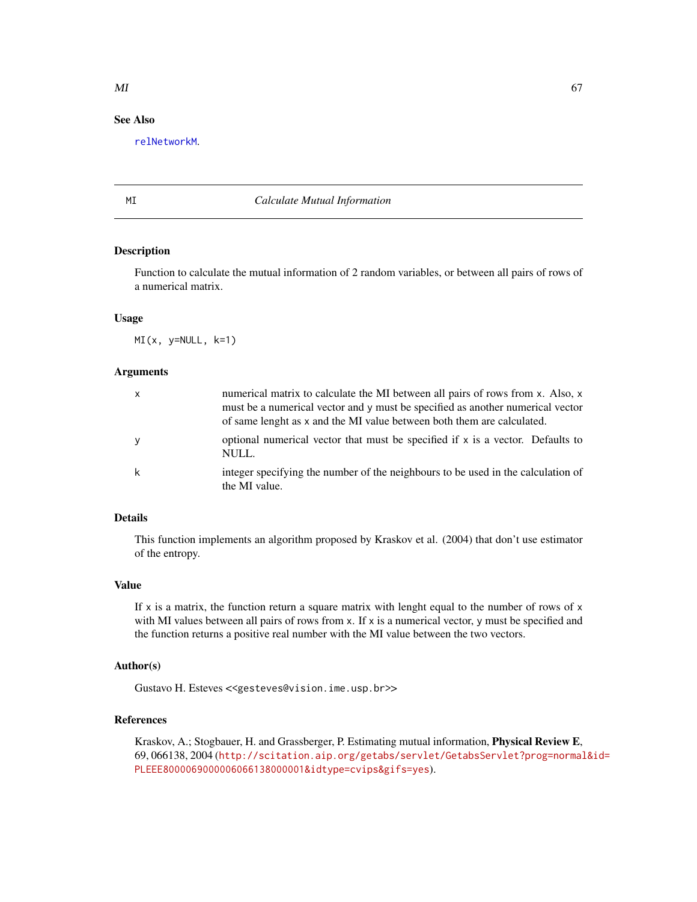## See Also

relNetworkM.

---

## MI — *Calculate Mutual Information*

### Description

Function to calculate the mutual information of 2 random variables, or between all pairs of rows of a numerical matrix.

### Usage

```
MI(x, y=NULL, k=1)
```

### Arguments

| | |
|---|---|
| x | numerical matrix to calculate the MI between all pairs of rows from x. Also, x must be a numerical vector and y must be specified as another numerical vector of same lenght as x and the MI value between both them are calculated. |
| y | optional numerical vector that must be specified if x is a vector. Defaults to NULL. |
| k | integer specifying the number of the neighbours to be used in the calculation of the MI value. |

### Details

This function implements an algorithm proposed by Kraskov et al. (2004) that don't use estimator of the entropy.

### Value

If x is a matrix, the function return a square matrix with lenght equal to the number of rows of x with MI values between all pairs of rows from x. If x is a numerical vector, y must be specified and the function returns a positive real number with the MI value between the two vectors.

### Author(s)

Gustavo H. Esteves <<gesteves@vision.ime.usp.br>>

### References

Kraskov, A.; Stogbauer, H. and Grassberger, P. Estimating mutual information, **Physical Review E**, 69, 066138, 2004 (http://scitation.aip.org/getabs/servlet/GetabsServlet?prog=normal&id=PLEEE8000069000006066138000001&idtype=cvips&gifs=yes).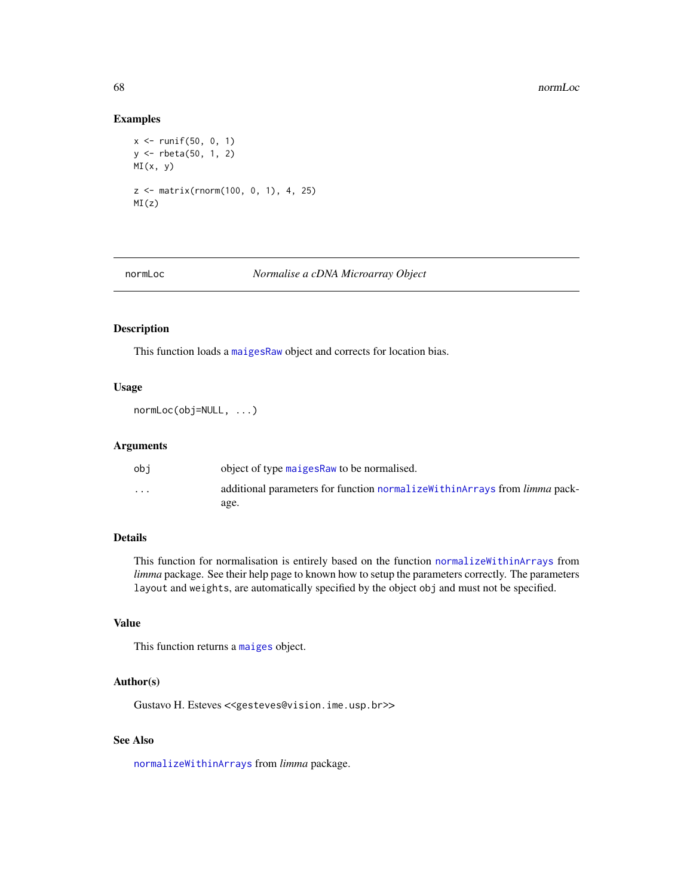## Examples

```
x <- runif(50, 0, 1)
y <- rbeta(50, 1, 2)
MI(x, y)

z <- matrix(rnorm(100, 0, 1), 4, 25)
MI(z)
```

---

# normLoc — *Normalise a cDNA Microarray Object*

---

## Description

This function loads a maigesRaw object and corrects for location bias.

## Usage

```
normLoc(obj=NULL, ...)
```

## Arguments

| | |
|---|---|
| `obj` | object of type maigesRaw to be normalised. |
| `...` | additional parameters for function normalizeWithinArrays from *limma* package. |

## Details

This function for normalisation is entirely based on the function normalizeWithinArrays from *limma* package. See their help page to known how to setup the parameters correctly. The parameters `layout` and `weights`, are automatically specified by the object `obj` and must not be specified.

## Value

This function returns a maiges object.

## Author(s)

Gustavo H. Esteves <<gesteves@vision.ime.usp.br>>

## See Also

normalizeWithinArrays from *limma* package.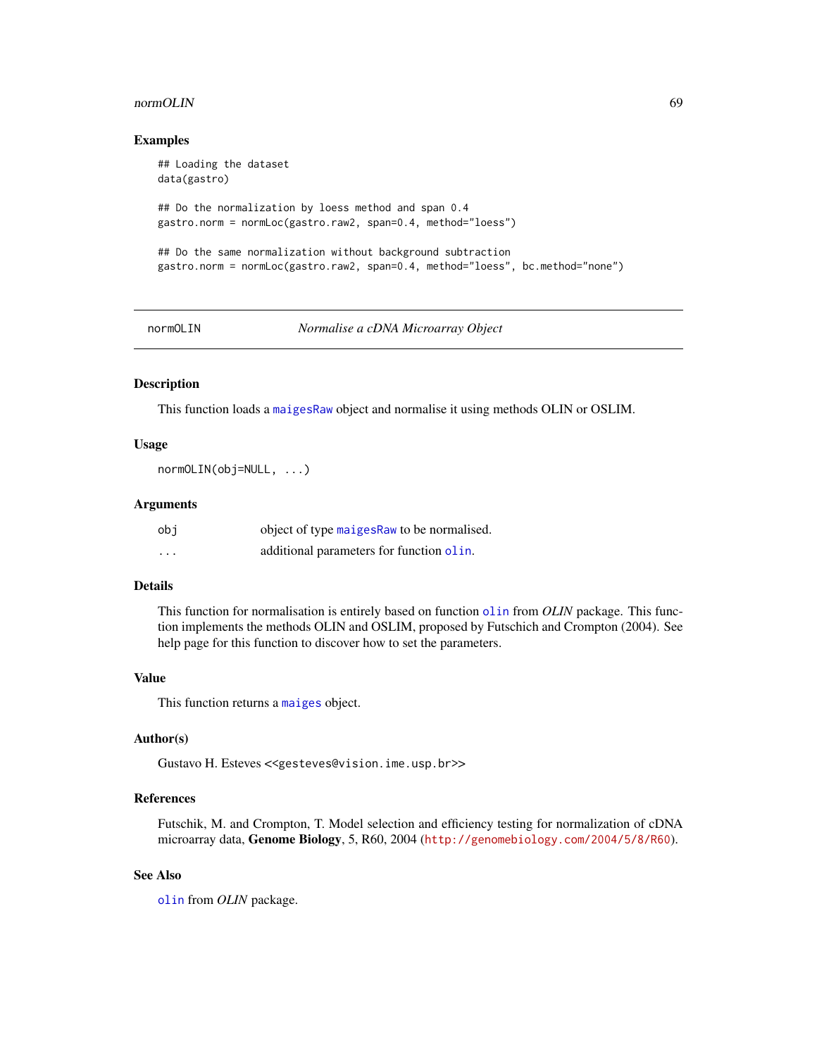### Examples

```
## Loading the dataset
data(gastro)

## Do the normalization by loess method and span 0.4
gastro.norm = normLoc(gastro.raw2, span=0.4, method="loess")

## Do the same normalization without background subtraction
gastro.norm = normLoc(gastro.raw2, span=0.4, method="loess", bc.method="none")
```

---

## normOLIN *Normalise a cDNA Microarray Object*

---

### Description

This function loads a maigesRaw object and normalise it using methods OLIN or OSLIM.

### Usage

```
normOLIN(obj=NULL, ...)
```

### Arguments

| | |
|---|---|
| obj | object of type maigesRaw to be normalised. |
| ... | additional parameters for function olin. |

### Details

This function for normalisation is entirely based on function olin from *OLIN* package. This function implements the methods OLIN and OSLIM, proposed by Futschich and Crompton (2004). See help page for this function to discover how to set the parameters.

### Value

This function returns a maiges object.

### Author(s)

Gustavo H. Esteves <<gesteves@vision.ime.usp.br>>

### References

Futschik, M. and Crompton, T. Model selection and efficiency testing for normalization of cDNA microarray data, **Genome Biology**, 5, R60, 2004 (http://genomebiology.com/2004/5/8/R60).

### See Also

olin from *OLIN* package.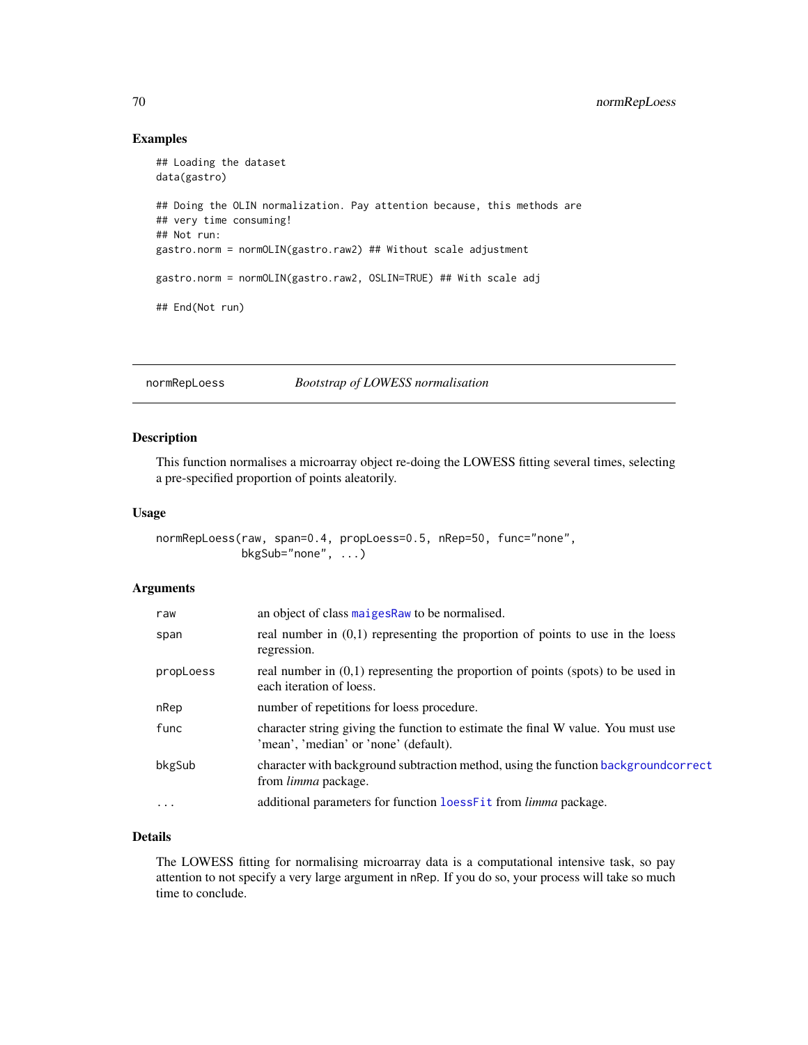## Examples

```
## Loading the dataset
data(gastro)

## Doing the OLIN normalization. Pay attention because, this methods are
## very time consuming!
## Not run:
gastro.norm = normOLIN(gastro.raw2) ## Without scale adjustment

gastro.norm = normOLIN(gastro.raw2, OSLIN=TRUE) ## With scale adj

## End(Not run)
```

---

normRepLoess *Bootstrap of LOWESS normalisation*

---

## Description

This function normalises a microarray object re-doing the LOWESS fitting several times, selecting a pre-specified proportion of points aleatorily.

## Usage

```
normRepLoess(raw, span=0.4, propLoess=0.5, nRep=50, func="none",
             bkgSub="none", ...)
```

## Arguments

| | |
|---|---|
| raw | an object of class maigesRaw to be normalised. |
| span | real number in (0,1) representing the proportion of points to use in the loess regression. |
| propLoess | real number in (0,1) representing the proportion of points (spots) to be used in each iteration of loess. |
| nRep | number of repetitions for loess procedure. |
| func | character string giving the function to estimate the final W value. You must use 'mean', 'median' or 'none' (default). |
| bkgSub | character with background subtraction method, using the function backgroundcorrect from *limma* package. |
| ... | additional parameters for function loessFit from *limma* package. |

## Details

The LOWESS fitting for normalising microarray data is a computational intensive task, so pay attention to not specify a very large argument in nRep. If you do so, your process will take so much time to conclude.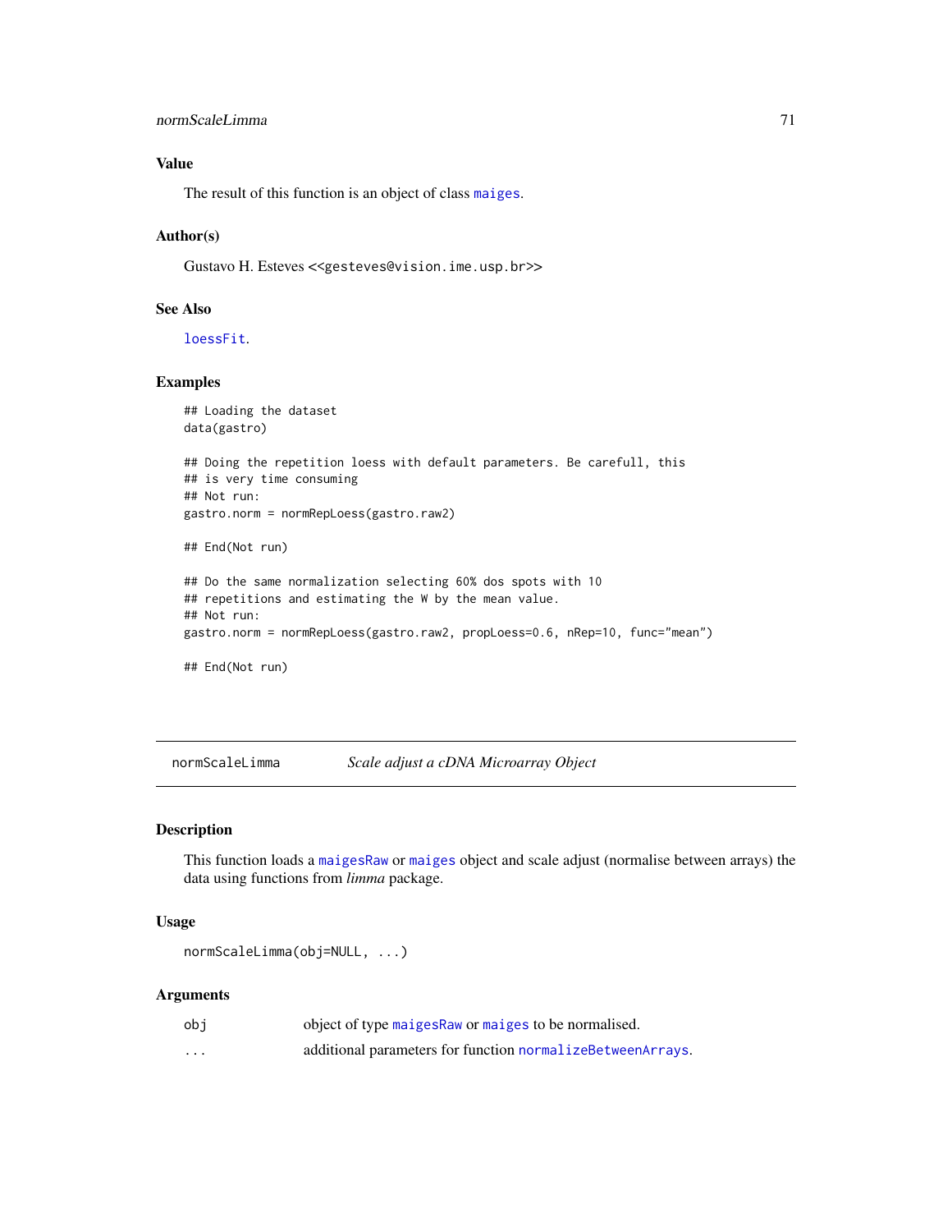### Value

The result of this function is an object of class maiges.

### Author(s)

Gustavo H. Esteves <<gesteves@vision.ime.usp.br>>

### See Also

loessFit.

### Examples

```
## Loading the dataset
data(gastro)

## Doing the repetition loess with default parameters. Be carefull, this
## is very time consuming
## Not run:
gastro.norm = normRepLoess(gastro.raw2)

## End(Not run)

## Do the same normalization selecting 60% dos spots with 10
## repetitions and estimating the W by the mean value.
## Not run:
gastro.norm = normRepLoess(gastro.raw2, propLoess=0.6, nRep=10, func="mean")

## End(Not run)
```

---

## normScaleLimma — *Scale adjust a cDNA Microarray Object*

### Description

This function loads a maigesRaw or maiges object and scale adjust (normalise between arrays) the data using functions from *limma* package.

### Usage

```
normScaleLimma(obj=NULL, ...)
```

### Arguments

| | |
|---|---|
| obj | object of type maigesRaw or maiges to be normalised. |
| ... | additional parameters for function normalizeBetweenArrays. |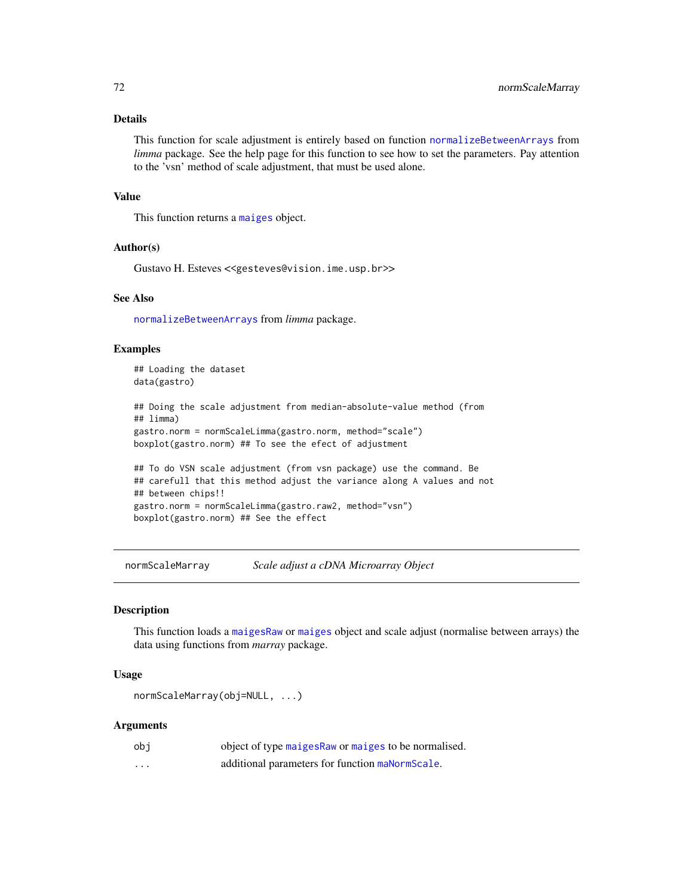### Details

This function for scale adjustment is entirely based on function `normalizeBetweenArrays` from *limma* package. See the help page for this function to see how to set the parameters. Pay attention to the 'vsn' method of scale adjustment, that must be used alone.

### Value

This function returns a `maiges` object.

### Author(s)

Gustavo H. Esteves <<gesteves@vision.ime.usp.br>>

### See Also

`normalizeBetweenArrays` from *limma* package.

### Examples

```
## Loading the dataset
data(gastro)

## Doing the scale adjustment from median-absolute-value method (from
## limma)
gastro.norm = normScaleLimma(gastro.norm, method="scale")
boxplot(gastro.norm) ## To see the efect of adjustment

## To do VSN scale adjustment (from vsn package) use the command. Be
## carefull that this method adjust the variance along A values and not
## between chips!!
gastro.norm = normScaleLimma(gastro.raw2, method="vsn")
boxplot(gastro.norm) ## See the effect
```

---

## normScaleMarray — *Scale adjust a cDNA Microarray Object*

---

### Description

This function loads a `maigesRaw` or `maiges` object and scale adjust (normalise between arrays) the data using functions from *marray* package.

### Usage

```
normScaleMarray(obj=NULL, ...)
```

### Arguments

| | |
|---|---|
| `obj` | object of type `maigesRaw` or `maiges` to be normalised. |
| `...` | additional parameters for function `maNormScale`. |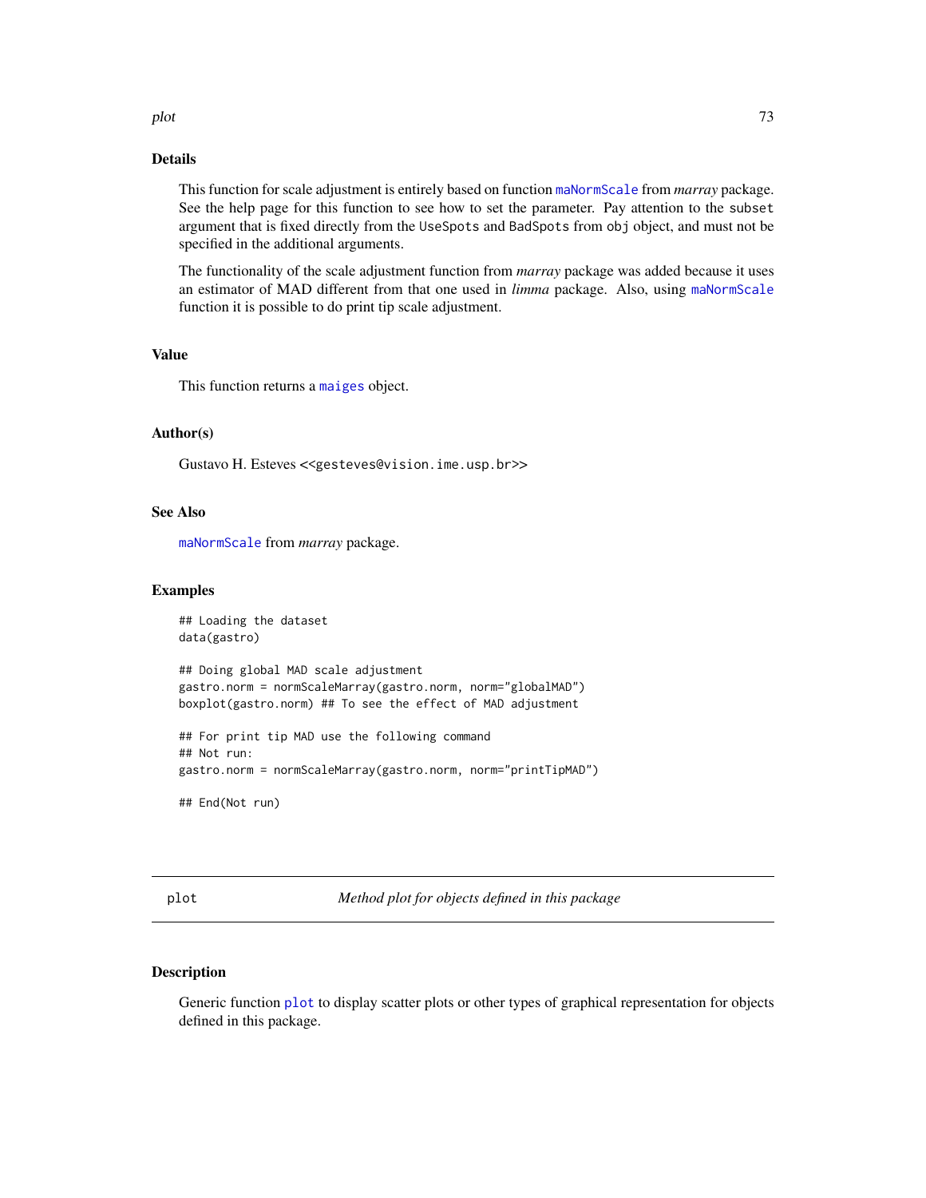### Details

This function for scale adjustment is entirely based on function maNormScale from *marray* package. See the help page for this function to see how to set the parameter. Pay attention to the `subset` argument that is fixed directly from the `UseSpots` and `BadSpots` from `obj` object, and must not be specified in the additional arguments.

The functionality of the scale adjustment function from *marray* package was added because it uses an estimator of MAD different from that one used in *limma* package. Also, using maNormScale function it is possible to do print tip scale adjustment.

### Value

This function returns a maiges object.

### Author(s)

Gustavo H. Esteves <<gesteves@vision.ime.usp.br>>

### See Also

maNormScale from *marray* package.

### Examples

```
## Loading the dataset
data(gastro)

## Doing global MAD scale adjustment
gastro.norm = normScaleMarray(gastro.norm, norm="globalMAD")
boxplot(gastro.norm) ## To see the effect of MAD adjustment

## For print tip MAD use the following command
## Not run:
gastro.norm = normScaleMarray(gastro.norm, norm="printTipMAD")

## End(Not run)
```

---

## plot — *Method plot for objects defined in this package*

### Description

Generic function plot to display scatter plots or other types of graphical representation for objects defined in this package.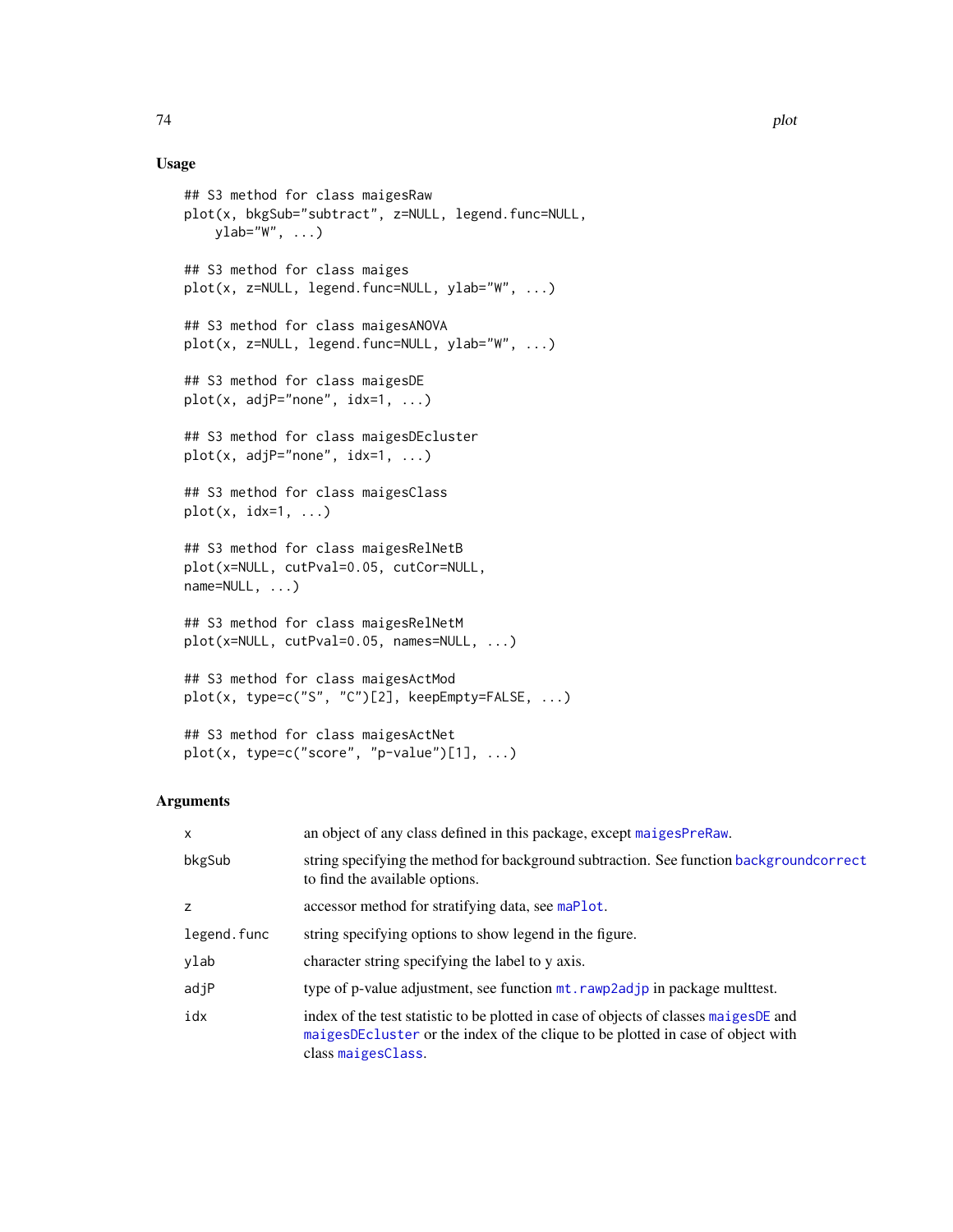## Usage

```
## S3 method for class maigesRaw
plot(x, bkgSub="subtract", z=NULL, legend.func=NULL,
    ylab="W", ...)

## S3 method for class maiges
plot(x, z=NULL, legend.func=NULL, ylab="W", ...)

## S3 method for class maigesANOVA
plot(x, z=NULL, legend.func=NULL, ylab="W", ...)

## S3 method for class maigesDE
plot(x, adjP="none", idx=1, ...)

## S3 method for class maigesDEcluster
plot(x, adjP="none", idx=1, ...)

## S3 method for class maigesClass
plot(x, idx=1, ...)

## S3 method for class maigesRelNetB
plot(x=NULL, cutPval=0.05, cutCor=NULL,
name=NULL, ...)

## S3 method for class maigesRelNetM
plot(x=NULL, cutPval=0.05, names=NULL, ...)

## S3 method for class maigesActMod
plot(x, type=c("S", "C")[2], keepEmpty=FALSE, ...)

## S3 method for class maigesActNet
plot(x, type=c("score", "p-value")[1], ...)
```

## Arguments

| | |
|---|---|
| x | an object of any class defined in this package, except maigesPreRaw. |
| bkgSub | string specifying the method for background subtraction. See function backgroundcorrect to find the available options. |
| z | accessor method for stratifying data, see maPlot. |
| legend.func | string specifying options to show legend in the figure. |
| ylab | character string specifying the label to y axis. |
| adjP | type of p-value adjustment, see function mt.rawp2adjp in package multtest. |
| idx | index of the test statistic to be plotted in case of objects of classes maigesDE and maigesDEcluster or the index of the clique to be plotted in case of object with class maigesClass. |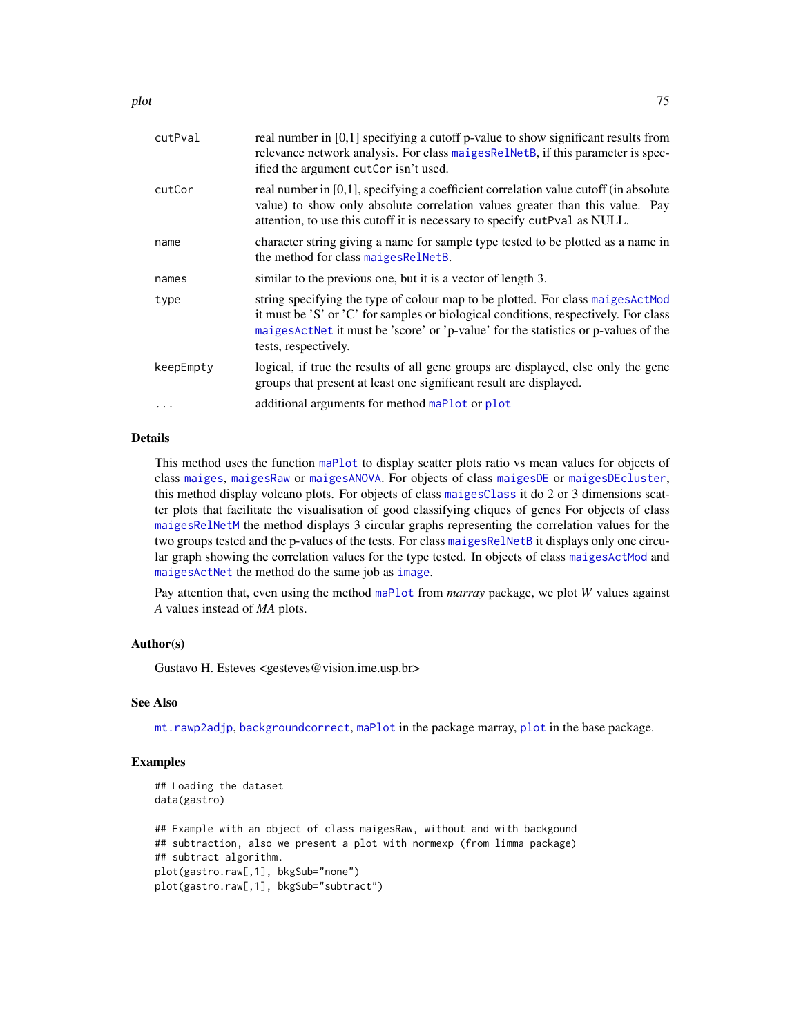| | |
|---|---|
| cutPval | real number in [0,1] specifying a cutoff p-value to show significant results from relevance network analysis. For class maigesRelNetB, if this parameter is specified the argument cutCor isn't used. |
| cutCor | real number in [0,1], specifying a coefficient correlation value cutoff (in absolute value) to show only absolute correlation values greater than this value. Pay attention, to use this cutoff it is necessary to specify cutPval as NULL. |
| name | character string giving a name for sample type tested to be plotted as a name in the method for class maigesRelNetB. |
| names | similar to the previous one, but it is a vector of length 3. |
| type | string specifying the type of colour map to be plotted. For class maigesActMod it must be 'S' or 'C' for samples or biological conditions, respectively. For class maigesActNet it must be 'score' or 'p-value' for the statistics or p-values of the tests, respectively. |
| keepEmpty | logical, if true the results of all gene groups are displayed, else only the gene groups that present at least one significant result are displayed. |
| ... | additional arguments for method maPlot or plot |

## Details

This method uses the function maPlot to display scatter plots ratio vs mean values for objects of class maiges, maigesRaw or maigesANOVA. For objects of class maigesDE or maigesDEcluster, this method display volcano plots. For objects of class maigesClass it do 2 or 3 dimensions scatter plots that facilitate the visualisation of good classifying cliques of genes For objects of class maigesRelNetM the method displays 3 circular graphs representing the correlation values for the two groups tested and the p-values of the tests. For class maigesRelNetB it displays only one circular graph showing the correlation values for the type tested. In objects of class maigesActMod and maigesActNet the method do the same job as image.

Pay attention that, even using the method maPlot from *marray* package, we plot *W* values against *A* values instead of *MA* plots.

## Author(s)

Gustavo H. Esteves <gesteves@vision.ime.usp.br>

## See Also

mt.rawp2adjp, backgroundcorrect, maPlot in the package marray, plot in the base package.

## Examples

```
## Loading the dataset
data(gastro)

## Example with an object of class maigesRaw, without and with backgound
## subtraction, also we present a plot with normexp (from limma package)
## subtract algorithm.
plot(gastro.raw[,1], bkgSub="none")
plot(gastro.raw[,1], bkgSub="subtract")
```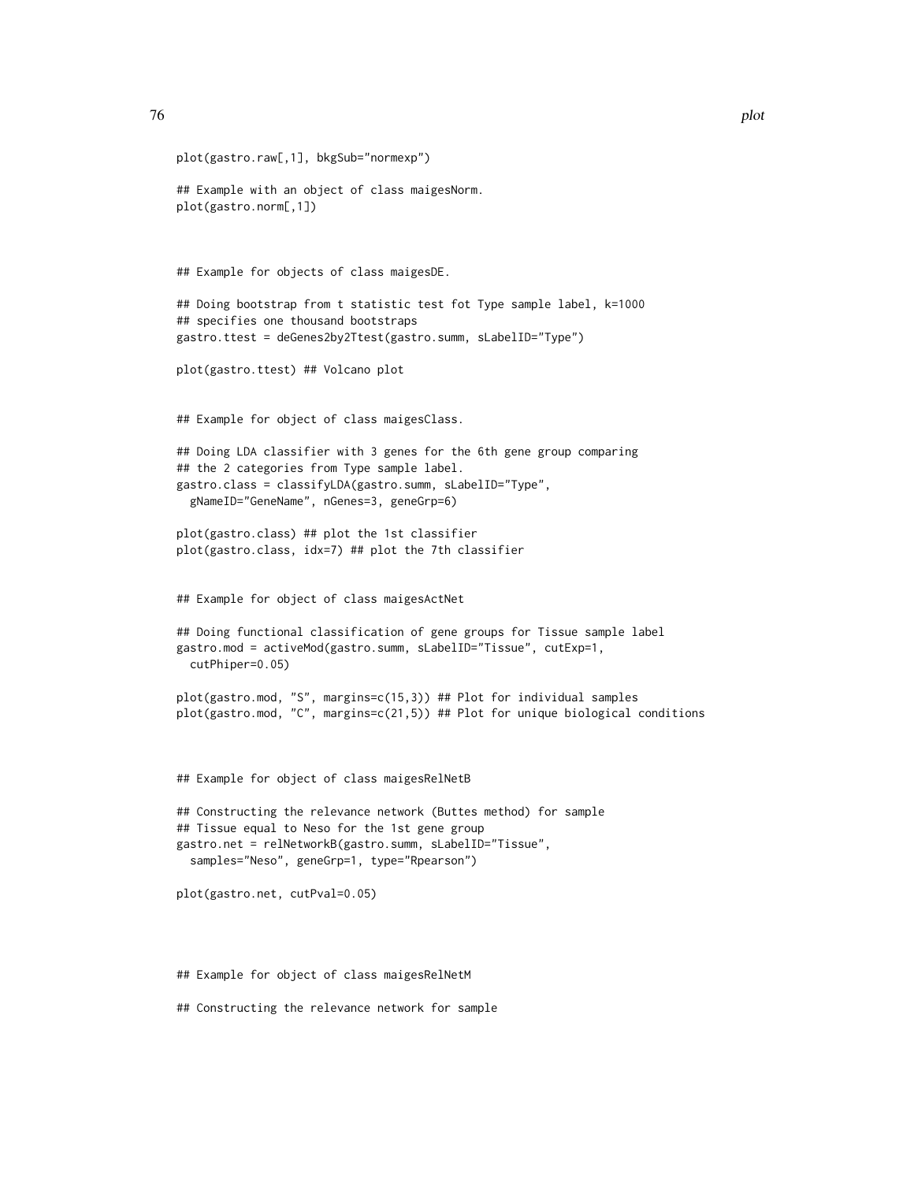```
plot(gastro.raw[,1], bkgSub="normexp")

## Example with an object of class maigesNorm.
plot(gastro.norm[,1])



## Example for objects of class maigesDE.

## Doing bootstrap from t statistic test fot Type sample label, k=1000
## specifies one thousand bootstraps
gastro.ttest = deGenes2by2Ttest(gastro.summ, sLabelID="Type")

plot(gastro.ttest) ## Volcano plot


## Example for object of class maigesClass.

## Doing LDA classifier with 3 genes for the 6th gene group comparing
## the 2 categories from Type sample label.
gastro.class = classifyLDA(gastro.summ, sLabelID="Type",
  gNameID="GeneName", nGenes=3, geneGrp=6)

plot(gastro.class) ## plot the 1st classifier
plot(gastro.class, idx=7) ## plot the 7th classifier


## Example for object of class maigesActNet

## Doing functional classification of gene groups for Tissue sample label
gastro.mod = activeMod(gastro.summ, sLabelID="Tissue", cutExp=1,
  cutPhiper=0.05)

plot(gastro.mod, "S", margins=c(15,3)) ## Plot for individual samples
plot(gastro.mod, "C", margins=c(21,5)) ## Plot for unique biological conditions



## Example for object of class maigesRelNetB

## Constructing the relevance network (Buttes method) for sample
## Tissue equal to Neso for the 1st gene group
gastro.net = relNetworkB(gastro.summ, sLabelID="Tissue",
  samples="Neso", geneGrp=1, type="Rpearson")

plot(gastro.net, cutPval=0.05)




## Example for object of class maigesRelNetM

## Constructing the relevance network for sample
```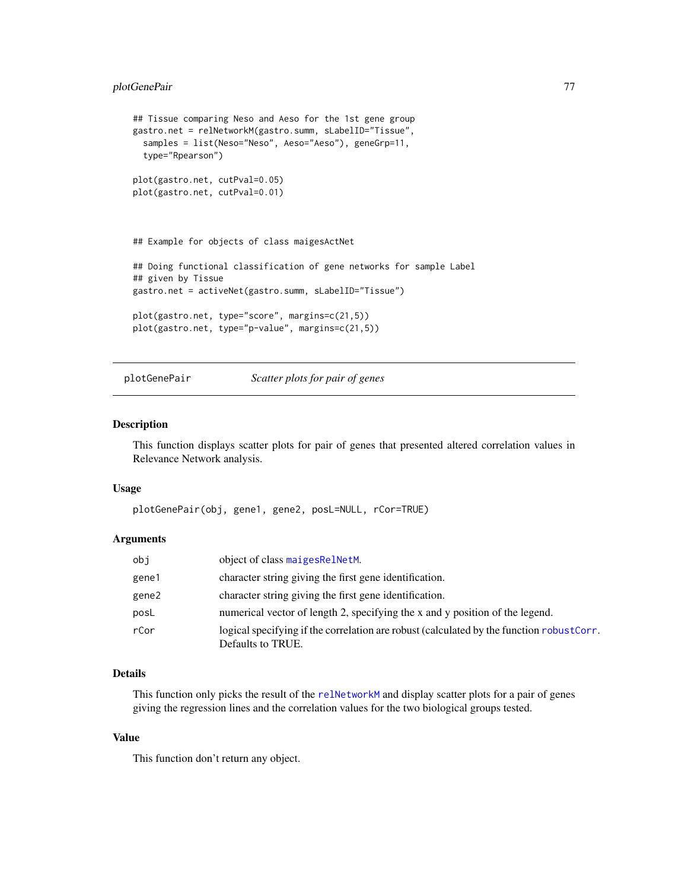```
## Tissue comparing Neso and Aeso for the 1st gene group
gastro.net = relNetworkM(gastro.summ, sLabelID="Tissue",
  samples = list(Neso="Neso", Aeso="Aeso"), geneGrp=11,
  type="Rpearson")

plot(gastro.net, cutPval=0.05)
plot(gastro.net, cutPval=0.01)



## Example for objects of class maigesActNet

## Doing functional classification of gene networks for sample Label
## given by Tissue
gastro.net = activeNet(gastro.summ, sLabelID="Tissue")

plot(gastro.net, type="score", margins=c(21,5))
plot(gastro.net, type="p-value", margins=c(21,5))
```

---

## plotGenePair — *Scatter plots for pair of genes*

### Description

This function displays scatter plots for pair of genes that presented altered correlation values in Relevance Network analysis.

### Usage

```
plotGenePair(obj, gene1, gene2, posL=NULL, rCor=TRUE)
```

### Arguments

| | |
|---|---|
| obj | object of class maigesRelNetM. |
| gene1 | character string giving the first gene identification. |
| gene2 | character string giving the first gene identification. |
| posL | numerical vector of length 2, specifying the x and y position of the legend. |
| rCor | logical specifying if the correlation are robust (calculated by the function robustCorr. Defaults to TRUE. |

### Details

This function only picks the result of the relNetworkM and display scatter plots for a pair of genes giving the regression lines and the correlation values for the two biological groups tested.

### Value

This function don't return any object.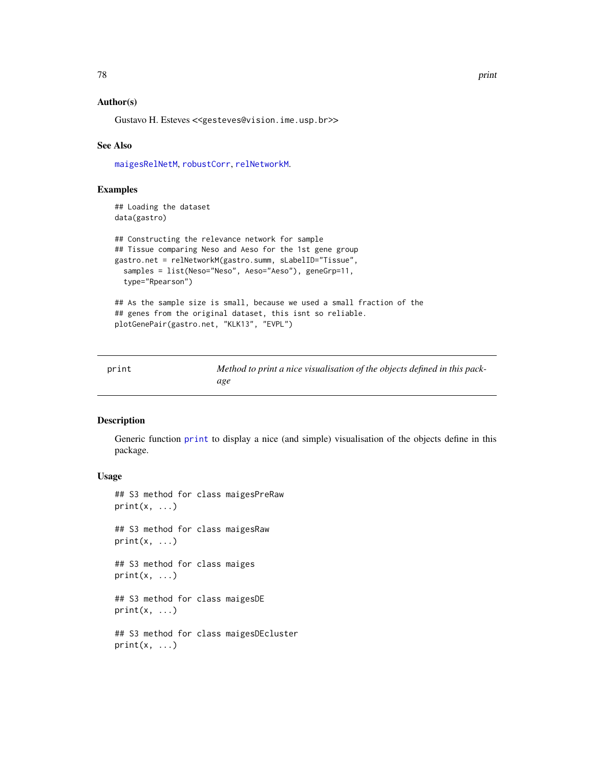### Author(s)

Gustavo H. Esteves <<gesteves@vision.ime.usp.br>>

### See Also

maigesRelNetM, robustCorr, relNetworkM.

### Examples

```
## Loading the dataset
data(gastro)

## Constructing the relevance network for sample
## Tissue comparing Neso and Aeso for the 1st gene group
gastro.net = relNetworkM(gastro.summ, sLabelID="Tissue",
  samples = list(Neso="Neso", Aeso="Aeso"), geneGrp=11,
  type="Rpearson")

## As the sample size is small, because we used a small fraction of the
## genes from the original dataset, this isnt so reliable.
plotGenePair(gastro.net, "KLK13", "EVPL")
```

---

## print — *Method to print a nice visualisation of the objects defined in this package*

---

### Description

Generic function print to display a nice (and simple) visualisation of the objects define in this package.

### Usage

```
## S3 method for class maigesPreRaw
print(x, ...)

## S3 method for class maigesRaw
print(x, ...)

## S3 method for class maiges
print(x, ...)

## S3 method for class maigesDE
print(x, ...)

## S3 method for class maigesDEcluster
print(x, ...)
```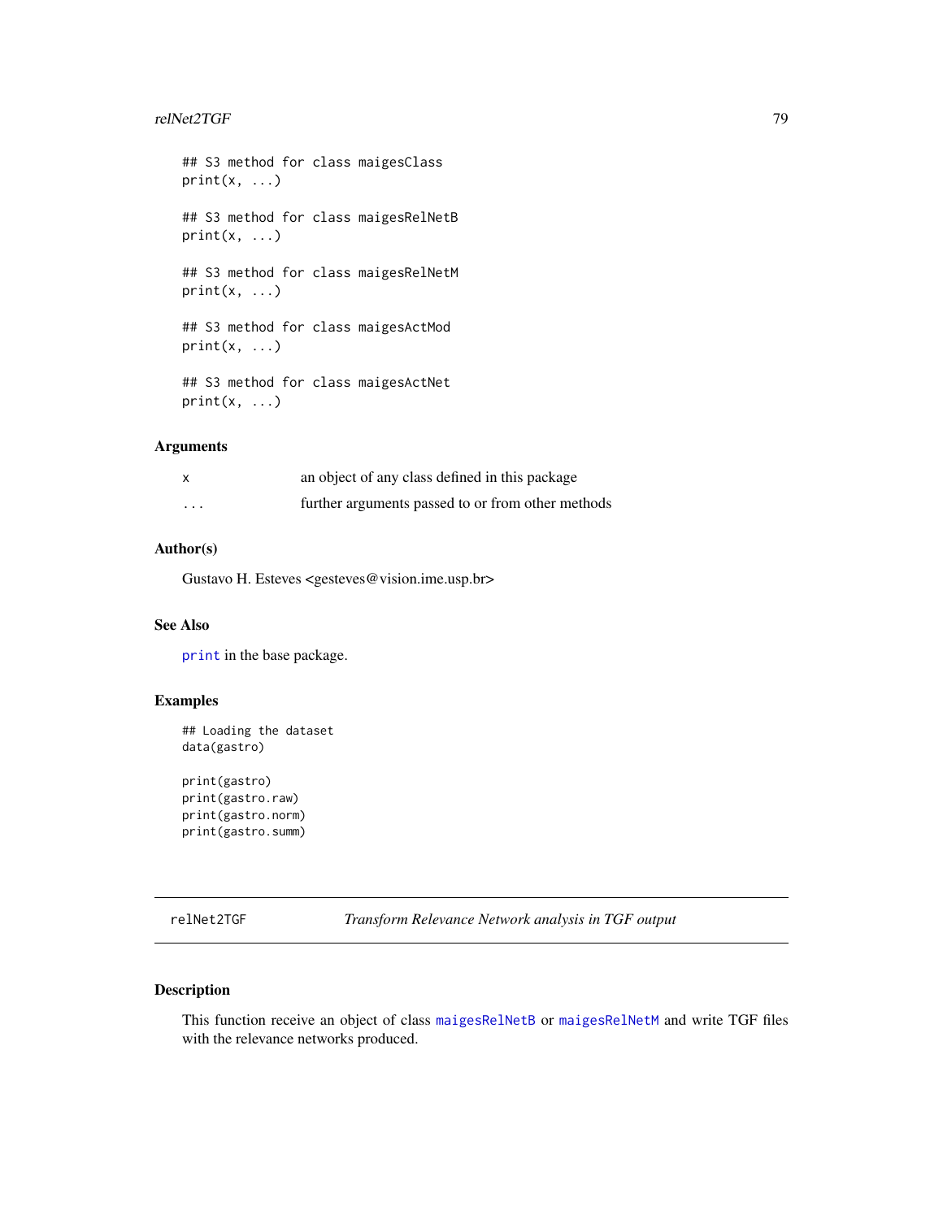```
## S3 method for class maigesClass
print(x, ...)

## S3 method for class maigesRelNetB
print(x, ...)

## S3 method for class maigesRelNetM
print(x, ...)

## S3 method for class maigesActMod
print(x, ...)

## S3 method for class maigesActNet
print(x, ...)
```

### Arguments

| | |
|---|---|
| `x` | an object of any class defined in this package |
| `...` | further arguments passed to or from other methods |

### Author(s)

Gustavo H. Esteves <gesteves@vision.ime.usp.br>

### See Also

`print` in the base package.

### Examples

```
## Loading the dataset
data(gastro)

print(gastro)
print(gastro.raw)
print(gastro.norm)
print(gastro.summ)
```

---

## relNet2TGF — *Transform Relevance Network analysis in TGF output*

---

### Description

This function receive an object of class `maigesRelNetB` or `maigesRelNetM` and write TGF files with the relevance networks produced.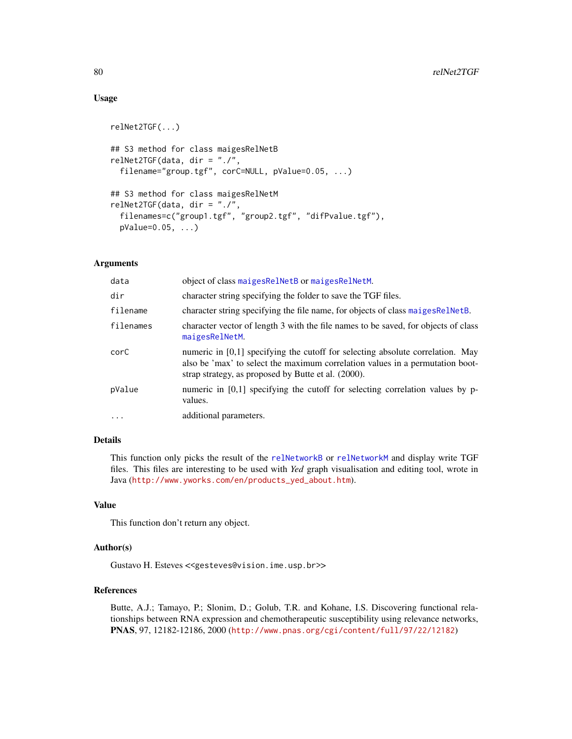### Usage

```
relNet2TGF(...)

## S3 method for class maigesRelNetB
relNet2TGF(data, dir = "./",
  filename="group.tgf", corC=NULL, pValue=0.05, ...)

## S3 method for class maigesRelNetM
relNet2TGF(data, dir = "./",
  filenames=c("group1.tgf", "group2.tgf", "difPvalue.tgf"),
  pValue=0.05, ...)
```

### Arguments

| | |
|---|---|
| `data` | object of class maigesRelNetB or maigesRelNetM. |
| `dir` | character string specifying the folder to save the TGF files. |
| `filename` | character string specifying the file name, for objects of class maigesRelNetB. |
| `filenames` | character vector of length 3 with the file names to be saved, for objects of class maigesRelNetM. |
| `corC` | numeric in [0,1] specifying the cutoff for selecting absolute correlation. May also be 'max' to select the maximum correlation values in a permutation bootstrap strategy, as proposed by Butte et al. (2000). |
| `pValue` | numeric in [0,1] specifying the cutoff for selecting correlation values by p-values. |
| `...` | additional parameters. |

### Details

This function only picks the result of the relNetworkB or relNetworkM and display write TGF files. This files are interesting to be used with *Yed* graph visualisation and editing tool, wrote in Java (http://www.yworks.com/en/products_yed_about.htm).

### Value

This function don't return any object.

### Author(s)

Gustavo H. Esteves <<gesteves@vision.ime.usp.br>>

### References

Butte, A.J.; Tamayo, P.; Slonim, D.; Golub, T.R. and Kohane, I.S. Discovering functional relationships between RNA expression and chemotherapeutic susceptibility using relevance networks, **PNAS**, 97, 12182-12186, 2000 (http://www.pnas.org/cgi/content/full/97/22/12182)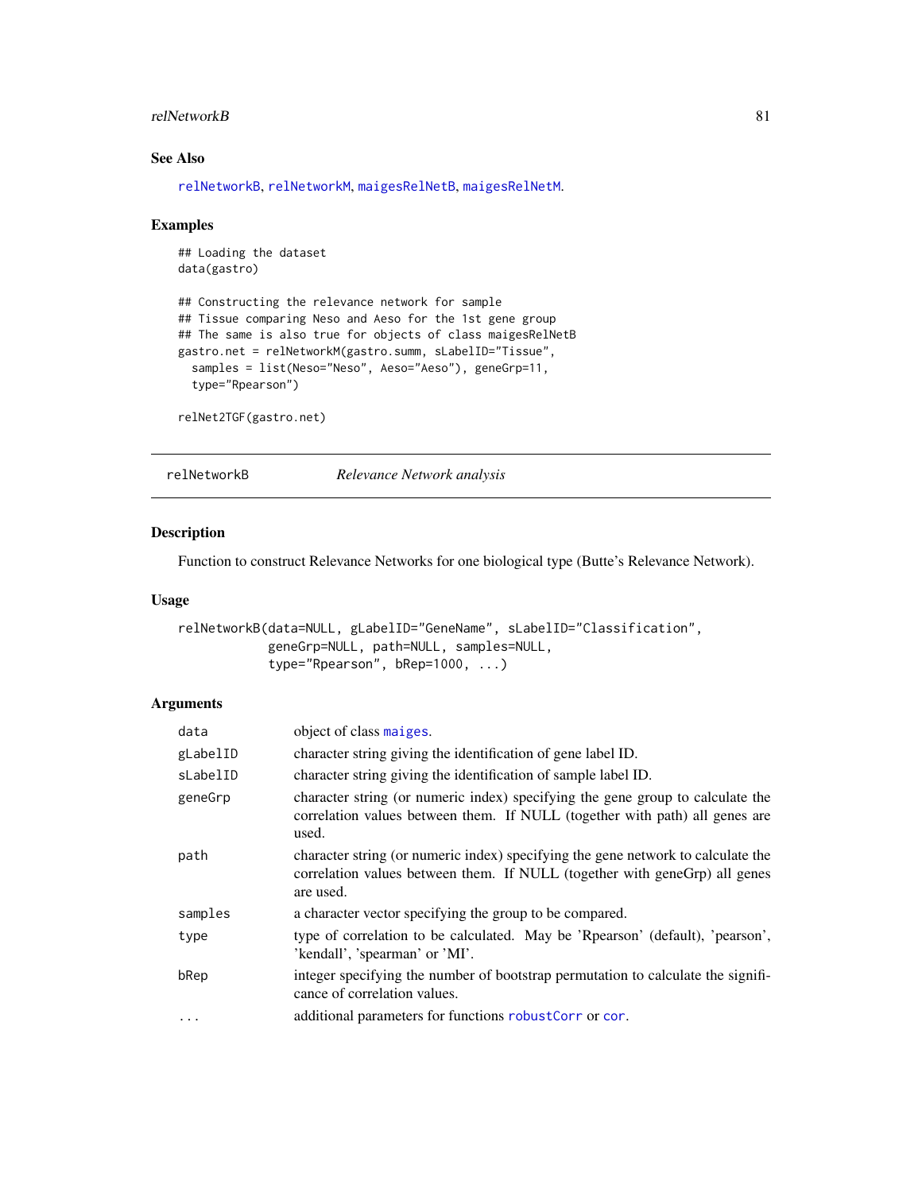## See Also

relNetworkB, relNetworkM, maigesRelNetB, maigesRelNetM.

## Examples

```
## Loading the dataset
data(gastro)

## Constructing the relevance network for sample
## Tissue comparing Neso and Aeso for the 1st gene group
## The same is also true for objects of class maigesRelNetB
gastro.net = relNetworkM(gastro.summ, sLabelID="Tissue",
  samples = list(Neso="Neso", Aeso="Aeso"), geneGrp=11,
  type="Rpearson")

relNet2TGF(gastro.net)
```

---

# relNetworkB *Relevance Network analysis*

## Description

Function to construct Relevance Networks for one biological type (Butte's Relevance Network).

## Usage

```
relNetworkB(data=NULL, gLabelID="GeneName", sLabelID="Classification",
            geneGrp=NULL, path=NULL, samples=NULL,
            type="Rpearson", bRep=1000, ...)
```

## Arguments

| | |
|---|---|
| data | object of class maiges. |
| gLabelID | character string giving the identification of gene label ID. |
| sLabelID | character string giving the identification of sample label ID. |
| geneGrp | character string (or numeric index) specifying the gene group to calculate the correlation values between them. If NULL (together with path) all genes are used. |
| path | character string (or numeric index) specifying the gene network to calculate the correlation values between them. If NULL (together with geneGrp) all genes are used. |
| samples | a character vector specifying the group to be compared. |
| type | type of correlation to be calculated. May be 'Rpearson' (default), 'pearson', 'kendall', 'spearman' or 'MI'. |
| bRep | integer specifying the number of bootstrap permutation to calculate the significance of correlation values. |
| ... | additional parameters for functions robustCorr or cor. |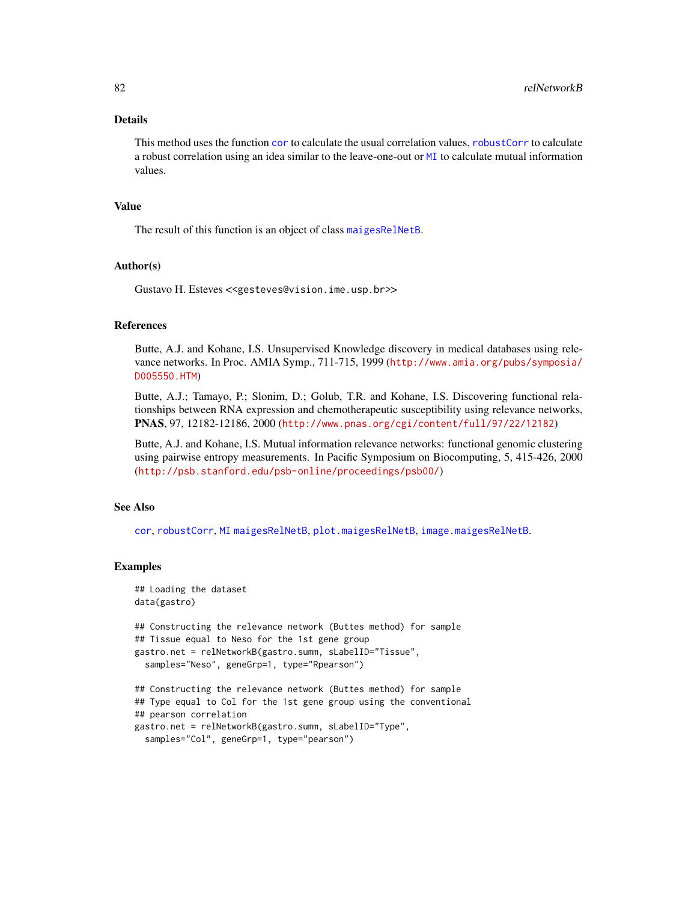### Details

This method uses the function `cor` to calculate the usual correlation values, `robustCorr` to calculate a robust correlation using an idea similar to the leave-one-out or `MI` to calculate mutual information values.

### Value

The result of this function is an object of class `maigesRelNetB`.

### Author(s)

Gustavo H. Esteves <<gesteves@vision.ime.usp.br>>

### References

Butte, A.J. and Kohane, I.S. Unsupervised Knowledge discovery in medical databases using relevance networks. In Proc. AMIA Symp., 711-715, 1999 (http://www.amia.org/pubs/symposia/D005550.HTM)

Butte, A.J.; Tamayo, P.; Slonim, D.; Golub, T.R. and Kohane, I.S. Discovering functional relationships between RNA expression and chemotherapeutic susceptibility using relevance networks, **PNAS**, 97, 12182-12186, 2000 (http://www.pnas.org/cgi/content/full/97/22/12182)

Butte, A.J. and Kohane, I.S. Mutual information relevance networks: functional genomic clustering using pairwise entropy measurements. In Pacific Symposium on Biocomputing, 5, 415-426, 2000 (http://psb.stanford.edu/psb-online/proceedings/psb00/)

### See Also

`cor`, `robustCorr`, `MI` `maigesRelNetB`, `plot.maigesRelNetB`, `image.maigesRelNetB`.

### Examples

```
## Loading the dataset
data(gastro)

## Constructing the relevance network (Buttes method) for sample
## Tissue equal to Neso for the 1st gene group
gastro.net = relNetworkB(gastro.summ, sLabelID="Tissue",
  samples="Neso", geneGrp=1, type="Rpearson")

## Constructing the relevance network (Buttes method) for sample
## Type equal to Col for the 1st gene group using the conventional
## pearson correlation
gastro.net = relNetworkB(gastro.summ, sLabelID="Type",
  samples="Col", geneGrp=1, type="pearson")
```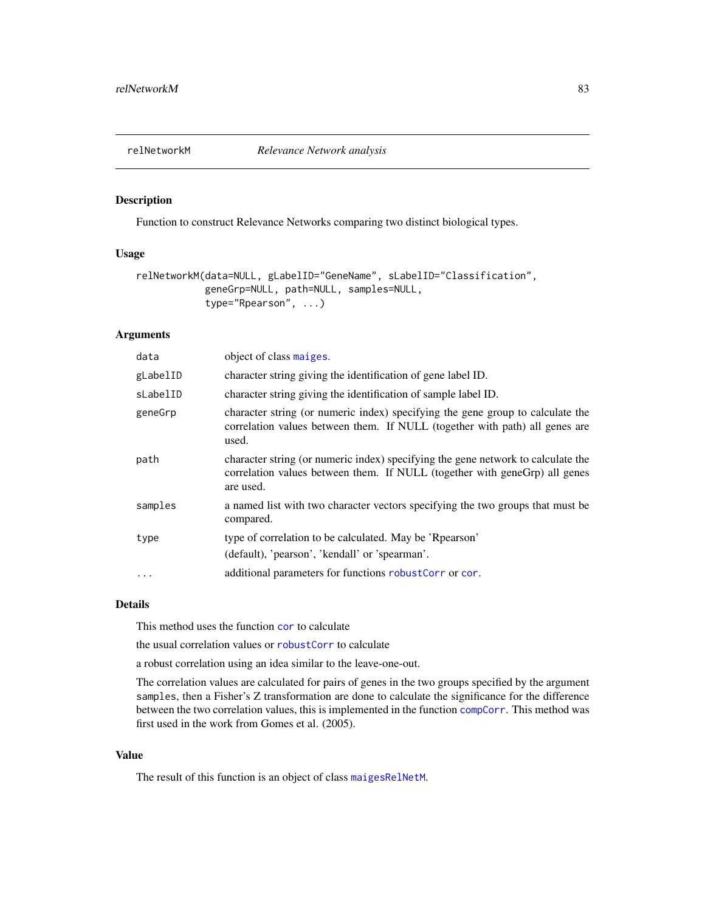# relNetworkM *Relevance Network analysis*

## Description

Function to construct Relevance Networks comparing two distinct biological types.

## Usage

```
relNetworkM(data=NULL, gLabelID="GeneName", sLabelID="Classification",
            geneGrp=NULL, path=NULL, samples=NULL,
            type="Rpearson", ...)
```

## Arguments

| | |
|---|---|
| data | object of class maiges. |
| gLabelID | character string giving the identification of gene label ID. |
| sLabelID | character string giving the identification of sample label ID. |
| geneGrp | character string (or numeric index) specifying the gene group to calculate the correlation values between them. If NULL (together with path) all genes are used. |
| path | character string (or numeric index) specifying the gene network to calculate the correlation values between them. If NULL (together with geneGrp) all genes are used. |
| samples | a named list with two character vectors specifying the two groups that must be compared. |
| type | type of correlation to be calculated. May be 'Rpearson' (default), 'pearson', 'kendall' or 'spearman'. |
| ... | additional parameters for functions robustCorr or cor. |

## Details

This method uses the function cor to calculate

the usual correlation values or robustCorr to calculate

a robust correlation using an idea similar to the leave-one-out.

The correlation values are calculated for pairs of genes in the two groups specified by the argument samples, then a Fisher's Z transformation are done to calculate the significance for the difference between the two correlation values, this is implemented in the function compCorr. This method was first used in the work from Gomes et al. (2005).

## Value

The result of this function is an object of class maigesRelNetM.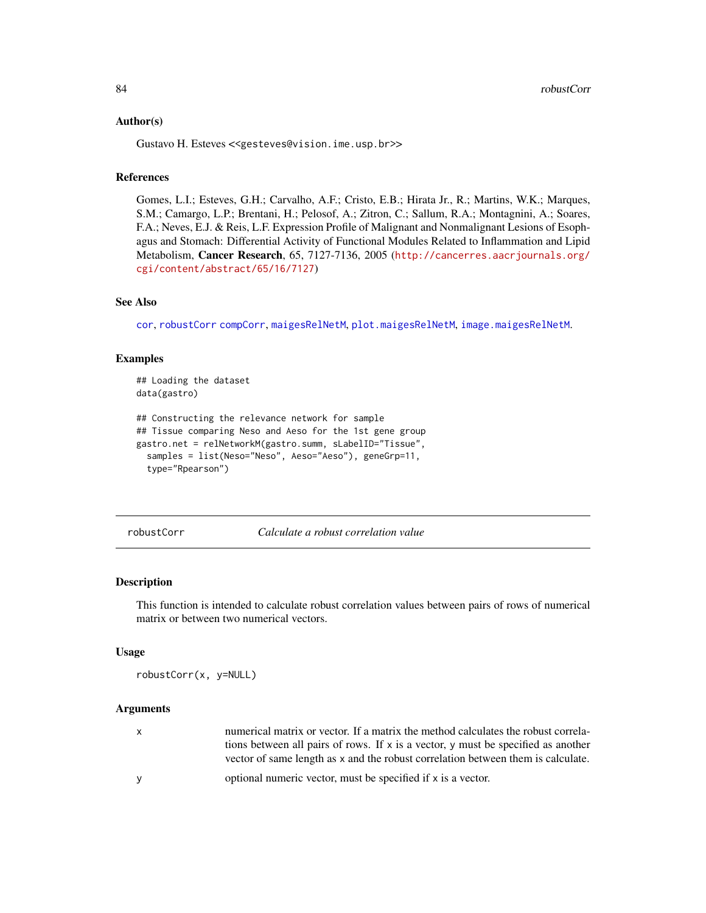### Author(s)

Gustavo H. Esteves <<gesteves@vision.ime.usp.br>>

### References

Gomes, L.I.; Esteves, G.H.; Carvalho, A.F.; Cristo, E.B.; Hirata Jr., R.; Martins, W.K.; Marques, S.M.; Camargo, L.P.; Brentani, H.; Pelosof, A.; Zitron, C.; Sallum, R.A.; Montagnini, A.; Soares, F.A.; Neves, E.J. & Reis, L.F. Expression Profile of Malignant and Nonmalignant Lesions of Esophagus and Stomach: Differential Activity of Functional Modules Related to Inflammation and Lipid Metabolism, **Cancer Research**, 65, 7127-7136, 2005 (http://cancerres.aacrjournals.org/cgi/content/abstract/65/16/7127)

### See Also

cor, robustCorr compCorr, maigesRelNetM, plot.maigesRelNetM, image.maigesRelNetM.

### Examples

```
## Loading the dataset
data(gastro)

## Constructing the relevance network for sample
## Tissue comparing Neso and Aeso for the 1st gene group
gastro.net = relNetworkM(gastro.summ, sLabelID="Tissue",
  samples = list(Neso="Neso", Aeso="Aeso"), geneGrp=11,
  type="Rpearson")
```

---

## robustCorr &nbsp;&nbsp;&nbsp; *Calculate a robust correlation value*

---

### Description

This function is intended to calculate robust correlation values between pairs of rows of numerical matrix or between two numerical vectors.

### Usage

```
robustCorr(x, y=NULL)
```

### Arguments

| | |
|---|---|
| x | numerical matrix or vector. If a matrix the method calculates the robust correlations between all pairs of rows. If x is a vector, y must be specified as another vector of same length as x and the robust correlation between them is calculate. |
| y | optional numeric vector, must be specified if x is a vector. |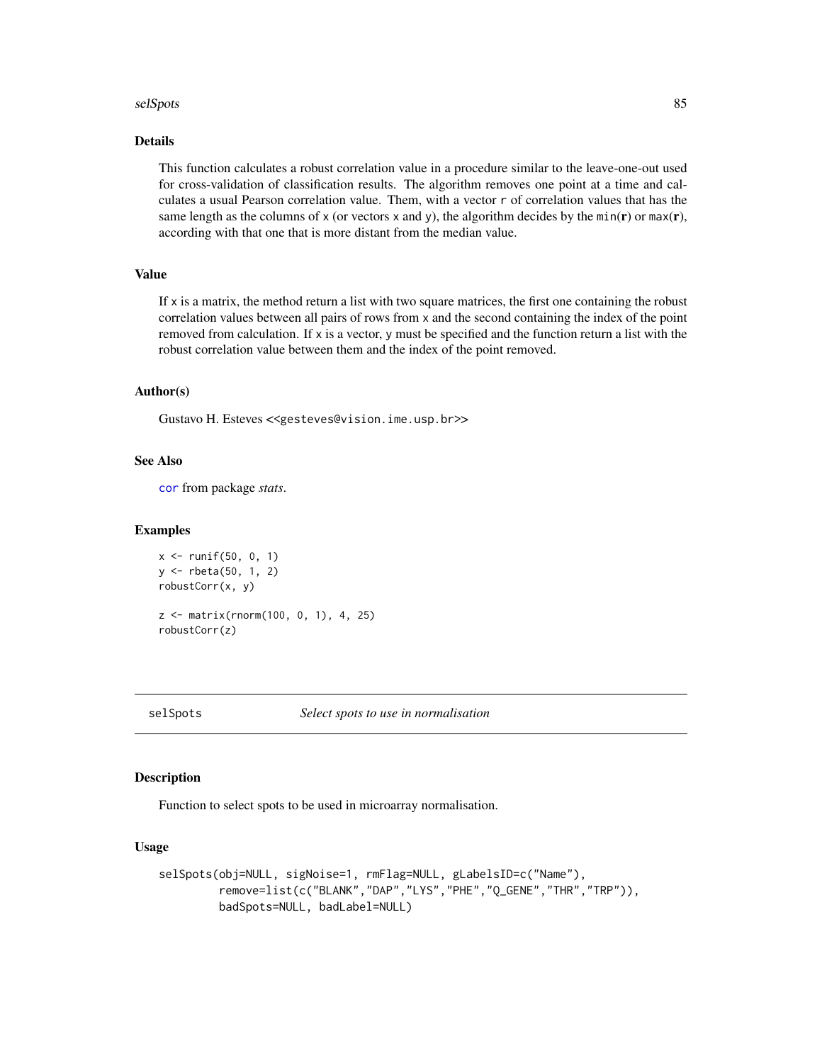## Details

This function calculates a robust correlation value in a procedure similar to the leave-one-out used for cross-validation of classification results. The algorithm removes one point at a time and calculates a usual Pearson correlation value. Them, with a vector `r` of correlation values that has the same length as the columns of `x` (or vectors `x` and `y`), the algorithm decides by the `min(`**r**`)` or `max(`**r**`)`, according with that one that is more distant from the median value.

## Value

If `x` is a matrix, the method return a list with two square matrices, the first one containing the robust correlation values between all pairs of rows from `x` and the second containing the index of the point removed from calculation. If `x` is a vector, `y` must be specified and the function return a list with the robust correlation value between them and the index of the point removed.

## Author(s)

Gustavo H. Esteves <<gesteves@vision.ime.usp.br>>

## See Also

`cor` from package *stats*.

## Examples

```
x <- runif(50, 0, 1)
y <- rbeta(50, 1, 2)
robustCorr(x, y)

z <- matrix(rnorm(100, 0, 1), 4, 25)
robustCorr(z)
```

---

# selSpots *Select spots to use in normalisation*

## Description

Function to select spots to be used in microarray normalisation.

## Usage

```
selSpots(obj=NULL, sigNoise=1, rmFlag=NULL, gLabelsID=c("Name"),
         remove=list(c("BLANK","DAP","LYS","PHE","Q_GENE","THR","TRP")),
         badSpots=NULL, badLabel=NULL)
```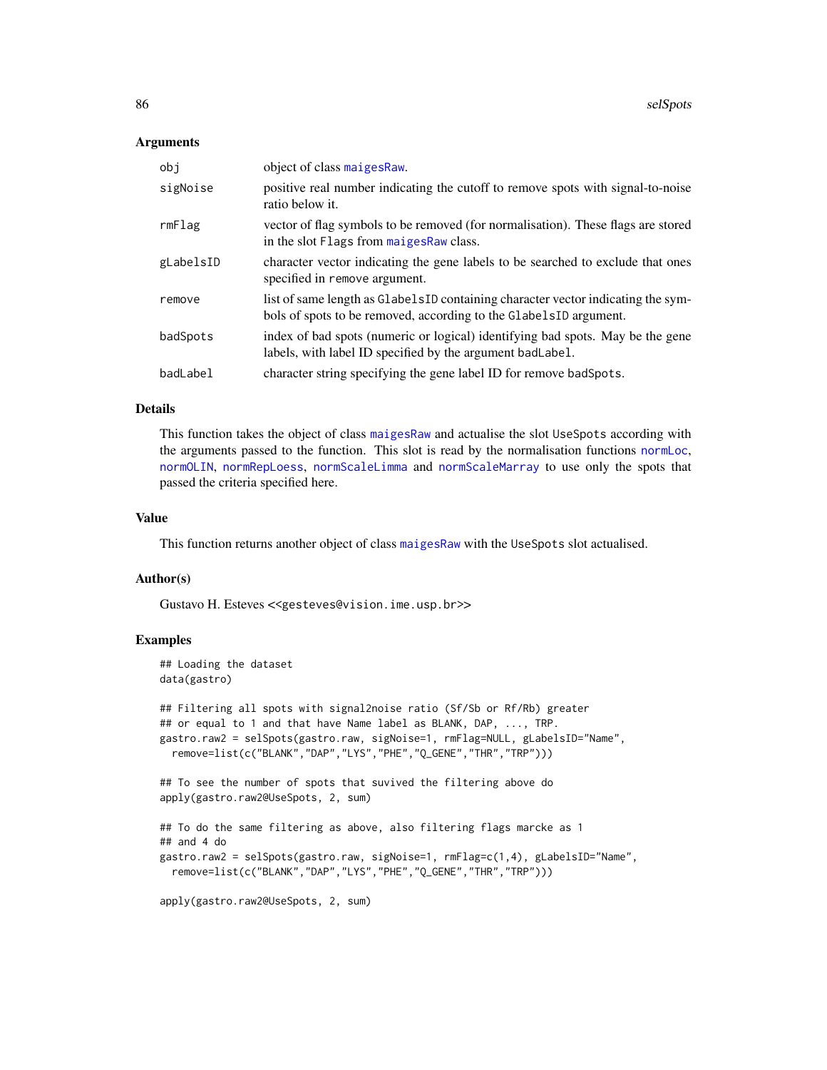### Arguments

| | |
|---|---|
| `obj` | object of class `maigesRaw`. |
| `sigNoise` | positive real number indicating the cutoff to remove spots with signal-to-noise ratio below it. |
| `rmFlag` | vector of flag symbols to be removed (for normalisation). These flags are stored in the slot `Flags` from `maigesRaw` class. |
| `gLabelsID` | character vector indicating the gene labels to be searched to exclude that ones specified in `remove` argument. |
| `remove` | list of same length as `GlabelsID` containing character vector indicating the symbols of spots to be removed, according to the `GlabelsID` argument. |
| `badSpots` | index of bad spots (numeric or logical) identifying bad spots. May be the gene labels, with label ID specified by the argument `badLabel`. |
| `badLabel` | character string specifying the gene label ID for remove `badSpots`. |

### Details

This function takes the object of class `maigesRaw` and actualise the slot `UseSpots` according with the arguments passed to the function. This slot is read by the normalisation functions `normLoc`, `normOLIN`, `normRepLoess`, `normScaleLimma` and `normScaleMarray` to use only the spots that passed the criteria specified here.

### Value

This function returns another object of class `maigesRaw` with the `UseSpots` slot actualised.

### Author(s)

Gustavo H. Esteves <<gesteves@vision.ime.usp.br>>

### Examples

```
## Loading the dataset
data(gastro)

## Filtering all spots with signal2noise ratio (Sf/Sb or Rf/Rb) greater
## or equal to 1 and that have Name label as BLANK, DAP, ..., TRP.
gastro.raw2 = selSpots(gastro.raw, sigNoise=1, rmFlag=NULL, gLabelsID="Name",
  remove=list(c("BLANK","DAP","LYS","PHE","Q_GENE","THR","TRP")))

## To see the number of spots that suvived the filtering above do
apply(gastro.raw2@UseSpots, 2, sum)

## To do the same filtering as above, also filtering flags marcke as 1
## and 4 do
gastro.raw2 = selSpots(gastro.raw, sigNoise=1, rmFlag=c(1,4), gLabelsID="Name",
  remove=list(c("BLANK","DAP","LYS","PHE","Q_GENE","THR","TRP")))

apply(gastro.raw2@UseSpots, 2, sum)
```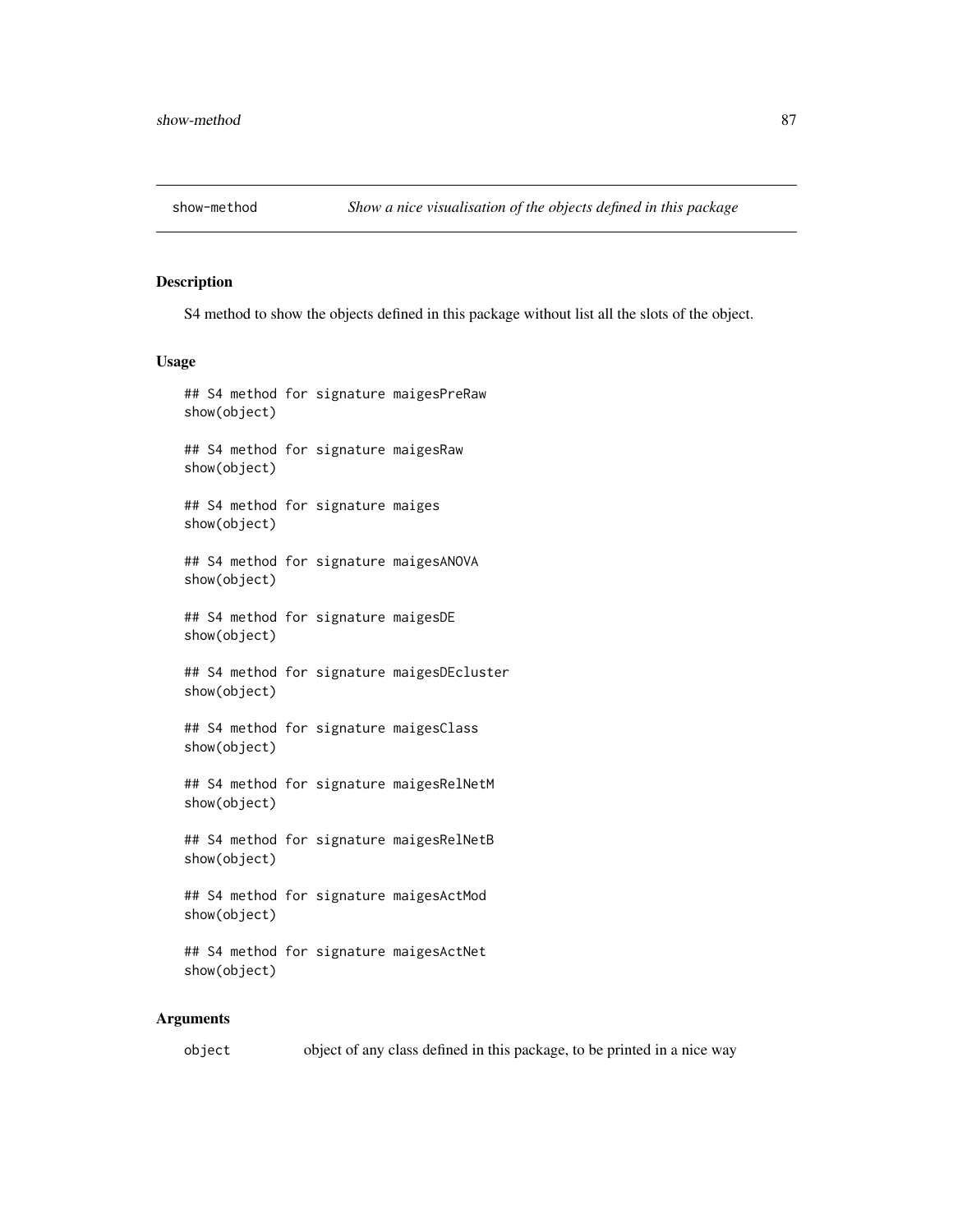# show-method *Show a nice visualisation of the objects defined in this package*

## Description

S4 method to show the objects defined in this package without list all the slots of the object.

## Usage

```
## S4 method for signature maigesPreRaw
show(object)

## S4 method for signature maigesRaw
show(object)

## S4 method for signature maiges
show(object)

## S4 method for signature maigesANOVA
show(object)

## S4 method for signature maigesDE
show(object)

## S4 method for signature maigesDEcluster
show(object)

## S4 method for signature maigesClass
show(object)

## S4 method for signature maigesRelNetM
show(object)

## S4 method for signature maigesRelNetB
show(object)

## S4 method for signature maigesActMod
show(object)

## S4 method for signature maigesActNet
show(object)
```

## Arguments

| | |
|---|---|
| `object` | object of any class defined in this package, to be printed in a nice way |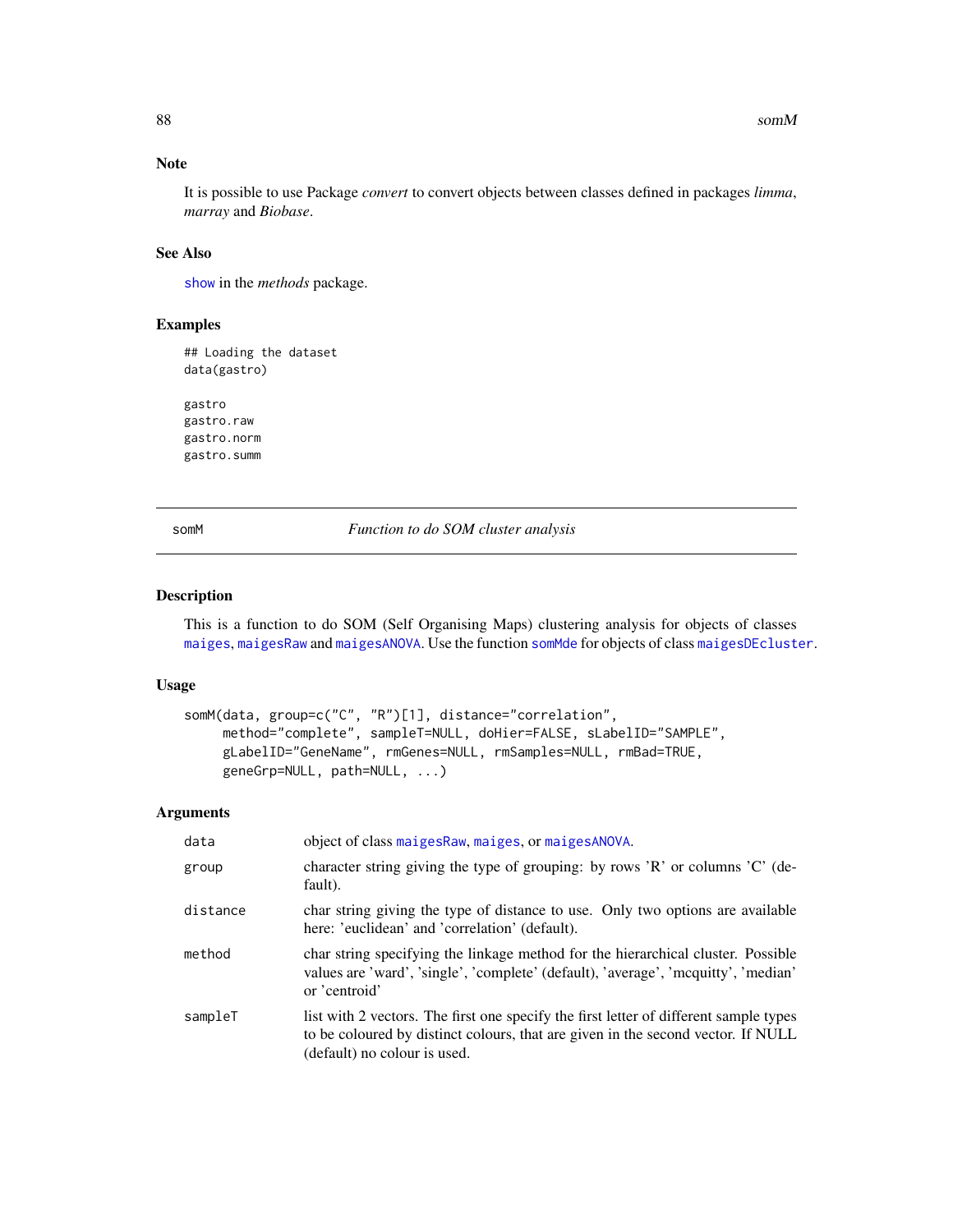## Note

It is possible to use Package *convert* to convert objects between classes defined in packages *limma*, *marray* and *Biobase*.

## See Also

show in the *methods* package.

## Examples

```
## Loading the dataset
data(gastro)

gastro
gastro.raw
gastro.norm
gastro.summ
```

---

# somM — *Function to do SOM cluster analysis*

## Description

This is a function to do SOM (Self Organising Maps) clustering analysis for objects of classes maiges, maigesRaw and maigesANOVA. Use the function somMde for objects of class maigesDEcluster.

## Usage

```
somM(data, group=c("C", "R")[1], distance="correlation",
     method="complete", sampleT=NULL, doHier=FALSE, sLabelID="SAMPLE",
     gLabelID="GeneName", rmGenes=NULL, rmSamples=NULL, rmBad=TRUE,
     geneGrp=NULL, path=NULL, ...)
```

## Arguments

| | |
|---|---|
| data | object of class maigesRaw, maiges, or maigesANOVA. |
| group | character string giving the type of grouping: by rows 'R' or columns 'C' (default). |
| distance | char string giving the type of distance to use. Only two options are available here: 'euclidean' and 'correlation' (default). |
| method | char string specifying the linkage method for the hierarchical cluster. Possible values are 'ward', 'single', 'complete' (default), 'average', 'mcquitty', 'median' or 'centroid' |
| sampleT | list with 2 vectors. The first one specify the first letter of different sample types to be coloured by distinct colours, that are given in the second vector. If NULL (default) no colour is used. |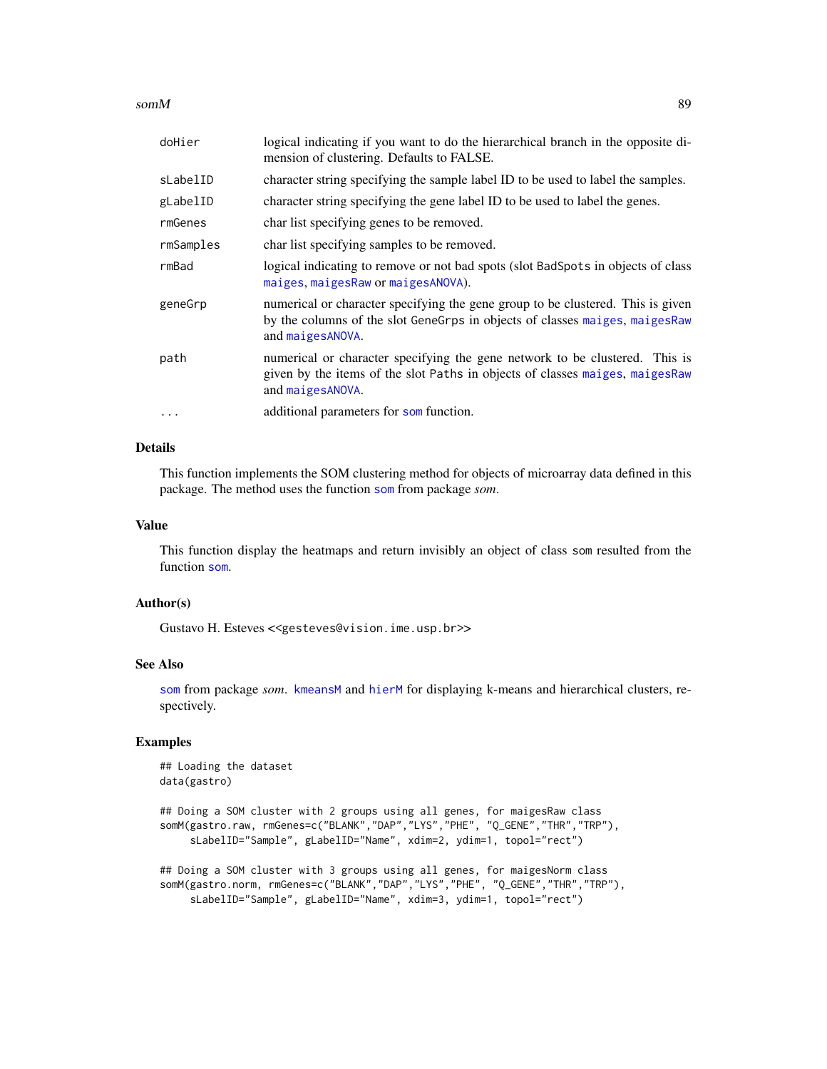| | |
|---|---|
| doHier | logical indicating if you want to do the hierarchical branch in the opposite dimension of clustering. Defaults to FALSE. |
| sLabelID | character string specifying the sample label ID to be used to label the samples. |
| gLabelID | character string specifying the gene label ID to be used to label the genes. |
| rmGenes | char list specifying genes to be removed. |
| rmSamples | char list specifying samples to be removed. |
| rmBad | logical indicating to remove or not bad spots (slot BadSpots in objects of class maiges, maigesRaw or maigesANOVA). |
| geneGrp | numerical or character specifying the gene group to be clustered. This is given by the columns of the slot GeneGrps in objects of classes maiges, maigesRaw and maigesANOVA. |
| path | numerical or character specifying the gene network to be clustered. This is given by the items of the slot Paths in objects of classes maiges, maigesRaw and maigesANOVA. |
| ... | additional parameters for som function. |

## Details

This function implements the SOM clustering method for objects of microarray data defined in this package. The method uses the function som from package *som*.

## Value

This function display the heatmaps and return invisibly an object of class som resulted from the function som.

## Author(s)

Gustavo H. Esteves <<gesteves@vision.ime.usp.br>>

## See Also

som from package *som*. kmeansM and hierM for displaying k-means and hierarchical clusters, respectively.

## Examples

```
## Loading the dataset
data(gastro)

## Doing a SOM cluster with 2 groups using all genes, for maigesRaw class
somM(gastro.raw, rmGenes=c("BLANK","DAP","LYS","PHE", "Q_GENE","THR","TRP"),
     sLabelID="Sample", gLabelID="Name", xdim=2, ydim=1, topol="rect")

## Doing a SOM cluster with 3 groups using all genes, for maigesNorm class
somM(gastro.norm, rmGenes=c("BLANK","DAP","LYS","PHE", "Q_GENE","THR","TRP"),
     sLabelID="Sample", gLabelID="Name", xdim=3, ydim=1, topol="rect")
```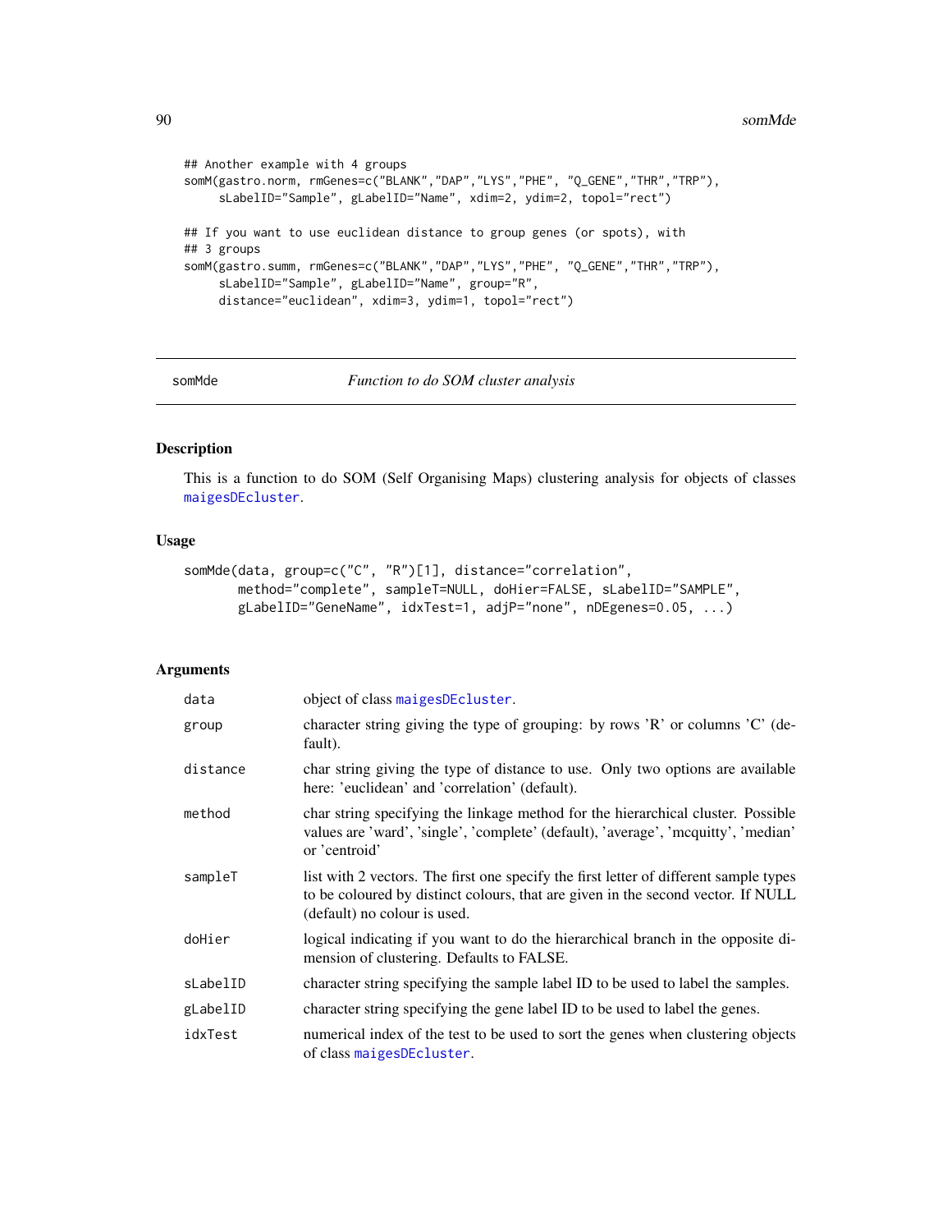```
## Another example with 4 groups
somM(gastro.norm, rmGenes=c("BLANK","DAP","LYS","PHE", "Q_GENE","THR","TRP"),
     sLabelID="Sample", gLabelID="Name", xdim=2, ydim=2, topol="rect")

## If you want to use euclidean distance to group genes (or spots), with
## 3 groups
somM(gastro.summ, rmGenes=c("BLANK","DAP","LYS","PHE", "Q_GENE","THR","TRP"),
     sLabelID="Sample", gLabelID="Name", group="R",
     distance="euclidean", xdim=3, ydim=1, topol="rect")
```

---

## somMde *Function to do SOM cluster analysis*

---

### Description

This is a function to do SOM (Self Organising Maps) clustering analysis for objects of classes maigesDEcluster.

### Usage

```
somMde(data, group=c("C", "R")[1], distance="correlation",
       method="complete", sampleT=NULL, doHier=FALSE, sLabelID="SAMPLE",
       gLabelID="GeneName", idxTest=1, adjP="none", nDEgenes=0.05, ...)
```

### Arguments

| | |
|---|---|
| data | object of class maigesDEcluster. |
| group | character string giving the type of grouping: by rows 'R' or columns 'C' (default). |
| distance | char string giving the type of distance to use. Only two options are available here: 'euclidean' and 'correlation' (default). |
| method | char string specifying the linkage method for the hierarchical cluster. Possible values are 'ward', 'single', 'complete' (default), 'average', 'mcquitty', 'median' or 'centroid' |
| sampleT | list with 2 vectors. The first one specify the first letter of different sample types to be coloured by distinct colours, that are given in the second vector. If NULL (default) no colour is used. |
| doHier | logical indicating if you want to do the hierarchical branch in the opposite dimension of clustering. Defaults to FALSE. |
| sLabelID | character string specifying the sample label ID to be used to label the samples. |
| gLabelID | character string specifying the gene label ID to be used to label the genes. |
| idxTest | numerical index of the test to be used to sort the genes when clustering objects of class maigesDEcluster. |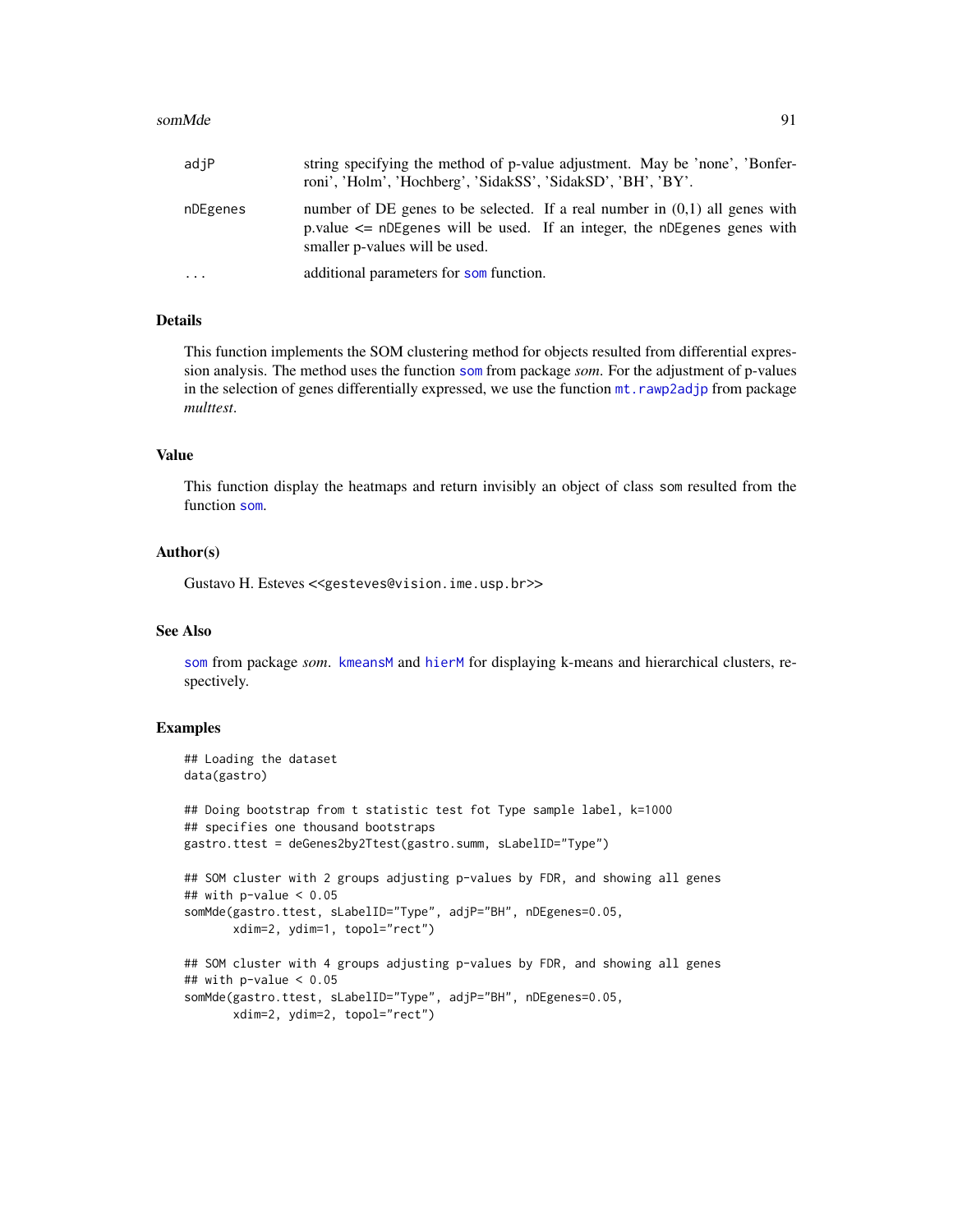| | |
|---|---|
| adjP | string specifying the method of p-value adjustment. May be 'none', 'Bonferroni', 'Holm', 'Hochberg', 'SidakSS', 'SidakSD', 'BH', 'BY'. |
| nDEgenes | number of DE genes to be selected. If a real number in (0,1) all genes with p.value <= nDEgenes will be used. If an integer, the nDEgenes genes with smaller p-values will be used. |
| ... | additional parameters for som function. |

## Details

This function implements the SOM clustering method for objects resulted from differential expression analysis. The method uses the function som from package *som*. For the adjustment of p-values in the selection of genes differentially expressed, we use the function mt.rawp2adjp from package *multtest*.

## Value

This function display the heatmaps and return invisibly an object of class som resulted from the function som.

## Author(s)

Gustavo H. Esteves <<gesteves@vision.ime.usp.br>>

## See Also

som from package *som*. kmeansM and hierM for displaying k-means and hierarchical clusters, respectively.

## Examples

```
## Loading the dataset
data(gastro)

## Doing bootstrap from t statistic test fot Type sample label, k=1000
## specifies one thousand bootstraps
gastro.ttest = deGenes2by2Ttest(gastro.summ, sLabelID="Type")

## SOM cluster with 2 groups adjusting p-values by FDR, and showing all genes
## with p-value < 0.05
somMde(gastro.ttest, sLabelID="Type", adjP="BH", nDEgenes=0.05,
       xdim=2, ydim=1, topol="rect")

## SOM cluster with 4 groups adjusting p-values by FDR, and showing all genes
## with p-value < 0.05
somMde(gastro.ttest, sLabelID="Type", adjP="BH", nDEgenes=0.05,
       xdim=2, ydim=2, topol="rect")
```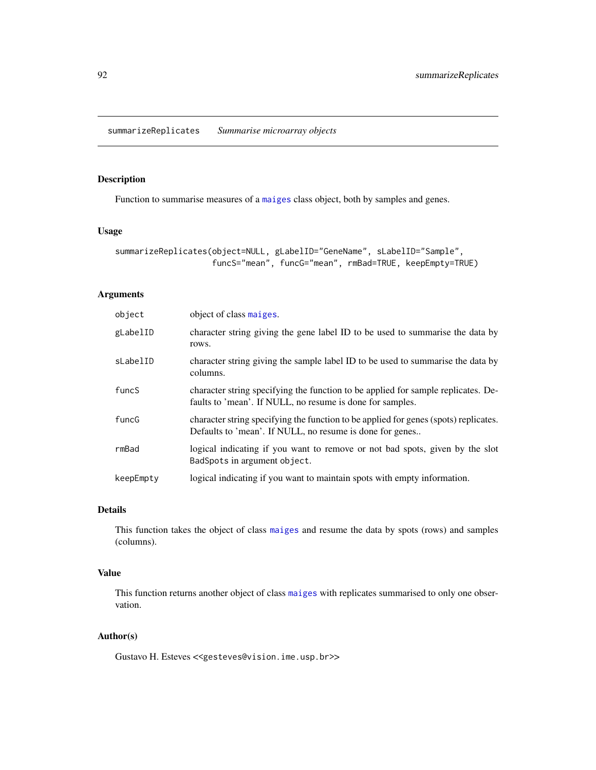summarizeReplicates *Summarise microarray objects*

## Description

Function to summarise measures of a maiges class object, both by samples and genes.

## Usage

```
summarizeReplicates(object=NULL, gLabelID="GeneName", sLabelID="Sample",
                    funcS="mean", funcG="mean", rmBad=TRUE, keepEmpty=TRUE)
```

## Arguments

| | |
|---|---|
| object | object of class maiges. |
| gLabelID | character string giving the gene label ID to be used to summarise the data by rows. |
| sLabelID | character string giving the sample label ID to be used to summarise the data by columns. |
| funcS | character string specifying the function to be applied for sample replicates. Defaults to 'mean'. If NULL, no resume is done for samples. |
| funcG | character string specifying the function to be applied for genes (spots) replicates. Defaults to 'mean'. If NULL, no resume is done for genes.. |
| rmBad | logical indicating if you want to remove or not bad spots, given by the slot BadSpots in argument object. |
| keepEmpty | logical indicating if you want to maintain spots with empty information. |

## Details

This function takes the object of class maiges and resume the data by spots (rows) and samples (columns).

## Value

This function returns another object of class maiges with replicates summarised to only one observation.

## Author(s)

Gustavo H. Esteves <<gesteves@vision.ime.usp.br>>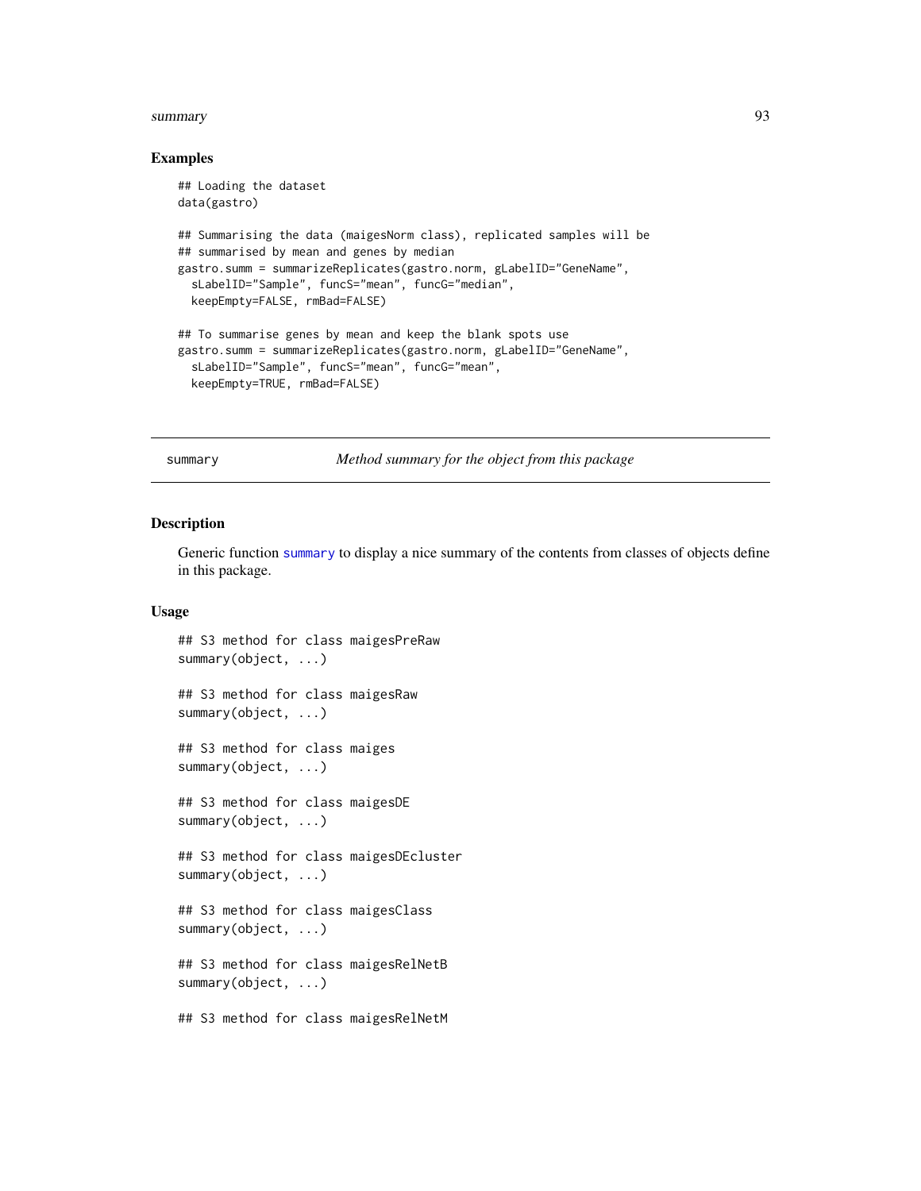### Examples

```
## Loading the dataset
data(gastro)

## Summarising the data (maigesNorm class), replicated samples will be
## summarised by mean and genes by median
gastro.summ = summarizeReplicates(gastro.norm, gLabelID="GeneName",
  sLabelID="Sample", funcS="mean", funcG="median",
  keepEmpty=FALSE, rmBad=FALSE)

## To summarise genes by mean and keep the blank spots use
gastro.summ = summarizeReplicates(gastro.norm, gLabelID="GeneName",
  sLabelID="Sample", funcS="mean", funcG="mean",
  keepEmpty=TRUE, rmBad=FALSE)
```

---

## summary — *Method summary for the object from this package*

### Description

Generic function `summary` to display a nice summary of the contents from classes of objects define in this package.

### Usage

```
## S3 method for class maigesPreRaw
summary(object, ...)

## S3 method for class maigesRaw
summary(object, ...)

## S3 method for class maiges
summary(object, ...)

## S3 method for class maigesDE
summary(object, ...)

## S3 method for class maigesDEcluster
summary(object, ...)

## S3 method for class maigesClass
summary(object, ...)

## S3 method for class maigesRelNetB
summary(object, ...)

## S3 method for class maigesRelNetM
```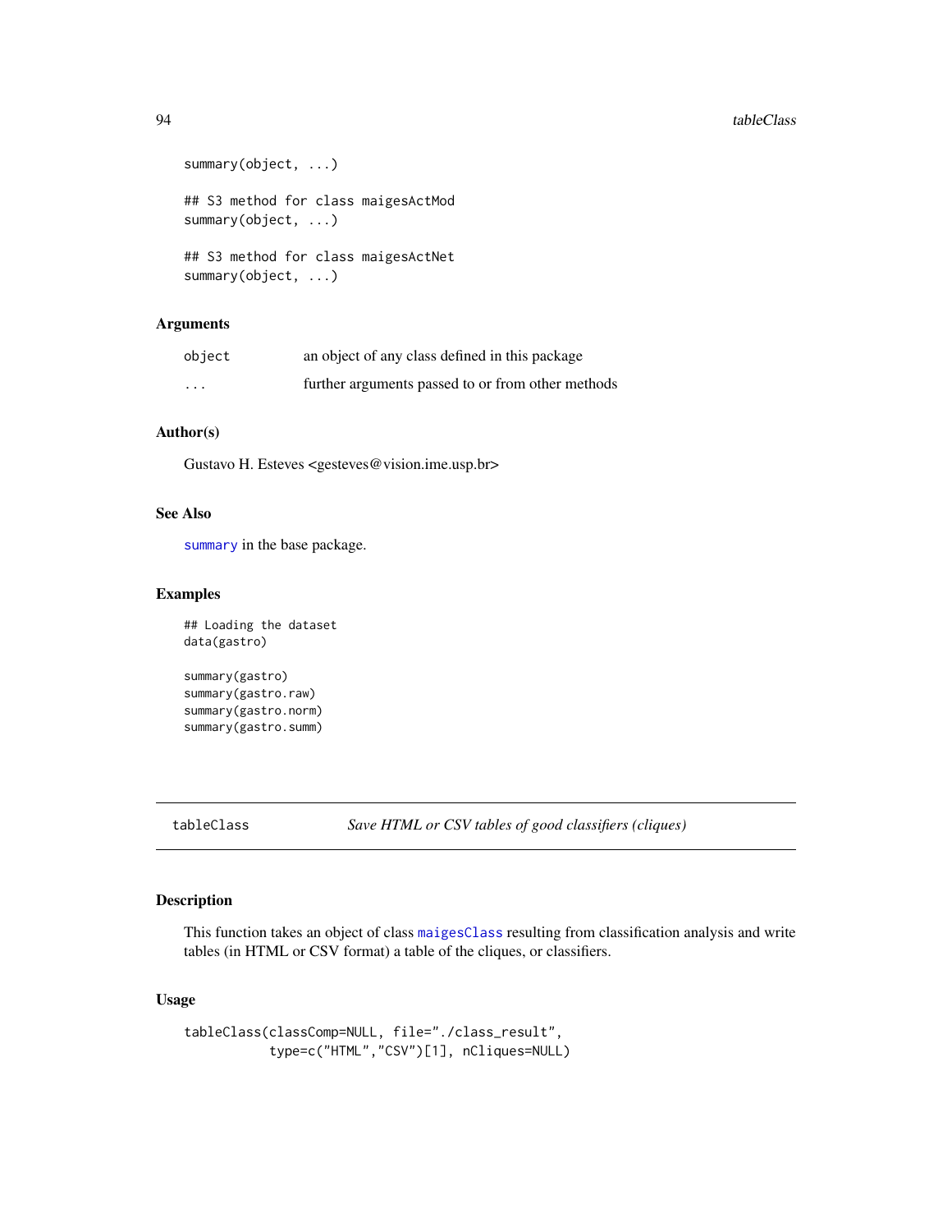```
summary(object, ...)

## S3 method for class maigesActMod
summary(object, ...)

## S3 method for class maigesActNet
summary(object, ...)
```

## Arguments

| | |
|---|---|
| object | an object of any class defined in this package |
| ... | further arguments passed to or from other methods |

## Author(s)

Gustavo H. Esteves <gesteves@vision.ime.usp.br>

## See Also

summary in the base package.

## Examples

```
## Loading the dataset
data(gastro)

summary(gastro)
summary(gastro.raw)
summary(gastro.norm)
summary(gastro.summ)
```

---

# tableClass — *Save HTML or CSV tables of good classifiers (cliques)*

---

## Description

This function takes an object of class maigesClass resulting from classification analysis and write tables (in HTML or CSV format) a table of the cliques, or classifiers.

## Usage

```
tableClass(classComp=NULL, file="./class_result",
           type=c("HTML","CSV")[1], nCliques=NULL)
```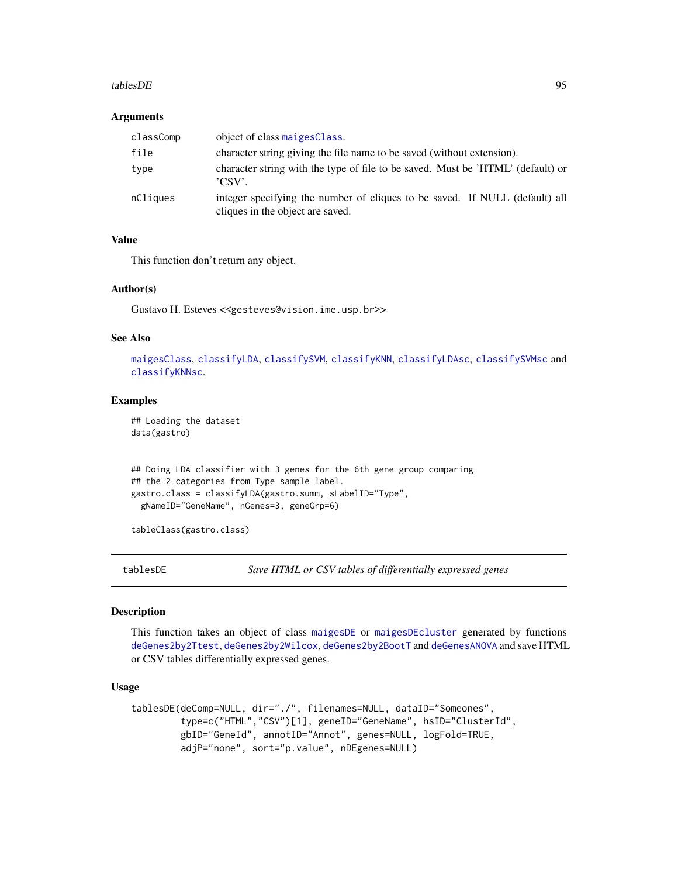### Arguments

| | |
|---|---|
| classComp | object of class maigesClass. |
| file | character string giving the file name to be saved (without extension). |
| type | character string with the type of file to be saved. Must be 'HTML' (default) or 'CSV'. |
| nCliques | integer specifying the number of cliques to be saved. If NULL (default) all cliques in the object are saved. |

### Value

This function don't return any object.

### Author(s)

Gustavo H. Esteves <<gesteves@vision.ime.usp.br>>

### See Also

maigesClass, classifyLDA, classifySVM, classifyKNN, classifyLDAsc, classifySVMsc and classifyKNNsc.

### Examples

```
## Loading the dataset
data(gastro)


## Doing LDA classifier with 3 genes for the 6th gene group comparing
## the 2 categories from Type sample label.
gastro.class = classifyLDA(gastro.summ, sLabelID="Type",
  gNameID="GeneName", nGenes=3, geneGrp=6)

tableClass(gastro.class)
```

---

## tablesDE — *Save HTML or CSV tables of differentially expressed genes*

### Description

This function takes an object of class maigesDE or maigesDEcluster generated by functions deGenes2by2Ttest, deGenes2by2Wilcox, deGenes2by2BootT and deGenesANOVA and save HTML or CSV tables differentially expressed genes.

### Usage

```
tablesDE(deComp=NULL, dir="./", filenames=NULL, dataID="Someones",
        type=c("HTML","CSV")[1], geneID="GeneName", hsID="ClusterId",
        gbID="GeneId", annotID="Annot", genes=NULL, logFold=TRUE,
        adjP="none", sort="p.value", nDEgenes=NULL)
```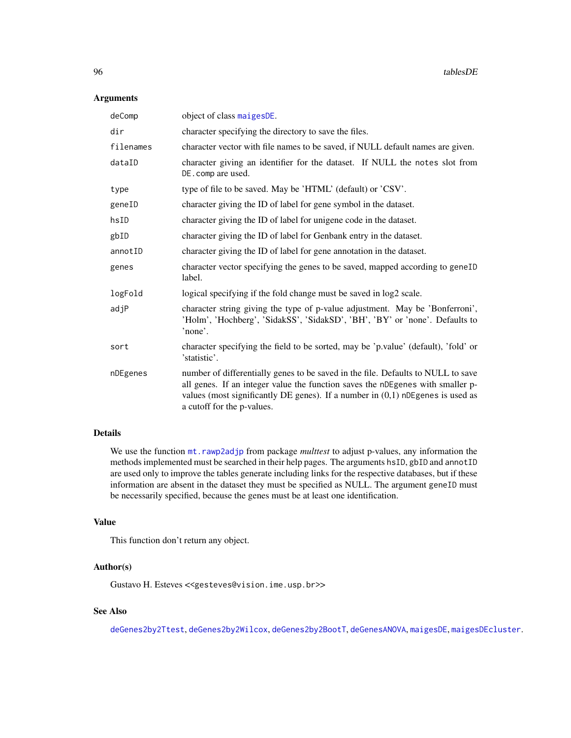## Arguments

| | |
|---|---|
| `deComp` | object of class `maigesDE`. |
| `dir` | character specifying the directory to save the files. |
| `filenames` | character vector with file names to be saved, if NULL default names are given. |
| `dataID` | character giving an identifier for the dataset. If NULL the `notes` slot from `DE.comp` are used. |
| `type` | type of file to be saved. May be 'HTML' (default) or 'CSV'. |
| `geneID` | character giving the ID of label for gene symbol in the dataset. |
| `hsID` | character giving the ID of label for unigene code in the dataset. |
| `gbID` | character giving the ID of label for Genbank entry in the dataset. |
| `annotID` | character giving the ID of label for gene annotation in the dataset. |
| `genes` | character vector specifying the genes to be saved, mapped according to `geneID` label. |
| `logFold` | logical specifying if the fold change must be saved in log2 scale. |
| `adjP` | character string giving the type of p-value adjustment. May be 'Bonferroni', 'Holm', 'Hochberg', 'SidakSS', 'SidakSD', 'BH', 'BY' or 'none'. Defaults to 'none'. |
| `sort` | character specifying the field to be sorted, may be 'p.value' (default), 'fold' or 'statistic'. |
| `nDEgenes` | number of differentially genes to be saved in the file. Defaults to NULL to save all genes. If an integer value the function saves the `nDEgenes` with smaller p-values (most significantly DE genes). If a number in (0,1) `nDEgenes` is used as a cutoff for the p-values. |

## Details

We use the function `mt.rawp2adjp` from package *multtest* to adjust p-values, any information the methods implemented must be searched in their help pages. The arguments `hsID`, `gbID` and `annotID` are used only to improve the tables generate including links for the respective databases, but if these information are absent in the dataset they must be specified as NULL. The argument `geneID` must be necessarily specified, because the genes must be at least one identification.

## Value

This function don't return any object.

## Author(s)

Gustavo H. Esteves <<gesteves@vision.ime.usp.br>>

## See Also

`deGenes2by2Ttest`, `deGenes2by2Wilcox`, `deGenes2by2BootT`, `deGenesANOVA`, `maigesDE`, `maigesDEcluster`.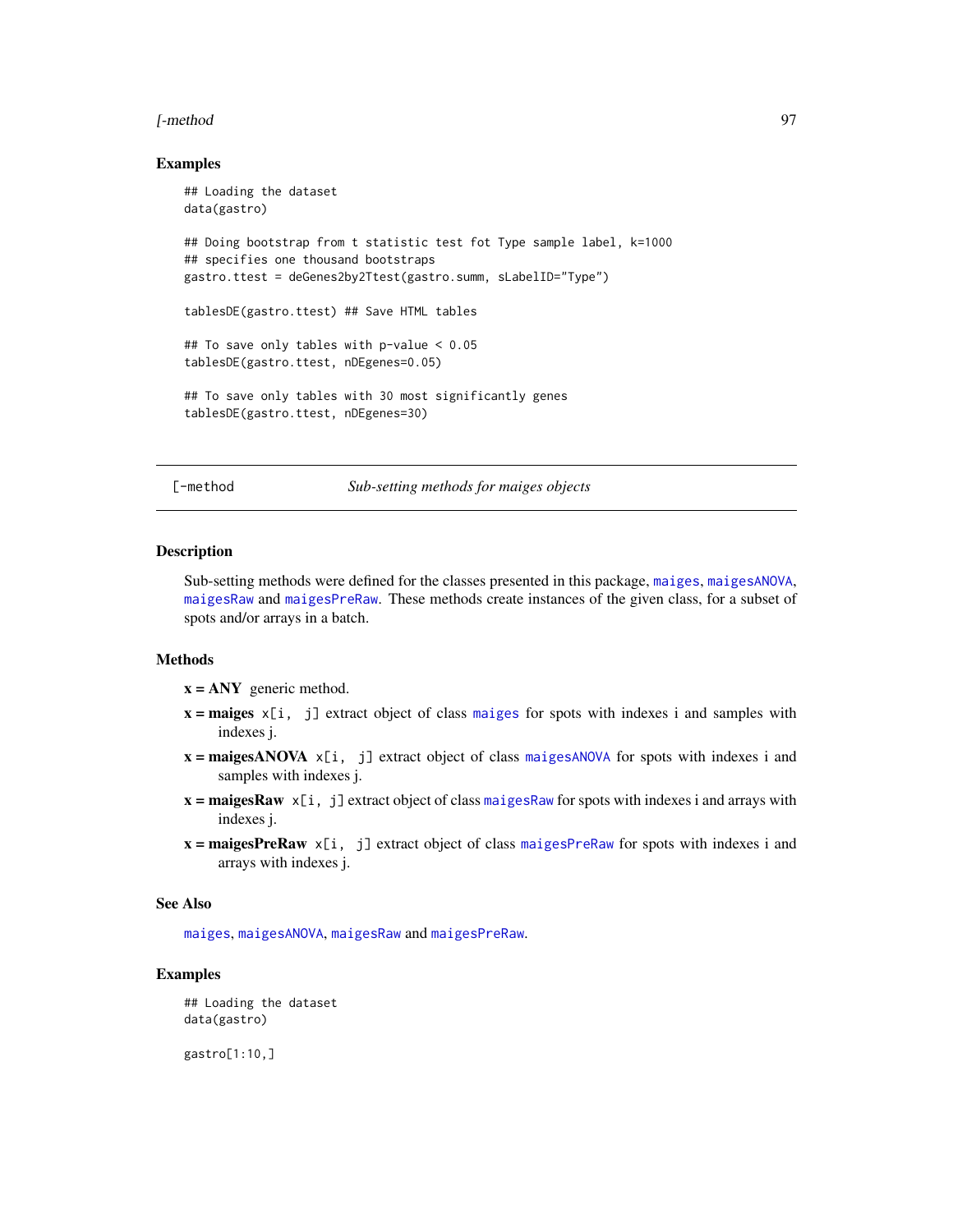## Examples

```
## Loading the dataset
data(gastro)

## Doing bootstrap from t statistic test fot Type sample label, k=1000
## specifies one thousand bootstraps
gastro.ttest = deGenes2by2Ttest(gastro.summ, sLabelID="Type")

tablesDE(gastro.ttest) ## Save HTML tables

## To save only tables with p-value < 0.05
tablesDE(gastro.ttest, nDEgenes=0.05)

## To save only tables with 30 most significantly genes
tablesDE(gastro.ttest, nDEgenes=30)
```

---

# [-method — *Sub-setting methods for maiges objects*

---

## Description

Sub-setting methods were defined for the classes presented in this package, `maiges`, `maigesANOVA`, `maigesRaw` and `maigesPreRaw`. These methods create instances of the given class, for a subset of spots and/or arrays in a batch.

## Methods

**x = ANY** generic method.

**x = maiges** `x[i, j]` extract object of class `maiges` for spots with indexes i and samples with indexes j.

**x = maigesANOVA** `x[i, j]` extract object of class `maigesANOVA` for spots with indexes i and samples with indexes j.

**x = maigesRaw** `x[i, j]` extract object of class `maigesRaw` for spots with indexes i and arrays with indexes j.

**x = maigesPreRaw** `x[i, j]` extract object of class `maigesPreRaw` for spots with indexes i and arrays with indexes j.

## See Also

`maiges`, `maigesANOVA`, `maigesRaw` and `maigesPreRaw`.

## Examples

```
## Loading the dataset
data(gastro)

gastro[1:10,]
```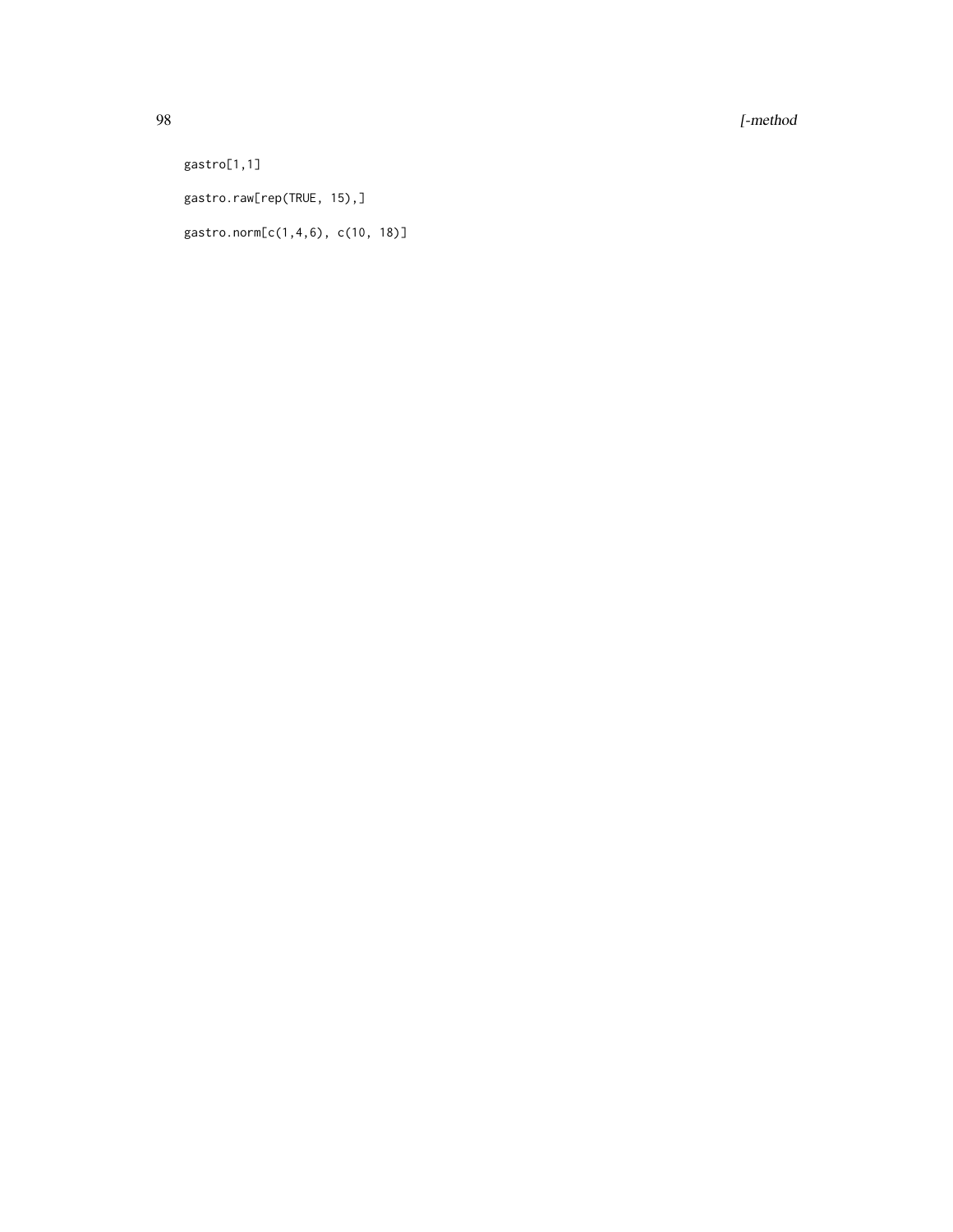```
gastro[1,1]

gastro.raw[rep(TRUE, 15),]

gastro.norm[c(1,4,6), c(10, 18)]
```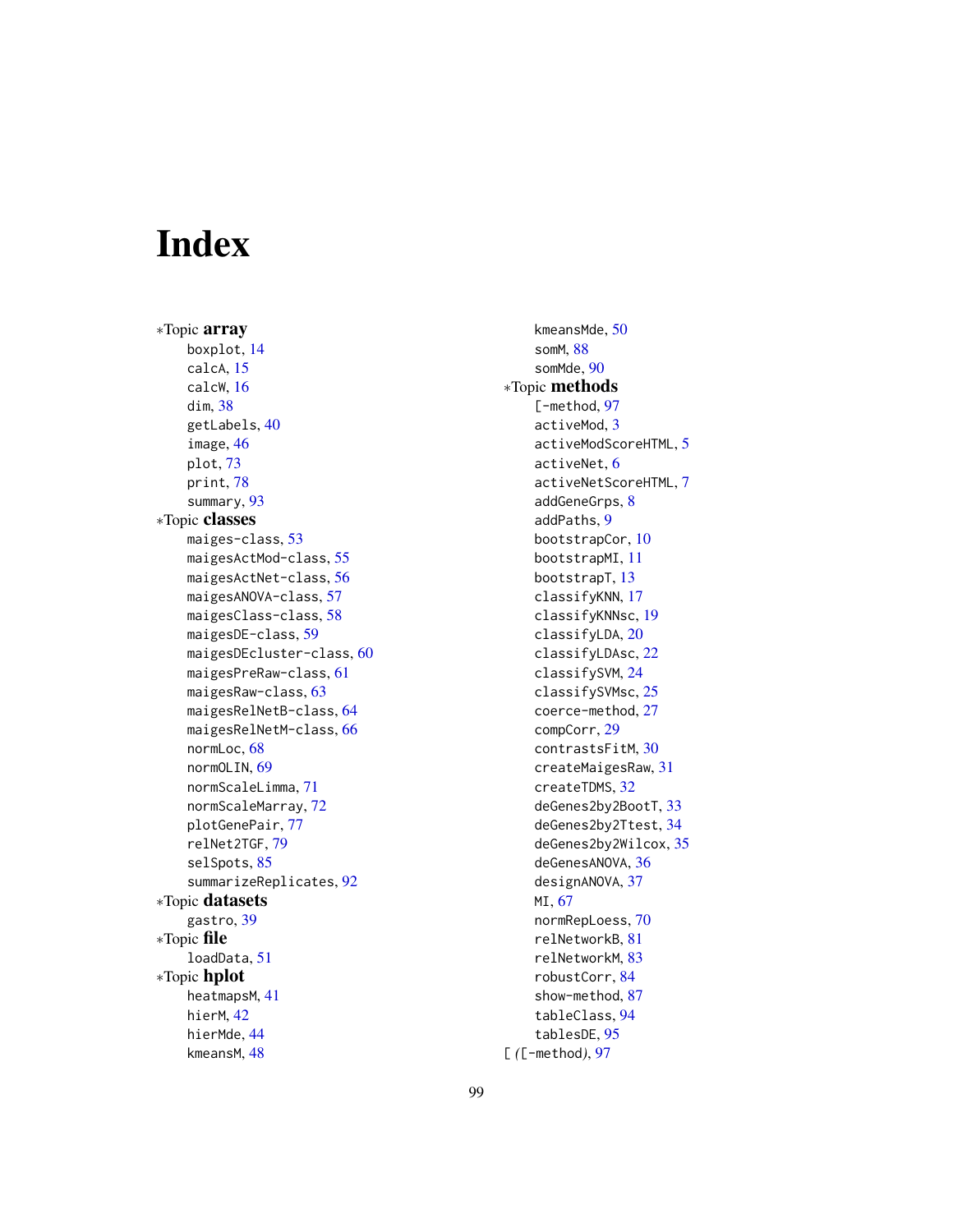# Index

*Topic **array**
- boxplot, 14
- calcA, 15
- calcW, 16
- dim, 38
- getLabels, 40
- image, 46
- plot, 73
- print, 78
- summary, 93

*Topic **classes**
- maiges-class, 53
- maigesActMod-class, 55
- maigesActNet-class, 56
- maigesANOVA-class, 57
- maigesClass-class, 58
- maigesDE-class, 59
- maigesDEcluster-class, 60
- maigesPreRaw-class, 61
- maigesRaw-class, 63
- maigesRelNetB-class, 64
- maigesRelNetM-class, 66
- normLoc, 68
- normOLIN, 69
- normScaleLimma, 71
- normScaleMarray, 72
- plotGenePair, 77
- relNet2TGF, 79
- selSpots, 85
- summarizeReplicates, 92

*Topic **datasets**
- gastro, 39

*Topic **file**
- loadData, 51

*Topic **hplot**
- heatmapsM, 41
- hierM, 42
- hierMde, 44
- kmeansM, 48
- kmeansMde, 50
- somM, 88
- somMde, 90

*Topic **methods**
- [-method, 97
- activeMod, 3
- activeModScoreHTML, 5
- activeNet, 6
- activeNetScoreHTML, 7
- addGeneGrps, 8
- addPaths, 9
- bootstrapCor, 10
- bootstrapMI, 11
- bootstrapT, 13
- classifyKNN, 17
- classifyKNNsc, 19
- classifyLDA, 20
- classifyLDAsc, 22
- classifySVM, 24
- classifySVMsc, 25
- coerce-method, 27
- compCorr, 29
- contrastsFitM, 30
- createMaigesRaw, 31
- createTDMS, 32
- deGenes2by2BootT, 33
- deGenes2by2Ttest, 34
- deGenes2by2Wilcox, 35
- deGenesANOVA, 36
- designANOVA, 37
- MI, 67
- normRepLoess, 70
- relNetworkB, 81
- relNetworkM, 83
- robustCorr, 84
- show-method, 87
- tableClass, 94
- tablesDE, 95

[ *([-method)*, 97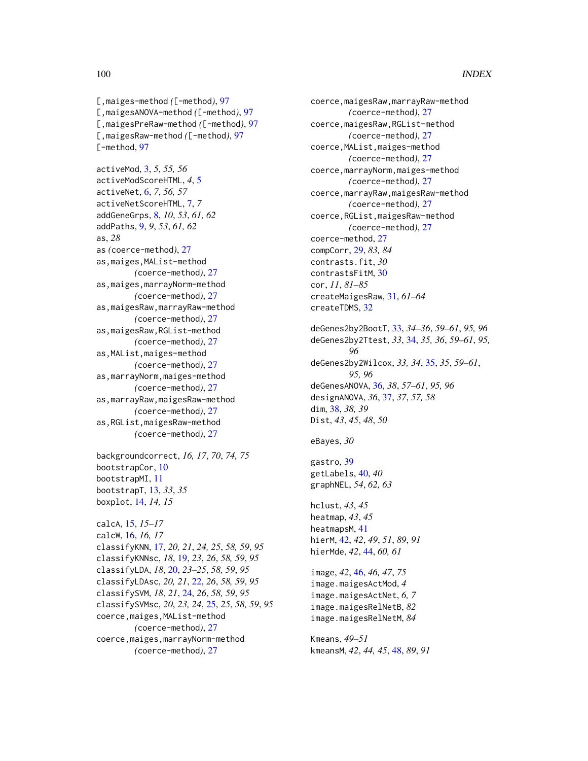[,maiges-method *(*[-method*)*, 97
[,maigesANOVA-method *(*[-method*)*, 97
[,maigesPreRaw-method *(*[-method*)*, 97
[,maigesRaw-method *(*[-method*)*, 97
[-method, 97

activeMod, 3, *5*, *55, 56*
activeModScoreHTML, *4*, 5
activeNet, 6, *7*, *56, 57*
activeNetScoreHTML, 7, *7*
addGeneGrps, 8, *10*, *53*, *61, 62*
addPaths, 9, *9*, *53*, *61, 62*
as, *28*
as *(*coerce-method*)*, 27
as,maiges,MAList-method *(*coerce-method*)*, 27
as,maiges,marrayNorm-method *(*coerce-method*)*, 27
as,maigesRaw,marrayRaw-method *(*coerce-method*)*, 27
as,maigesRaw,RGList-method *(*coerce-method*)*, 27
as,MAList,maiges-method *(*coerce-method*)*, 27
as,marrayNorm,maiges-method *(*coerce-method*)*, 27
as,marrayRaw,maigesRaw-method *(*coerce-method*)*, 27
as,RGList,maigesRaw-method *(*coerce-method*)*, 27

backgroundcorrect, *16, 17*, *70, 74, 75*
bootstrapCor, 10
bootstrapMI, 11
bootstrapT, 13, *33*, *35*
boxplot, 14, *14, 15*

calcA, 15, *15–17*
calcW, 16, *16, 17*
classifyKNN, 17, *20, 21*, *24, 25*, *58, 59*, *95*
classifyKNNsc, *18*, 19, *23*, *26*, *58, 59*, *95*
classifyLDA, *18*, 20, *23–25*, *58, 59*, *95*
classifyLDAsc, *20, 21*, 22, *26*, *58, 59*, *95*
classifySVM, *18*, *21*, 24, *26*, *58, 59*, *95*
classifySVMsc, *20*, *23, 24*, 25, *25*, *58, 59*, *95*
coerce,maiges,MAList-method *(*coerce-method*)*, 27
coerce,maiges,marrayNorm-method *(*coerce-method*)*, 27
coerce,maigesRaw,marrayRaw-method *(*coerce-method*)*, 27
coerce,maigesRaw,RGList-method *(*coerce-method*)*, 27
coerce,MAList,maiges-method *(*coerce-method*)*, 27
coerce,marrayNorm,maiges-method *(*coerce-method*)*, 27
coerce,marrayRaw,maigesRaw-method *(*coerce-method*)*, 27
coerce,RGList,maigesRaw-method *(*coerce-method*)*, 27
coerce-method, 27
compCorr, 29, *83, 84*
contrasts.fit, *30*
contrastsFitM, 30
cor, *11*, *81–85*
createMaigesRaw, 31, *61–64*
createTDMS, 32

deGenes2by2BootT, 33, *34–36*, *59–61*, *95, 96*
deGenes2by2Ttest, *33*, 34, *35, 36*, *59–61*, *95, 96*
deGenes2by2Wilcox, *33, 34*, 35, *35*, *59–61*, *95, 96*
deGenesANOVA, 36, *38*, *57–61*, *95, 96*
designANOVA, *36*, 37, *37*, *57, 58*
dim, 38, *38, 39*
Dist, *43*, *45*, *48*, *50*

eBayes, *30*

gastro, 39
getLabels, 40, *40*
graphNEL, *54*, *62, 63*

hclust, *43*, *45*
heatmap, *43*, *45*
heatmapsM, 41
hierM, 42, *42*, *49*, *51*, *89*, *91*
hierMde, *42*, 44, *60, 61*

image, *42*, 46, *46, 47*, *75*
image.maigesActMod, *4*
image.maigesActNet, *6, 7*
image.maigesRelNetB, *82*
image.maigesRelNetM, *84*

Kmeans, *49–51*
kmeansM, *42*, *44, 45*, 48, *89*, *91*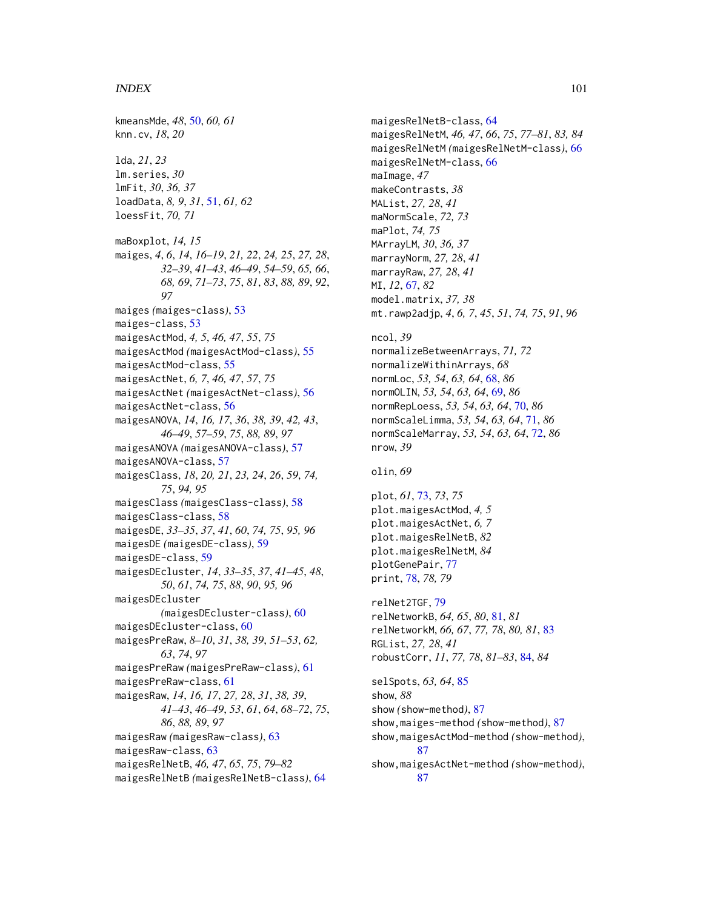kmeansMde, *48*, 50, *60, 61*
knn.cv, *18*, *20*

lda, *21*, *23*
lm.series, *30*
lmFit, *30*, *36, 37*
loadData, *8, 9*, *31*, 51, *61, 62*
loessFit, *70, 71*

maBoxplot, *14, 15*
maiges, *4*, *6*, *14*, *16–19*, *21, 22*, *24, 25*, *27, 28*, *32–39*, *41–43*, *46–49*, *54–59*, *65, 66*, *68, 69*, *71–73*, *75*, *81*, *83*, *88, 89*, *92*, *97*
maiges *(maiges-class)*, 53
maiges-class, 53
maigesActMod, *4, 5*, *46, 47*, *55*, *75*
maigesActMod *(maigesActMod-class)*, 55
maigesActMod-class, 55
maigesActNet, *6, 7*, *46, 47*, *57*, *75*
maigesActNet *(maigesActNet-class)*, 56
maigesActNet-class, 56
maigesANOVA, *14*, *16, 17*, *36*, *38, 39*, *42, 43*, *46–49*, *57–59*, *75*, *88, 89*, *97*
maigesANOVA *(maigesANOVA-class)*, 57
maigesANOVA-class, 57
maigesClass, *18*, *20, 21*, *23, 24*, *26*, *59*, *74, 75*, *94, 95*
maigesClass *(maigesClass-class)*, 58
maigesClass-class, 58
maigesDE, *33–35*, *37*, *41*, *60*, *74, 75*, *95, 96*
maigesDE *(maigesDE-class)*, 59
maigesDE-class, 59
maigesDEcluster, *14*, *33–35*, *37*, *41–45*, *48*, *50*, *61*, *74, 75*, *88*, *90*, *95, 96*
maigesDEcluster *(maigesDEcluster-class)*, 60
maigesDEcluster-class, 60
maigesPreRaw, *8–10*, *31*, *38, 39*, *51–53*, *62*, *63*, *74*, *97*
maigesPreRaw *(maigesPreRaw-class)*, 61
maigesPreRaw-class, 61
maigesRaw, *14*, *16, 17*, *27, 28*, *31*, *38, 39*, *41–43*, *46–49*, *53*, *61*, *64*, *68–72*, *75*, *86*, *88, 89*, *97*
maigesRaw *(maigesRaw-class)*, 63
maigesRaw-class, 63
maigesRelNetB, *46, 47*, *65*, *75*, *79–82*
maigesRelNetB *(maigesRelNetB-class)*, 64
maigesRelNetB-class, 64
maigesRelNetM, *46, 47*, *66*, *75*, *77–81*, *83, 84*
maigesRelNetM *(maigesRelNetM-class)*, 66
maigesRelNetM-class, 66
maImage, *47*
makeContrasts, *38*
MAList, *27, 28*, *41*
maNormScale, *72, 73*
maPlot, *74, 75*
MArrayLM, *30*, *36, 37*
marrayNorm, *27, 28*, *41*
marrayRaw, *27, 28*, *41*
MI, *12*, 67, *82*
model.matrix, *37, 38*
mt.rawp2adjp, *4*, *6, 7*, *45*, *51*, *74, 75*, *91*, *96*

ncol, *39*
normalizeBetweenArrays, *71, 72*
normalizeWithinArrays, *68*
normLoc, *53, 54*, *63, 64*, 68, *86*
normOLIN, *53, 54*, *63, 64*, 69, *86*
normRepLoess, *53, 54*, *63, 64*, 70, *86*
normScaleLimma, *53, 54*, *63, 64*, 71, *86*
normScaleMarray, *53, 54*, *63, 64*, 72, *86*
nrow, *39*

olin, *69*

plot, *61*, 73, *73*, *75*
plot.maigesActMod, *4, 5*
plot.maigesActNet, *6, 7*
plot.maigesRelNetB, *82*
plot.maigesRelNetM, *84*
plotGenePair, 77
print, 78, *78, 79*

relNet2TGF, 79
relNetworkB, *64, 65*, *80*, 81, *81*
relNetworkM, *66, 67*, *77, 78*, *80, 81*, 83
RGList, *27, 28*, *41*
robustCorr, *11*, *77, 78*, *81–83*, 84, *84*

selSpots, *63, 64*, 85
show, *88*
show *(show-method)*, 87
show,maiges-method *(show-method)*, 87
show,maigesActMod-method *(show-method)*, 87
show,maigesActNet-method *(show-method)*, 87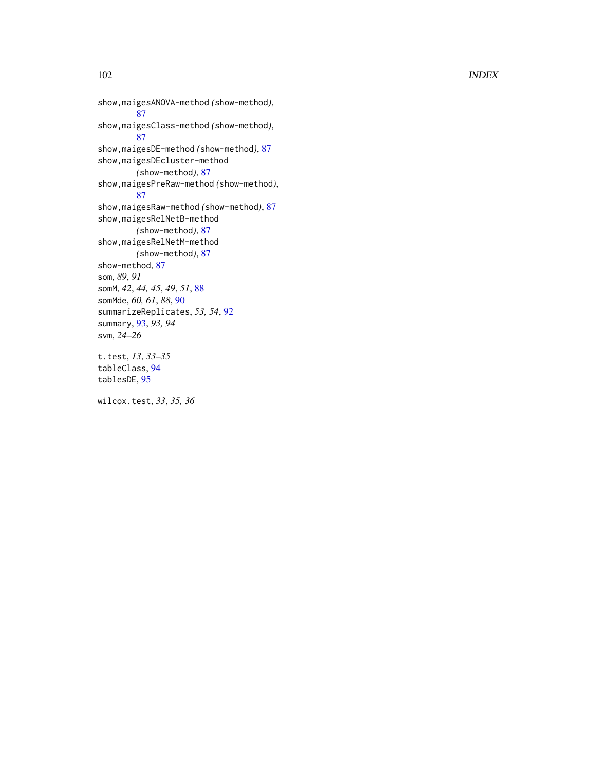show,maigesANOVA-method *(*show-method*)*, 87
show,maigesClass-method *(*show-method*)*, 87
show,maigesDE-method *(*show-method*)*, 87
show,maigesDEcluster-method *(*show-method*)*, 87
show,maigesPreRaw-method *(*show-method*)*, 87
show,maigesRaw-method *(*show-method*)*, 87
show,maigesRelNetB-method *(*show-method*)*, 87
show,maigesRelNetM-method *(*show-method*)*, 87
show-method, 87
som, *89*, *91*
somM, *42*, *44, 45*, *49*, *51*, 88
somMde, *60, 61*, *88*, 90
summarizeReplicates, *53, 54*, 92
summary, 93, *93, 94*
svm, *24–26*

t.test, *13*, *33–35*
tableClass, 94
tablesDE, 95

wilcox.test, *33*, *35, 36*